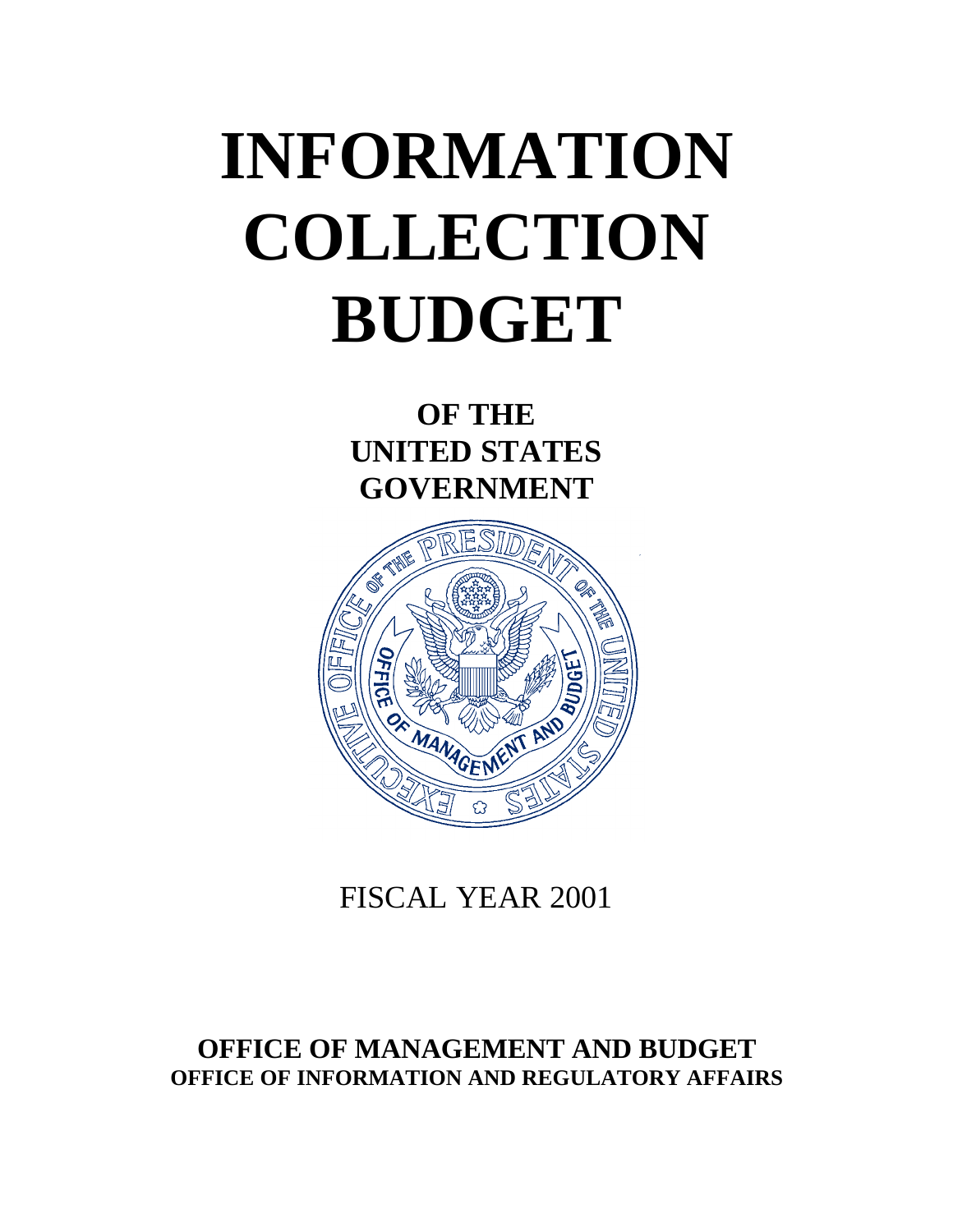# INFORMATION COLLECTION BUDGET

## OF THE UNITED STATES GOVERNMENT

FISCAL YEAR 2001

**OFFICE OF MANAGEMENT AND BUDGET**
**OFFICE OF INFORMATION AND REGULATORY AFFAIRS**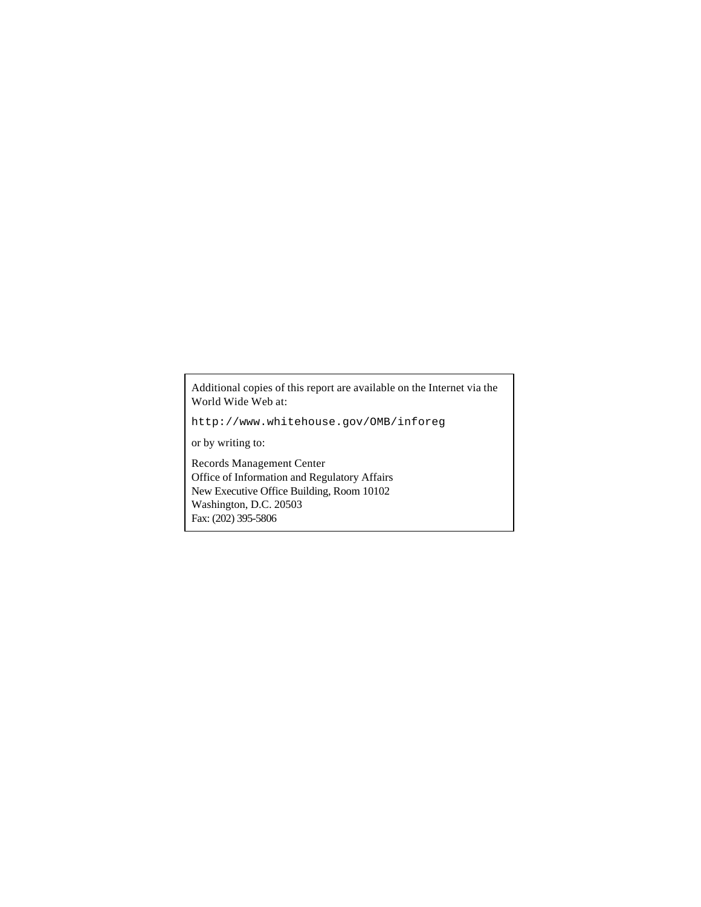Additional copies of this report are available on the Internet via the World Wide Web at:

```
http://www.whitehouse.gov/OMB/inforeg
```

or by writing to:

Records Management Center
Office of Information and Regulatory Affairs
New Executive Office Building, Room 10102
Washington, D.C. 20503
Fax: (202) 395-5806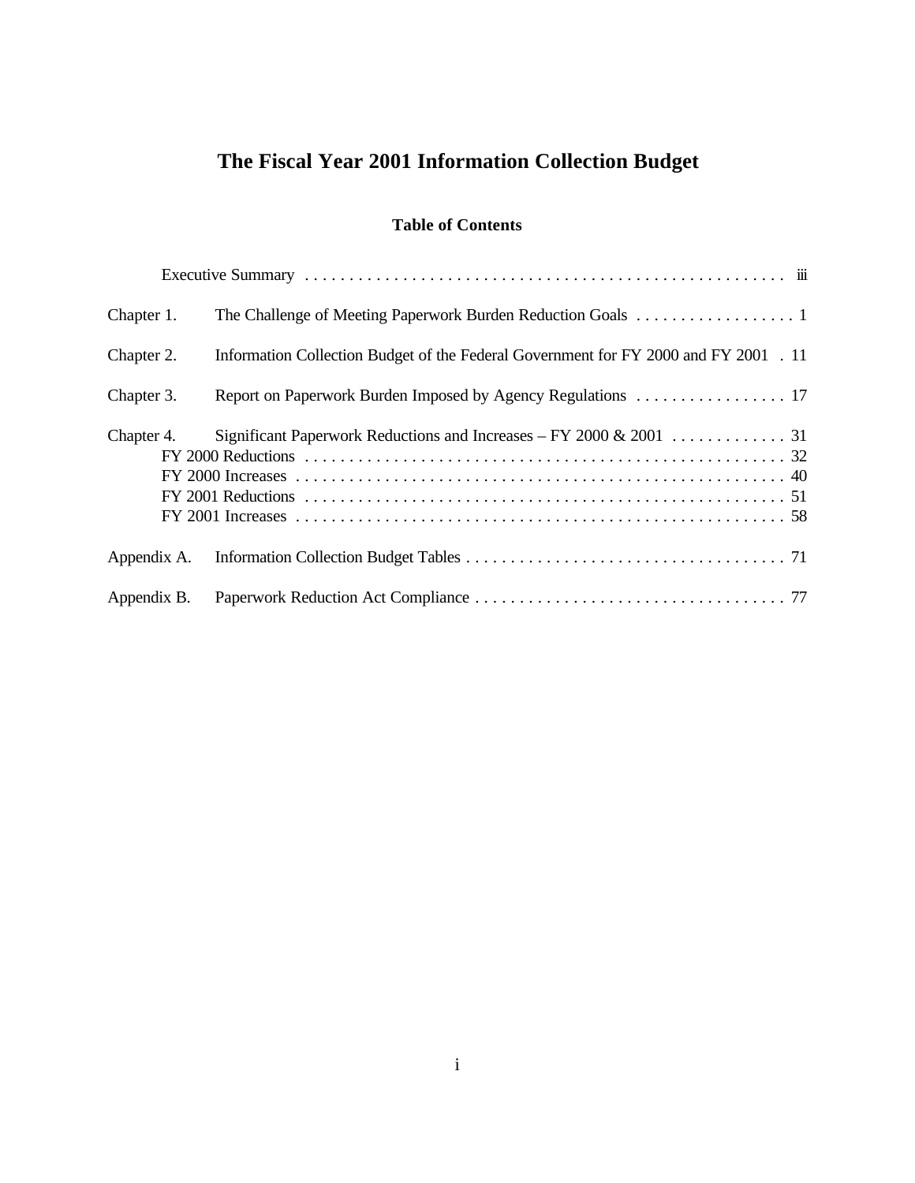# The Fiscal Year 2001 Information Collection Budget

## Table of Contents

Executive Summary . . . . . . . . . . . . . . . . . . . . . . . . . . . . . . . . . . . . . . . . . . . . . . . . . . . . . iii

Chapter 1. The Challenge of Meeting Paperwork Burden Reduction Goals . . . . . . . . . . . . . . . . . . 1

Chapter 2. Information Collection Budget of the Federal Government for FY 2000 and FY 2001 . 11

Chapter 3. Report on Paperwork Burden Imposed by Agency Regulations . . . . . . . . . . . . . . . . . 17

Chapter 4. Significant Paperwork Reductions and Increases – FY 2000 & 2001 . . . . . . . . . . . . . 31
- FY 2000 Reductions . . . . . . . . . . . . . . . . . . . . . . . . . . . . . . . . . . . . . . . . . . . . . . . . . . . . . 32
- FY 2000 Increases . . . . . . . . . . . . . . . . . . . . . . . . . . . . . . . . . . . . . . . . . . . . . . . . . . . . . . 40
- FY 2001 Reductions . . . . . . . . . . . . . . . . . . . . . . . . . . . . . . . . . . . . . . . . . . . . . . . . . . . . . 51
- FY 2001 Increases . . . . . . . . . . . . . . . . . . . . . . . . . . . . . . . . . . . . . . . . . . . . . . . . . . . . . . 58

Appendix A. Information Collection Budget Tables . . . . . . . . . . . . . . . . . . . . . . . . . . . . . . . . . . . . 71

Appendix B. Paperwork Reduction Act Compliance . . . . . . . . . . . . . . . . . . . . . . . . . . . . . . . . . . . 77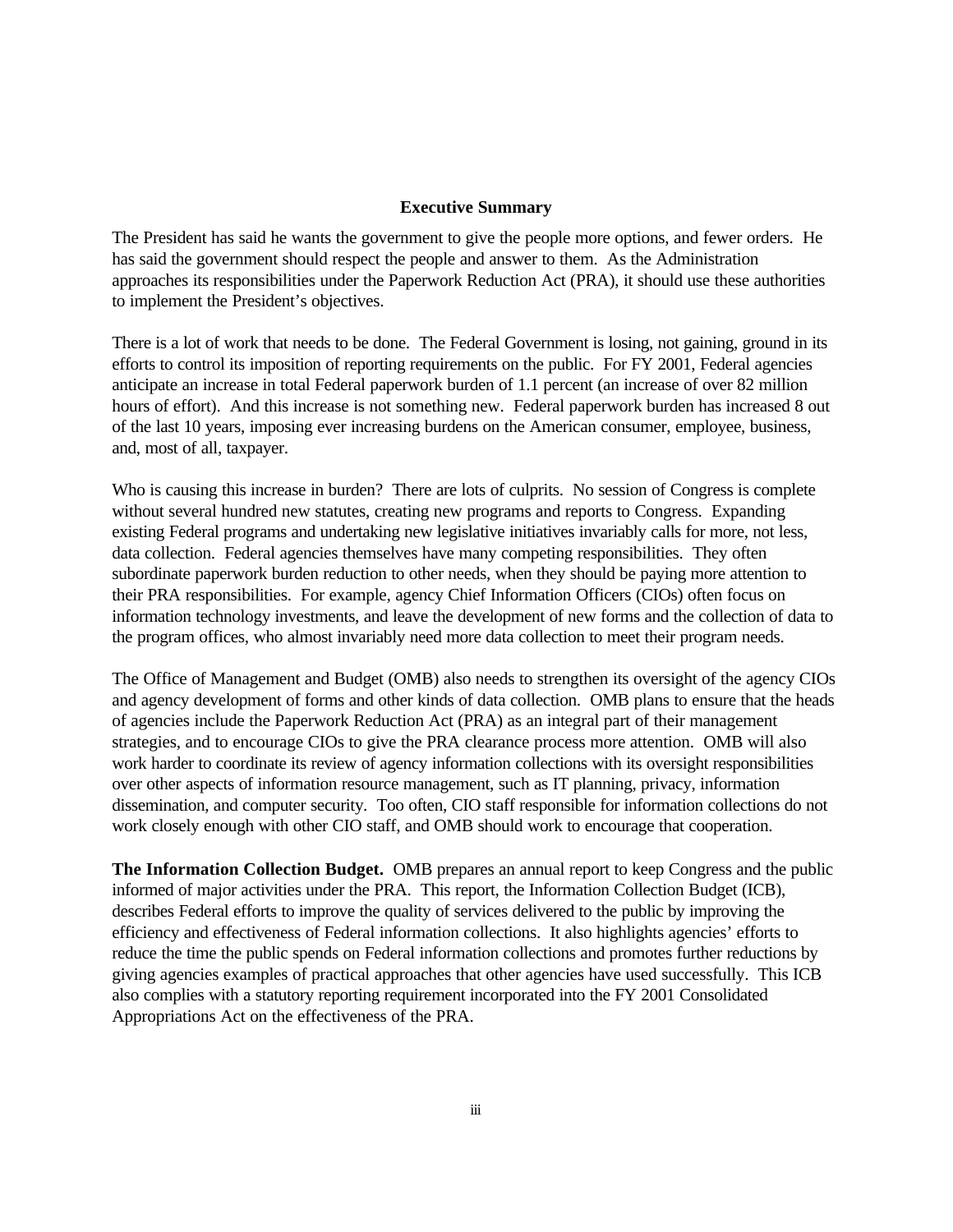## Executive Summary

The President has said he wants the government to give the people more options, and fewer orders. He has said the government should respect the people and answer to them. As the Administration approaches its responsibilities under the Paperwork Reduction Act (PRA), it should use these authorities to implement the President's objectives.

There is a lot of work that needs to be done. The Federal Government is losing, not gaining, ground in its efforts to control its imposition of reporting requirements on the public. For FY 2001, Federal agencies anticipate an increase in total Federal paperwork burden of 1.1 percent (an increase of over 82 million hours of effort). And this increase is not something new. Federal paperwork burden has increased 8 out of the last 10 years, imposing ever increasing burdens on the American consumer, employee, business, and, most of all, taxpayer.

Who is causing this increase in burden? There are lots of culprits. No session of Congress is complete without several hundred new statutes, creating new programs and reports to Congress. Expanding existing Federal programs and undertaking new legislative initiatives invariably calls for more, not less, data collection. Federal agencies themselves have many competing responsibilities. They often subordinate paperwork burden reduction to other needs, when they should be paying more attention to their PRA responsibilities. For example, agency Chief Information Officers (CIOs) often focus on information technology investments, and leave the development of new forms and the collection of data to the program offices, who almost invariably need more data collection to meet their program needs.

The Office of Management and Budget (OMB) also needs to strengthen its oversight of the agency CIOs and agency development of forms and other kinds of data collection. OMB plans to ensure that the heads of agencies include the Paperwork Reduction Act (PRA) as an integral part of their management strategies, and to encourage CIOs to give the PRA clearance process more attention. OMB will also work harder to coordinate its review of agency information collections with its oversight responsibilities over other aspects of information resource management, such as IT planning, privacy, information dissemination, and computer security. Too often, CIO staff responsible for information collections do not work closely enough with other CIO staff, and OMB should work to encourage that cooperation.

**The Information Collection Budget.** OMB prepares an annual report to keep Congress and the public informed of major activities under the PRA. This report, the Information Collection Budget (ICB), describes Federal efforts to improve the quality of services delivered to the public by improving the efficiency and effectiveness of Federal information collections. It also highlights agencies' efforts to reduce the time the public spends on Federal information collections and promotes further reductions by giving agencies examples of practical approaches that other agencies have used successfully. This ICB also complies with a statutory reporting requirement incorporated into the FY 2001 Consolidated Appropriations Act on the effectiveness of the PRA.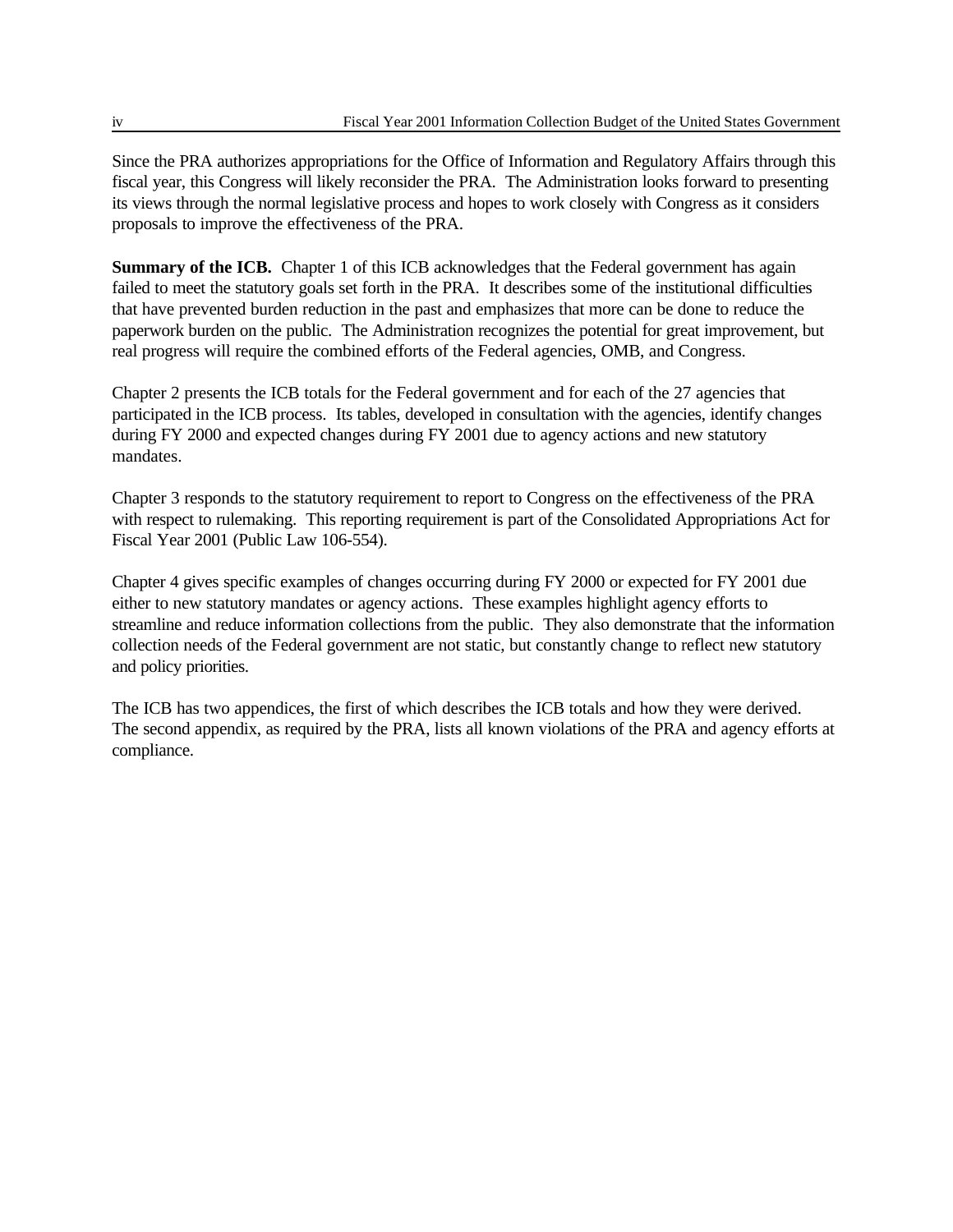Since the PRA authorizes appropriations for the Office of Information and Regulatory Affairs through this fiscal year, this Congress will likely reconsider the PRA. The Administration looks forward to presenting its views through the normal legislative process and hopes to work closely with Congress as it considers proposals to improve the effectiveness of the PRA.

**Summary of the ICB.** Chapter 1 of this ICB acknowledges that the Federal government has again failed to meet the statutory goals set forth in the PRA. It describes some of the institutional difficulties that have prevented burden reduction in the past and emphasizes that more can be done to reduce the paperwork burden on the public. The Administration recognizes the potential for great improvement, but real progress will require the combined efforts of the Federal agencies, OMB, and Congress.

Chapter 2 presents the ICB totals for the Federal government and for each of the 27 agencies that participated in the ICB process. Its tables, developed in consultation with the agencies, identify changes during FY 2000 and expected changes during FY 2001 due to agency actions and new statutory mandates.

Chapter 3 responds to the statutory requirement to report to Congress on the effectiveness of the PRA with respect to rulemaking. This reporting requirement is part of the Consolidated Appropriations Act for Fiscal Year 2001 (Public Law 106-554).

Chapter 4 gives specific examples of changes occurring during FY 2000 or expected for FY 2001 due either to new statutory mandates or agency actions. These examples highlight agency efforts to streamline and reduce information collections from the public. They also demonstrate that the information collection needs of the Federal government are not static, but constantly change to reflect new statutory and policy priorities.

The ICB has two appendices, the first of which describes the ICB totals and how they were derived. The second appendix, as required by the PRA, lists all known violations of the PRA and agency efforts at compliance.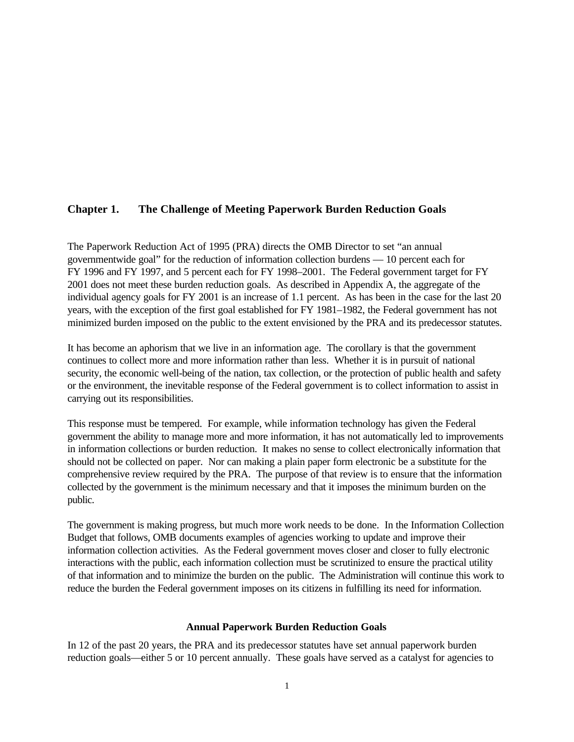# Chapter 1. The Challenge of Meeting Paperwork Burden Reduction Goals

The Paperwork Reduction Act of 1995 (PRA) directs the OMB Director to set "an annual governmentwide goal" for the reduction of information collection burdens — 10 percent each for FY 1996 and FY 1997, and 5 percent each for FY 1998–2001. The Federal government target for FY 2001 does not meet these burden reduction goals. As described in Appendix A, the aggregate of the individual agency goals for FY 2001 is an increase of 1.1 percent. As has been in the case for the last 20 years, with the exception of the first goal established for FY 1981–1982, the Federal government has not minimized burden imposed on the public to the extent envisioned by the PRA and its predecessor statutes.

It has become an aphorism that we live in an information age. The corollary is that the government continues to collect more and more information rather than less. Whether it is in pursuit of national security, the economic well-being of the nation, tax collection, or the protection of public health and safety or the environment, the inevitable response of the Federal government is to collect information to assist in carrying out its responsibilities.

This response must be tempered. For example, while information technology has given the Federal government the ability to manage more and more information, it has not automatically led to improvements in information collections or burden reduction. It makes no sense to collect electronically information that should not be collected on paper. Nor can making a plain paper form electronic be a substitute for the comprehensive review required by the PRA. The purpose of that review is to ensure that the information collected by the government is the minimum necessary and that it imposes the minimum burden on the public.

The government is making progress, but much more work needs to be done. In the Information Collection Budget that follows, OMB documents examples of agencies working to update and improve their information collection activities. As the Federal government moves closer and closer to fully electronic interactions with the public, each information collection must be scrutinized to ensure the practical utility of that information and to minimize the burden on the public. The Administration will continue this work to reduce the burden the Federal government imposes on its citizens in fulfilling its need for information.

## Annual Paperwork Burden Reduction Goals

In 12 of the past 20 years, the PRA and its predecessor statutes have set annual paperwork burden reduction goals—either 5 or 10 percent annually. These goals have served as a catalyst for agencies to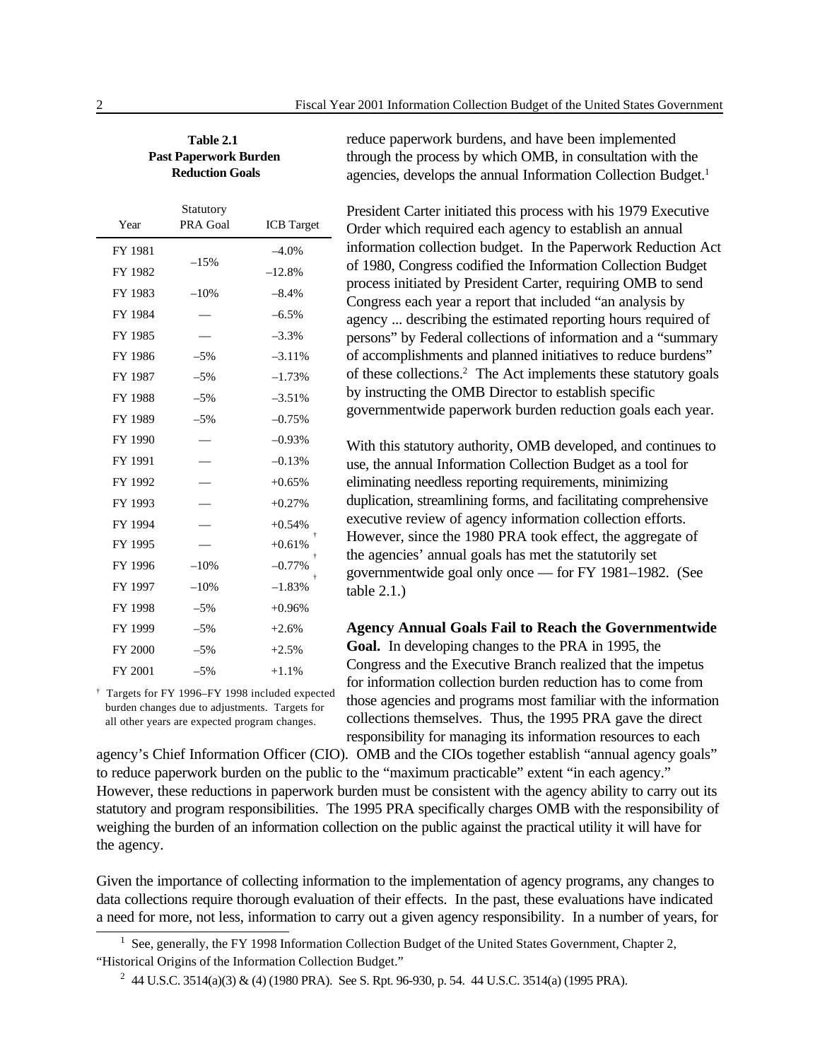**Table 2.1**
**Past Paperwork Burden Reduction Goals**

| Year | Statutory PRA Goal | ICB Target |
|---|---|---|
| FY 1981 | –15% | –4.0% |
| FY 1982 | | –12.8% |
| FY 1983 | –10% | –8.4% |
| FY 1984 | — | –6.5% |
| FY 1985 | — | –3.3% |
| FY 1986 | –5% | –3.11% |
| FY 1987 | –5% | –1.73% |
| FY 1988 | –5% | –3.51% |
| FY 1989 | –5% | –0.75% |
| FY 1990 | — | –0.93% |
| FY 1991 | — | –0.13% |
| FY 1992 | — | +0.65% |
| FY 1993 | — | +0.27% |
| FY 1994 | — | +0.54% |
| FY 1995 | — | +0.61% † |
| FY 1996 | –10% | –0.77% † |
| FY 1997 | –10% | –1.83% † |
| FY 1998 | –5% | +0.96% |
| FY 1999 | –5% | +2.6% |
| FY 2000 | –5% | +2.5% |
| FY 2001 | –5% | +1.1% |

† Targets for FY 1996–FY 1998 included expected burden changes due to adjustments. Targets for all other years are expected program changes.

reduce paperwork burdens, and have been implemented through the process by which OMB, in consultation with the agencies, develops the annual Information Collection Budget.[1]

President Carter initiated this process with his 1979 Executive Order which required each agency to establish an annual information collection budget. In the Paperwork Reduction Act of 1980, Congress codified the Information Collection Budget process initiated by President Carter, requiring OMB to send Congress each year a report that included "an analysis by agency ... describing the estimated reporting hours required of persons" by Federal collections of information and a "summary of accomplishments and planned initiatives to reduce burdens" of these collections.[2] The Act implements these statutory goals by instructing the OMB Director to establish specific governmentwide paperwork burden reduction goals each year.

With this statutory authority, OMB developed, and continues to use, the annual Information Collection Budget as a tool for eliminating needless reporting requirements, minimizing duplication, streamlining forms, and facilitating comprehensive executive review of agency information collection efforts. However, since the 1980 PRA took effect, the aggregate of the agencies' annual goals has met the statutorily set governmentwide goal only once — for FY 1981–1982. (See table 2.1.)

**Agency Annual Goals Fail to Reach the Governmentwide Goal.** In developing changes to the PRA in 1995, the Congress and the Executive Branch realized that the impetus for information collection burden reduction has to come from those agencies and programs most familiar with the information collections themselves. Thus, the 1995 PRA gave the direct responsibility for managing its information resources to each agency's Chief Information Officer (CIO). OMB and the CIOs together establish "annual agency goals" to reduce paperwork burden on the public to the "maximum practicable" extent "in each agency." However, these reductions in paperwork burden must be consistent with the agency ability to carry out its statutory and program responsibilities. The 1995 PRA specifically charges OMB with the responsibility of weighing the burden of an information collection on the public against the practical utility it will have for the agency.

Given the importance of collecting information to the implementation of agency programs, any changes to data collections require thorough evaluation of their effects. In the past, these evaluations have indicated a need for more, not less, information to carry out a given agency responsibility. In a number of years, for

---

[1] See, generally, the FY 1998 Information Collection Budget of the United States Government, Chapter 2, "Historical Origins of the Information Collection Budget."

[2] 44 U.S.C. 3514(a)(3) & (4) (1980 PRA). See S. Rpt. 96-930, p. 54. 44 U.S.C. 3514(a) (1995 PRA).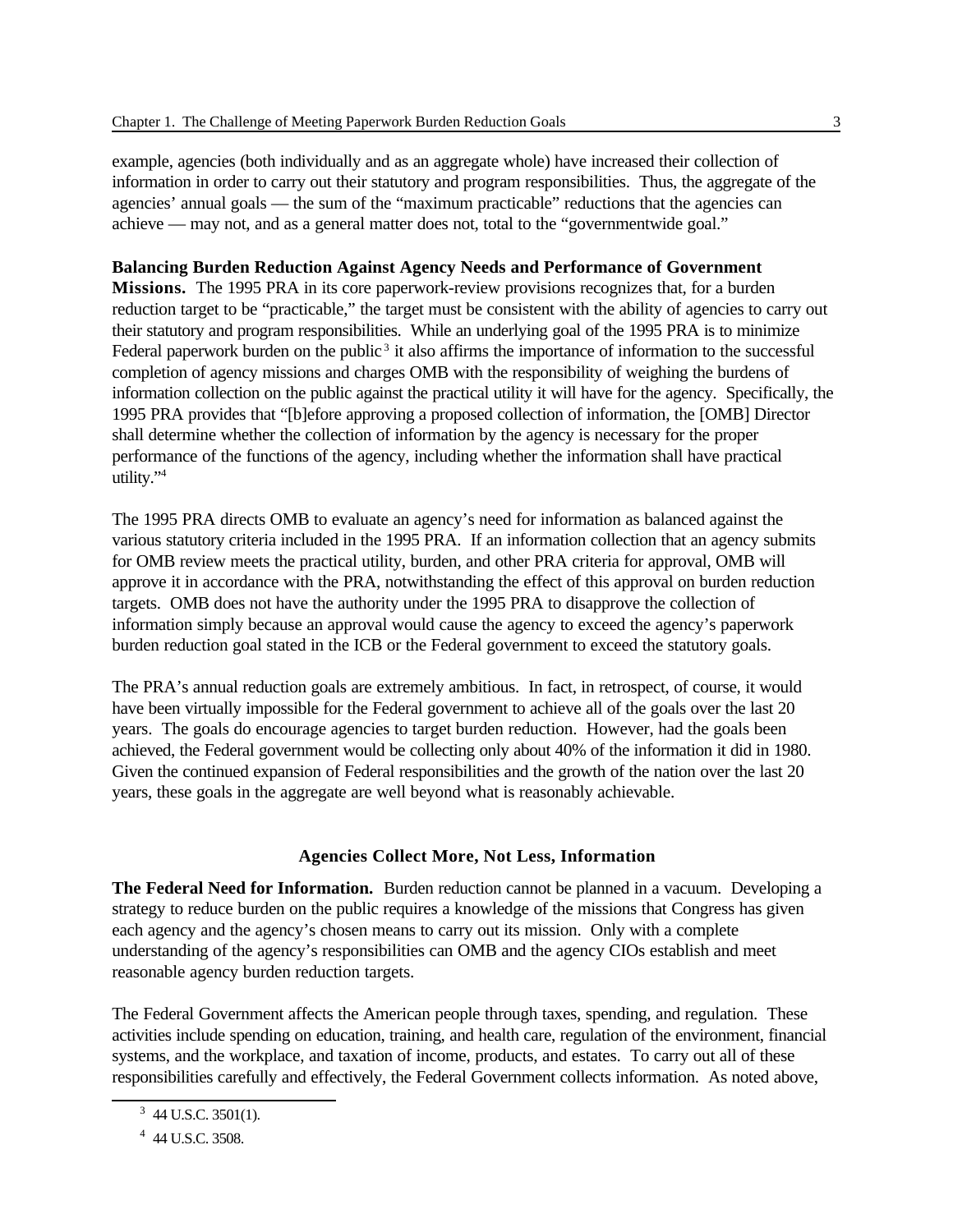example, agencies (both individually and as an aggregate whole) have increased their collection of information in order to carry out their statutory and program responsibilities. Thus, the aggregate of the agencies' annual goals — the sum of the "maximum practicable" reductions that the agencies can achieve — may not, and as a general matter does not, total to the "governmentwide goal."

**Balancing Burden Reduction Against Agency Needs and Performance of Government Missions.** The 1995 PRA in its core paperwork-review provisions recognizes that, for a burden reduction target to be "practicable," the target must be consistent with the ability of agencies to carry out their statutory and program responsibilities. While an underlying goal of the 1995 PRA is to minimize Federal paperwork burden on the public[3] it also affirms the importance of information to the successful completion of agency missions and charges OMB with the responsibility of weighing the burdens of information collection on the public against the practical utility it will have for the agency. Specifically, the 1995 PRA provides that "[b]efore approving a proposed collection of information, the [OMB] Director shall determine whether the collection of information by the agency is necessary for the proper performance of the functions of the agency, including whether the information shall have practical utility."[4]

The 1995 PRA directs OMB to evaluate an agency's need for information as balanced against the various statutory criteria included in the 1995 PRA. If an information collection that an agency submits for OMB review meets the practical utility, burden, and other PRA criteria for approval, OMB will approve it in accordance with the PRA, notwithstanding the effect of this approval on burden reduction targets. OMB does not have the authority under the 1995 PRA to disapprove the collection of information simply because an approval would cause the agency to exceed the agency's paperwork burden reduction goal stated in the ICB or the Federal government to exceed the statutory goals.

The PRA's annual reduction goals are extremely ambitious. In fact, in retrospect, of course, it would have been virtually impossible for the Federal government to achieve all of the goals over the last 20 years. The goals do encourage agencies to target burden reduction. However, had the goals been achieved, the Federal government would be collecting only about 40% of the information it did in 1980. Given the continued expansion of Federal responsibilities and the growth of the nation over the last 20 years, these goals in the aggregate are well beyond what is reasonably achievable.

## Agencies Collect More, Not Less, Information

**The Federal Need for Information.** Burden reduction cannot be planned in a vacuum. Developing a strategy to reduce burden on the public requires a knowledge of the missions that Congress has given each agency and the agency's chosen means to carry out its mission. Only with a complete understanding of the agency's responsibilities can OMB and the agency CIOs establish and meet reasonable agency burden reduction targets.

The Federal Government affects the American people through taxes, spending, and regulation. These activities include spending on education, training, and health care, regulation of the environment, financial systems, and the workplace, and taxation of income, products, and estates. To carry out all of these responsibilities carefully and effectively, the Federal Government collects information. As noted above,

[3] 44 U.S.C. 3501(1).

[4] 44 U.S.C. 3508.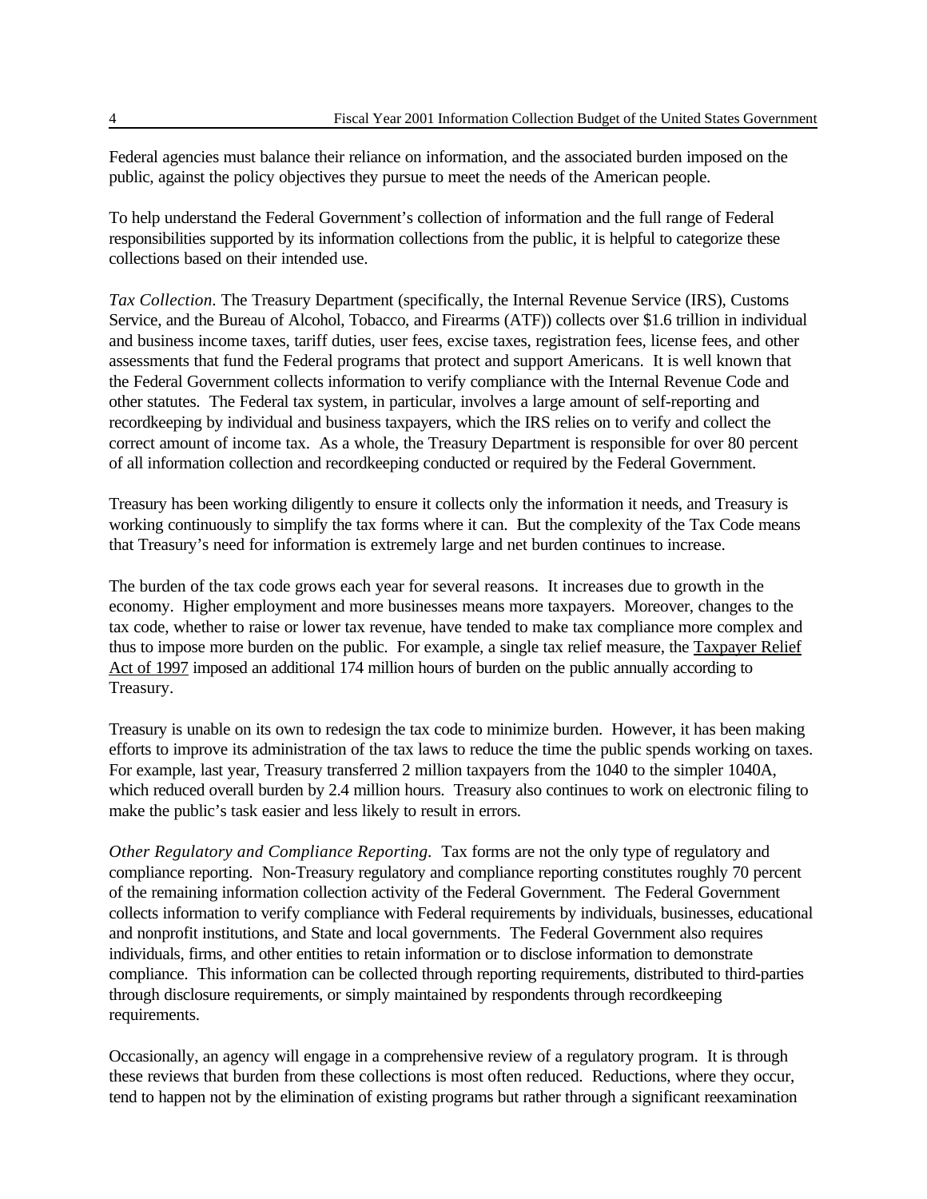Federal agencies must balance their reliance on information, and the associated burden imposed on the public, against the policy objectives they pursue to meet the needs of the American people.

To help understand the Federal Government's collection of information and the full range of Federal responsibilities supported by its information collections from the public, it is helpful to categorize these collections based on their intended use.

*Tax Collection.* The Treasury Department (specifically, the Internal Revenue Service (IRS), Customs Service, and the Bureau of Alcohol, Tobacco, and Firearms (ATF)) collects over $1.6 trillion in individual and business income taxes, tariff duties, user fees, excise taxes, registration fees, license fees, and other assessments that fund the Federal programs that protect and support Americans. It is well known that the Federal Government collects information to verify compliance with the Internal Revenue Code and other statutes. The Federal tax system, in particular, involves a large amount of self-reporting and recordkeeping by individual and business taxpayers, which the IRS relies on to verify and collect the correct amount of income tax. As a whole, the Treasury Department is responsible for over 80 percent of all information collection and recordkeeping conducted or required by the Federal Government.

Treasury has been working diligently to ensure it collects only the information it needs, and Treasury is working continuously to simplify the tax forms where it can. But the complexity of the Tax Code means that Treasury's need for information is extremely large and net burden continues to increase.

The burden of the tax code grows each year for several reasons. It increases due to growth in the economy. Higher employment and more businesses means more taxpayers. Moreover, changes to the tax code, whether to raise or lower tax revenue, have tended to make tax compliance more complex and thus to impose more burden on the public. For example, a single tax relief measure, the Taxpayer Relief Act of 1997 imposed an additional 174 million hours of burden on the public annually according to Treasury.

Treasury is unable on its own to redesign the tax code to minimize burden. However, it has been making efforts to improve its administration of the tax laws to reduce the time the public spends working on taxes. For example, last year, Treasury transferred 2 million taxpayers from the 1040 to the simpler 1040A, which reduced overall burden by 2.4 million hours. Treasury also continues to work on electronic filing to make the public's task easier and less likely to result in errors.

*Other Regulatory and Compliance Reporting.* Tax forms are not the only type of regulatory and compliance reporting. Non-Treasury regulatory and compliance reporting constitutes roughly 70 percent of the remaining information collection activity of the Federal Government. The Federal Government collects information to verify compliance with Federal requirements by individuals, businesses, educational and nonprofit institutions, and State and local governments. The Federal Government also requires individuals, firms, and other entities to retain information or to disclose information to demonstrate compliance. This information can be collected through reporting requirements, distributed to third-parties through disclosure requirements, or simply maintained by respondents through recordkeeping requirements.

Occasionally, an agency will engage in a comprehensive review of a regulatory program. It is through these reviews that burden from these collections is most often reduced. Reductions, where they occur, tend to happen not by the elimination of existing programs but rather through a significant reexamination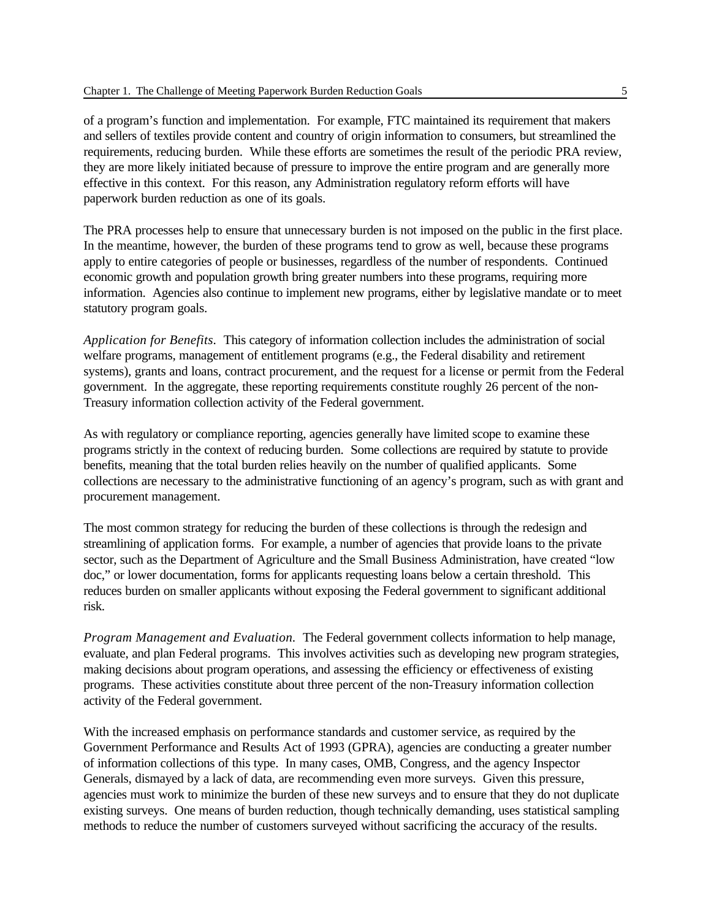of a program's function and implementation. For example, FTC maintained its requirement that makers and sellers of textiles provide content and country of origin information to consumers, but streamlined the requirements, reducing burden. While these efforts are sometimes the result of the periodic PRA review, they are more likely initiated because of pressure to improve the entire program and are generally more effective in this context. For this reason, any Administration regulatory reform efforts will have paperwork burden reduction as one of its goals.

The PRA processes help to ensure that unnecessary burden is not imposed on the public in the first place. In the meantime, however, the burden of these programs tend to grow as well, because these programs apply to entire categories of people or businesses, regardless of the number of respondents. Continued economic growth and population growth bring greater numbers into these programs, requiring more information. Agencies also continue to implement new programs, either by legislative mandate or to meet statutory program goals.

*Application for Benefits*. This category of information collection includes the administration of social welfare programs, management of entitlement programs (e.g., the Federal disability and retirement systems), grants and loans, contract procurement, and the request for a license or permit from the Federal government. In the aggregate, these reporting requirements constitute roughly 26 percent of the non-Treasury information collection activity of the Federal government.

As with regulatory or compliance reporting, agencies generally have limited scope to examine these programs strictly in the context of reducing burden. Some collections are required by statute to provide benefits, meaning that the total burden relies heavily on the number of qualified applicants. Some collections are necessary to the administrative functioning of an agency's program, such as with grant and procurement management.

The most common strategy for reducing the burden of these collections is through the redesign and streamlining of application forms. For example, a number of agencies that provide loans to the private sector, such as the Department of Agriculture and the Small Business Administration, have created "low doc," or lower documentation, forms for applicants requesting loans below a certain threshold. This reduces burden on smaller applicants without exposing the Federal government to significant additional risk.

*Program Management and Evaluation.* The Federal government collects information to help manage, evaluate, and plan Federal programs. This involves activities such as developing new program strategies, making decisions about program operations, and assessing the efficiency or effectiveness of existing programs. These activities constitute about three percent of the non-Treasury information collection activity of the Federal government.

With the increased emphasis on performance standards and customer service, as required by the Government Performance and Results Act of 1993 (GPRA), agencies are conducting a greater number of information collections of this type. In many cases, OMB, Congress, and the agency Inspector Generals, dismayed by a lack of data, are recommending even more surveys. Given this pressure, agencies must work to minimize the burden of these new surveys and to ensure that they do not duplicate existing surveys. One means of burden reduction, though technically demanding, uses statistical sampling methods to reduce the number of customers surveyed without sacrificing the accuracy of the results.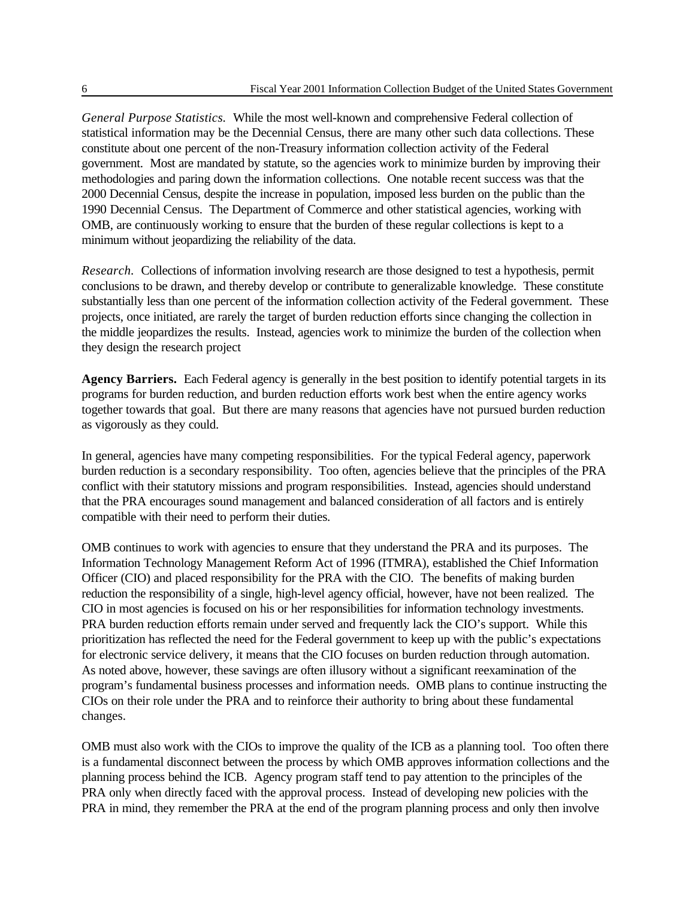*General Purpose Statistics*. While the most well-known and comprehensive Federal collection of statistical information may be the Decennial Census, there are many other such data collections. These constitute about one percent of the non-Treasury information collection activity of the Federal government. Most are mandated by statute, so the agencies work to minimize burden by improving their methodologies and paring down the information collections. One notable recent success was that the 2000 Decennial Census, despite the increase in population, imposed less burden on the public than the 1990 Decennial Census. The Department of Commerce and other statistical agencies, working with OMB, are continuously working to ensure that the burden of these regular collections is kept to a minimum without jeopardizing the reliability of the data.

*Research*. Collections of information involving research are those designed to test a hypothesis, permit conclusions to be drawn, and thereby develop or contribute to generalizable knowledge. These constitute substantially less than one percent of the information collection activity of the Federal government. These projects, once initiated, are rarely the target of burden reduction efforts since changing the collection in the middle jeopardizes the results. Instead, agencies work to minimize the burden of the collection when they design the research project

**Agency Barriers.** Each Federal agency is generally in the best position to identify potential targets in its programs for burden reduction, and burden reduction efforts work best when the entire agency works together towards that goal. But there are many reasons that agencies have not pursued burden reduction as vigorously as they could.

In general, agencies have many competing responsibilities. For the typical Federal agency, paperwork burden reduction is a secondary responsibility. Too often, agencies believe that the principles of the PRA conflict with their statutory missions and program responsibilities. Instead, agencies should understand that the PRA encourages sound management and balanced consideration of all factors and is entirely compatible with their need to perform their duties.

OMB continues to work with agencies to ensure that they understand the PRA and its purposes. The Information Technology Management Reform Act of 1996 (ITMRA), established the Chief Information Officer (CIO) and placed responsibility for the PRA with the CIO. The benefits of making burden reduction the responsibility of a single, high-level agency official, however, have not been realized. The CIO in most agencies is focused on his or her responsibilities for information technology investments. PRA burden reduction efforts remain under served and frequently lack the CIO's support. While this prioritization has reflected the need for the Federal government to keep up with the public's expectations for electronic service delivery, it means that the CIO focuses on burden reduction through automation. As noted above, however, these savings are often illusory without a significant reexamination of the program's fundamental business processes and information needs. OMB plans to continue instructing the CIOs on their role under the PRA and to reinforce their authority to bring about these fundamental changes.

OMB must also work with the CIOs to improve the quality of the ICB as a planning tool. Too often there is a fundamental disconnect between the process by which OMB approves information collections and the planning process behind the ICB. Agency program staff tend to pay attention to the principles of the PRA only when directly faced with the approval process. Instead of developing new policies with the PRA in mind, they remember the PRA at the end of the program planning process and only then involve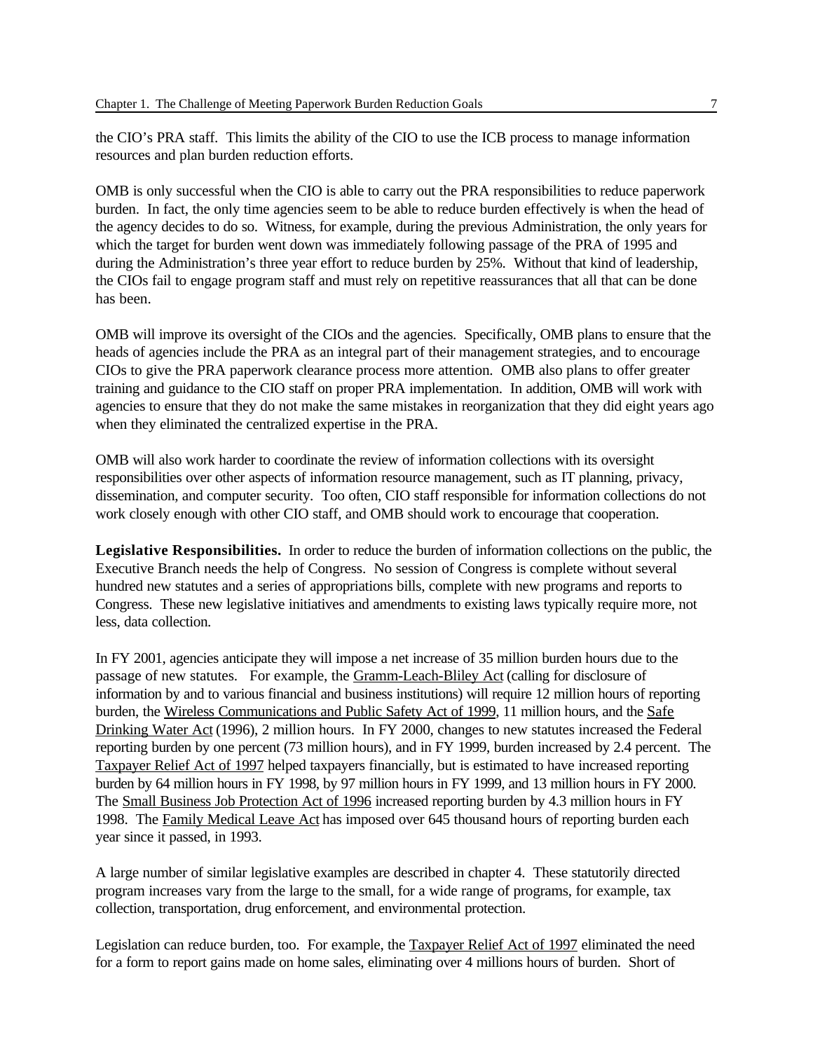the CIO's PRA staff. This limits the ability of the CIO to use the ICB process to manage information resources and plan burden reduction efforts.

OMB is only successful when the CIO is able to carry out the PRA responsibilities to reduce paperwork burden. In fact, the only time agencies seem to be able to reduce burden effectively is when the head of the agency decides to do so. Witness, for example, during the previous Administration, the only years for which the target for burden went down was immediately following passage of the PRA of 1995 and during the Administration's three year effort to reduce burden by 25%. Without that kind of leadership, the CIOs fail to engage program staff and must rely on repetitive reassurances that all that can be done has been.

OMB will improve its oversight of the CIOs and the agencies. Specifically, OMB plans to ensure that the heads of agencies include the PRA as an integral part of their management strategies, and to encourage CIOs to give the PRA paperwork clearance process more attention. OMB also plans to offer greater training and guidance to the CIO staff on proper PRA implementation. In addition, OMB will work with agencies to ensure that they do not make the same mistakes in reorganization that they did eight years ago when they eliminated the centralized expertise in the PRA.

OMB will also work harder to coordinate the review of information collections with its oversight responsibilities over other aspects of information resource management, such as IT planning, privacy, dissemination, and computer security. Too often, CIO staff responsible for information collections do not work closely enough with other CIO staff, and OMB should work to encourage that cooperation.

**Legislative Responsibilities.** In order to reduce the burden of information collections on the public, the Executive Branch needs the help of Congress. No session of Congress is complete without several hundred new statutes and a series of appropriations bills, complete with new programs and reports to Congress. These new legislative initiatives and amendments to existing laws typically require more, not less, data collection.

In FY 2001, agencies anticipate they will impose a net increase of 35 million burden hours due to the passage of new statutes. For example, the Gramm-Leach-Bliley Act (calling for disclosure of information by and to various financial and business institutions) will require 12 million hours of reporting burden, the Wireless Communications and Public Safety Act of 1999, 11 million hours, and the Safe Drinking Water Act (1996), 2 million hours. In FY 2000, changes to new statutes increased the Federal reporting burden by one percent (73 million hours), and in FY 1999, burden increased by 2.4 percent. The Taxpayer Relief Act of 1997 helped taxpayers financially, but is estimated to have increased reporting burden by 64 million hours in FY 1998, by 97 million hours in FY 1999, and 13 million hours in FY 2000. The Small Business Job Protection Act of 1996 increased reporting burden by 4.3 million hours in FY 1998. The Family Medical Leave Act has imposed over 645 thousand hours of reporting burden each year since it passed, in 1993.

A large number of similar legislative examples are described in chapter 4. These statutorily directed program increases vary from the large to the small, for a wide range of programs, for example, tax collection, transportation, drug enforcement, and environmental protection.

Legislation can reduce burden, too. For example, the Taxpayer Relief Act of 1997 eliminated the need for a form to report gains made on home sales, eliminating over 4 millions hours of burden. Short of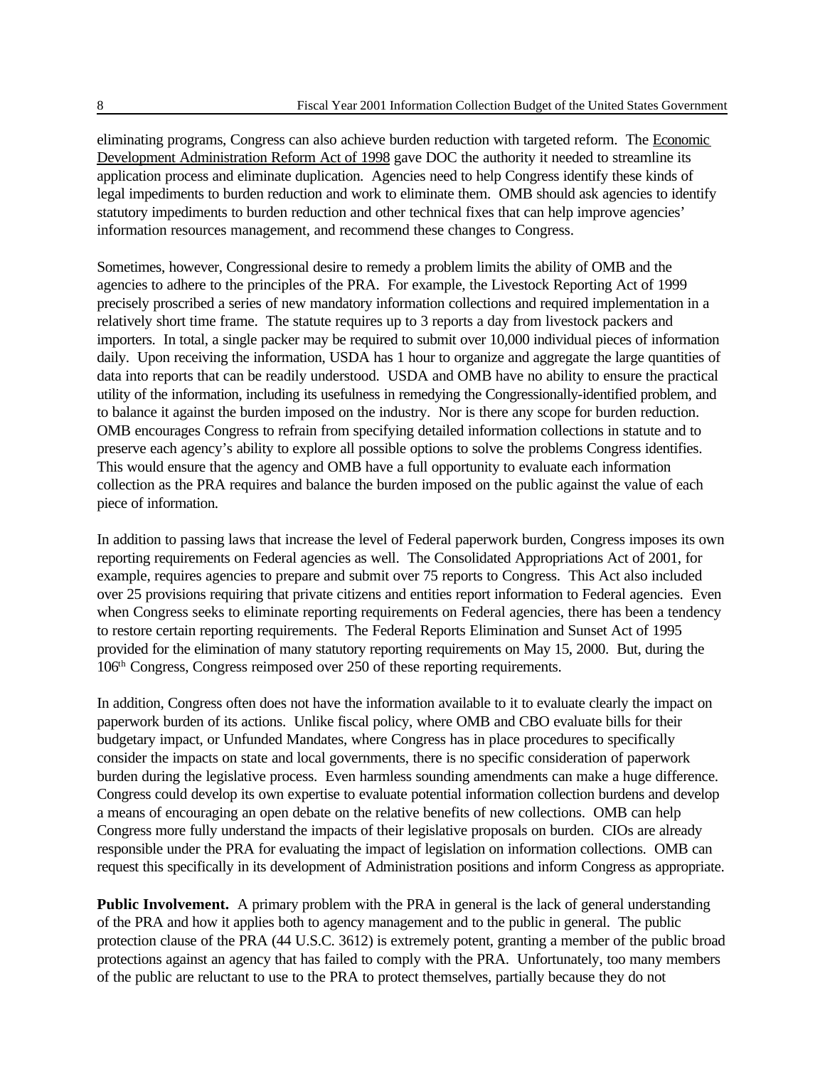eliminating programs, Congress can also achieve burden reduction with targeted reform. The Economic Development Administration Reform Act of 1998 gave DOC the authority it needed to streamline its application process and eliminate duplication. Agencies need to help Congress identify these kinds of legal impediments to burden reduction and work to eliminate them. OMB should ask agencies to identify statutory impediments to burden reduction and other technical fixes that can help improve agencies' information resources management, and recommend these changes to Congress.

Sometimes, however, Congressional desire to remedy a problem limits the ability of OMB and the agencies to adhere to the principles of the PRA. For example, the Livestock Reporting Act of 1999 precisely proscribed a series of new mandatory information collections and required implementation in a relatively short time frame. The statute requires up to 3 reports a day from livestock packers and importers. In total, a single packer may be required to submit over 10,000 individual pieces of information daily. Upon receiving the information, USDA has 1 hour to organize and aggregate the large quantities of data into reports that can be readily understood. USDA and OMB have no ability to ensure the practical utility of the information, including its usefulness in remedying the Congressionally-identified problem, and to balance it against the burden imposed on the industry. Nor is there any scope for burden reduction. OMB encourages Congress to refrain from specifying detailed information collections in statute and to preserve each agency's ability to explore all possible options to solve the problems Congress identifies. This would ensure that the agency and OMB have a full opportunity to evaluate each information collection as the PRA requires and balance the burden imposed on the public against the value of each piece of information.

In addition to passing laws that increase the level of Federal paperwork burden, Congress imposes its own reporting requirements on Federal agencies as well. The Consolidated Appropriations Act of 2001, for example, requires agencies to prepare and submit over 75 reports to Congress. This Act also included over 25 provisions requiring that private citizens and entities report information to Federal agencies. Even when Congress seeks to eliminate reporting requirements on Federal agencies, there has been a tendency to restore certain reporting requirements. The Federal Reports Elimination and Sunset Act of 1995 provided for the elimination of many statutory reporting requirements on May 15, 2000. But, during the 106th Congress, Congress reimposed over 250 of these reporting requirements.

In addition, Congress often does not have the information available to it to evaluate clearly the impact on paperwork burden of its actions. Unlike fiscal policy, where OMB and CBO evaluate bills for their budgetary impact, or Unfunded Mandates, where Congress has in place procedures to specifically consider the impacts on state and local governments, there is no specific consideration of paperwork burden during the legislative process. Even harmless sounding amendments can make a huge difference. Congress could develop its own expertise to evaluate potential information collection burdens and develop a means of encouraging an open debate on the relative benefits of new collections. OMB can help Congress more fully understand the impacts of their legislative proposals on burden. CIOs are already responsible under the PRA for evaluating the impact of legislation on information collections. OMB can request this specifically in its development of Administration positions and inform Congress as appropriate.

**Public Involvement.** A primary problem with the PRA in general is the lack of general understanding of the PRA and how it applies both to agency management and to the public in general. The public protection clause of the PRA (44 U.S.C. 3612) is extremely potent, granting a member of the public broad protections against an agency that has failed to comply with the PRA. Unfortunately, too many members of the public are reluctant to use to the PRA to protect themselves, partially because they do not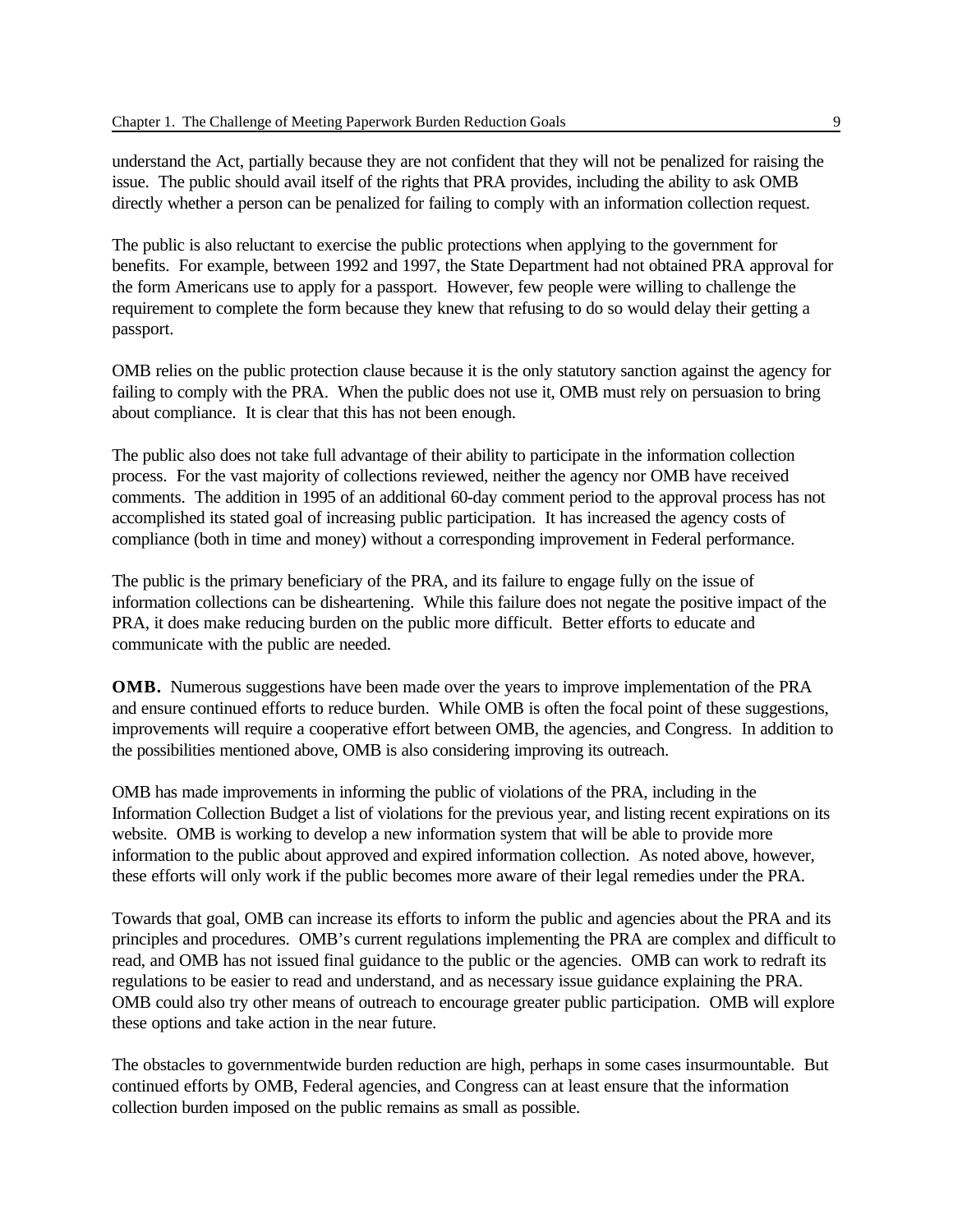understand the Act, partially because they are not confident that they will not be penalized for raising the issue. The public should avail itself of the rights that PRA provides, including the ability to ask OMB directly whether a person can be penalized for failing to comply with an information collection request.

The public is also reluctant to exercise the public protections when applying to the government for benefits. For example, between 1992 and 1997, the State Department had not obtained PRA approval for the form Americans use to apply for a passport. However, few people were willing to challenge the requirement to complete the form because they knew that refusing to do so would delay their getting a passport.

OMB relies on the public protection clause because it is the only statutory sanction against the agency for failing to comply with the PRA. When the public does not use it, OMB must rely on persuasion to bring about compliance. It is clear that this has not been enough.

The public also does not take full advantage of their ability to participate in the information collection process. For the vast majority of collections reviewed, neither the agency nor OMB have received comments. The addition in 1995 of an additional 60-day comment period to the approval process has not accomplished its stated goal of increasing public participation. It has increased the agency costs of compliance (both in time and money) without a corresponding improvement in Federal performance.

The public is the primary beneficiary of the PRA, and its failure to engage fully on the issue of information collections can be disheartening. While this failure does not negate the positive impact of the PRA, it does make reducing burden on the public more difficult. Better efforts to educate and communicate with the public are needed.

**OMB.** Numerous suggestions have been made over the years to improve implementation of the PRA and ensure continued efforts to reduce burden. While OMB is often the focal point of these suggestions, improvements will require a cooperative effort between OMB, the agencies, and Congress. In addition to the possibilities mentioned above, OMB is also considering improving its outreach.

OMB has made improvements in informing the public of violations of the PRA, including in the Information Collection Budget a list of violations for the previous year, and listing recent expirations on its website. OMB is working to develop a new information system that will be able to provide more information to the public about approved and expired information collection. As noted above, however, these efforts will only work if the public becomes more aware of their legal remedies under the PRA.

Towards that goal, OMB can increase its efforts to inform the public and agencies about the PRA and its principles and procedures. OMB's current regulations implementing the PRA are complex and difficult to read, and OMB has not issued final guidance to the public or the agencies. OMB can work to redraft its regulations to be easier to read and understand, and as necessary issue guidance explaining the PRA. OMB could also try other means of outreach to encourage greater public participation. OMB will explore these options and take action in the near future.

The obstacles to governmentwide burden reduction are high, perhaps in some cases insurmountable. But continued efforts by OMB, Federal agencies, and Congress can at least ensure that the information collection burden imposed on the public remains as small as possible.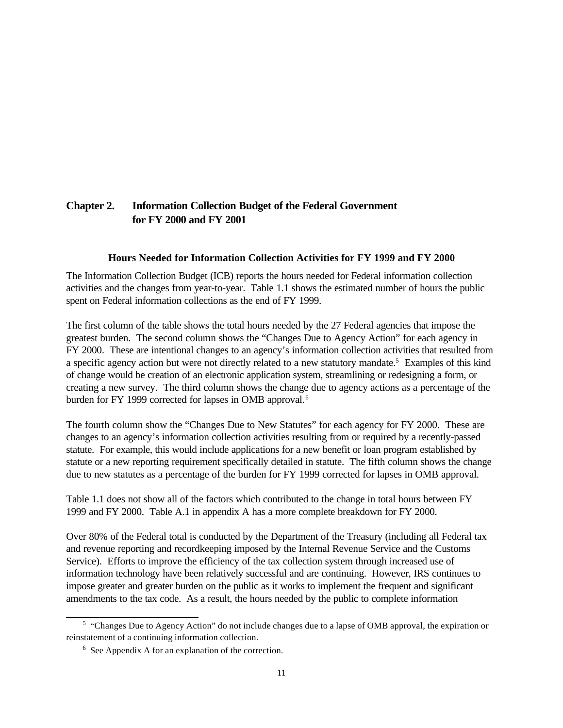# Chapter 2. Information Collection Budget of the Federal Government for FY 2000 and FY 2001

### Hours Needed for Information Collection Activities for FY 1999 and FY 2000

The Information Collection Budget (ICB) reports the hours needed for Federal information collection activities and the changes from year-to-year. Table 1.1 shows the estimated number of hours the public spent on Federal information collections as the end of FY 1999.

The first column of the table shows the total hours needed by the 27 Federal agencies that impose the greatest burden. The second column shows the "Changes Due to Agency Action" for each agency in FY 2000. These are intentional changes to an agency's information collection activities that resulted from a specific agency action but were not directly related to a new statutory mandate.[5] Examples of this kind of change would be creation of an electronic application system, streamlining or redesigning a form, or creating a new survey. The third column shows the change due to agency actions as a percentage of the burden for FY 1999 corrected for lapses in OMB approval.[6]

The fourth column show the "Changes Due to New Statutes" for each agency for FY 2000. These are changes to an agency's information collection activities resulting from or required by a recently-passed statute. For example, this would include applications for a new benefit or loan program established by statute or a new reporting requirement specifically detailed in statute. The fifth column shows the change due to new statutes as a percentage of the burden for FY 1999 corrected for lapses in OMB approval.

Table 1.1 does not show all of the factors which contributed to the change in total hours between FY 1999 and FY 2000. Table A.1 in appendix A has a more complete breakdown for FY 2000.

Over 80% of the Federal total is conducted by the Department of the Treasury (including all Federal tax and revenue reporting and recordkeeping imposed by the Internal Revenue Service and the Customs Service). Efforts to improve the efficiency of the tax collection system through increased use of information technology have been relatively successful and are continuing. However, IRS continues to impose greater and greater burden on the public as it works to implement the frequent and significant amendments to the tax code. As a result, the hours needed by the public to complete information

---

[5] "Changes Due to Agency Action" do not include changes due to a lapse of OMB approval, the expiration or reinstatement of a continuing information collection.

[6] See Appendix A for an explanation of the correction.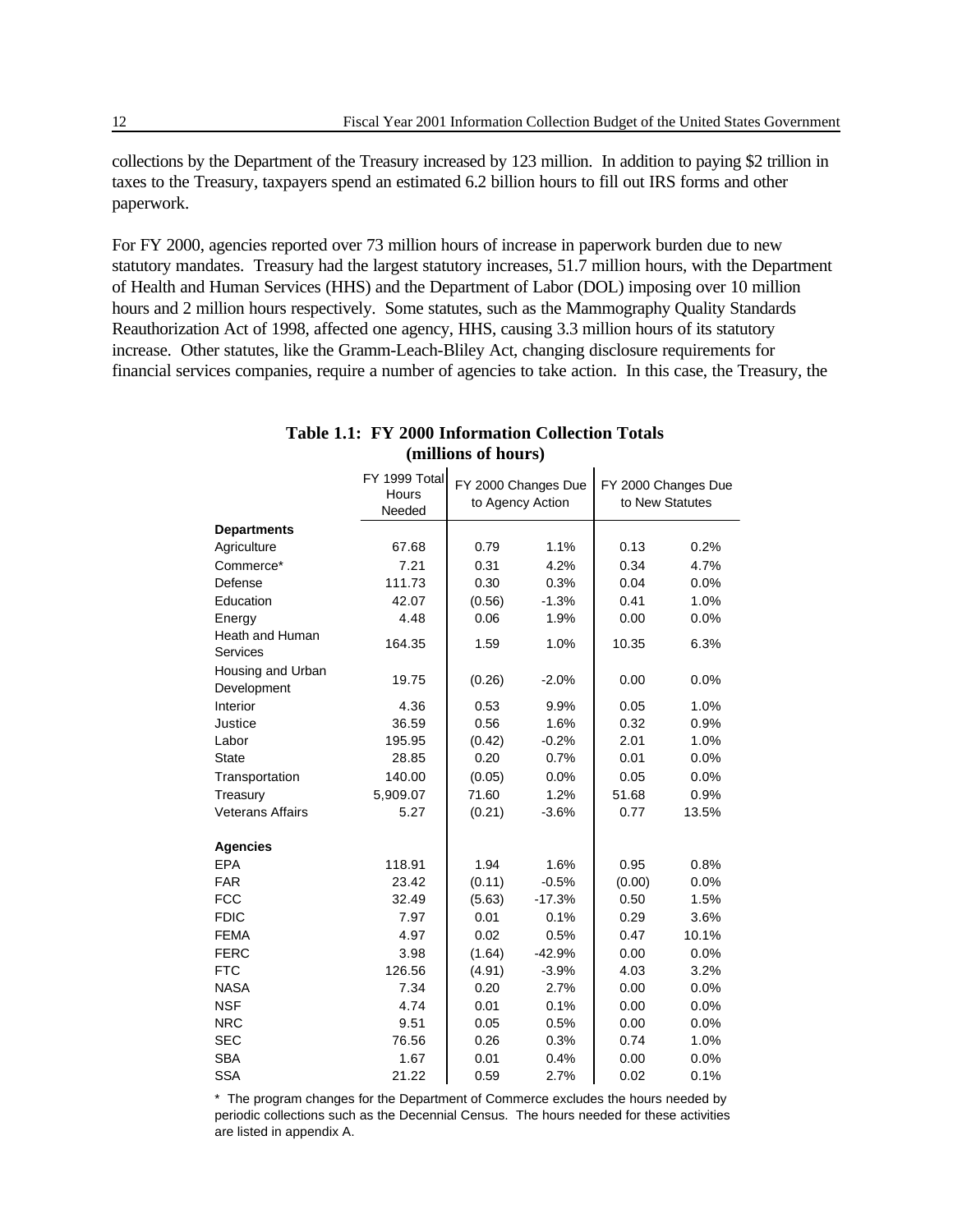collections by the Department of the Treasury increased by 123 million. In addition to paying $2 trillion in taxes to the Treasury, taxpayers spend an estimated 6.2 billion hours to fill out IRS forms and other paperwork.

For FY 2000, agencies reported over 73 million hours of increase in paperwork burden due to new statutory mandates. Treasury had the largest statutory increases, 51.7 million hours, with the Department of Health and Human Services (HHS) and the Department of Labor (DOL) imposing over 10 million hours and 2 million hours respectively. Some statutes, such as the Mammography Quality Standards Reauthorization Act of 1998, affected one agency, HHS, causing 3.3 million hours of its statutory increase. Other statutes, like the Gramm-Leach-Bliley Act, changing disclosure requirements for financial services companies, require a number of agencies to take action. In this case, the Treasury, the

**Table 1.1: FY 2000 Information Collection Totals (millions of hours)**

| | FY 1999 Total Hours Needed | FY 2000 Changes Due to Agency Action | | FY 2000 Changes Due to New Statutes | |
|---|---|---|---|---|---|
| **Departments** | | | | | |
| Agriculture | 67.68 | 0.79 | 1.1% | 0.13 | 0.2% |
| Commerce* | 7.21 | 0.31 | 4.2% | 0.34 | 4.7% |
| Defense | 111.73 | 0.30 | 0.3% | 0.04 | 0.0% |
| Education | 42.07 | (0.56) | -1.3% | 0.41 | 1.0% |
| Energy | 4.48 | 0.06 | 1.9% | 0.00 | 0.0% |
| Heath and Human Services | 164.35 | 1.59 | 1.0% | 10.35 | 6.3% |
| Housing and Urban Development | 19.75 | (0.26) | -2.0% | 0.00 | 0.0% |
| Interior | 4.36 | 0.53 | 9.9% | 0.05 | 1.0% |
| Justice | 36.59 | 0.56 | 1.6% | 0.32 | 0.9% |
| Labor | 195.95 | (0.42) | -0.2% | 2.01 | 1.0% |
| State | 28.85 | 0.20 | 0.7% | 0.01 | 0.0% |
| Transportation | 140.00 | (0.05) | 0.0% | 0.05 | 0.0% |
| Treasury | 5,909.07 | 71.60 | 1.2% | 51.68 | 0.9% |
| Veterans Affairs | 5.27 | (0.21) | -3.6% | 0.77 | 13.5% |
| **Agencies** | | | | | |
| EPA | 118.91 | 1.94 | 1.6% | 0.95 | 0.8% |
| FAR | 23.42 | (0.11) | -0.5% | (0.00) | 0.0% |
| FCC | 32.49 | (5.63) | -17.3% | 0.50 | 1.5% |
| FDIC | 7.97 | 0.01 | 0.1% | 0.29 | 3.6% |
| FEMA | 4.97 | 0.02 | 0.5% | 0.47 | 10.1% |
| FERC | 3.98 | (1.64) | -42.9% | 0.00 | 0.0% |
| FTC | 126.56 | (4.91) | -3.9% | 4.03 | 3.2% |
| NASA | 7.34 | 0.20 | 2.7% | 0.00 | 0.0% |
| NSF | 4.74 | 0.01 | 0.1% | 0.00 | 0.0% |
| NRC | 9.51 | 0.05 | 0.5% | 0.00 | 0.0% |
| SEC | 76.56 | 0.26 | 0.3% | 0.74 | 1.0% |
| SBA | 1.67 | 0.01 | 0.4% | 0.00 | 0.0% |
| SSA | 21.22 | 0.59 | 2.7% | 0.02 | 0.1% |

* The program changes for the Department of Commerce excludes the hours needed by periodic collections such as the Decennial Census. The hours needed for these activities are listed in appendix A.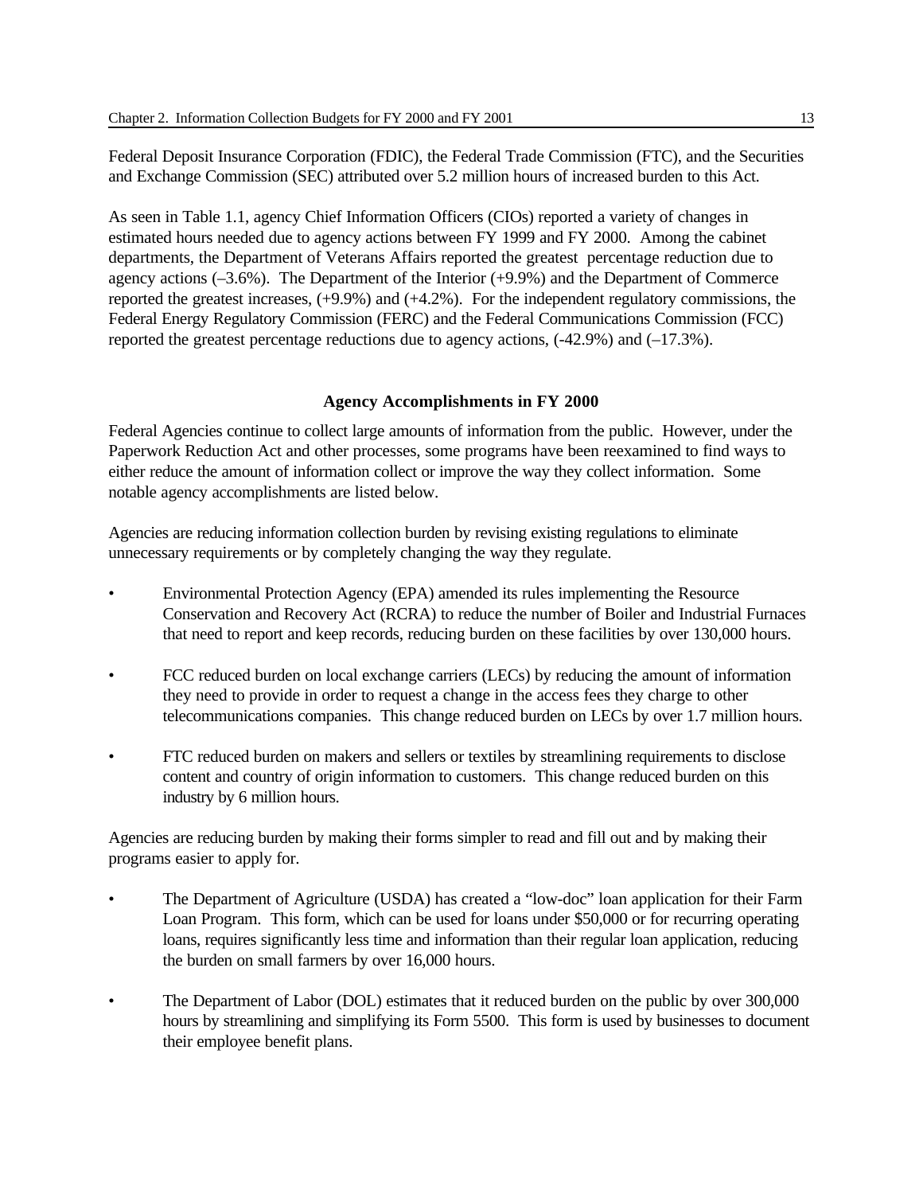Federal Deposit Insurance Corporation (FDIC), the Federal Trade Commission (FTC), and the Securities and Exchange Commission (SEC) attributed over 5.2 million hours of increased burden to this Act.

As seen in Table 1.1, agency Chief Information Officers (CIOs) reported a variety of changes in estimated hours needed due to agency actions between FY 1999 and FY 2000. Among the cabinet departments, the Department of Veterans Affairs reported the greatest percentage reduction due to agency actions (–3.6%). The Department of the Interior (+9.9%) and the Department of Commerce reported the greatest increases, (+9.9%) and (+4.2%). For the independent regulatory commissions, the Federal Energy Regulatory Commission (FERC) and the Federal Communications Commission (FCC) reported the greatest percentage reductions due to agency actions, (-42.9%) and (–17.3%).

## Agency Accomplishments in FY 2000

Federal Agencies continue to collect large amounts of information from the public. However, under the Paperwork Reduction Act and other processes, some programs have been reexamined to find ways to either reduce the amount of information collect or improve the way they collect information. Some notable agency accomplishments are listed below.

Agencies are reducing information collection burden by revising existing regulations to eliminate unnecessary requirements or by completely changing the way they regulate.

- Environmental Protection Agency (EPA) amended its rules implementing the Resource Conservation and Recovery Act (RCRA) to reduce the number of Boiler and Industrial Furnaces that need to report and keep records, reducing burden on these facilities by over 130,000 hours.
- FCC reduced burden on local exchange carriers (LECs) by reducing the amount of information they need to provide in order to request a change in the access fees they charge to other telecommunications companies. This change reduced burden on LECs by over 1.7 million hours.
- FTC reduced burden on makers and sellers or textiles by streamlining requirements to disclose content and country of origin information to customers. This change reduced burden on this industry by 6 million hours.

Agencies are reducing burden by making their forms simpler to read and fill out and by making their programs easier to apply for.

- The Department of Agriculture (USDA) has created a "low-doc" loan application for their Farm Loan Program. This form, which can be used for loans under $50,000 or for recurring operating loans, requires significantly less time and information than their regular loan application, reducing the burden on small farmers by over 16,000 hours.
- The Department of Labor (DOL) estimates that it reduced burden on the public by over 300,000 hours by streamlining and simplifying its Form 5500. This form is used by businesses to document their employee benefit plans.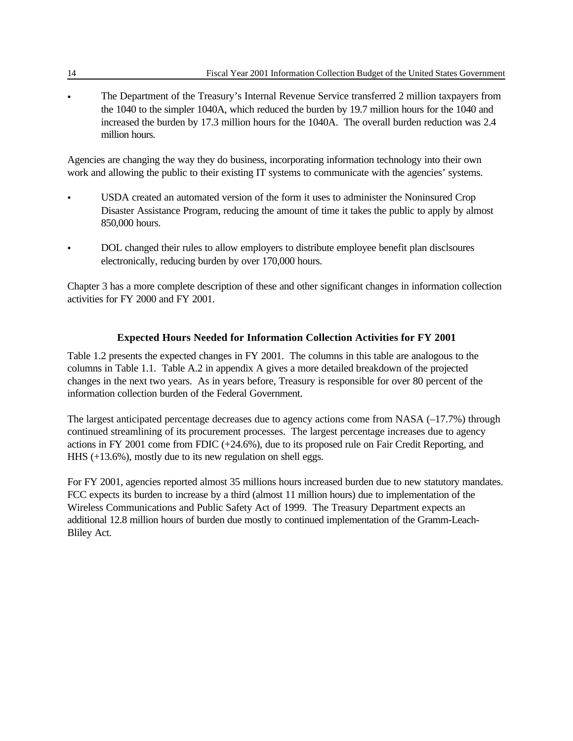- The Department of the Treasury's Internal Revenue Service transferred 2 million taxpayers from the 1040 to the simpler 1040A, which reduced the burden by 19.7 million hours for the 1040 and increased the burden by 17.3 million hours for the 1040A. The overall burden reduction was 2.4 million hours.

Agencies are changing the way they do business, incorporating information technology into their own work and allowing the public to their existing IT systems to communicate with the agencies' systems.

- USDA created an automated version of the form it uses to administer the Noninsured Crop Disaster Assistance Program, reducing the amount of time it takes the public to apply by almost 850,000 hours.

- DOL changed their rules to allow employers to distribute employee benefit plan disclsoures electronically, reducing burden by over 170,000 hours.

Chapter 3 has a more complete description of these and other significant changes in information collection activities for FY 2000 and FY 2001.

### Expected Hours Needed for Information Collection Activities for FY 2001

Table 1.2 presents the expected changes in FY 2001. The columns in this table are analogous to the columns in Table 1.1. Table A.2 in appendix A gives a more detailed breakdown of the projected changes in the next two years. As in years before, Treasury is responsible for over 80 percent of the information collection burden of the Federal Government.

The largest anticipated percentage decreases due to agency actions come from NASA (–17.7%) through continued streamlining of its procurement processes. The largest percentage increases due to agency actions in FY 2001 come from FDIC (+24.6%), due to its proposed rule on Fair Credit Reporting, and HHS (+13.6%), mostly due to its new regulation on shell eggs.

For FY 2001, agencies reported almost 35 millions hours increased burden due to new statutory mandates. FCC expects its burden to increase by a third (almost 11 million hours) due to implementation of the Wireless Communications and Public Safety Act of 1999. The Treasury Department expects an additional 12.8 million hours of burden due mostly to continued implementation of the Gramm-Leach-Bliley Act.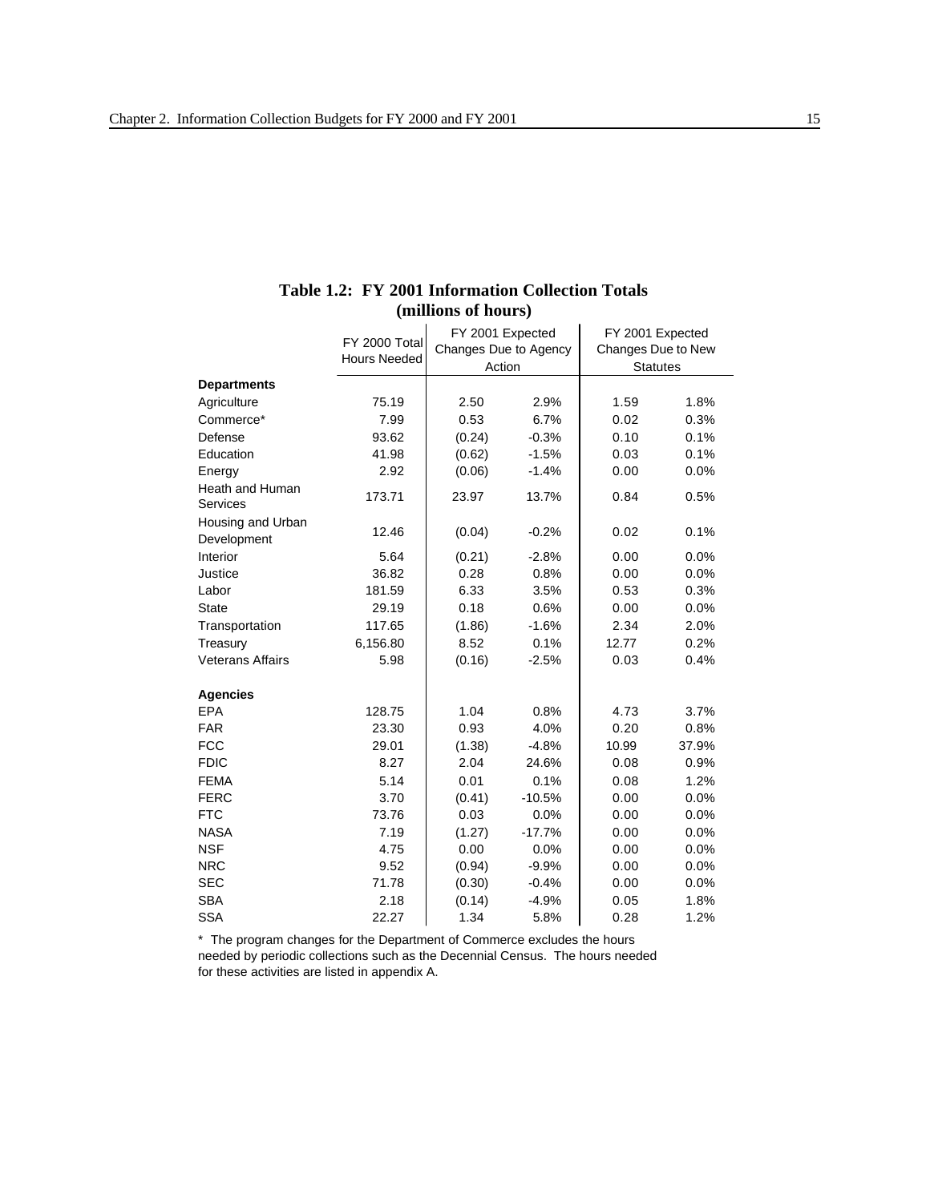**Table 1.2: FY 2001 Information Collection Totals (millions of hours)**

| | FY 2000 Total Hours Needed | FY 2001 Expected Changes Due to Agency Action | | FY 2001 Expected Changes Due to New Statutes | |
|---|---|---|---|---|---|
| **Departments** | | | | | |
| Agriculture | 75.19 | 2.50 | 2.9% | 1.59 | 1.8% |
| Commerce* | 7.99 | 0.53 | 6.7% | 0.02 | 0.3% |
| Defense | 93.62 | (0.24) | -0.3% | 0.10 | 0.1% |
| Education | 41.98 | (0.62) | -1.5% | 0.03 | 0.1% |
| Energy | 2.92 | (0.06) | -1.4% | 0.00 | 0.0% |
| Heath and Human Services | 173.71 | 23.97 | 13.7% | 0.84 | 0.5% |
| Housing and Urban Development | 12.46 | (0.04) | -0.2% | 0.02 | 0.1% |
| Interior | 5.64 | (0.21) | -2.8% | 0.00 | 0.0% |
| Justice | 36.82 | 0.28 | 0.8% | 0.00 | 0.0% |
| Labor | 181.59 | 6.33 | 3.5% | 0.53 | 0.3% |
| State | 29.19 | 0.18 | 0.6% | 0.00 | 0.0% |
| Transportation | 117.65 | (1.86) | -1.6% | 2.34 | 2.0% |
| Treasury | 6,156.80 | 8.52 | 0.1% | 12.77 | 0.2% |
| Veterans Affairs | 5.98 | (0.16) | -2.5% | 0.03 | 0.4% |
| **Agencies** | | | | | |
| EPA | 128.75 | 1.04 | 0.8% | 4.73 | 3.7% |
| FAR | 23.30 | 0.93 | 4.0% | 0.20 | 0.8% |
| FCC | 29.01 | (1.38) | -4.8% | 10.99 | 37.9% |
| FDIC | 8.27 | 2.04 | 24.6% | 0.08 | 0.9% |
| FEMA | 5.14 | 0.01 | 0.1% | 0.08 | 1.2% |
| FERC | 3.70 | (0.41) | -10.5% | 0.00 | 0.0% |
| FTC | 73.76 | 0.03 | 0.0% | 0.00 | 0.0% |
| NASA | 7.19 | (1.27) | -17.7% | 0.00 | 0.0% |
| NSF | 4.75 | 0.00 | 0.0% | 0.00 | 0.0% |
| NRC | 9.52 | (0.94) | -9.9% | 0.00 | 0.0% |
| SEC | 71.78 | (0.30) | -0.4% | 0.00 | 0.0% |
| SBA | 2.18 | (0.14) | -4.9% | 0.05 | 1.8% |
| SSA | 22.27 | 1.34 | 5.8% | 0.28 | 1.2% |

* The program changes for the Department of Commerce excludes the hours needed by periodic collections such as the Decennial Census. The hours needed for these activities are listed in appendix A.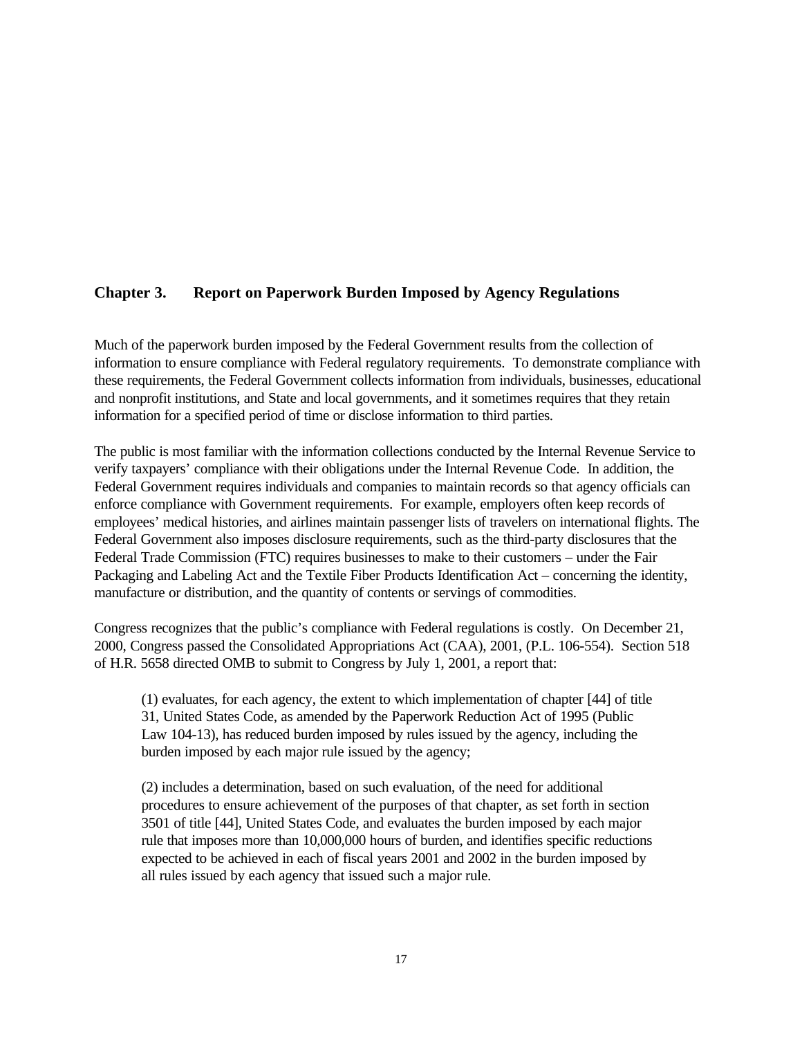## Chapter 3. Report on Paperwork Burden Imposed by Agency Regulations

Much of the paperwork burden imposed by the Federal Government results from the collection of information to ensure compliance with Federal regulatory requirements. To demonstrate compliance with these requirements, the Federal Government collects information from individuals, businesses, educational and nonprofit institutions, and State and local governments, and it sometimes requires that they retain information for a specified period of time or disclose information to third parties.

The public is most familiar with the information collections conducted by the Internal Revenue Service to verify taxpayers' compliance with their obligations under the Internal Revenue Code. In addition, the Federal Government requires individuals and companies to maintain records so that agency officials can enforce compliance with Government requirements. For example, employers often keep records of employees' medical histories, and airlines maintain passenger lists of travelers on international flights. The Federal Government also imposes disclosure requirements, such as the third-party disclosures that the Federal Trade Commission (FTC) requires businesses to make to their customers – under the Fair Packaging and Labeling Act and the Textile Fiber Products Identification Act – concerning the identity, manufacture or distribution, and the quantity of contents or servings of commodities.

Congress recognizes that the public's compliance with Federal regulations is costly. On December 21, 2000, Congress passed the Consolidated Appropriations Act (CAA), 2001, (P.L. 106-554). Section 518 of H.R. 5658 directed OMB to submit to Congress by July 1, 2001, a report that:

> (1) evaluates, for each agency, the extent to which implementation of chapter [44] of title 31, United States Code, as amended by the Paperwork Reduction Act of 1995 (Public Law 104-13), has reduced burden imposed by rules issued by the agency, including the burden imposed by each major rule issued by the agency;
>
> (2) includes a determination, based on such evaluation, of the need for additional procedures to ensure achievement of the purposes of that chapter, as set forth in section 3501 of title [44], United States Code, and evaluates the burden imposed by each major rule that imposes more than 10,000,000 hours of burden, and identifies specific reductions expected to be achieved in each of fiscal years 2001 and 2002 in the burden imposed by all rules issued by each agency that issued such a major rule.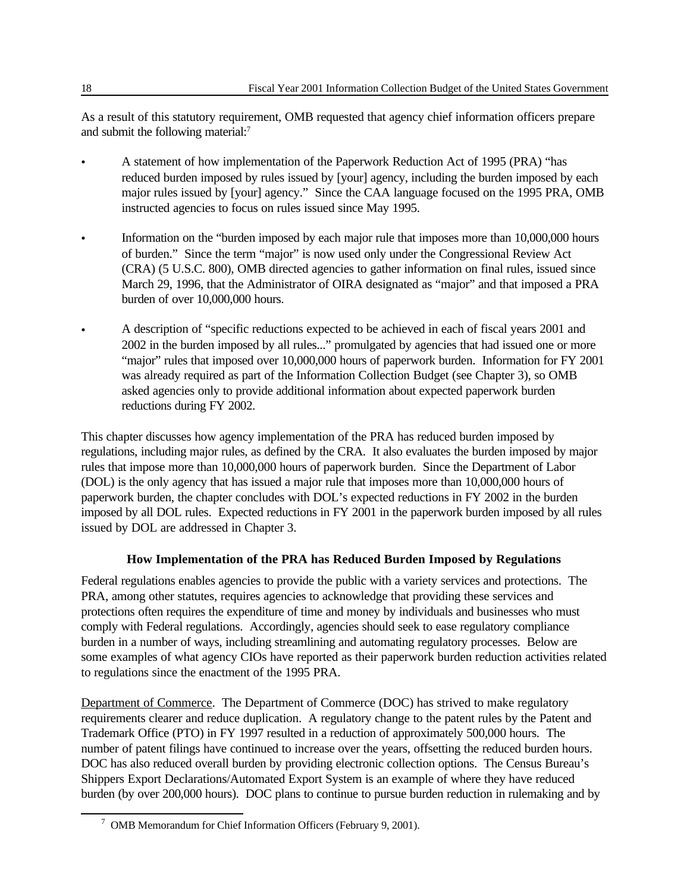As a result of this statutory requirement, OMB requested that agency chief information officers prepare and submit the following material:[7]

- A statement of how implementation of the Paperwork Reduction Act of 1995 (PRA) "has reduced burden imposed by rules issued by [your] agency, including the burden imposed by each major rules issued by [your] agency." Since the CAA language focused on the 1995 PRA, OMB instructed agencies to focus on rules issued since May 1995.

- Information on the "burden imposed by each major rule that imposes more than 10,000,000 hours of burden." Since the term "major" is now used only under the Congressional Review Act (CRA) (5 U.S.C. 800), OMB directed agencies to gather information on final rules, issued since March 29, 1996, that the Administrator of OIRA designated as "major" and that imposed a PRA burden of over 10,000,000 hours.

- A description of "specific reductions expected to be achieved in each of fiscal years 2001 and 2002 in the burden imposed by all rules..." promulgated by agencies that had issued one or more "major" rules that imposed over 10,000,000 hours of paperwork burden. Information for FY 2001 was already required as part of the Information Collection Budget (see Chapter 3), so OMB asked agencies only to provide additional information about expected paperwork burden reductions during FY 2002.

This chapter discusses how agency implementation of the PRA has reduced burden imposed by regulations, including major rules, as defined by the CRA. It also evaluates the burden imposed by major rules that impose more than 10,000,000 hours of paperwork burden. Since the Department of Labor (DOL) is the only agency that has issued a major rule that imposes more than 10,000,000 hours of paperwork burden, the chapter concludes with DOL's expected reductions in FY 2002 in the burden imposed by all DOL rules. Expected reductions in FY 2001 in the paperwork burden imposed by all rules issued by DOL are addressed in Chapter 3.

## How Implementation of the PRA has Reduced Burden Imposed by Regulations

Federal regulations enables agencies to provide the public with a variety services and protections. The PRA, among other statutes, requires agencies to acknowledge that providing these services and protections often requires the expenditure of time and money by individuals and businesses who must comply with Federal regulations. Accordingly, agencies should seek to ease regulatory compliance burden in a number of ways, including streamlining and automating regulatory processes. Below are some examples of what agency CIOs have reported as their paperwork burden reduction activities related to regulations since the enactment of the 1995 PRA.

Department of Commerce. The Department of Commerce (DOC) has strived to make regulatory requirements clearer and reduce duplication. A regulatory change to the patent rules by the Patent and Trademark Office (PTO) in FY 1997 resulted in a reduction of approximately 500,000 hours. The number of patent filings have continued to increase over the years, offsetting the reduced burden hours. DOC has also reduced overall burden by providing electronic collection options. The Census Bureau's Shippers Export Declarations/Automated Export System is an example of where they have reduced burden (by over 200,000 hours). DOC plans to continue to pursue burden reduction in rulemaking and by

---

[7] OMB Memorandum for Chief Information Officers (February 9, 2001).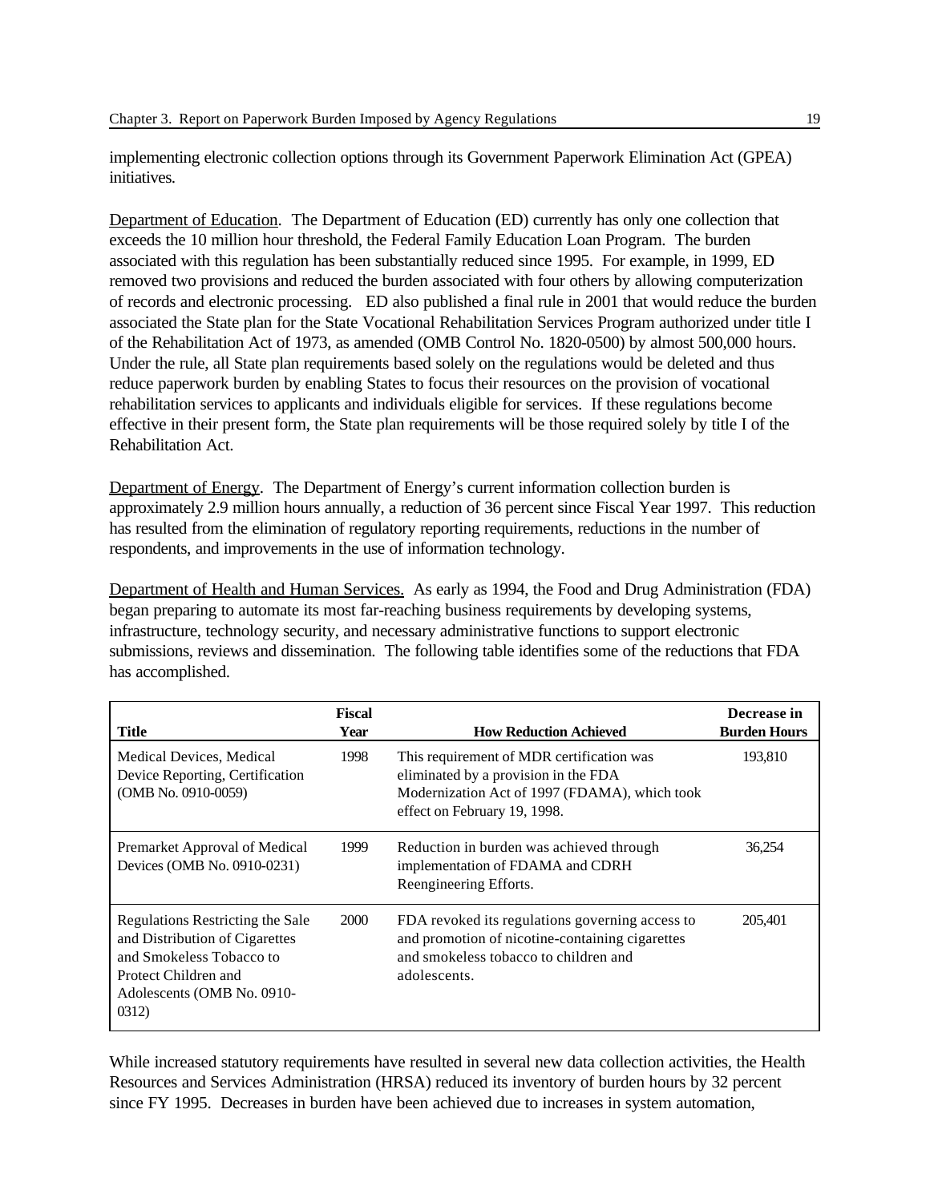implementing electronic collection options through its Government Paperwork Elimination Act (GPEA) initiatives.

Department of Education. The Department of Education (ED) currently has only one collection that exceeds the 10 million hour threshold, the Federal Family Education Loan Program. The burden associated with this regulation has been substantially reduced since 1995. For example, in 1999, ED removed two provisions and reduced the burden associated with four others by allowing computerization of records and electronic processing. ED also published a final rule in 2001 that would reduce the burden associated the State plan for the State Vocational Rehabilitation Services Program authorized under title I of the Rehabilitation Act of 1973, as amended (OMB Control No. 1820-0500) by almost 500,000 hours. Under the rule, all State plan requirements based solely on the regulations would be deleted and thus reduce paperwork burden by enabling States to focus their resources on the provision of vocational rehabilitation services to applicants and individuals eligible for services. If these regulations become effective in their present form, the State plan requirements will be those required solely by title I of the Rehabilitation Act.

Department of Energy. The Department of Energy's current information collection burden is approximately 2.9 million hours annually, a reduction of 36 percent since Fiscal Year 1997. This reduction has resulted from the elimination of regulatory reporting requirements, reductions in the number of respondents, and improvements in the use of information technology.

Department of Health and Human Services. As early as 1994, the Food and Drug Administration (FDA) began preparing to automate its most far-reaching business requirements by developing systems, infrastructure, technology security, and necessary administrative functions to support electronic submissions, reviews and dissemination. The following table identifies some of the reductions that FDA has accomplished.

| Title | Fiscal Year | How Reduction Achieved | Decrease in Burden Hours |
|---|---|---|---|
| Medical Devices, Medical Device Reporting, Certification (OMB No. 0910-0059) | 1998 | This requirement of MDR certification was eliminated by a provision in the FDA Modernization Act of 1997 (FDAMA), which took effect on February 19, 1998. | 193,810 |
| Premarket Approval of Medical Devices (OMB No. 0910-0231) | 1999 | Reduction in burden was achieved through implementation of FDAMA and CDRH Reengineering Efforts. | 36,254 |
| Regulations Restricting the Sale and Distribution of Cigarettes and Smokeless Tobacco to Protect Children and Adolescents (OMB No. 0910-0312) | 2000 | FDA revoked its regulations governing access to and promotion of nicotine-containing cigarettes and smokeless tobacco to children and adolescents. | 205,401 |

While increased statutory requirements have resulted in several new data collection activities, the Health Resources and Services Administration (HRSA) reduced its inventory of burden hours by 32 percent since FY 1995. Decreases in burden have been achieved due to increases in system automation,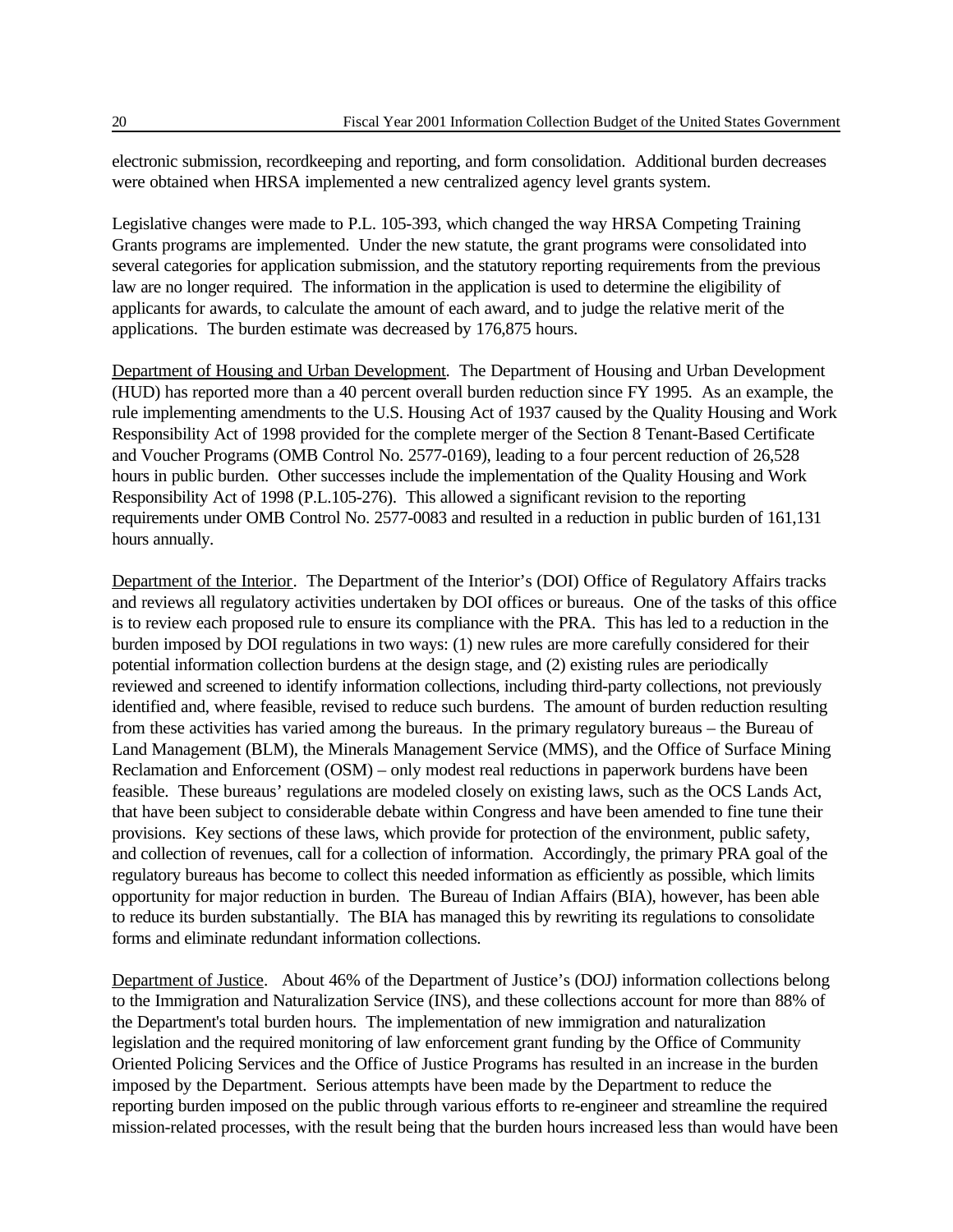electronic submission, recordkeeping and reporting, and form consolidation. Additional burden decreases were obtained when HRSA implemented a new centralized agency level grants system.

Legislative changes were made to P.L. 105-393, which changed the way HRSA Competing Training Grants programs are implemented. Under the new statute, the grant programs were consolidated into several categories for application submission, and the statutory reporting requirements from the previous law are no longer required. The information in the application is used to determine the eligibility of applicants for awards, to calculate the amount of each award, and to judge the relative merit of the applications. The burden estimate was decreased by 176,875 hours.

Department of Housing and Urban Development. The Department of Housing and Urban Development (HUD) has reported more than a 40 percent overall burden reduction since FY 1995. As an example, the rule implementing amendments to the U.S. Housing Act of 1937 caused by the Quality Housing and Work Responsibility Act of 1998 provided for the complete merger of the Section 8 Tenant-Based Certificate and Voucher Programs (OMB Control No. 2577-0169), leading to a four percent reduction of 26,528 hours in public burden. Other successes include the implementation of the Quality Housing and Work Responsibility Act of 1998 (P.L.105-276). This allowed a significant revision to the reporting requirements under OMB Control No. 2577-0083 and resulted in a reduction in public burden of 161,131 hours annually.

Department of the Interior. The Department of the Interior's (DOI) Office of Regulatory Affairs tracks and reviews all regulatory activities undertaken by DOI offices or bureaus. One of the tasks of this office is to review each proposed rule to ensure its compliance with the PRA. This has led to a reduction in the burden imposed by DOI regulations in two ways: (1) new rules are more carefully considered for their potential information collection burdens at the design stage, and (2) existing rules are periodically reviewed and screened to identify information collections, including third-party collections, not previously identified and, where feasible, revised to reduce such burdens. The amount of burden reduction resulting from these activities has varied among the bureaus. In the primary regulatory bureaus – the Bureau of Land Management (BLM), the Minerals Management Service (MMS), and the Office of Surface Mining Reclamation and Enforcement (OSM) – only modest real reductions in paperwork burdens have been feasible. These bureaus' regulations are modeled closely on existing laws, such as the OCS Lands Act, that have been subject to considerable debate within Congress and have been amended to fine tune their provisions. Key sections of these laws, which provide for protection of the environment, public safety, and collection of revenues, call for a collection of information. Accordingly, the primary PRA goal of the regulatory bureaus has become to collect this needed information as efficiently as possible, which limits opportunity for major reduction in burden. The Bureau of Indian Affairs (BIA), however, has been able to reduce its burden substantially. The BIA has managed this by rewriting its regulations to consolidate forms and eliminate redundant information collections.

Department of Justice. About 46% of the Department of Justice's (DOJ) information collections belong to the Immigration and Naturalization Service (INS), and these collections account for more than 88% of the Department's total burden hours. The implementation of new immigration and naturalization legislation and the required monitoring of law enforcement grant funding by the Office of Community Oriented Policing Services and the Office of Justice Programs has resulted in an increase in the burden imposed by the Department. Serious attempts have been made by the Department to reduce the reporting burden imposed on the public through various efforts to re-engineer and streamline the required mission-related processes, with the result being that the burden hours increased less than would have been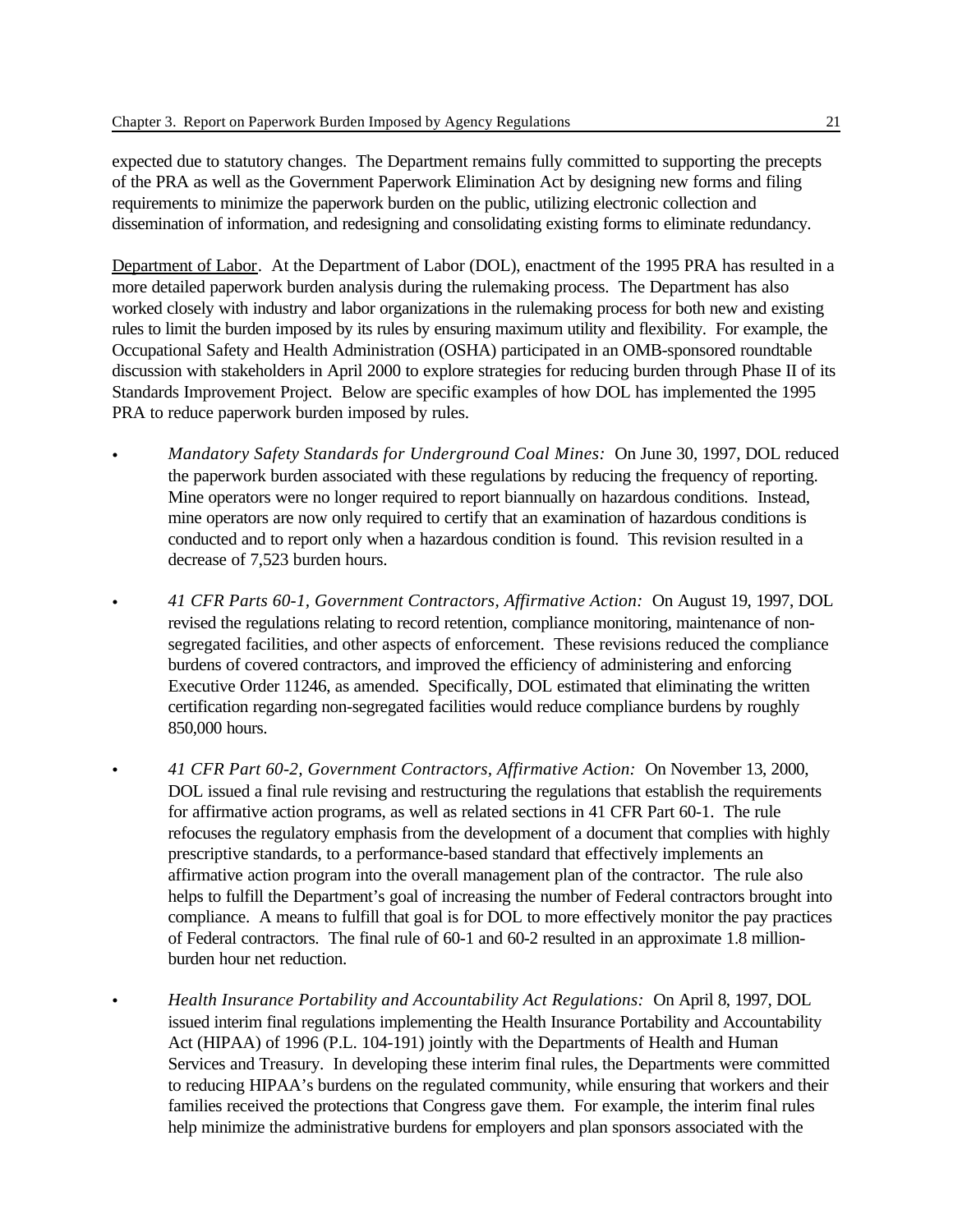expected due to statutory changes. The Department remains fully committed to supporting the precepts of the PRA as well as the Government Paperwork Elimination Act by designing new forms and filing requirements to minimize the paperwork burden on the public, utilizing electronic collection and dissemination of information, and redesigning and consolidating existing forms to eliminate redundancy.

Department of Labor. At the Department of Labor (DOL), enactment of the 1995 PRA has resulted in a more detailed paperwork burden analysis during the rulemaking process. The Department has also worked closely with industry and labor organizations in the rulemaking process for both new and existing rules to limit the burden imposed by its rules by ensuring maximum utility and flexibility. For example, the Occupational Safety and Health Administration (OSHA) participated in an OMB-sponsored roundtable discussion with stakeholders in April 2000 to explore strategies for reducing burden through Phase II of its Standards Improvement Project. Below are specific examples of how DOL has implemented the 1995 PRA to reduce paperwork burden imposed by rules.

- *Mandatory Safety Standards for Underground Coal Mines:* On June 30, 1997, DOL reduced the paperwork burden associated with these regulations by reducing the frequency of reporting. Mine operators were no longer required to report biannually on hazardous conditions. Instead, mine operators are now only required to certify that an examination of hazardous conditions is conducted and to report only when a hazardous condition is found. This revision resulted in a decrease of 7,523 burden hours.

- *41 CFR Parts 60-1, Government Contractors, Affirmative Action:* On August 19, 1997, DOL revised the regulations relating to record retention, compliance monitoring, maintenance of non-segregated facilities, and other aspects of enforcement. These revisions reduced the compliance burdens of covered contractors, and improved the efficiency of administering and enforcing Executive Order 11246, as amended. Specifically, DOL estimated that eliminating the written certification regarding non-segregated facilities would reduce compliance burdens by roughly 850,000 hours.

- *41 CFR Part 60-2, Government Contractors, Affirmative Action:* On November 13, 2000, DOL issued a final rule revising and restructuring the regulations that establish the requirements for affirmative action programs, as well as related sections in 41 CFR Part 60-1. The rule refocuses the regulatory emphasis from the development of a document that complies with highly prescriptive standards, to a performance-based standard that effectively implements an affirmative action program into the overall management plan of the contractor. The rule also helps to fulfill the Department's goal of increasing the number of Federal contractors brought into compliance. A means to fulfill that goal is for DOL to more effectively monitor the pay practices of Federal contractors. The final rule of 60-1 and 60-2 resulted in an approximate 1.8 million-burden hour net reduction.

- *Health Insurance Portability and Accountability Act Regulations:* On April 8, 1997, DOL issued interim final regulations implementing the Health Insurance Portability and Accountability Act (HIPAA) of 1996 (P.L. 104-191) jointly with the Departments of Health and Human Services and Treasury. In developing these interim final rules, the Departments were committed to reducing HIPAA's burdens on the regulated community, while ensuring that workers and their families received the protections that Congress gave them. For example, the interim final rules help minimize the administrative burdens for employers and plan sponsors associated with the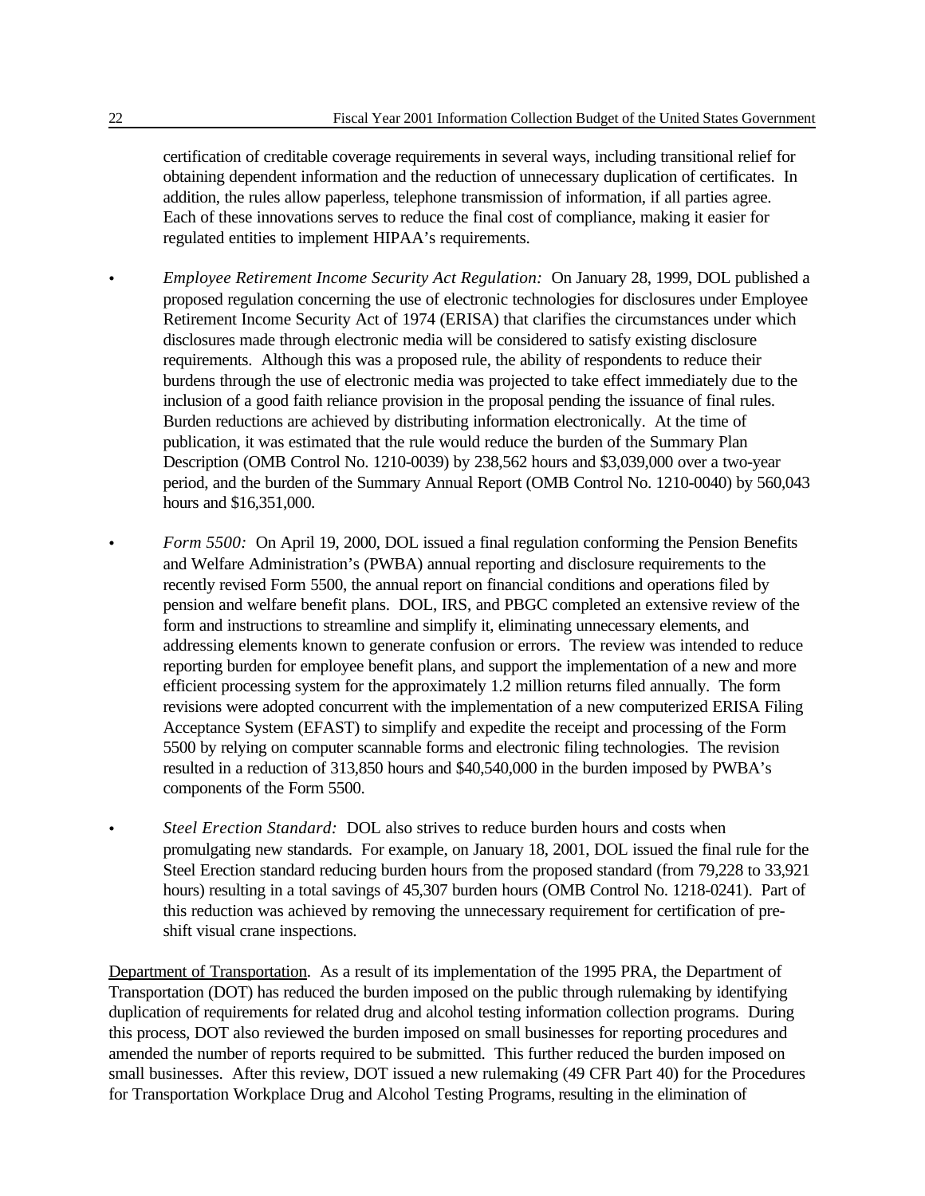certification of creditable coverage requirements in several ways, including transitional relief for obtaining dependent information and the reduction of unnecessary duplication of certificates. In addition, the rules allow paperless, telephone transmission of information, if all parties agree. Each of these innovations serves to reduce the final cost of compliance, making it easier for regulated entities to implement HIPAA's requirements.

- *Employee Retirement Income Security Act Regulation:* On January 28, 1999, DOL published a proposed regulation concerning the use of electronic technologies for disclosures under Employee Retirement Income Security Act of 1974 (ERISA) that clarifies the circumstances under which disclosures made through electronic media will be considered to satisfy existing disclosure requirements. Although this was a proposed rule, the ability of respondents to reduce their burdens through the use of electronic media was projected to take effect immediately due to the inclusion of a good faith reliance provision in the proposal pending the issuance of final rules. Burden reductions are achieved by distributing information electronically. At the time of publication, it was estimated that the rule would reduce the burden of the Summary Plan Description (OMB Control No. 1210-0039) by 238,562 hours and $3,039,000 over a two-year period, and the burden of the Summary Annual Report (OMB Control No. 1210-0040) by 560,043 hours and $16,351,000.

- *Form 5500:* On April 19, 2000, DOL issued a final regulation conforming the Pension Benefits and Welfare Administration's (PWBA) annual reporting and disclosure requirements to the recently revised Form 5500, the annual report on financial conditions and operations filed by pension and welfare benefit plans. DOL, IRS, and PBGC completed an extensive review of the form and instructions to streamline and simplify it, eliminating unnecessary elements, and addressing elements known to generate confusion or errors. The review was intended to reduce reporting burden for employee benefit plans, and support the implementation of a new and more efficient processing system for the approximately 1.2 million returns filed annually. The form revisions were adopted concurrent with the implementation of a new computerized ERISA Filing Acceptance System (EFAST) to simplify and expedite the receipt and processing of the Form 5500 by relying on computer scannable forms and electronic filing technologies. The revision resulted in a reduction of 313,850 hours and $40,540,000 in the burden imposed by PWBA's components of the Form 5500.

- *Steel Erection Standard:* DOL also strives to reduce burden hours and costs when promulgating new standards. For example, on January 18, 2001, DOL issued the final rule for the Steel Erection standard reducing burden hours from the proposed standard (from 79,228 to 33,921 hours) resulting in a total savings of 45,307 burden hours (OMB Control No. 1218-0241). Part of this reduction was achieved by removing the unnecessary requirement for certification of pre-shift visual crane inspections.

Department of Transportation. As a result of its implementation of the 1995 PRA, the Department of Transportation (DOT) has reduced the burden imposed on the public through rulemaking by identifying duplication of requirements for related drug and alcohol testing information collection programs. During this process, DOT also reviewed the burden imposed on small businesses for reporting procedures and amended the number of reports required to be submitted. This further reduced the burden imposed on small businesses. After this review, DOT issued a new rulemaking (49 CFR Part 40) for the Procedures for Transportation Workplace Drug and Alcohol Testing Programs, resulting in the elimination of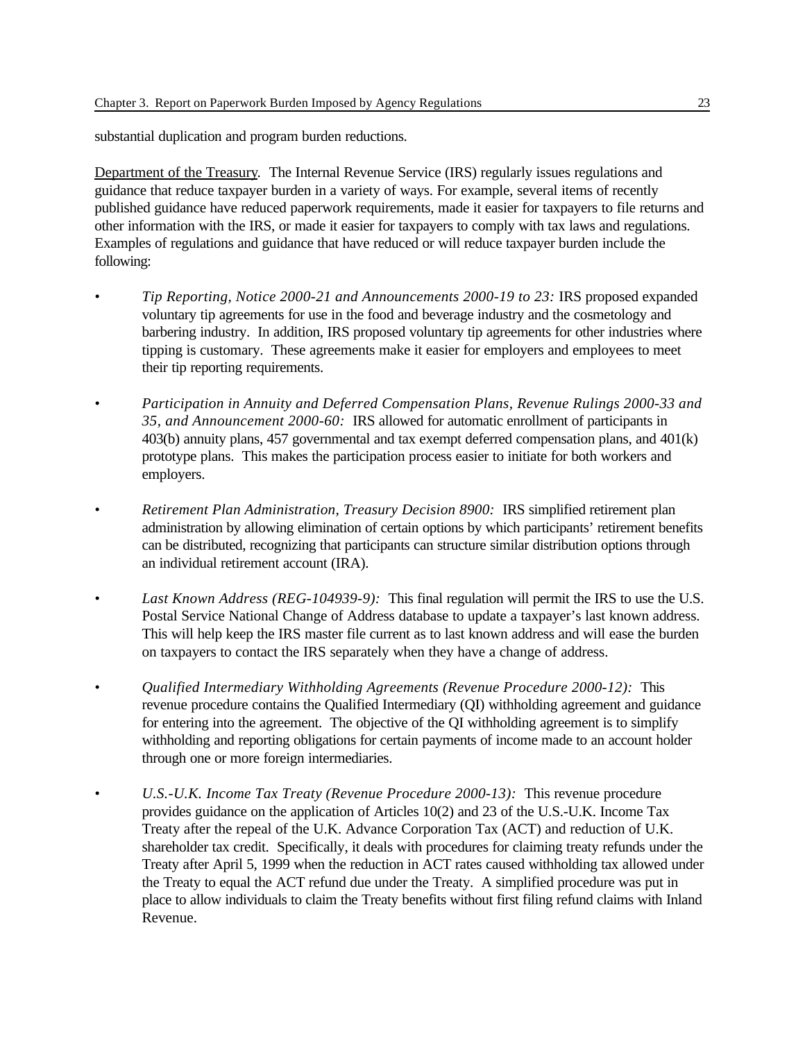substantial duplication and program burden reductions.

Department of the Treasury. The Internal Revenue Service (IRS) regularly issues regulations and guidance that reduce taxpayer burden in a variety of ways. For example, several items of recently published guidance have reduced paperwork requirements, made it easier for taxpayers to file returns and other information with the IRS, or made it easier for taxpayers to comply with tax laws and regulations. Examples of regulations and guidance that have reduced or will reduce taxpayer burden include the following:

- *Tip Reporting, Notice 2000-21 and Announcements 2000-19 to 23:* IRS proposed expanded voluntary tip agreements for use in the food and beverage industry and the cosmetology and barbering industry. In addition, IRS proposed voluntary tip agreements for other industries where tipping is customary. These agreements make it easier for employers and employees to meet their tip reporting requirements.

- *Participation in Annuity and Deferred Compensation Plans, Revenue Rulings 2000-33 and 35, and Announcement 2000-60:* IRS allowed for automatic enrollment of participants in 403(b) annuity plans, 457 governmental and tax exempt deferred compensation plans, and 401(k) prototype plans. This makes the participation process easier to initiate for both workers and employers.

- *Retirement Plan Administration, Treasury Decision 8900:* IRS simplified retirement plan administration by allowing elimination of certain options by which participants' retirement benefits can be distributed, recognizing that participants can structure similar distribution options through an individual retirement account (IRA).

- *Last Known Address (REG-104939-9):* This final regulation will permit the IRS to use the U.S. Postal Service National Change of Address database to update a taxpayer's last known address. This will help keep the IRS master file current as to last known address and will ease the burden on taxpayers to contact the IRS separately when they have a change of address.

- *Qualified Intermediary Withholding Agreements (Revenue Procedure 2000-12):* This revenue procedure contains the Qualified Intermediary (QI) withholding agreement and guidance for entering into the agreement. The objective of the QI withholding agreement is to simplify withholding and reporting obligations for certain payments of income made to an account holder through one or more foreign intermediaries.

- *U.S.-U.K. Income Tax Treaty (Revenue Procedure 2000-13):* This revenue procedure provides guidance on the application of Articles 10(2) and 23 of the U.S.-U.K. Income Tax Treaty after the repeal of the U.K. Advance Corporation Tax (ACT) and reduction of U.K. shareholder tax credit. Specifically, it deals with procedures for claiming treaty refunds under the Treaty after April 5, 1999 when the reduction in ACT rates caused withholding tax allowed under the Treaty to equal the ACT refund due under the Treaty. A simplified procedure was put in place to allow individuals to claim the Treaty benefits without first filing refund claims with Inland Revenue.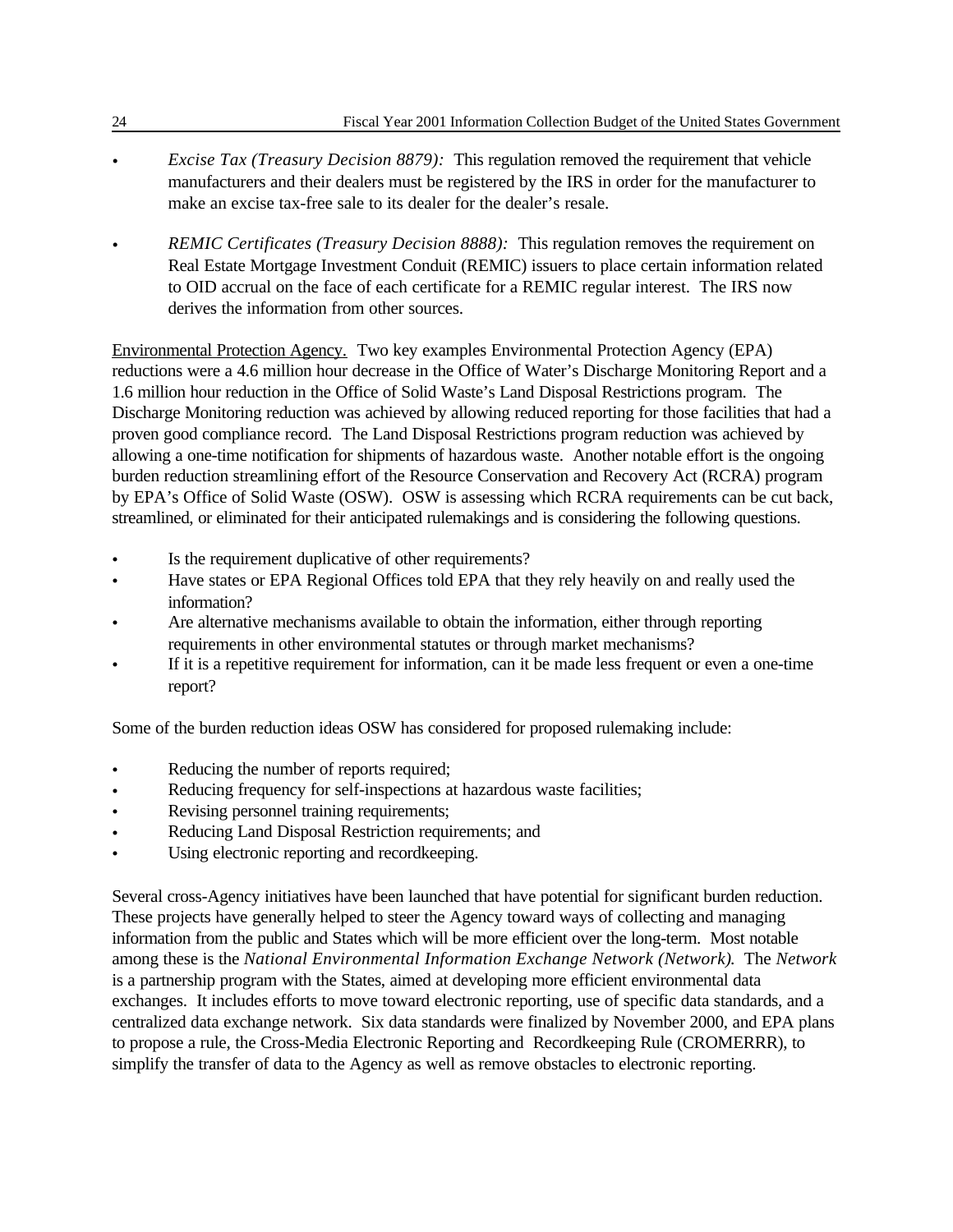- *Excise Tax (Treasury Decision 8879):* This regulation removed the requirement that vehicle manufacturers and their dealers must be registered by the IRS in order for the manufacturer to make an excise tax-free sale to its dealer for the dealer's resale.

- *REMIC Certificates (Treasury Decision 8888):* This regulation removes the requirement on Real Estate Mortgage Investment Conduit (REMIC) issuers to place certain information related to OID accrual on the face of each certificate for a REMIC regular interest. The IRS now derives the information from other sources.

Environmental Protection Agency. Two key examples Environmental Protection Agency (EPA) reductions were a 4.6 million hour decrease in the Office of Water's Discharge Monitoring Report and a 1.6 million hour reduction in the Office of Solid Waste's Land Disposal Restrictions program. The Discharge Monitoring reduction was achieved by allowing reduced reporting for those facilities that had a proven good compliance record. The Land Disposal Restrictions program reduction was achieved by allowing a one-time notification for shipments of hazardous waste. Another notable effort is the ongoing burden reduction streamlining effort of the Resource Conservation and Recovery Act (RCRA) program by EPA's Office of Solid Waste (OSW). OSW is assessing which RCRA requirements can be cut back, streamlined, or eliminated for their anticipated rulemakings and is considering the following questions.

- Is the requirement duplicative of other requirements?
- Have states or EPA Regional Offices told EPA that they rely heavily on and really used the information?
- Are alternative mechanisms available to obtain the information, either through reporting requirements in other environmental statutes or through market mechanisms?
- If it is a repetitive requirement for information, can it be made less frequent or even a one-time report?

Some of the burden reduction ideas OSW has considered for proposed rulemaking include:

- Reducing the number of reports required;
- Reducing frequency for self-inspections at hazardous waste facilities;
- Revising personnel training requirements;
- Reducing Land Disposal Restriction requirements; and
- Using electronic reporting and recordkeeping.

Several cross-Agency initiatives have been launched that have potential for significant burden reduction. These projects have generally helped to steer the Agency toward ways of collecting and managing information from the public and States which will be more efficient over the long-term. Most notable among these is the *National Environmental Information Exchange Network (Network).* The *Network* is a partnership program with the States, aimed at developing more efficient environmental data exchanges. It includes efforts to move toward electronic reporting, use of specific data standards, and a centralized data exchange network. Six data standards were finalized by November 2000, and EPA plans to propose a rule, the Cross-Media Electronic Reporting and Recordkeeping Rule (CROMERRR), to simplify the transfer of data to the Agency as well as remove obstacles to electronic reporting.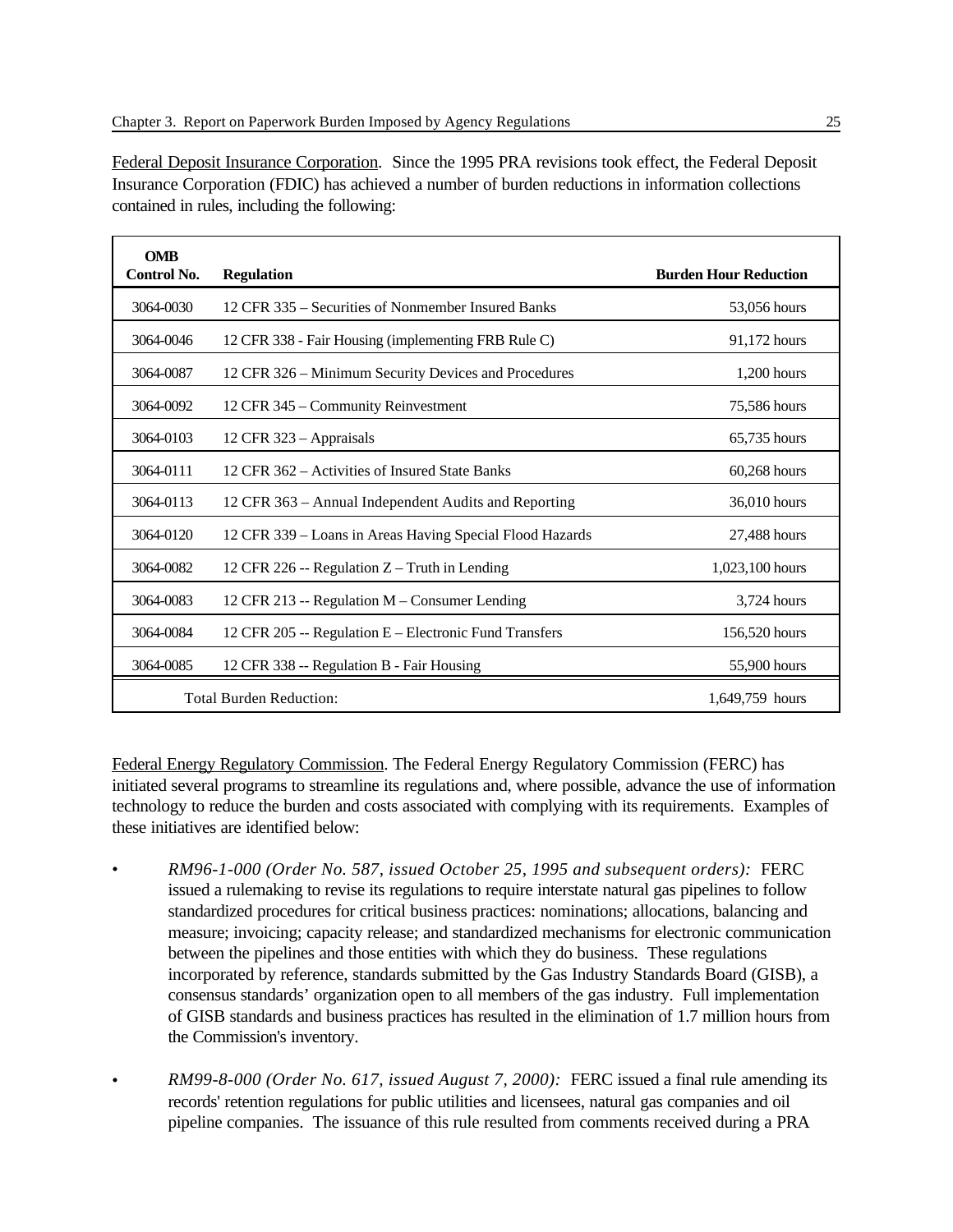Federal Deposit Insurance Corporation. Since the 1995 PRA revisions took effect, the Federal Deposit Insurance Corporation (FDIC) has achieved a number of burden reductions in information collections contained in rules, including the following:

| OMB Control No. | Regulation | Burden Hour Reduction |
|---|---|---|
| 3064-0030 | 12 CFR 335 – Securities of Nonmember Insured Banks | 53,056 hours |
| 3064-0046 | 12 CFR 338 - Fair Housing (implementing FRB Rule C) | 91,172 hours |
| 3064-0087 | 12 CFR 326 – Minimum Security Devices and Procedures | 1,200 hours |
| 3064-0092 | 12 CFR 345 – Community Reinvestment | 75,586 hours |
| 3064-0103 | 12 CFR 323 – Appraisals | 65,735 hours |
| 3064-0111 | 12 CFR 362 – Activities of Insured State Banks | 60,268 hours |
| 3064-0113 | 12 CFR 363 – Annual Independent Audits and Reporting | 36,010 hours |
| 3064-0120 | 12 CFR 339 – Loans in Areas Having Special Flood Hazards | 27,488 hours |
| 3064-0082 | 12 CFR 226 -- Regulation Z – Truth in Lending | 1,023,100 hours |
| 3064-0083 | 12 CFR 213 -- Regulation M – Consumer Lending | 3,724 hours |
| 3064-0084 | 12 CFR 205 -- Regulation E – Electronic Fund Transfers | 156,520 hours |
| 3064-0085 | 12 CFR 338 -- Regulation B - Fair Housing | 55,900 hours |
| Total Burden Reduction: | | 1,649,759 hours |

Federal Energy Regulatory Commission. The Federal Energy Regulatory Commission (FERC) has initiated several programs to streamline its regulations and, where possible, advance the use of information technology to reduce the burden and costs associated with complying with its requirements. Examples of these initiatives are identified below:

- *RM96-1-000 (Order No. 587, issued October 25, 1995 and subsequent orders):* FERC issued a rulemaking to revise its regulations to require interstate natural gas pipelines to follow standardized procedures for critical business practices: nominations; allocations, balancing and measure; invoicing; capacity release; and standardized mechanisms for electronic communication between the pipelines and those entities with which they do business. These regulations incorporated by reference, standards submitted by the Gas Industry Standards Board (GISB), a consensus standards' organization open to all members of the gas industry. Full implementation of GISB standards and business practices has resulted in the elimination of 1.7 million hours from the Commission's inventory.

- *RM99-8-000 (Order No. 617, issued August 7, 2000):* FERC issued a final rule amending its records' retention regulations for public utilities and licensees, natural gas companies and oil pipeline companies. The issuance of this rule resulted from comments received during a PRA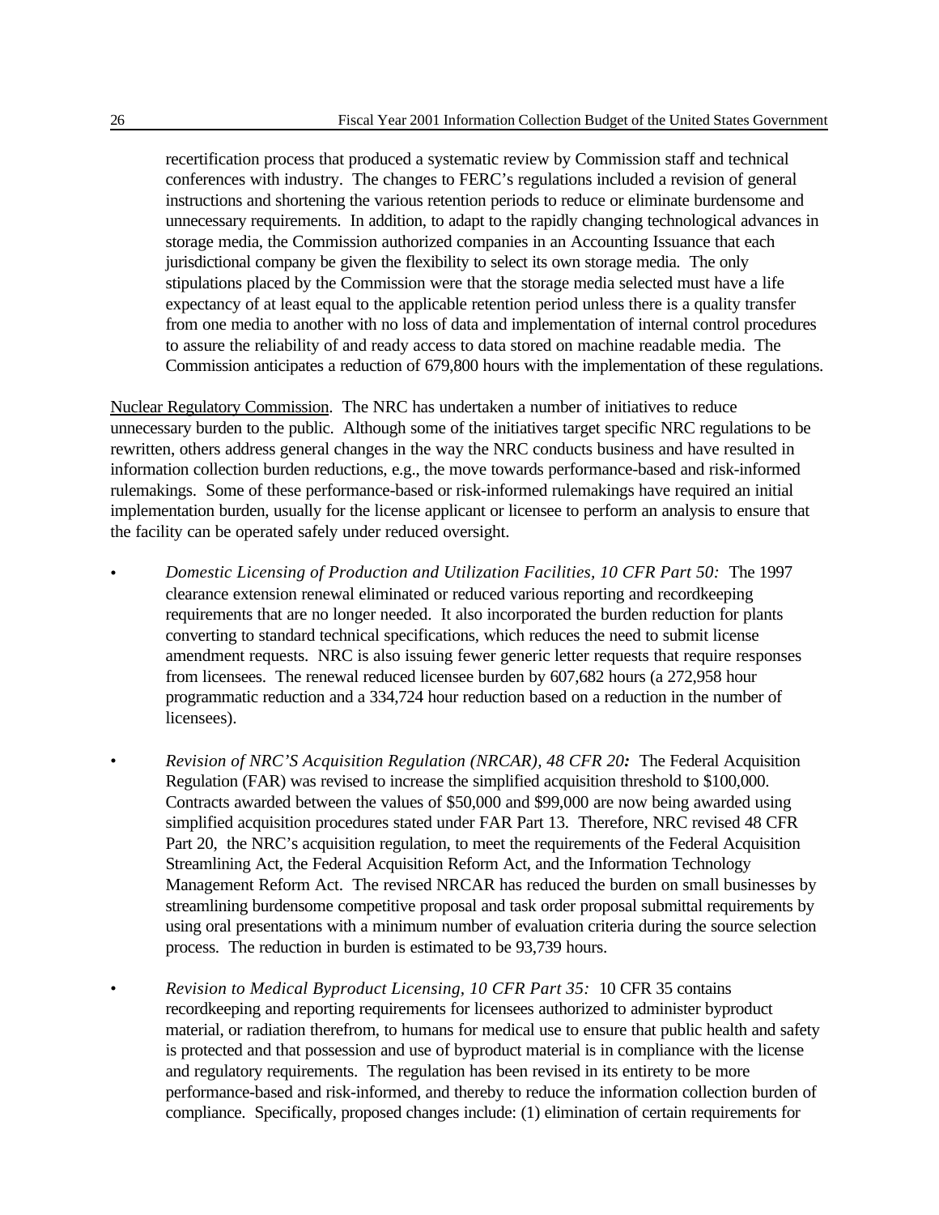recertification process that produced a systematic review by Commission staff and technical conferences with industry. The changes to FERC's regulations included a revision of general instructions and shortening the various retention periods to reduce or eliminate burdensome and unnecessary requirements. In addition, to adapt to the rapidly changing technological advances in storage media, the Commission authorized companies in an Accounting Issuance that each jurisdictional company be given the flexibility to select its own storage media. The only stipulations placed by the Commission were that the storage media selected must have a life expectancy of at least equal to the applicable retention period unless there is a quality transfer from one media to another with no loss of data and implementation of internal control procedures to assure the reliability of and ready access to data stored on machine readable media. The Commission anticipates a reduction of 679,800 hours with the implementation of these regulations.

<u>Nuclear Regulatory Commission</u>. The NRC has undertaken a number of initiatives to reduce unnecessary burden to the public. Although some of the initiatives target specific NRC regulations to be rewritten, others address general changes in the way the NRC conducts business and have resulted in information collection burden reductions, e.g., the move towards performance-based and risk-informed rulemakings. Some of these performance-based or risk-informed rulemakings have required an initial implementation burden, usually for the license applicant or licensee to perform an analysis to ensure that the facility can be operated safely under reduced oversight.

- *Domestic Licensing of Production and Utilization Facilities, 10 CFR Part 50:* The 1997 clearance extension renewal eliminated or reduced various reporting and recordkeeping requirements that are no longer needed. It also incorporated the burden reduction for plants converting to standard technical specifications, which reduces the need to submit license amendment requests. NRC is also issuing fewer generic letter requests that require responses from licensees. The renewal reduced licensee burden by 607,682 hours (a 272,958 hour programmatic reduction and a 334,724 hour reduction based on a reduction in the number of licensees).

- *Revision of NRC'S Acquisition Regulation (NRCAR), 48 CFR 20:* The Federal Acquisition Regulation (FAR) was revised to increase the simplified acquisition threshold to $100,000. Contracts awarded between the values of $50,000 and $99,000 are now being awarded using simplified acquisition procedures stated under FAR Part 13. Therefore, NRC revised 48 CFR Part 20, the NRC's acquisition regulation, to meet the requirements of the Federal Acquisition Streamlining Act, the Federal Acquisition Reform Act, and the Information Technology Management Reform Act. The revised NRCAR has reduced the burden on small businesses by streamlining burdensome competitive proposal and task order proposal submittal requirements by using oral presentations with a minimum number of evaluation criteria during the source selection process. The reduction in burden is estimated to be 93,739 hours.

- *Revision to Medical Byproduct Licensing, 10 CFR Part 35:* 10 CFR 35 contains recordkeeping and reporting requirements for licensees authorized to administer byproduct material, or radiation therefrom, to humans for medical use to ensure that public health and safety is protected and that possession and use of byproduct material is in compliance with the license and regulatory requirements. The regulation has been revised in its entirety to be more performance-based and risk-informed, and thereby to reduce the information collection burden of compliance. Specifically, proposed changes include: (1) elimination of certain requirements for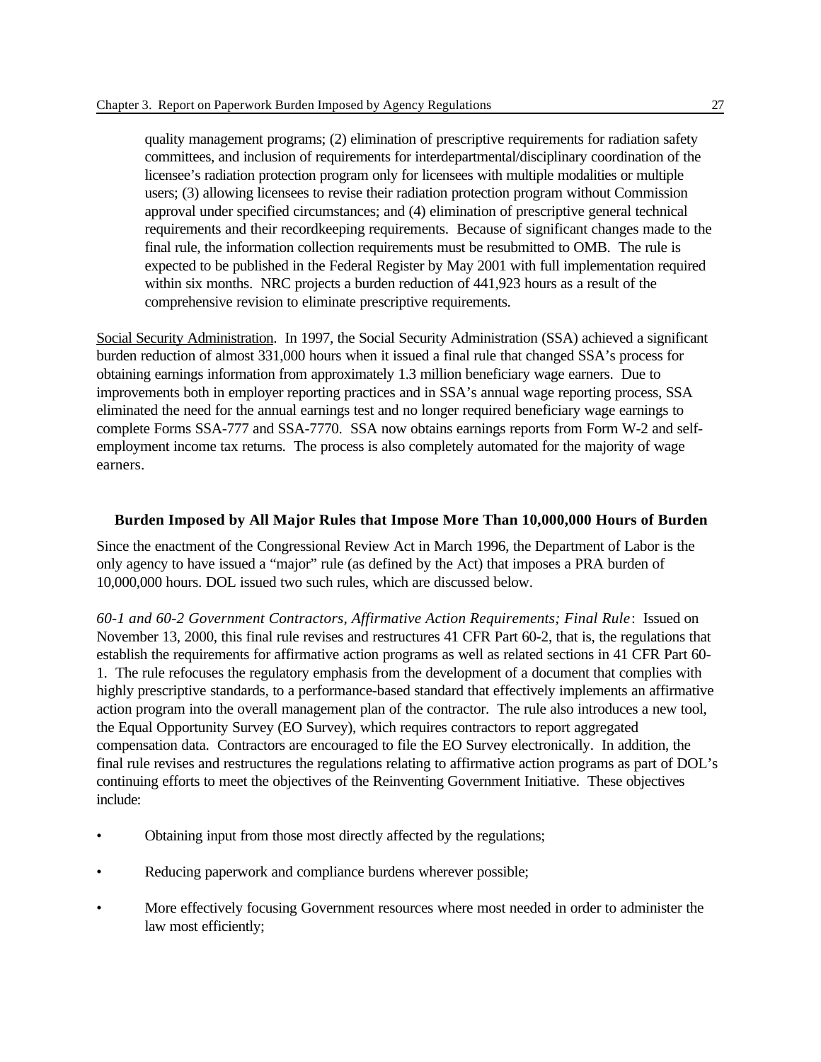quality management programs; (2) elimination of prescriptive requirements for radiation safety committees, and inclusion of requirements for interdepartmental/disciplinary coordination of the licensee's radiation protection program only for licensees with multiple modalities or multiple users; (3) allowing licensees to revise their radiation protection program without Commission approval under specified circumstances; and (4) elimination of prescriptive general technical requirements and their recordkeeping requirements. Because of significant changes made to the final rule, the information collection requirements must be resubmitted to OMB. The rule is expected to be published in the Federal Register by May 2001 with full implementation required within six months. NRC projects a burden reduction of 441,923 hours as a result of the comprehensive revision to eliminate prescriptive requirements.

<u>Social Security Administration</u>. In 1997, the Social Security Administration (SSA) achieved a significant burden reduction of almost 331,000 hours when it issued a final rule that changed SSA's process for obtaining earnings information from approximately 1.3 million beneficiary wage earners. Due to improvements both in employer reporting practices and in SSA's annual wage reporting process, SSA eliminated the need for the annual earnings test and no longer required beneficiary wage earnings to complete Forms SSA-777 and SSA-7770. SSA now obtains earnings reports from Form W-2 and self-employment income tax returns. The process is also completely automated for the majority of wage earners.

### Burden Imposed by All Major Rules that Impose More Than 10,000,000 Hours of Burden

Since the enactment of the Congressional Review Act in March 1996, the Department of Labor is the only agency to have issued a "major" rule (as defined by the Act) that imposes a PRA burden of 10,000,000 hours. DOL issued two such rules, which are discussed below.

*60-1 and 60-2 Government Contractors, Affirmative Action Requirements; Final Rule*: Issued on November 13, 2000, this final rule revises and restructures 41 CFR Part 60-2, that is, the regulations that establish the requirements for affirmative action programs as well as related sections in 41 CFR Part 60-1. The rule refocuses the regulatory emphasis from the development of a document that complies with highly prescriptive standards, to a performance-based standard that effectively implements an affirmative action program into the overall management plan of the contractor. The rule also introduces a new tool, the Equal Opportunity Survey (EO Survey), which requires contractors to report aggregated compensation data. Contractors are encouraged to file the EO Survey electronically. In addition, the final rule revises and restructures the regulations relating to affirmative action programs as part of DOL's continuing efforts to meet the objectives of the Reinventing Government Initiative. These objectives include:

- Obtaining input from those most directly affected by the regulations;
- Reducing paperwork and compliance burdens wherever possible;
- More effectively focusing Government resources where most needed in order to administer the law most efficiently;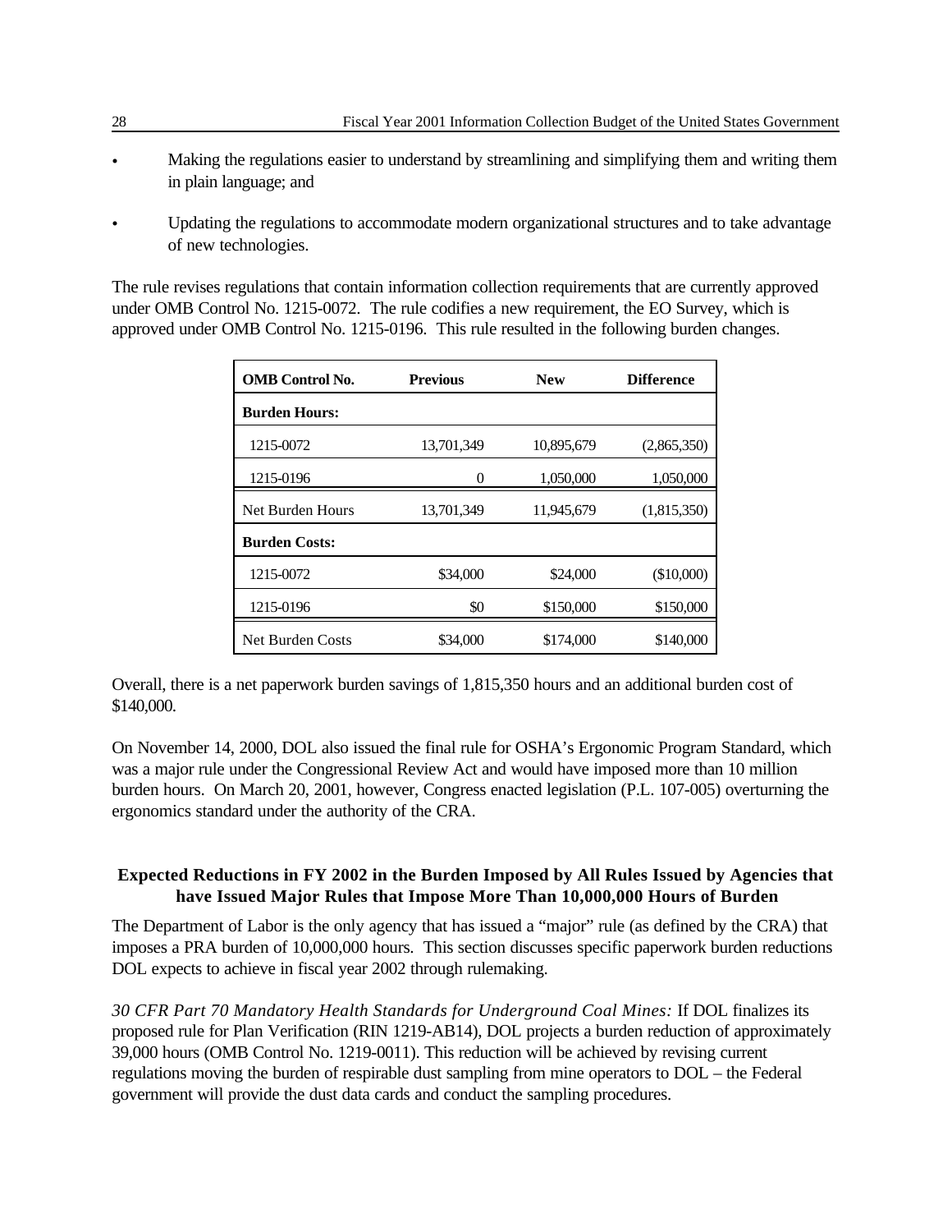- Making the regulations easier to understand by streamlining and simplifying them and writing them in plain language; and
- Updating the regulations to accommodate modern organizational structures and to take advantage of new technologies.

The rule revises regulations that contain information collection requirements that are currently approved under OMB Control No. 1215-0072. The rule codifies a new requirement, the EO Survey, which is approved under OMB Control No. 1215-0196. This rule resulted in the following burden changes.

| OMB Control No. | Previous | New | Difference |
|---|---|---|---|
| **Burden Hours:** | | | |
| 1215-0072 | 13,701,349 | 10,895,679 | (2,865,350) |
| 1215-0196 | 0 | 1,050,000 | 1,050,000 |
| Net Burden Hours | 13,701,349 | 11,945,679 | (1,815,350) |
| **Burden Costs:** | | | |
| 1215-0072 | $34,000 | $24,000 | ($10,000) |
| 1215-0196 | $0 | $150,000 | $150,000 |
| Net Burden Costs | $34,000 | $174,000 | $140,000 |

Overall, there is a net paperwork burden savings of 1,815,350 hours and an additional burden cost of $140,000.

On November 14, 2000, DOL also issued the final rule for OSHA's Ergonomic Program Standard, which was a major rule under the Congressional Review Act and would have imposed more than 10 million burden hours. On March 20, 2001, however, Congress enacted legislation (P.L. 107-005) overturning the ergonomics standard under the authority of the CRA.

## Expected Reductions in FY 2002 in the Burden Imposed by All Rules Issued by Agencies that have Issued Major Rules that Impose More Than 10,000,000 Hours of Burden

The Department of Labor is the only agency that has issued a "major" rule (as defined by the CRA) that imposes a PRA burden of 10,000,000 hours. This section discusses specific paperwork burden reductions DOL expects to achieve in fiscal year 2002 through rulemaking.

*30 CFR Part 70 Mandatory Health Standards for Underground Coal Mines:* If DOL finalizes its proposed rule for Plan Verification (RIN 1219-AB14), DOL projects a burden reduction of approximately 39,000 hours (OMB Control No. 1219-0011). This reduction will be achieved by revising current regulations moving the burden of respirable dust sampling from mine operators to DOL – the Federal government will provide the dust data cards and conduct the sampling procedures.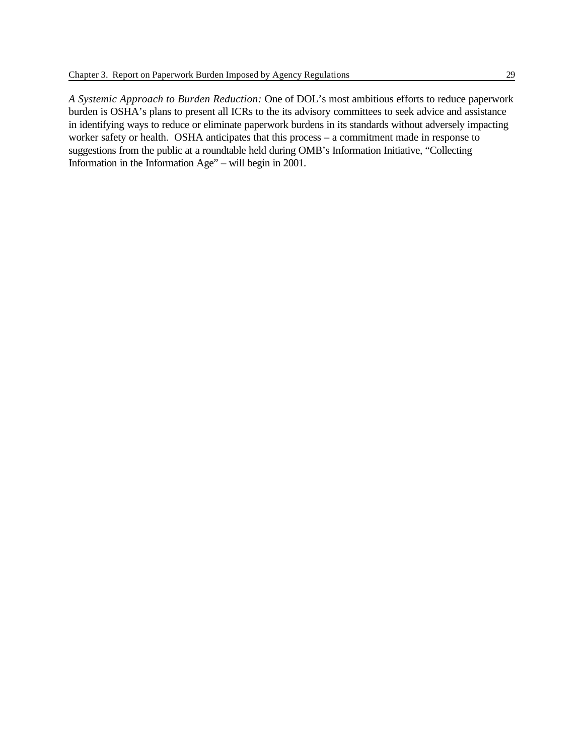*A Systemic Approach to Burden Reduction:* One of DOL's most ambitious efforts to reduce paperwork burden is OSHA's plans to present all ICRs to the its advisory committees to seek advice and assistance in identifying ways to reduce or eliminate paperwork burdens in its standards without adversely impacting worker safety or health. OSHA anticipates that this process – a commitment made in response to suggestions from the public at a roundtable held during OMB's Information Initiative, "Collecting Information in the Information Age" – will begin in 2001.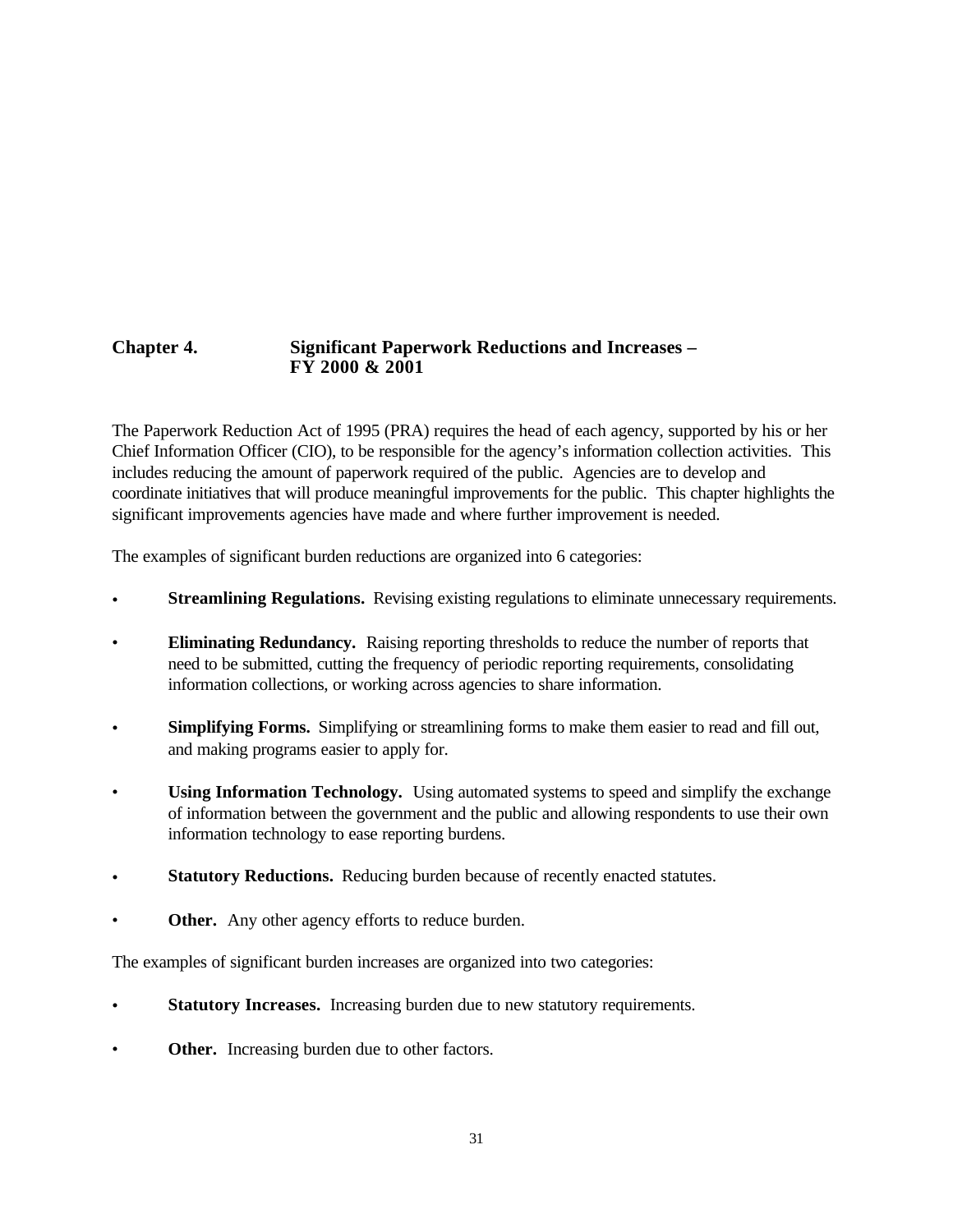# Chapter 4. Significant Paperwork Reductions and Increases – FY 2000 & 2001

The Paperwork Reduction Act of 1995 (PRA) requires the head of each agency, supported by his or her Chief Information Officer (CIO), to be responsible for the agency's information collection activities. This includes reducing the amount of paperwork required of the public. Agencies are to develop and coordinate initiatives that will produce meaningful improvements for the public. This chapter highlights the significant improvements agencies have made and where further improvement is needed.

The examples of significant burden reductions are organized into 6 categories:

- **Streamlining Regulations.** Revising existing regulations to eliminate unnecessary requirements.
- **Eliminating Redundancy.** Raising reporting thresholds to reduce the number of reports that need to be submitted, cutting the frequency of periodic reporting requirements, consolidating information collections, or working across agencies to share information.
- **Simplifying Forms.** Simplifying or streamlining forms to make them easier to read and fill out, and making programs easier to apply for.
- **Using Information Technology.** Using automated systems to speed and simplify the exchange of information between the government and the public and allowing respondents to use their own information technology to ease reporting burdens.
- **Statutory Reductions.** Reducing burden because of recently enacted statutes.
- **Other.** Any other agency efforts to reduce burden.

The examples of significant burden increases are organized into two categories:

- **Statutory Increases.** Increasing burden due to new statutory requirements.
- **Other.** Increasing burden due to other factors.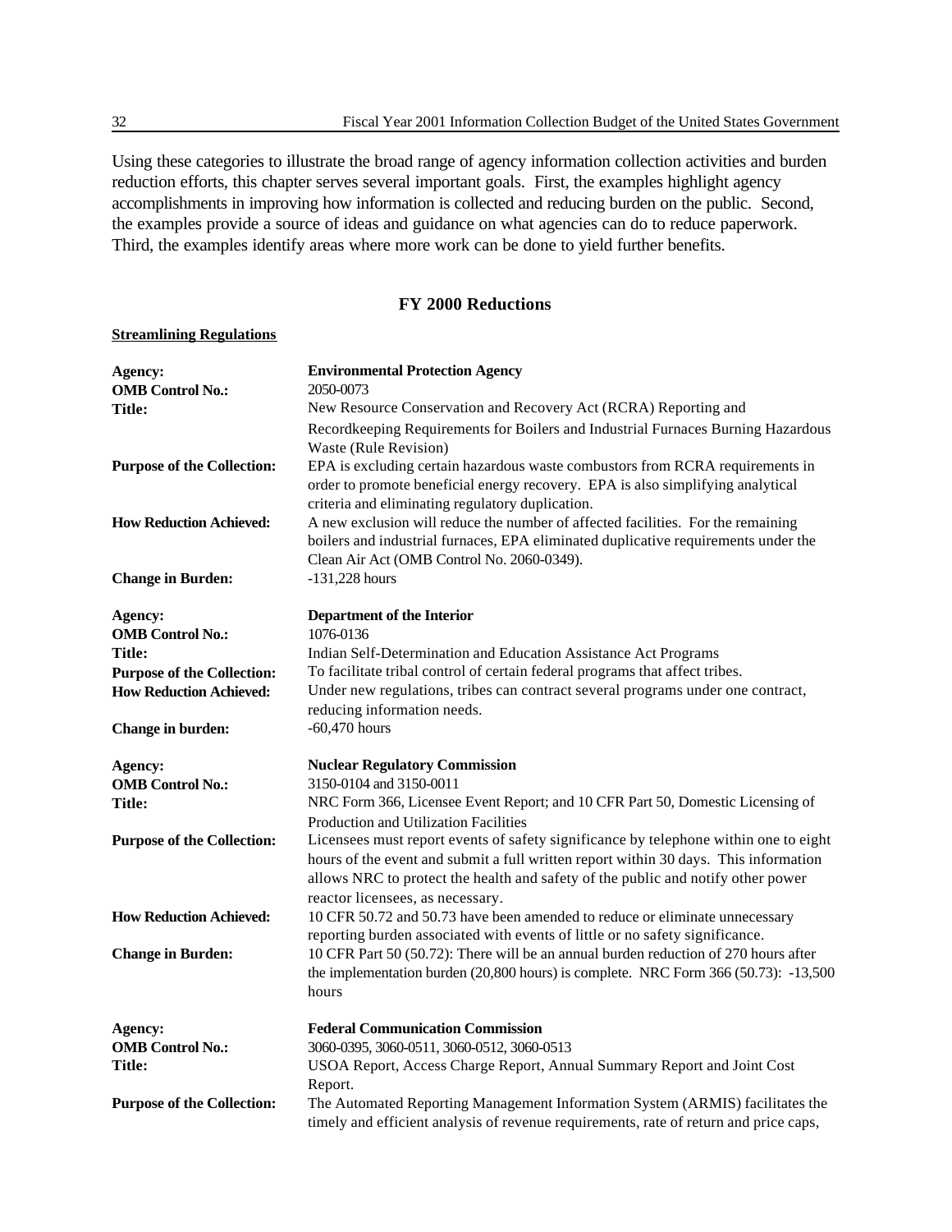Using these categories to illustrate the broad range of agency information collection activities and burden reduction efforts, this chapter serves several important goals. First, the examples highlight agency accomplishments in improving how information is collected and reducing burden on the public. Second, the examples provide a source of ideas and guidance on what agencies can do to reduce paperwork. Third, the examples identify areas where more work can be done to yield further benefits.

## FY 2000 Reductions

**Streamlining Regulations**

| | |
|---|---|
| **Agency:** | **Environmental Protection Agency** |
| **OMB Control No.:** | 2050-0073 |
| **Title:** | New Resource Conservation and Recovery Act (RCRA) Reporting and Recordkeeping Requirements for Boilers and Industrial Furnaces Burning Hazardous Waste (Rule Revision) |
| **Purpose of the Collection:** | EPA is excluding certain hazardous waste combustors from RCRA requirements in order to promote beneficial energy recovery. EPA is also simplifying analytical criteria and eliminating regulatory duplication. |
| **How Reduction Achieved:** | A new exclusion will reduce the number of affected facilities. For the remaining boilers and industrial furnaces, EPA eliminated duplicative requirements under the Clean Air Act (OMB Control No. 2060-0349). |
| **Change in Burden:** | -131,228 hours |

| | |
|---|---|
| **Agency:** | **Department of the Interior** |
| **OMB Control No.:** | 1076-0136 |
| **Title:** | Indian Self-Determination and Education Assistance Act Programs |
| **Purpose of the Collection:** | To facilitate tribal control of certain federal programs that affect tribes. |
| **How Reduction Achieved:** | Under new regulations, tribes can contract several programs under one contract, reducing information needs. |
| **Change in burden:** | -60,470 hours |

| | |
|---|---|
| **Agency:** | **Nuclear Regulatory Commission** |
| **OMB Control No.:** | 3150-0104 and 3150-0011 |
| **Title:** | NRC Form 366, Licensee Event Report; and 10 CFR Part 50, Domestic Licensing of Production and Utilization Facilities |
| **Purpose of the Collection:** | Licensees must report events of safety significance by telephone within one to eight hours of the event and submit a full written report within 30 days. This information allows NRC to protect the health and safety of the public and notify other power reactor licensees, as necessary. |
| **How Reduction Achieved:** | 10 CFR 50.72 and 50.73 have been amended to reduce or eliminate unnecessary reporting burden associated with events of little or no safety significance. |
| **Change in Burden:** | 10 CFR Part 50 (50.72): There will be an annual burden reduction of 270 hours after the implementation burden (20,800 hours) is complete. NRC Form 366 (50.73): -13,500 hours |

| | |
|---|---|
| **Agency:** | **Federal Communication Commission** |
| **OMB Control No.:** | 3060-0395, 3060-0511, 3060-0512, 3060-0513 |
| **Title:** | USOA Report, Access Charge Report, Annual Summary Report and Joint Cost Report. |
| **Purpose of the Collection:** | The Automated Reporting Management Information System (ARMIS) facilitates the timely and efficient analysis of revenue requirements, rate of return and price caps, |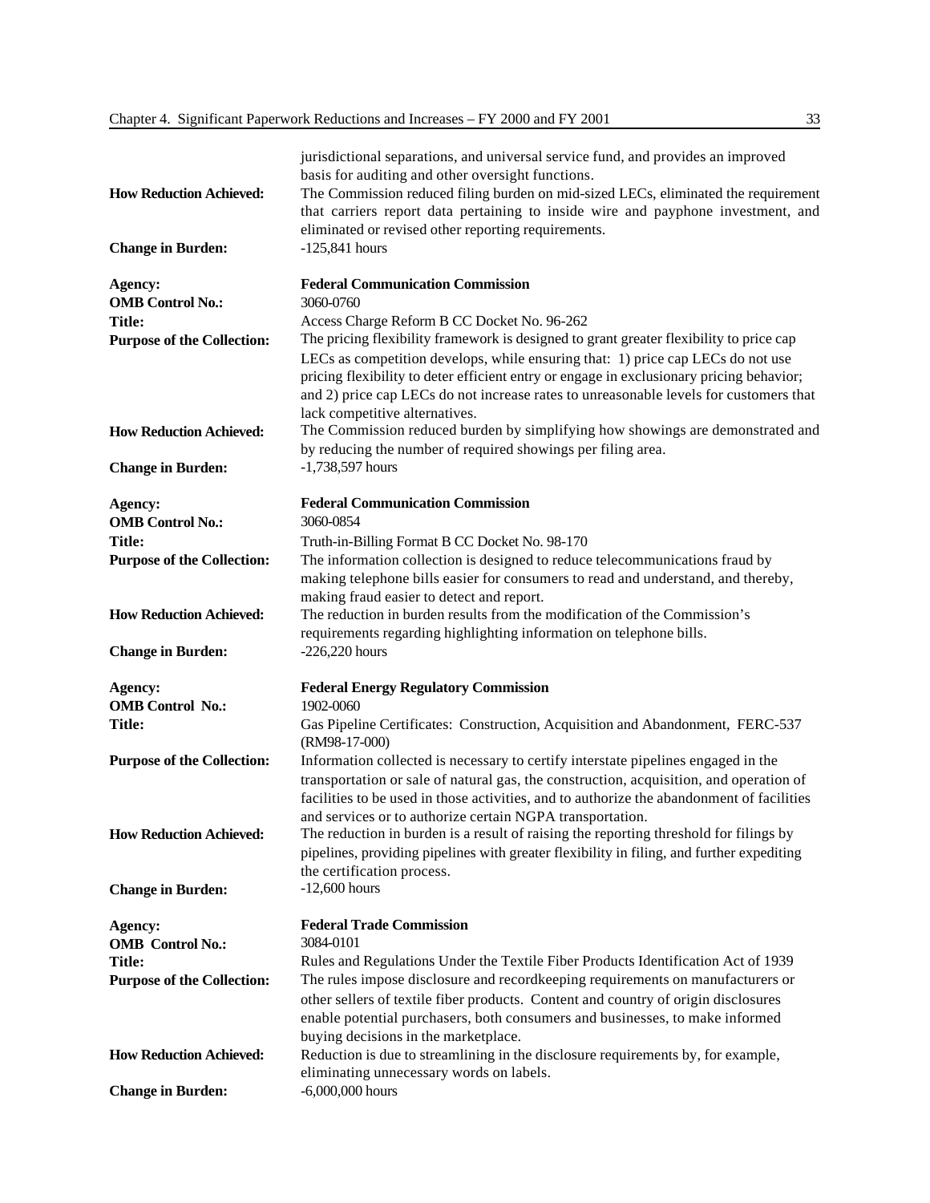jurisdictional separations, and universal service fund, and provides an improved basis for auditing and other oversight functions.

**How Reduction Achieved:** The Commission reduced filing burden on mid-sized LECs, eliminated the requirement that carriers report data pertaining to inside wire and payphone investment, and eliminated or revised other reporting requirements.

**Change in Burden:** -125,841 hours

**Agency:** **Federal Communication Commission**
**OMB Control No.:** 3060-0760
**Title:** Access Charge Reform B CC Docket No. 96-262
**Purpose of the Collection:** The pricing flexibility framework is designed to grant greater flexibility to price cap LECs as competition develops, while ensuring that: 1) price cap LECs do not use pricing flexibility to deter efficient entry or engage in exclusionary pricing behavior; and 2) price cap LECs do not increase rates to unreasonable levels for customers that lack competitive alternatives.
**How Reduction Achieved:** The Commission reduced burden by simplifying how showings are demonstrated and by reducing the number of required showings per filing area.
**Change in Burden:** -1,738,597 hours

**Agency:** **Federal Communication Commission**
**OMB Control No.:** 3060-0854
**Title:** Truth-in-Billing Format B CC Docket No. 98-170
**Purpose of the Collection:** The information collection is designed to reduce telecommunications fraud by making telephone bills easier for consumers to read and understand, and thereby, making fraud easier to detect and report.
**How Reduction Achieved:** The reduction in burden results from the modification of the Commission's requirements regarding highlighting information on telephone bills.
**Change in Burden:** -226,220 hours

**Agency:** **Federal Energy Regulatory Commission**
**OMB Control No.:** 1902-0060
**Title:** Gas Pipeline Certificates: Construction, Acquisition and Abandonment, FERC-537 (RM98-17-000)
**Purpose of the Collection:** Information collected is necessary to certify interstate pipelines engaged in the transportation or sale of natural gas, the construction, acquisition, and operation of facilities to be used in those activities, and to authorize the abandonment of facilities and services or to authorize certain NGPA transportation.
**How Reduction Achieved:** The reduction in burden is a result of raising the reporting threshold for filings by pipelines, providing pipelines with greater flexibility in filing, and further expediting the certification process.
**Change in Burden:** -12,600 hours

**Agency:** **Federal Trade Commission**
**OMB Control No.:** 3084-0101
**Title:** Rules and Regulations Under the Textile Fiber Products Identification Act of 1939
**Purpose of the Collection:** The rules impose disclosure and recordkeeping requirements on manufacturers or other sellers of textile fiber products. Content and country of origin disclosures enable potential purchasers, both consumers and businesses, to make informed buying decisions in the marketplace.
**How Reduction Achieved:** Reduction is due to streamlining in the disclosure requirements by, for example, eliminating unnecessary words on labels.
**Change in Burden:** -6,000,000 hours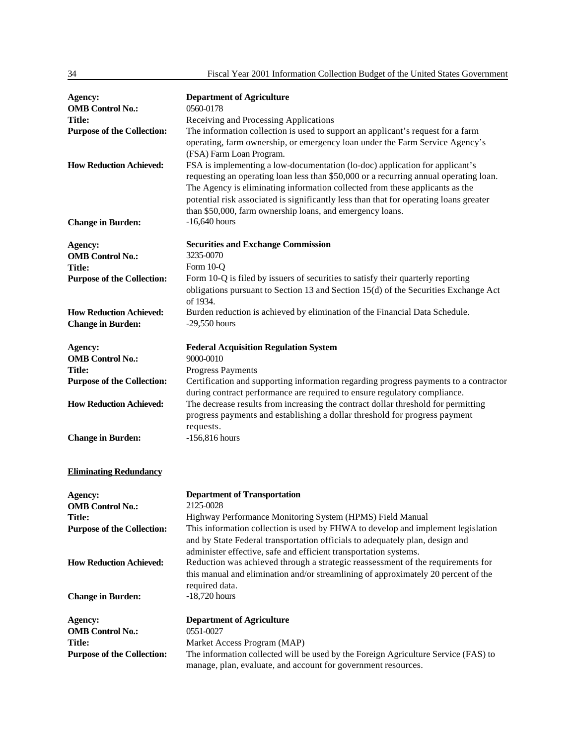| | |
|---|---|
| **Agency:** | **Department of Agriculture** |
| **OMB Control No.:** | 0560-0178 |
| **Title:** | Receiving and Processing Applications |
| **Purpose of the Collection:** | The information collection is used to support an applicant's request for a farm operating, farm ownership, or emergency loan under the Farm Service Agency's (FSA) Farm Loan Program. |
| **How Reduction Achieved:** | FSA is implementing a low-documentation (lo-doc) application for applicant's requesting an operating loan less than $50,000 or a recurring annual operating loan. The Agency is eliminating information collected from these applicants as the potential risk associated is significantly less than that for operating loans greater than $50,000, farm ownership loans, and emergency loans. |
| **Change in Burden:** | -16,640 hours |

| | |
|---|---|
| **Agency:** | **Securities and Exchange Commission** |
| **OMB Control No.:** | 3235-0070 |
| **Title:** | Form 10-Q |
| **Purpose of the Collection:** | Form 10-Q is filed by issuers of securities to satisfy their quarterly reporting obligations pursuant to Section 13 and Section 15(d) of the Securities Exchange Act of 1934. |
| **How Reduction Achieved:** | Burden reduction is achieved by elimination of the Financial Data Schedule. |
| **Change in Burden:** | -29,550 hours |

| | |
|---|---|
| **Agency:** | **Federal Acquisition Regulation System** |
| **OMB Control No.:** | 9000-0010 |
| **Title:** | Progress Payments |
| **Purpose of the Collection:** | Certification and supporting information regarding progress payments to a contractor during contract performance are required to ensure regulatory compliance. |
| **How Reduction Achieved:** | The decrease results from increasing the contract dollar threshold for permitting progress payments and establishing a dollar threshold for progress payment requests. |
| **Change in Burden:** | -156,816 hours |

**Eliminating Redundancy**

| | |
|---|---|
| **Agency:** | **Department of Transportation** |
| **OMB Control No.:** | 2125-0028 |
| **Title:** | Highway Performance Monitoring System (HPMS) Field Manual |
| **Purpose of the Collection:** | This information collection is used by FHWA to develop and implement legislation and by State Federal transportation officials to adequately plan, design and administer effective, safe and efficient transportation systems. |
| **How Reduction Achieved:** | Reduction was achieved through a strategic reassessment of the requirements for this manual and elimination and/or streamlining of approximately 20 percent of the required data. |
| **Change in Burden:** | -18,720 hours |

| | |
|---|---|
| **Agency:** | **Department of Agriculture** |
| **OMB Control No.:** | 0551-0027 |
| **Title:** | Market Access Program (MAP) |
| **Purpose of the Collection:** | The information collected will be used by the Foreign Agriculture Service (FAS) to manage, plan, evaluate, and account for government resources. |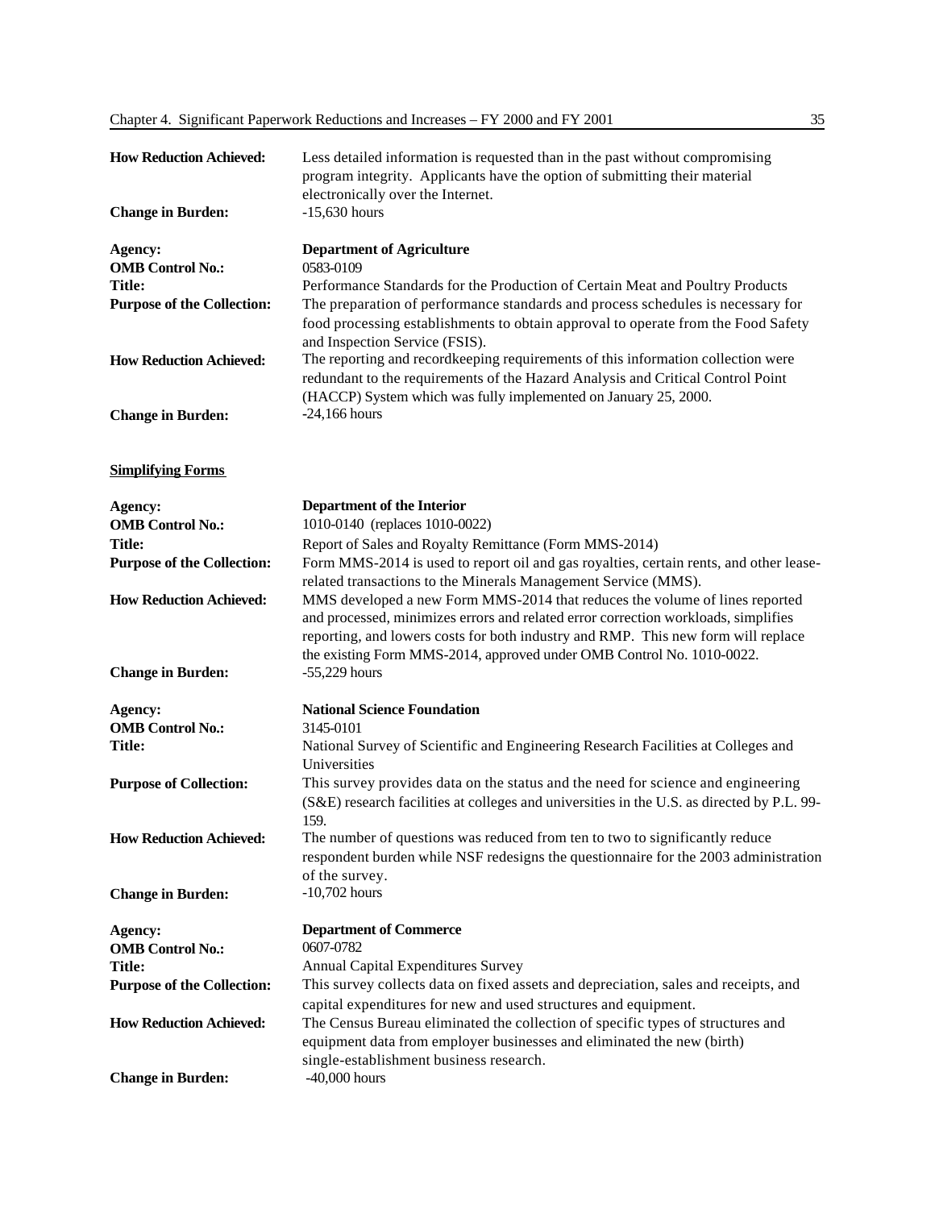**How Reduction Achieved:** Less detailed information is requested than in the past without compromising program integrity. Applicants have the option of submitting their material electronically over the Internet.

**Change in Burden:** -15,630 hours

**Agency:** **Department of Agriculture**

**OMB Control No.:** 0583-0109

**Title:** Performance Standards for the Production of Certain Meat and Poultry Products

**Purpose of the Collection:** The preparation of performance standards and process schedules is necessary for food processing establishments to obtain approval to operate from the Food Safety and Inspection Service (FSIS).

**How Reduction Achieved:** The reporting and recordkeeping requirements of this information collection were redundant to the requirements of the Hazard Analysis and Critical Control Point (HACCP) System which was fully implemented on January 25, 2000.

**Change in Burden:** -24,166 hours

**Simplifying Forms**

**Agency:** **Department of the Interior**

**OMB Control No.:** 1010-0140 (replaces 1010-0022)

**Title:** Report of Sales and Royalty Remittance (Form MMS-2014)

**Purpose of the Collection:** Form MMS-2014 is used to report oil and gas royalties, certain rents, and other lease-related transactions to the Minerals Management Service (MMS).

**How Reduction Achieved:** MMS developed a new Form MMS-2014 that reduces the volume of lines reported and processed, minimizes errors and related error correction workloads, simplifies reporting, and lowers costs for both industry and RMP. This new form will replace the existing Form MMS-2014, approved under OMB Control No. 1010-0022.

**Change in Burden:** -55,229 hours

**Agency:** **National Science Foundation**

**OMB Control No.:** 3145-0101

**Title:** National Survey of Scientific and Engineering Research Facilities at Colleges and Universities

**Purpose of Collection:** This survey provides data on the status and the need for science and engineering (S&E) research facilities at colleges and universities in the U.S. as directed by P.L. 99-159.

**How Reduction Achieved:** The number of questions was reduced from ten to two to significantly reduce respondent burden while NSF redesigns the questionnaire for the 2003 administration of the survey.

**Change in Burden:** -10,702 hours

**Agency:** **Department of Commerce**

**OMB Control No.:** 0607-0782

**Title:** Annual Capital Expenditures Survey

**Purpose of the Collection:** This survey collects data on fixed assets and depreciation, sales and receipts, and capital expenditures for new and used structures and equipment.

**How Reduction Achieved:** The Census Bureau eliminated the collection of specific types of structures and equipment data from employer businesses and eliminated the new (birth) single-establishment business research.

**Change in Burden:** -40,000 hours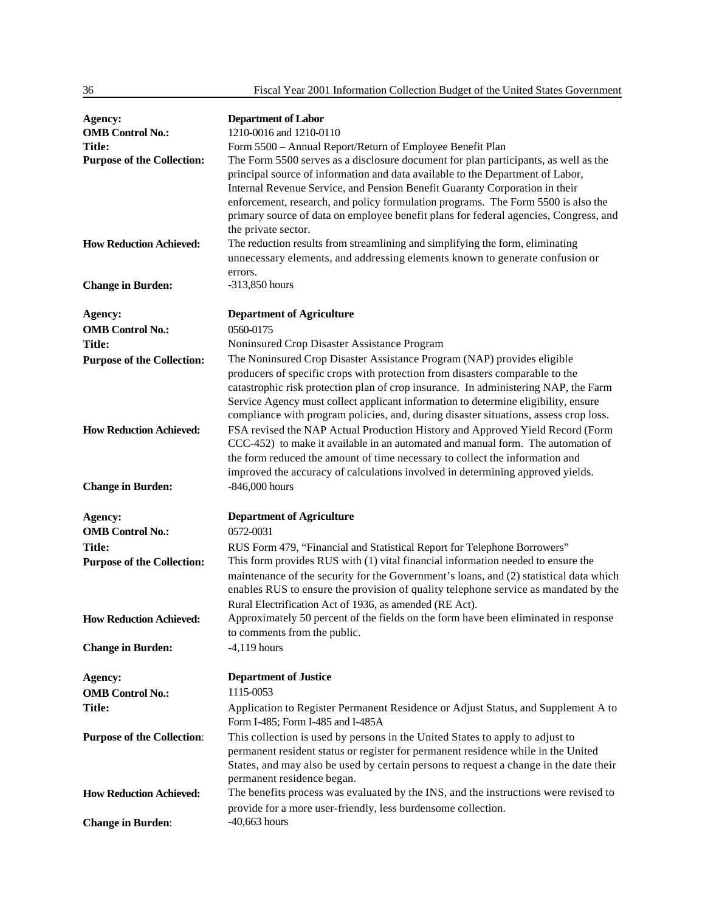| | |
|---|---|
| **Agency:** | **Department of Labor** |
| **OMB Control No.:** | 1210-0016 and 1210-0110 |
| **Title:** | Form 5500 – Annual Report/Return of Employee Benefit Plan |
| **Purpose of the Collection:** | The Form 5500 serves as a disclosure document for plan participants, as well as the principal source of information and data available to the Department of Labor, Internal Revenue Service, and Pension Benefit Guaranty Corporation in their enforcement, research, and policy formulation programs. The Form 5500 is also the primary source of data on employee benefit plans for federal agencies, Congress, and the private sector. |
| **How Reduction Achieved:** | The reduction results from streamlining and simplifying the form, eliminating unnecessary elements, and addressing elements known to generate confusion or errors. |
| **Change in Burden:** | -313,850 hours |

| | |
|---|---|
| **Agency:** | **Department of Agriculture** |
| **OMB Control No.:** | 0560-0175 |
| **Title:** | Noninsured Crop Disaster Assistance Program |
| **Purpose of the Collection:** | The Noninsured Crop Disaster Assistance Program (NAP) provides eligible producers of specific crops with protection from disasters comparable to the catastrophic risk protection plan of crop insurance. In administering NAP, the Farm Service Agency must collect applicant information to determine eligibility, ensure compliance with program policies, and, during disaster situations, assess crop loss. |
| **How Reduction Achieved:** | FSA revised the NAP Actual Production History and Approved Yield Record (Form CCC-452) to make it available in an automated and manual form. The automation of the form reduced the amount of time necessary to collect the information and improved the accuracy of calculations involved in determining approved yields. |
| **Change in Burden:** | -846,000 hours |

| | |
|---|---|
| **Agency:** | **Department of Agriculture** |
| **OMB Control No.:** | 0572-0031 |
| **Title:** | RUS Form 479, "Financial and Statistical Report for Telephone Borrowers" |
| **Purpose of the Collection:** | This form provides RUS with (1) vital financial information needed to ensure the maintenance of the security for the Government's loans, and (2) statistical data which enables RUS to ensure the provision of quality telephone service as mandated by the Rural Electrification Act of 1936, as amended (RE Act). |
| **How Reduction Achieved:** | Approximately 50 percent of the fields on the form have been eliminated in response to comments from the public. |
| **Change in Burden:** | -4,119 hours |

| | |
|---|---|
| **Agency:** | **Department of Justice** |
| **OMB Control No.:** | 1115-0053 |
| **Title:** | Application to Register Permanent Residence or Adjust Status, and Supplement A to Form I-485; Form I-485 and I-485A |
| **Purpose of the Collection:** | This collection is used by persons in the United States to apply to adjust to permanent resident status or register for permanent residence while in the United States, and may also be used by certain persons to request a change in the date their permanent residence began. |
| **How Reduction Achieved:** | The benefits process was evaluated by the INS, and the instructions were revised to provide for a more user-friendly, less burdensome collection. |
| **Change in Burden:** | -40,663 hours |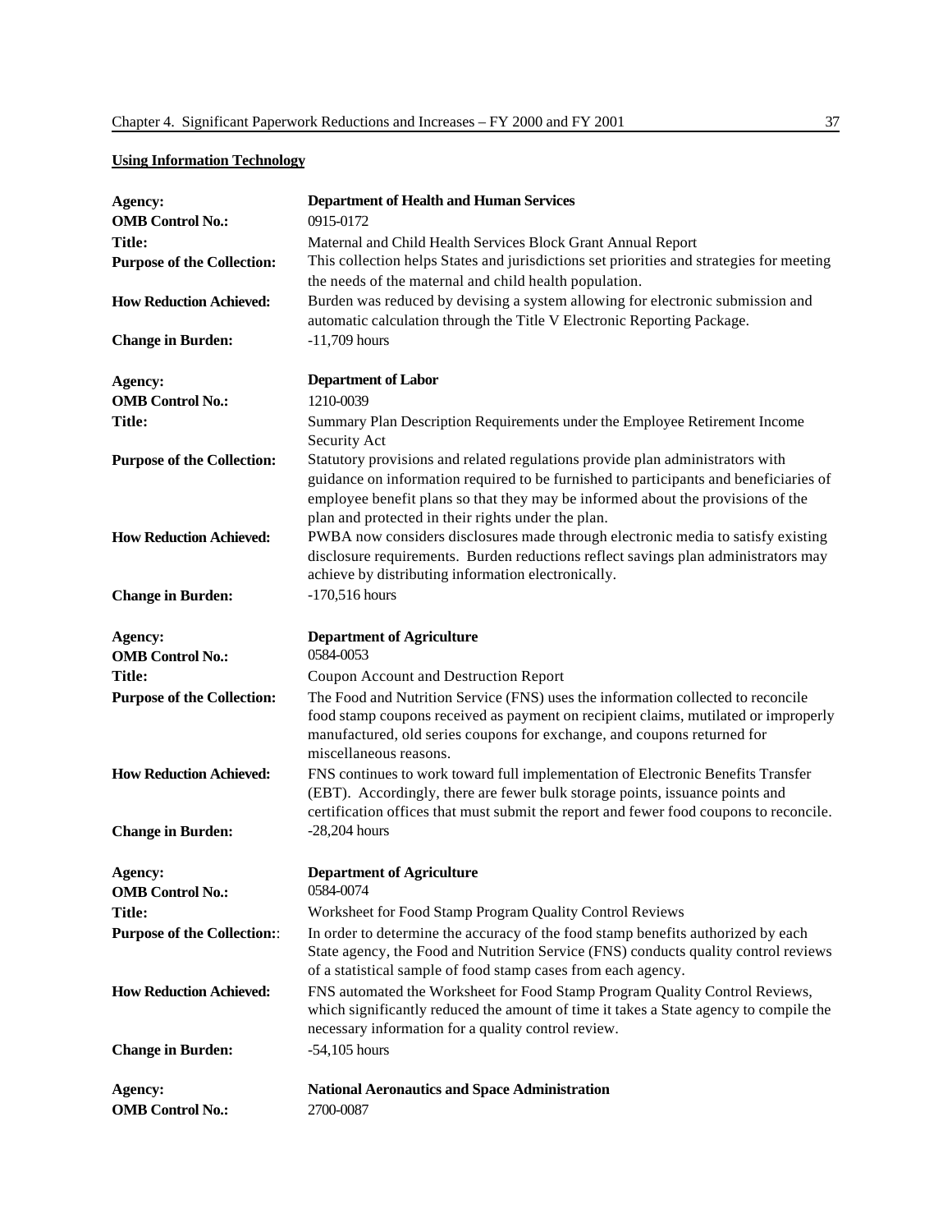**Using Information Technology**

**Agency:** **Department of Health and Human Services**
**OMB Control No.:** 0915-0172
**Title:** Maternal and Child Health Services Block Grant Annual Report
**Purpose of the Collection:** This collection helps States and jurisdictions set priorities and strategies for meeting the needs of the maternal and child health population.
**How Reduction Achieved:** Burden was reduced by devising a system allowing for electronic submission and automatic calculation through the Title V Electronic Reporting Package.
**Change in Burden:** -11,709 hours

**Agency:** **Department of Labor**
**OMB Control No.:** 1210-0039
**Title:** Summary Plan Description Requirements under the Employee Retirement Income Security Act
**Purpose of the Collection:** Statutory provisions and related regulations provide plan administrators with guidance on information required to be furnished to participants and beneficiaries of employee benefit plans so that they may be informed about the provisions of the plan and protected in their rights under the plan.
**How Reduction Achieved:** PWBA now considers disclosures made through electronic media to satisfy existing disclosure requirements. Burden reductions reflect savings plan administrators may achieve by distributing information electronically.
**Change in Burden:** -170,516 hours

**Agency:** **Department of Agriculture**
**OMB Control No.:** 0584-0053
**Title:** Coupon Account and Destruction Report
**Purpose of the Collection:** The Food and Nutrition Service (FNS) uses the information collected to reconcile food stamp coupons received as payment on recipient claims, mutilated or improperly manufactured, old series coupons for exchange, and coupons returned for miscellaneous reasons.
**How Reduction Achieved:** FNS continues to work toward full implementation of Electronic Benefits Transfer (EBT). Accordingly, there are fewer bulk storage points, issuance points and certification offices that must submit the report and fewer food coupons to reconcile.
**Change in Burden:** -28,204 hours

**Agency:** **Department of Agriculture**
**OMB Control No.:** 0584-0074
**Title:** Worksheet for Food Stamp Program Quality Control Reviews
**Purpose of the Collection::** In order to determine the accuracy of the food stamp benefits authorized by each State agency, the Food and Nutrition Service (FNS) conducts quality control reviews of a statistical sample of food stamp cases from each agency.
**How Reduction Achieved:** FNS automated the Worksheet for Food Stamp Program Quality Control Reviews, which significantly reduced the amount of time it takes a State agency to compile the necessary information for a quality control review.
**Change in Burden:** -54,105 hours

**Agency:** **National Aeronautics and Space Administration**
**OMB Control No.:** 2700-0087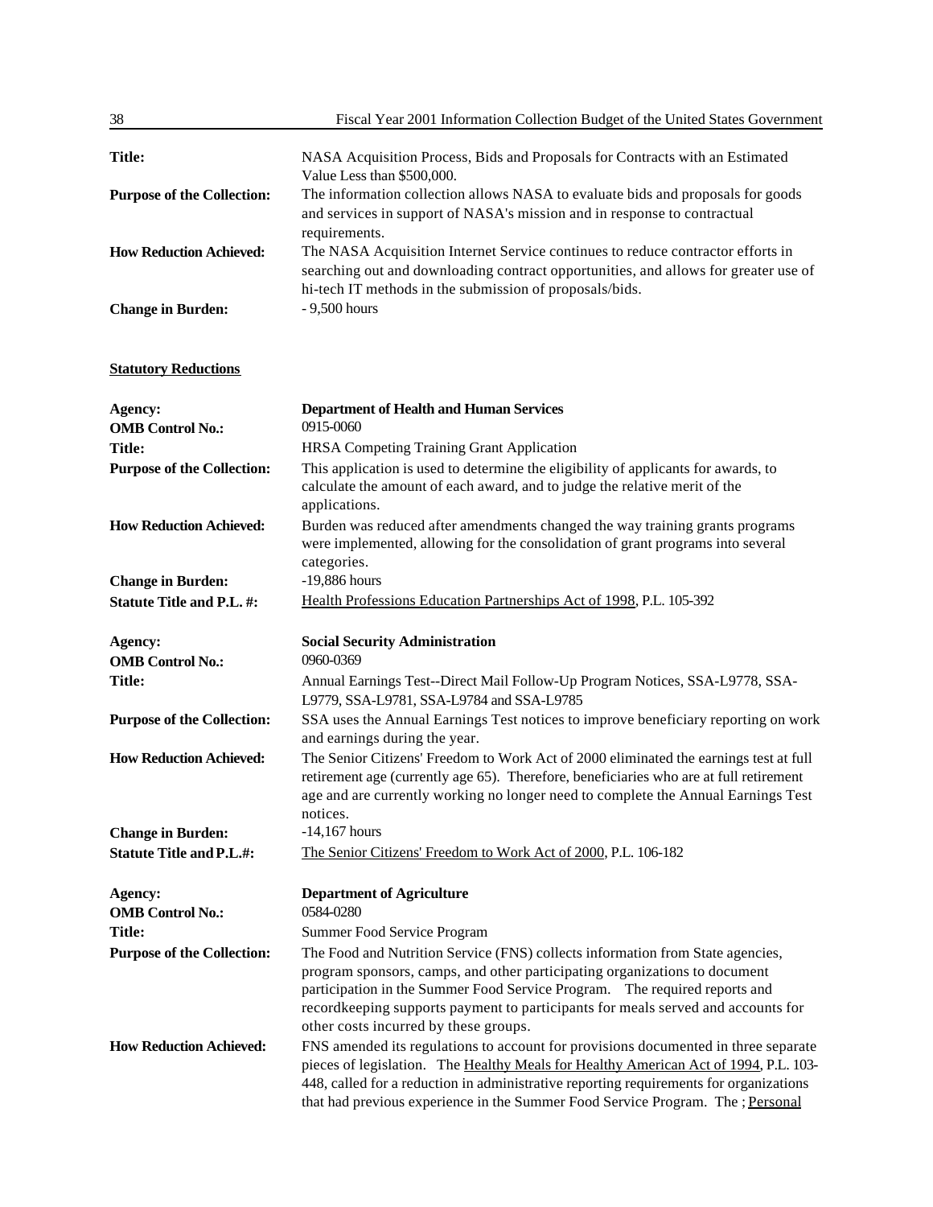**Title:** NASA Acquisition Process, Bids and Proposals for Contracts with an Estimated Value Less than $500,000.

**Purpose of the Collection:** The information collection allows NASA to evaluate bids and proposals for goods and services in support of NASA's mission and in response to contractual requirements.

**How Reduction Achieved:** The NASA Acquisition Internet Service continues to reduce contractor efforts in searching out and downloading contract opportunities, and allows for greater use of hi-tech IT methods in the submission of proposals/bids.

**Change in Burden:** - 9,500 hours

**Statutory Reductions**

**Agency:** **Department of Health and Human Services**

**OMB Control No.:** 0915-0060

**Title:** HRSA Competing Training Grant Application

**Purpose of the Collection:** This application is used to determine the eligibility of applicants for awards, to calculate the amount of each award, and to judge the relative merit of the applications.

**How Reduction Achieved:** Burden was reduced after amendments changed the way training grants programs were implemented, allowing for the consolidation of grant programs into several categories.

**Change in Burden:** -19,886 hours

**Statute Title and P.L. #:** Health Professions Education Partnerships Act of 1998, P.L. 105-392

**Agency:** **Social Security Administration**

**OMB Control No.:** 0960-0369

**Title:** Annual Earnings Test--Direct Mail Follow-Up Program Notices, SSA-L9778, SSA-L9779, SSA-L9781, SSA-L9784 and SSA-L9785

**Purpose of the Collection:** SSA uses the Annual Earnings Test notices to improve beneficiary reporting on work and earnings during the year.

**How Reduction Achieved:** The Senior Citizens' Freedom to Work Act of 2000 eliminated the earnings test at full retirement age (currently age 65). Therefore, beneficiaries who are at full retirement age and are currently working no longer need to complete the Annual Earnings Test notices.

**Change in Burden:** -14,167 hours

**Statute Title and P.L.#:** The Senior Citizens' Freedom to Work Act of 2000, P.L. 106-182

**Agency:** **Department of Agriculture**

**OMB Control No.:** 0584-0280

**Title:** Summer Food Service Program

**Purpose of the Collection:** The Food and Nutrition Service (FNS) collects information from State agencies, program sponsors, camps, and other participating organizations to document participation in the Summer Food Service Program. The required reports and recordkeeping supports payment to participants for meals served and accounts for other costs incurred by these groups.

**How Reduction Achieved:** FNS amended its regulations to account for provisions documented in three separate pieces of legislation. The Healthy Meals for Healthy American Act of 1994, P.L. 103-448, called for a reduction in administrative reporting requirements for organizations that had previous experience in the Summer Food Service Program. The ; Personal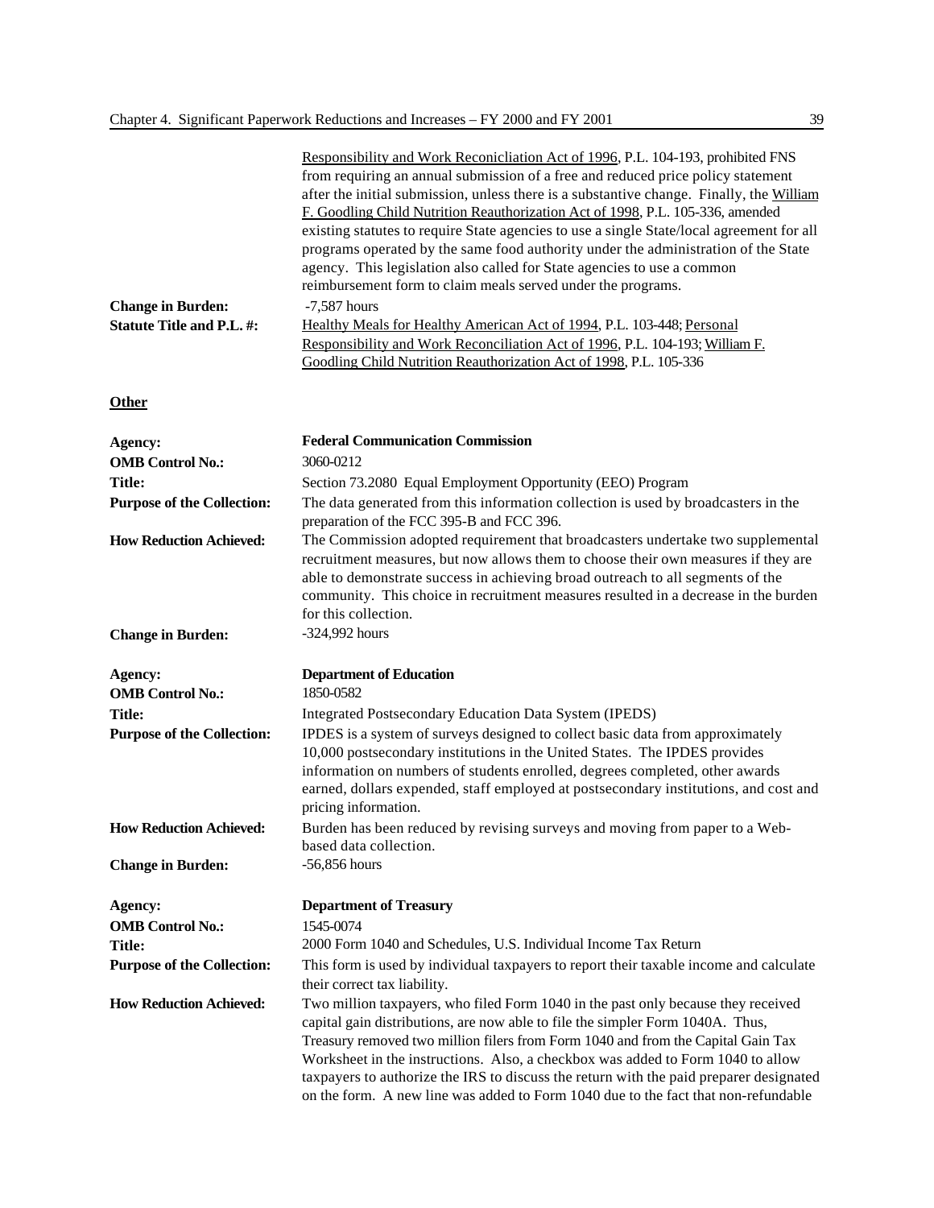Responsibility and Work Reconicliation Act of 1996, P.L. 104-193, prohibited FNS from requiring an annual submission of a free and reduced price policy statement after the initial submission, unless there is a substantive change. Finally, the William F. Goodling Child Nutrition Reauthorization Act of 1998, P.L. 105-336, amended existing statutes to require State agencies to use a single State/local agreement for all programs operated by the same food authority under the administration of the State agency. This legislation also called for State agencies to use a common reimbursement form to claim meals served under the programs.

**Change in Burden:** -7,587 hours

**Statute Title and P.L. #:** Healthy Meals for Healthy American Act of 1994, P.L. 103-448; Personal Responsibility and Work Reconciliation Act of 1996, P.L. 104-193; William F. Goodling Child Nutrition Reauthorization Act of 1998, P.L. 105-336

**Other**

**Agency:** **Federal Communication Commission**

**OMB Control No.:** 3060-0212

**Title:** Section 73.2080 Equal Employment Opportunity (EEO) Program

**Purpose of the Collection:** The data generated from this information collection is used by broadcasters in the preparation of the FCC 395-B and FCC 396.

**How Reduction Achieved:** The Commission adopted requirement that broadcasters undertake two supplemental recruitment measures, but now allows them to choose their own measures if they are able to demonstrate success in achieving broad outreach to all segments of the community. This choice in recruitment measures resulted in a decrease in the burden for this collection.

**Change in Burden:** -324,992 hours

**Agency:** **Department of Education**

**OMB Control No.:** 1850-0582

**Title:** Integrated Postsecondary Education Data System (IPEDS)

**Purpose of the Collection:** IPDES is a system of surveys designed to collect basic data from approximately 10,000 postsecondary institutions in the United States. The IPDES provides information on numbers of students enrolled, degrees completed, other awards earned, dollars expended, staff employed at postsecondary institutions, and cost and pricing information.

**How Reduction Achieved:** Burden has been reduced by revising surveys and moving from paper to a Web-based data collection.

**Change in Burden:** -56,856 hours

**Agency:** **Department of Treasury**

**OMB Control No.:** 1545-0074

**Title:** 2000 Form 1040 and Schedules, U.S. Individual Income Tax Return

**Purpose of the Collection:** This form is used by individual taxpayers to report their taxable income and calculate their correct tax liability.

**How Reduction Achieved:** Two million taxpayers, who filed Form 1040 in the past only because they received capital gain distributions, are now able to file the simpler Form 1040A. Thus, Treasury removed two million filers from Form 1040 and from the Capital Gain Tax Worksheet in the instructions. Also, a checkbox was added to Form 1040 to allow taxpayers to authorize the IRS to discuss the return with the paid preparer designated on the form. A new line was added to Form 1040 due to the fact that non-refundable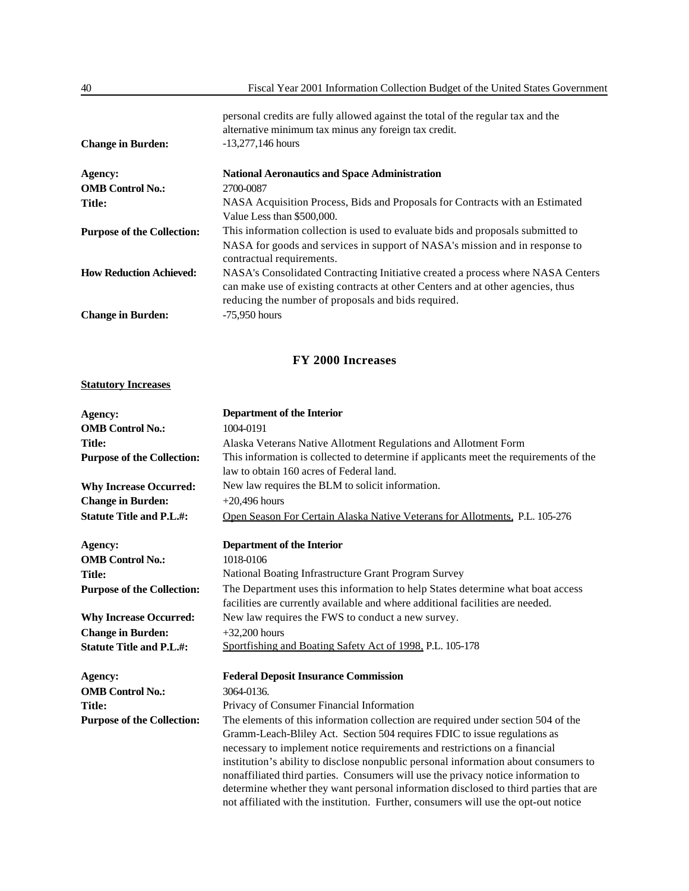personal credits are fully allowed against the total of the regular tax and the alternative minimum tax minus any foreign tax credit.

**Change in Burden:** -13,277,146 hours

**Agency:** **National Aeronautics and Space Administration**
**OMB Control No.:** 2700-0087
**Title:** NASA Acquisition Process, Bids and Proposals for Contracts with an Estimated Value Less than $500,000.
**Purpose of the Collection:** This information collection is used to evaluate bids and proposals submitted to NASA for goods and services in support of NASA's mission and in response to contractual requirements.
**How Reduction Achieved:** NASA's Consolidated Contracting Initiative created a process where NASA Centers can make use of existing contracts at other Centers and at other agencies, thus reducing the number of proposals and bids required.
**Change in Burden:** -75,950 hours

## FY 2000 Increases

**Statutory Increases**

**Agency:** **Department of the Interior**
**OMB Control No.:** 1004-0191
**Title:** Alaska Veterans Native Allotment Regulations and Allotment Form
**Purpose of the Collection:** This information is collected to determine if applicants meet the requirements of the law to obtain 160 acres of Federal land.
**Why Increase Occurred:** New law requires the BLM to solicit information.
**Change in Burden:** +20,496 hours
**Statute Title and P.L.#:** Open Season For Certain Alaska Native Veterans for Allotments, P.L. 105-276

**Agency:** **Department of the Interior**
**OMB Control No.:** 1018-0106
**Title:** National Boating Infrastructure Grant Program Survey
**Purpose of the Collection:** The Department uses this information to help States determine what boat access facilities are currently available and where additional facilities are needed.
**Why Increase Occurred:** New law requires the FWS to conduct a new survey.
**Change in Burden:** +32,200 hours
**Statute Title and P.L.#:** Sportfishing and Boating Safety Act of 1998, P.L. 105-178

**Agency:** **Federal Deposit Insurance Commission**
**OMB Control No.:** 3064-0136.
**Title:** Privacy of Consumer Financial Information
**Purpose of the Collection:** The elements of this information collection are required under section 504 of the Gramm-Leach-Bliley Act. Section 504 requires FDIC to issue regulations as necessary to implement notice requirements and restrictions on a financial institution's ability to disclose nonpublic personal information about consumers to nonaffiliated third parties. Consumers will use the privacy notice information to determine whether they want personal information disclosed to third parties that are not affiliated with the institution. Further, consumers will use the opt-out notice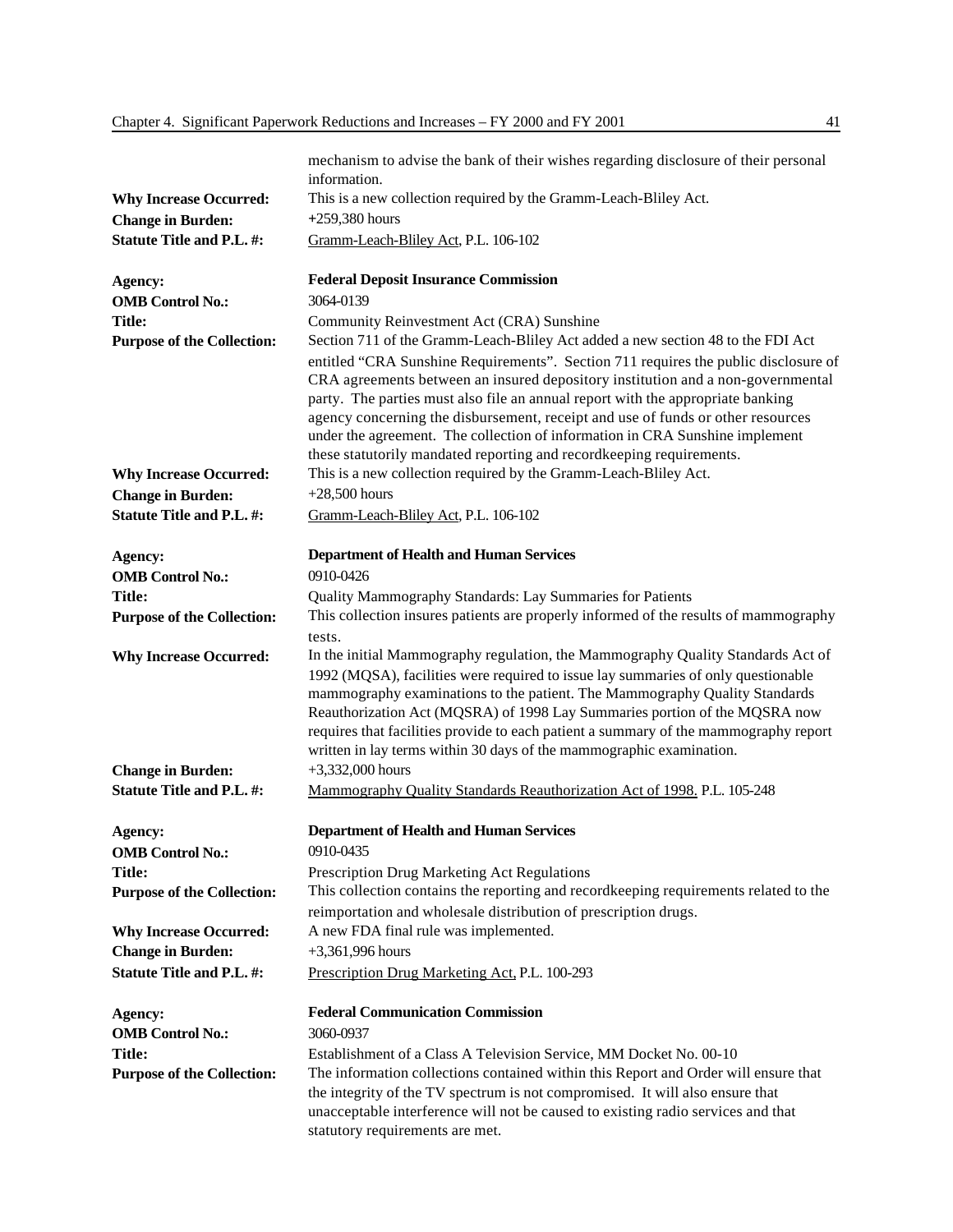mechanism to advise the bank of their wishes regarding disclosure of their personal information.

**Why Increase Occurred:** This is a new collection required by the Gramm-Leach-Bliley Act.
**Change in Burden:** +259,380 hours
**Statute Title and P.L. #:** Gramm-Leach-Bliley Act, P.L. 106-102

**Agency:** **Federal Deposit Insurance Commission**
**OMB Control No.:** 3064-0139
**Title:** Community Reinvestment Act (CRA) Sunshine
**Purpose of the Collection:** Section 711 of the Gramm-Leach-Bliley Act added a new section 48 to the FDI Act entitled "CRA Sunshine Requirements". Section 711 requires the public disclosure of CRA agreements between an insured depository institution and a non-governmental party. The parties must also file an annual report with the appropriate banking agency concerning the disbursement, receipt and use of funds or other resources under the agreement. The collection of information in CRA Sunshine implement these statutorily mandated reporting and recordkeeping requirements.
**Why Increase Occurred:** This is a new collection required by the Gramm-Leach-Bliley Act.
**Change in Burden:** +28,500 hours
**Statute Title and P.L. #:** Gramm-Leach-Bliley Act, P.L. 106-102

**Agency:** **Department of Health and Human Services**
**OMB Control No.:** 0910-0426
**Title:** Quality Mammography Standards: Lay Summaries for Patients
**Purpose of the Collection:** This collection insures patients are properly informed of the results of mammography tests.
**Why Increase Occurred:** In the initial Mammography regulation, the Mammography Quality Standards Act of 1992 (MQSA), facilities were required to issue lay summaries of only questionable mammography examinations to the patient. The Mammography Quality Standards Reauthorization Act (MQSRA) of 1998 Lay Summaries portion of the MQSRA now requires that facilities provide to each patient a summary of the mammography report written in lay terms within 30 days of the mammographic examination.
**Change in Burden:** +3,332,000 hours
**Statute Title and P.L. #:** Mammography Quality Standards Reauthorization Act of 1998. P.L. 105-248

**Agency:** **Department of Health and Human Services**
**OMB Control No.:** 0910-0435
**Title:** Prescription Drug Marketing Act Regulations
**Purpose of the Collection:** This collection contains the reporting and recordkeeping requirements related to the reimportation and wholesale distribution of prescription drugs.
**Why Increase Occurred:** A new FDA final rule was implemented.
**Change in Burden:** +3,361,996 hours
**Statute Title and P.L. #:** Prescription Drug Marketing Act, P.L. 100-293

**Agency:** **Federal Communication Commission**
**OMB Control No.:** 3060-0937
**Title:** Establishment of a Class A Television Service, MM Docket No. 00-10
**Purpose of the Collection:** The information collections contained within this Report and Order will ensure that the integrity of the TV spectrum is not compromised. It will also ensure that unacceptable interference will not be caused to existing radio services and that statutory requirements are met.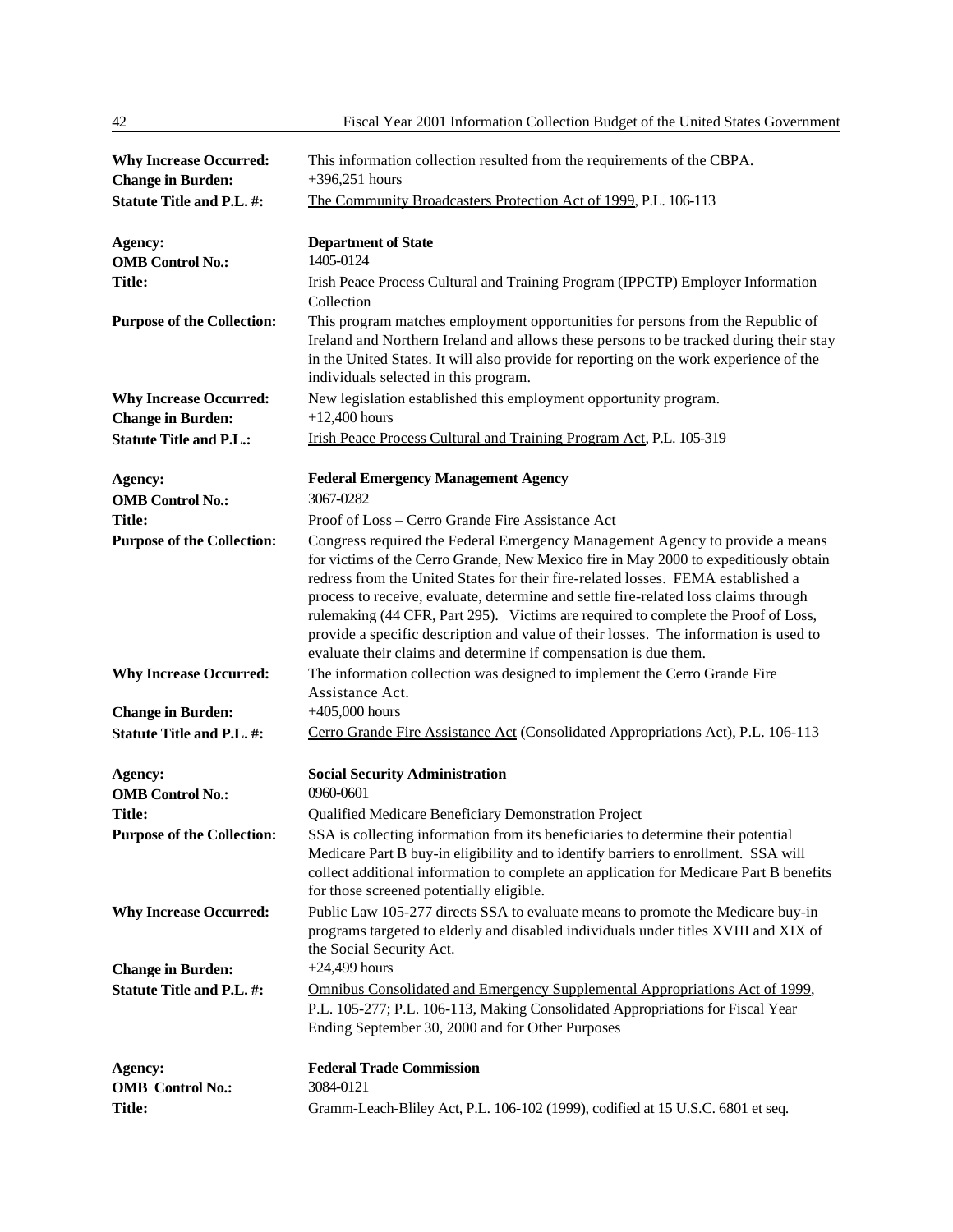**Why Increase Occurred:** This information collection resulted from the requirements of the CBPA.
**Change in Burden:** +396,251 hours
**Statute Title and P.L. #:** The Community Broadcasters Protection Act of 1999, P.L. 106-113

**Agency:** **Department of State**
**OMB Control No.:** 1405-0124
**Title:** Irish Peace Process Cultural and Training Program (IPPCTP) Employer Information Collection
**Purpose of the Collection:** This program matches employment opportunities for persons from the Republic of Ireland and Northern Ireland and allows these persons to be tracked during their stay in the United States. It will also provide for reporting on the work experience of the individuals selected in this program.
**Why Increase Occurred:** New legislation established this employment opportunity program.
**Change in Burden:** +12,400 hours
**Statute Title and P.L.:** Irish Peace Process Cultural and Training Program Act, P.L. 105-319

**Agency:** **Federal Emergency Management Agency**
**OMB Control No.:** 3067-0282
**Title:** Proof of Loss – Cerro Grande Fire Assistance Act
**Purpose of the Collection:** Congress required the Federal Emergency Management Agency to provide a means for victims of the Cerro Grande, New Mexico fire in May 2000 to expeditiously obtain redress from the United States for their fire-related losses. FEMA established a process to receive, evaluate, determine and settle fire-related loss claims through rulemaking (44 CFR, Part 295). Victims are required to complete the Proof of Loss, provide a specific description and value of their losses. The information is used to evaluate their claims and determine if compensation is due them.
**Why Increase Occurred:** The information collection was designed to implement the Cerro Grande Fire Assistance Act.
**Change in Burden:** +405,000 hours
**Statute Title and P.L. #:** Cerro Grande Fire Assistance Act (Consolidated Appropriations Act), P.L. 106-113

**Agency:** **Social Security Administration**
**OMB Control No.:** 0960-0601
**Title:** Qualified Medicare Beneficiary Demonstration Project
**Purpose of the Collection:** SSA is collecting information from its beneficiaries to determine their potential Medicare Part B buy-in eligibility and to identify barriers to enrollment. SSA will collect additional information to complete an application for Medicare Part B benefits for those screened potentially eligible.
**Why Increase Occurred:** Public Law 105-277 directs SSA to evaluate means to promote the Medicare buy-in programs targeted to elderly and disabled individuals under titles XVIII and XIX of the Social Security Act.
**Change in Burden:** +24,499 hours
**Statute Title and P.L. #:** Omnibus Consolidated and Emergency Supplemental Appropriations Act of 1999, P.L. 105-277; P.L. 106-113, Making Consolidated Appropriations for Fiscal Year Ending September 30, 2000 and for Other Purposes

**Agency:** **Federal Trade Commission**
**OMB Control No.:** 3084-0121
**Title:** Gramm-Leach-Bliley Act, P.L. 106-102 (1999), codified at 15 U.S.C. 6801 et seq.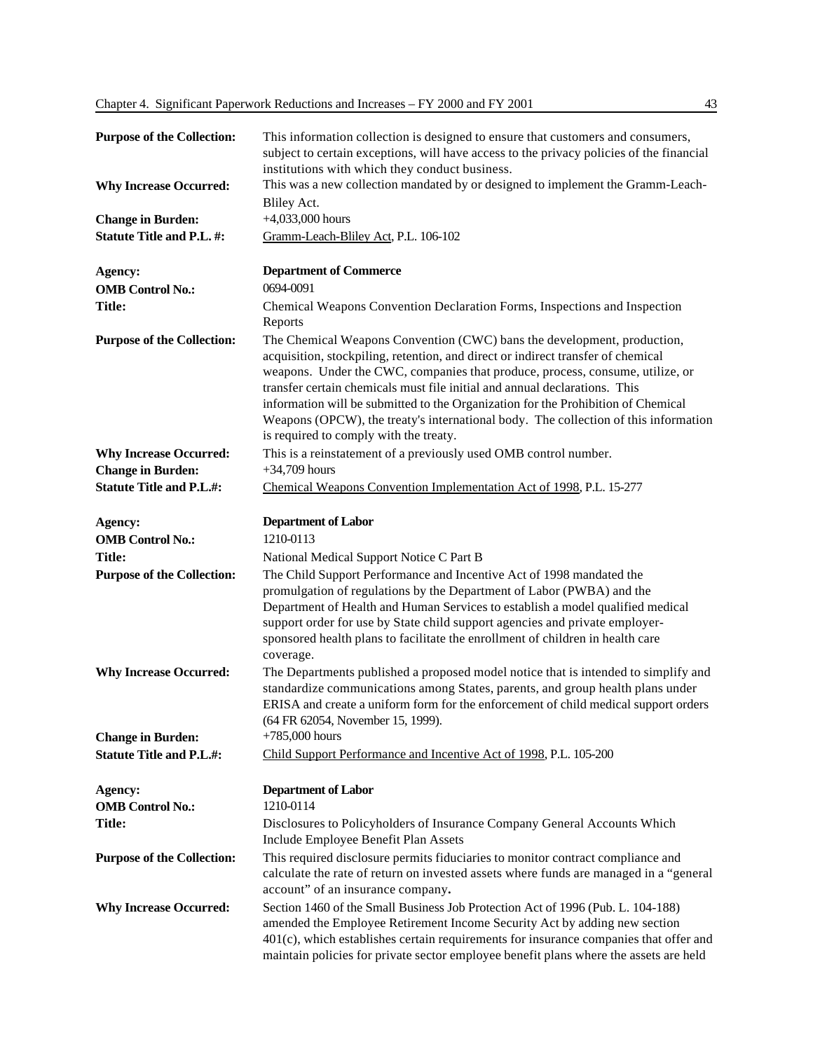**Purpose of the Collection:** This information collection is designed to ensure that customers and consumers, subject to certain exceptions, will have access to the privacy policies of the financial institutions with which they conduct business.

**Why Increase Occurred:** This was a new collection mandated by or designed to implement the Gramm-Leach-Bliley Act.

**Change in Burden:** +4,033,000 hours

**Statute Title and P.L. #:** Gramm-Leach-Bliley Act, P.L. 106-102

**Agency:** **Department of Commerce**

**OMB Control No.:** 0694-0091

**Title:** Chemical Weapons Convention Declaration Forms, Inspections and Inspection Reports

**Purpose of the Collection:** The Chemical Weapons Convention (CWC) bans the development, production, acquisition, stockpiling, retention, and direct or indirect transfer of chemical weapons. Under the CWC, companies that produce, process, consume, utilize, or transfer certain chemicals must file initial and annual declarations. This information will be submitted to the Organization for the Prohibition of Chemical Weapons (OPCW), the treaty's international body. The collection of this information is required to comply with the treaty.

**Why Increase Occurred:** This is a reinstatement of a previously used OMB control number.

**Change in Burden:** +34,709 hours

**Statute Title and P.L.#:** Chemical Weapons Convention Implementation Act of 1998, P.L. 15-277

**Agency:** **Department of Labor**

**OMB Control No.:** 1210-0113

**Title:** National Medical Support Notice C Part B

**Purpose of the Collection:** The Child Support Performance and Incentive Act of 1998 mandated the promulgation of regulations by the Department of Labor (PWBA) and the Department of Health and Human Services to establish a model qualified medical support order for use by State child support agencies and private employer-sponsored health plans to facilitate the enrollment of children in health care coverage.

**Why Increase Occurred:** The Departments published a proposed model notice that is intended to simplify and standardize communications among States, parents, and group health plans under ERISA and create a uniform form for the enforcement of child medical support orders (64 FR 62054, November 15, 1999).

**Change in Burden:** +785,000 hours

**Statute Title and P.L.#:** Child Support Performance and Incentive Act of 1998, P.L. 105-200

**Agency:** **Department of Labor**

**OMB Control No.:** 1210-0114

**Title:** Disclosures to Policyholders of Insurance Company General Accounts Which Include Employee Benefit Plan Assets

**Purpose of the Collection:** This required disclosure permits fiduciaries to monitor contract compliance and calculate the rate of return on invested assets where funds are managed in a "general account" of an insurance company**.**

**Why Increase Occurred:** Section 1460 of the Small Business Job Protection Act of 1996 (Pub. L. 104-188) amended the Employee Retirement Income Security Act by adding new section 401(c), which establishes certain requirements for insurance companies that offer and maintain policies for private sector employee benefit plans where the assets are held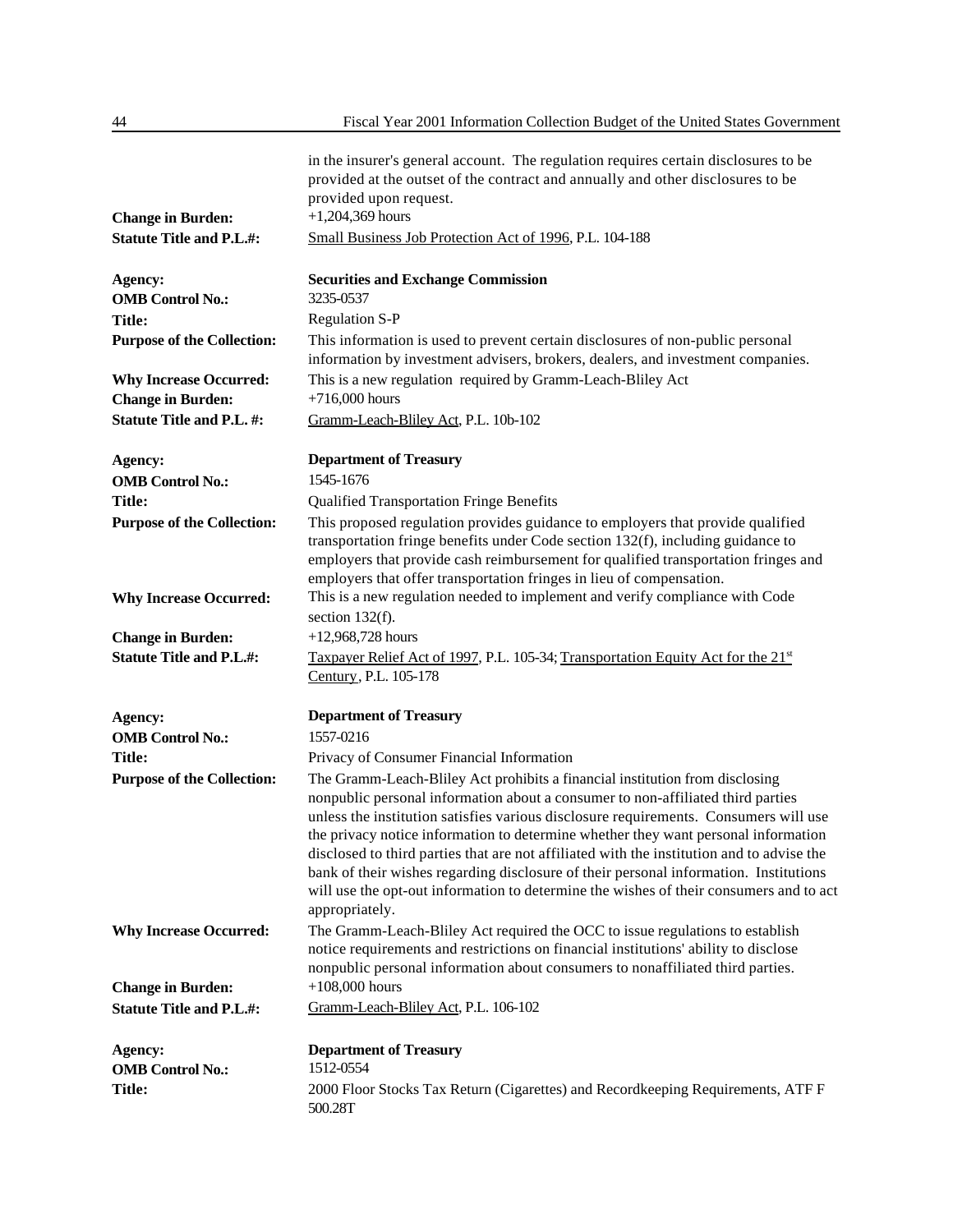in the insurer's general account. The regulation requires certain disclosures to be provided at the outset of the contract and annually and other disclosures to be provided upon request.

**Change in Burden:** +1,204,369 hours

**Statute Title and P.L.#:** Small Business Job Protection Act of 1996, P.L. 104-188

**Agency:** **Securities and Exchange Commission**

**OMB Control No.:** 3235-0537

**Title:** Regulation S-P

**Purpose of the Collection:** This information is used to prevent certain disclosures of non-public personal information by investment advisers, brokers, dealers, and investment companies.

**Why Increase Occurred:** This is a new regulation required by Gramm-Leach-Bliley Act

**Change in Burden:** +716,000 hours

**Statute Title and P.L. #:** Gramm-Leach-Bliley Act, P.L. 10b-102

**Agency:** **Department of Treasury**

**OMB Control No.:** 1545-1676

**Title:** Qualified Transportation Fringe Benefits

**Purpose of the Collection:** This proposed regulation provides guidance to employers that provide qualified transportation fringe benefits under Code section 132(f), including guidance to employers that provide cash reimbursement for qualified transportation fringes and employers that offer transportation fringes in lieu of compensation.

**Why Increase Occurred:** This is a new regulation needed to implement and verify compliance with Code section 132(f).

**Change in Burden:** +12,968,728 hours

**Statute Title and P.L.#:** Taxpayer Relief Act of 1997, P.L. 105-34; Transportation Equity Act for the 21st Century, P.L. 105-178

**Agency:** **Department of Treasury**

**OMB Control No.:** 1557-0216

**Title:** Privacy of Consumer Financial Information

**Purpose of the Collection:** The Gramm-Leach-Bliley Act prohibits a financial institution from disclosing nonpublic personal information about a consumer to non-affiliated third parties unless the institution satisfies various disclosure requirements. Consumers will use the privacy notice information to determine whether they want personal information disclosed to third parties that are not affiliated with the institution and to advise the bank of their wishes regarding disclosure of their personal information. Institutions will use the opt-out information to determine the wishes of their consumers and to act appropriately.

**Why Increase Occurred:** The Gramm-Leach-Bliley Act required the OCC to issue regulations to establish notice requirements and restrictions on financial institutions' ability to disclose nonpublic personal information about consumers to nonaffiliated third parties.

**Change in Burden:** +108,000 hours

**Statute Title and P.L.#:** Gramm-Leach-Bliley Act, P.L. 106-102

**Agency:** **Department of Treasury**

**OMB Control No.:** 1512-0554

**Title:** 2000 Floor Stocks Tax Return (Cigarettes) and Recordkeeping Requirements, ATF F 500.28T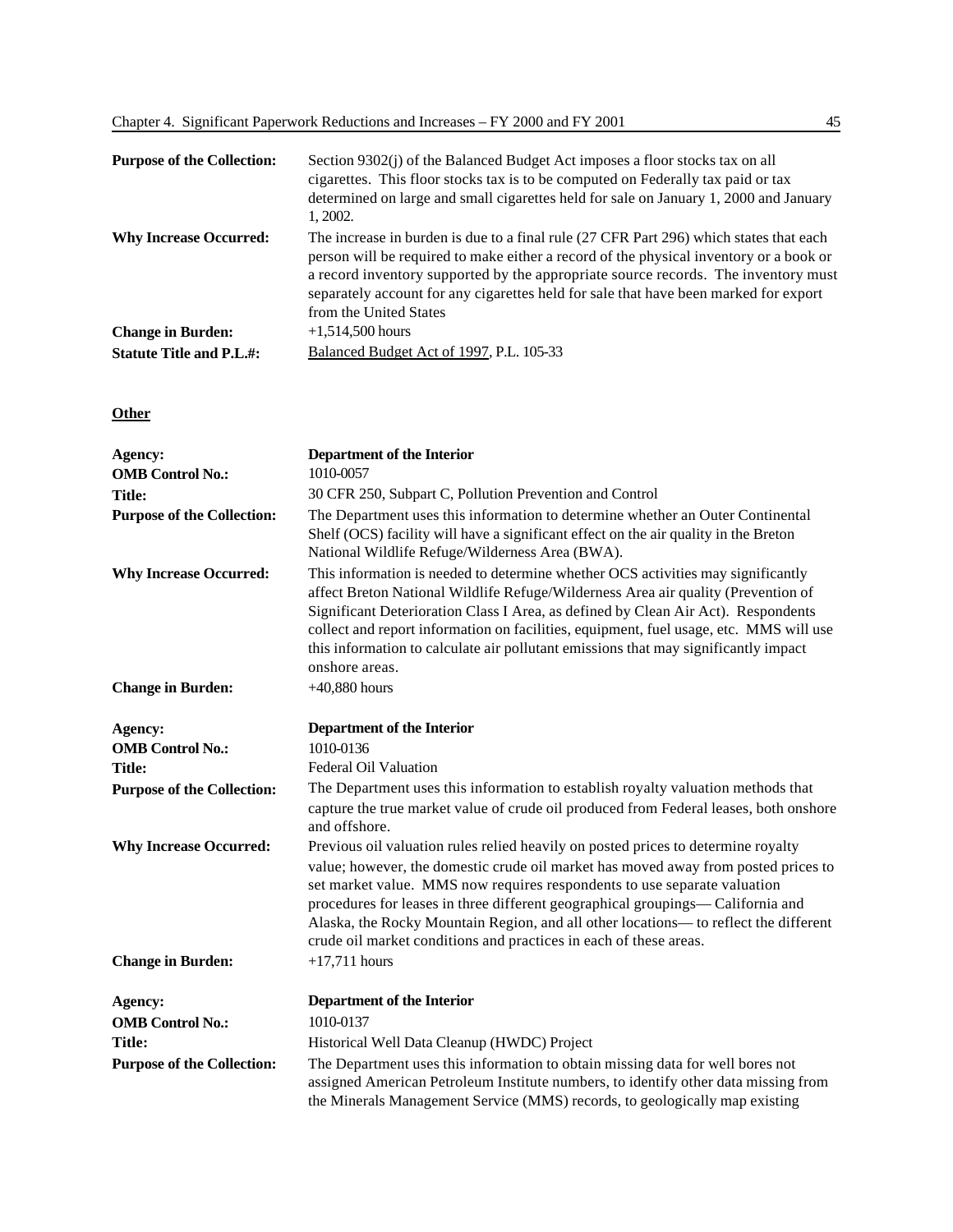| | |
|---|---|
| **Purpose of the Collection:** | Section 9302(j) of the Balanced Budget Act imposes a floor stocks tax on all cigarettes. This floor stocks tax is to be computed on Federally tax paid or tax determined on large and small cigarettes held for sale on January 1, 2000 and January 1, 2002. |
| **Why Increase Occurred:** | The increase in burden is due to a final rule (27 CFR Part 296) which states that each person will be required to make either a record of the physical inventory or a book or a record inventory supported by the appropriate source records. The inventory must separately account for any cigarettes held for sale that have been marked for export from the United States |
| **Change in Burden:** | +1,514,500 hours |
| **Statute Title and P.L.#:** | Balanced Budget Act of 1997, P.L. 105-33 |

**Other**

| | |
|---|---|
| **Agency:** | **Department of the Interior** |
| **OMB Control No.:** | 1010-0057 |
| **Title:** | 30 CFR 250, Subpart C, Pollution Prevention and Control |
| **Purpose of the Collection:** | The Department uses this information to determine whether an Outer Continental Shelf (OCS) facility will have a significant effect on the air quality in the Breton National Wildlife Refuge/Wilderness Area (BWA). |
| **Why Increase Occurred:** | This information is needed to determine whether OCS activities may significantly affect Breton National Wildlife Refuge/Wilderness Area air quality (Prevention of Significant Deterioration Class I Area, as defined by Clean Air Act). Respondents collect and report information on facilities, equipment, fuel usage, etc. MMS will use this information to calculate air pollutant emissions that may significantly impact onshore areas. |
| **Change in Burden:** | +40,880 hours |

| | |
|---|---|
| **Agency:** | **Department of the Interior** |
| **OMB Control No.:** | 1010-0136 |
| **Title:** | Federal Oil Valuation |
| **Purpose of the Collection:** | The Department uses this information to establish royalty valuation methods that capture the true market value of crude oil produced from Federal leases, both onshore and offshore. |
| **Why Increase Occurred:** | Previous oil valuation rules relied heavily on posted prices to determine royalty value; however, the domestic crude oil market has moved away from posted prices to set market value. MMS now requires respondents to use separate valuation procedures for leases in three different geographical groupings— California and Alaska, the Rocky Mountain Region, and all other locations— to reflect the different crude oil market conditions and practices in each of these areas. |
| **Change in Burden:** | +17,711 hours |

| | |
|---|---|
| **Agency:** | **Department of the Interior** |
| **OMB Control No.:** | 1010-0137 |
| **Title:** | Historical Well Data Cleanup (HWDC) Project |
| **Purpose of the Collection:** | The Department uses this information to obtain missing data for well bores not assigned American Petroleum Institute numbers, to identify other data missing from the Minerals Management Service (MMS) records, to geologically map existing |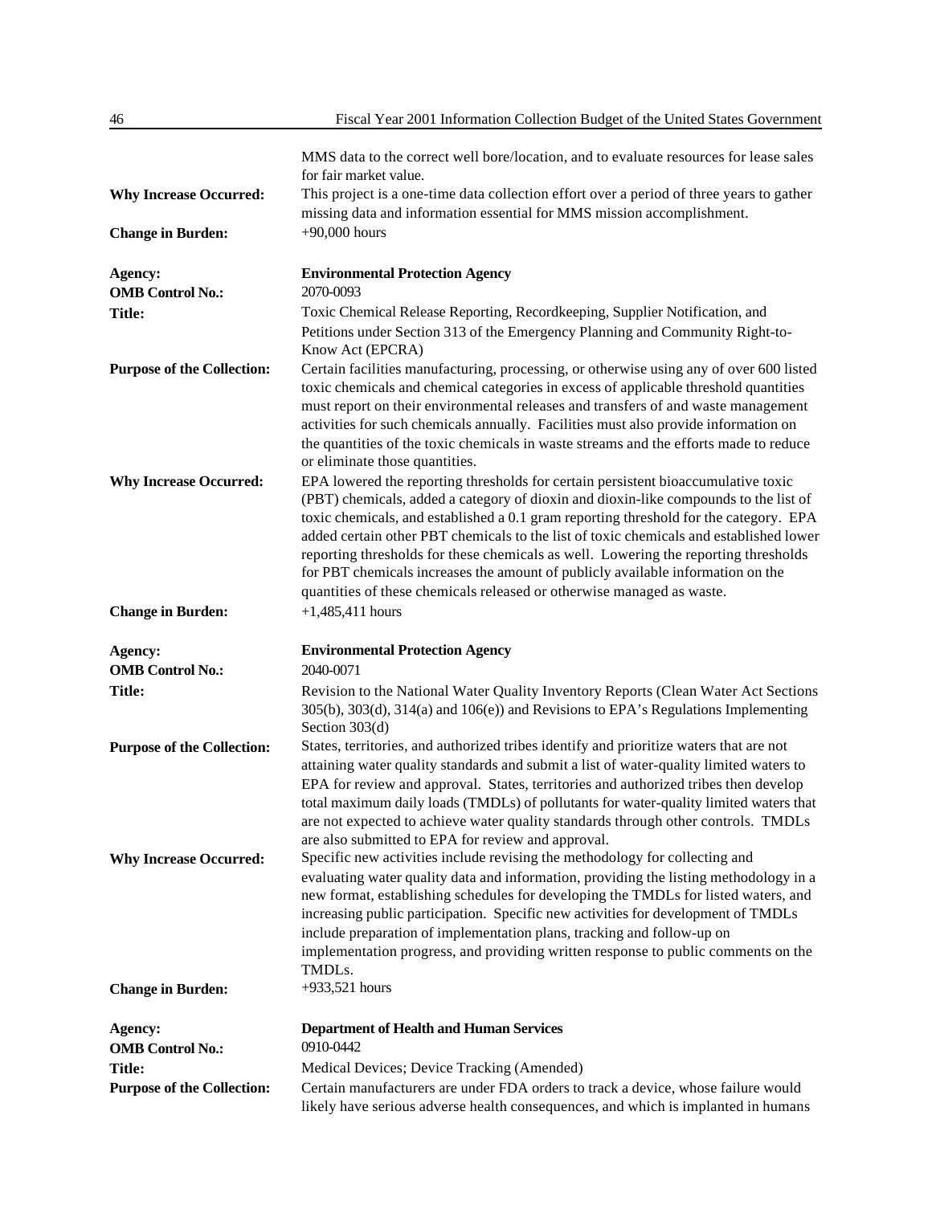MMS data to the correct well bore/location, and to evaluate resources for lease sales for fair market value.

**Why Increase Occurred:** This project is a one-time data collection effort over a period of three years to gather missing data and information essential for MMS mission accomplishment.

**Change in Burden:** +90,000 hours

**Agency:** **Environmental Protection Agency**

**OMB Control No.:** 2070-0093

**Title:** Toxic Chemical Release Reporting, Recordkeeping, Supplier Notification, and Petitions under Section 313 of the Emergency Planning and Community Right-to-Know Act (EPCRA)

**Purpose of the Collection:** Certain facilities manufacturing, processing, or otherwise using any of over 600 listed toxic chemicals and chemical categories in excess of applicable threshold quantities must report on their environmental releases and transfers of and waste management activities for such chemicals annually. Facilities must also provide information on the quantities of the toxic chemicals in waste streams and the efforts made to reduce or eliminate those quantities.

**Why Increase Occurred:** EPA lowered the reporting thresholds for certain persistent bioaccumulative toxic (PBT) chemicals, added a category of dioxin and dioxin-like compounds to the list of toxic chemicals, and established a 0.1 gram reporting threshold for the category. EPA added certain other PBT chemicals to the list of toxic chemicals and established lower reporting thresholds for these chemicals as well. Lowering the reporting thresholds for PBT chemicals increases the amount of publicly available information on the quantities of these chemicals released or otherwise managed as waste.

**Change in Burden:** +1,485,411 hours

**Agency:** **Environmental Protection Agency**

**OMB Control No.:** 2040-0071

**Title:** Revision to the National Water Quality Inventory Reports (Clean Water Act Sections 305(b), 303(d), 314(a) and 106(e)) and Revisions to EPA's Regulations Implementing Section 303(d)

**Purpose of the Collection:** States, territories, and authorized tribes identify and prioritize waters that are not attaining water quality standards and submit a list of water-quality limited waters to EPA for review and approval. States, territories and authorized tribes then develop total maximum daily loads (TMDLs) of pollutants for water-quality limited waters that are not expected to achieve water quality standards through other controls. TMDLs are also submitted to EPA for review and approval.

**Why Increase Occurred:** Specific new activities include revising the methodology for collecting and evaluating water quality data and information, providing the listing methodology in a new format, establishing schedules for developing the TMDLs for listed waters, and increasing public participation. Specific new activities for development of TMDLs include preparation of implementation plans, tracking and follow-up on implementation progress, and providing written response to public comments on the TMDLs.

**Change in Burden:** +933,521 hours

**Agency:** **Department of Health and Human Services**

**OMB Control No.:** 0910-0442

**Title:** Medical Devices; Device Tracking (Amended)

**Purpose of the Collection:** Certain manufacturers are under FDA orders to track a device, whose failure would likely have serious adverse health consequences, and which is implanted in humans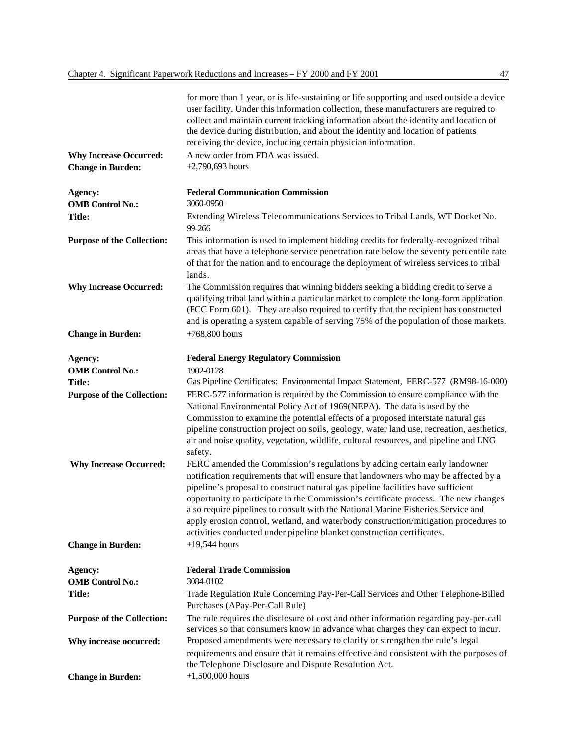for more than 1 year, or is life-sustaining or life supporting and used outside a device user facility. Under this information collection, these manufacturers are required to collect and maintain current tracking information about the identity and location of the device during distribution, and about the identity and location of patients receiving the device, including certain physician information.

**Why Increase Occurred:** A new order from FDA was issued.
**Change in Burden:** +2,790,693 hours

**Agency:** **Federal Communication Commission**
**OMB Control No.:** 3060-0950
**Title:** Extending Wireless Telecommunications Services to Tribal Lands, WT Docket No. 99-266
**Purpose of the Collection:** This information is used to implement bidding credits for federally-recognized tribal areas that have a telephone service penetration rate below the seventy percentile rate of that for the nation and to encourage the deployment of wireless services to tribal lands.
**Why Increase Occurred:** The Commission requires that winning bidders seeking a bidding credit to serve a qualifying tribal land within a particular market to complete the long-form application (FCC Form 601). They are also required to certify that the recipient has constructed and is operating a system capable of serving 75% of the population of those markets.
**Change in Burden:** +768,800 hours

**Agency:** **Federal Energy Regulatory Commission**
**OMB Control No.:** 1902-0128
**Title:** Gas Pipeline Certificates: Environmental Impact Statement, FERC-577 (RM98-16-000)
**Purpose of the Collection:** FERC-577 information is required by the Commission to ensure compliance with the National Environmental Policy Act of 1969(NEPA). The data is used by the Commission to examine the potential effects of a proposed interstate natural gas pipeline construction project on soils, geology, water land use, recreation, aesthetics, air and noise quality, vegetation, wildlife, cultural resources, and pipeline and LNG safety.
**Why Increase Occurred:** FERC amended the Commission's regulations by adding certain early landowner notification requirements that will ensure that landowners who may be affected by a pipeline's proposal to construct natural gas pipeline facilities have sufficient opportunity to participate in the Commission's certificate process. The new changes also require pipelines to consult with the National Marine Fisheries Service and apply erosion control, wetland, and waterbody construction/mitigation procedures to activities conducted under pipeline blanket construction certificates.
**Change in Burden:** +19,544 hours

**Agency:** **Federal Trade Commission**
**OMB Control No.:** 3084-0102
**Title:** Trade Regulation Rule Concerning Pay-Per-Call Services and Other Telephone-Billed Purchases (APay-Per-Call Rule)
**Purpose of the Collection:** The rule requires the disclosure of cost and other information regarding pay-per-call services so that consumers know in advance what charges they can expect to incur.
**Why increase occurred:** Proposed amendments were necessary to clarify or strengthen the rule's legal requirements and ensure that it remains effective and consistent with the purposes of the Telephone Disclosure and Dispute Resolution Act.
**Change in Burden:** +1,500,000 hours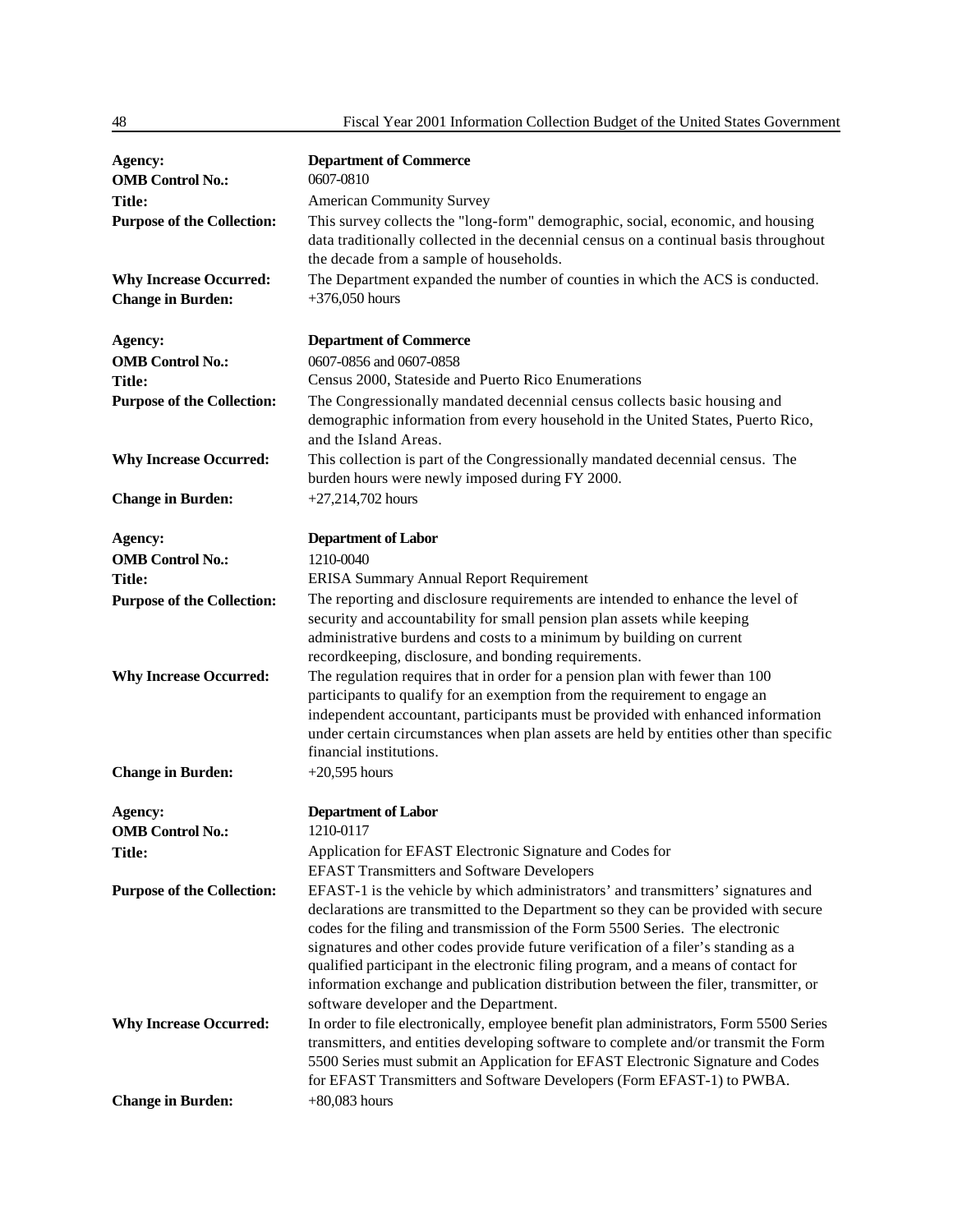**Agency:** **Department of Commerce**
**OMB Control No.:** 0607-0810
**Title:** American Community Survey
**Purpose of the Collection:** This survey collects the "long-form" demographic, social, economic, and housing data traditionally collected in the decennial census on a continual basis throughout the decade from a sample of households.
**Why Increase Occurred:** The Department expanded the number of counties in which the ACS is conducted.
**Change in Burden:** +376,050 hours

**Agency:** **Department of Commerce**
**OMB Control No.:** 0607-0856 and 0607-0858
**Title:** Census 2000, Stateside and Puerto Rico Enumerations
**Purpose of the Collection:** The Congressionally mandated decennial census collects basic housing and demographic information from every household in the United States, Puerto Rico, and the Island Areas.
**Why Increase Occurred:** This collection is part of the Congressionally mandated decennial census. The burden hours were newly imposed during FY 2000.
**Change in Burden:** +27,214,702 hours

**Agency:** **Department of Labor**
**OMB Control No.:** 1210-0040
**Title:** ERISA Summary Annual Report Requirement
**Purpose of the Collection:** The reporting and disclosure requirements are intended to enhance the level of security and accountability for small pension plan assets while keeping administrative burdens and costs to a minimum by building on current recordkeeping, disclosure, and bonding requirements.
**Why Increase Occurred:** The regulation requires that in order for a pension plan with fewer than 100 participants to qualify for an exemption from the requirement to engage an independent accountant, participants must be provided with enhanced information under certain circumstances when plan assets are held by entities other than specific financial institutions.
**Change in Burden:** +20,595 hours

**Agency:** **Department of Labor**
**OMB Control No.:** 1210-0117
**Title:** Application for EFAST Electronic Signature and Codes for EFAST Transmitters and Software Developers
**Purpose of the Collection:** EFAST-1 is the vehicle by which administrators' and transmitters' signatures and declarations are transmitted to the Department so they can be provided with secure codes for the filing and transmission of the Form 5500 Series. The electronic signatures and other codes provide future verification of a filer's standing as a qualified participant in the electronic filing program, and a means of contact for information exchange and publication distribution between the filer, transmitter, or software developer and the Department.
**Why Increase Occurred:** In order to file electronically, employee benefit plan administrators, Form 5500 Series transmitters, and entities developing software to complete and/or transmit the Form 5500 Series must submit an Application for EFAST Electronic Signature and Codes for EFAST Transmitters and Software Developers (Form EFAST-1) to PWBA.
**Change in Burden:** +80,083 hours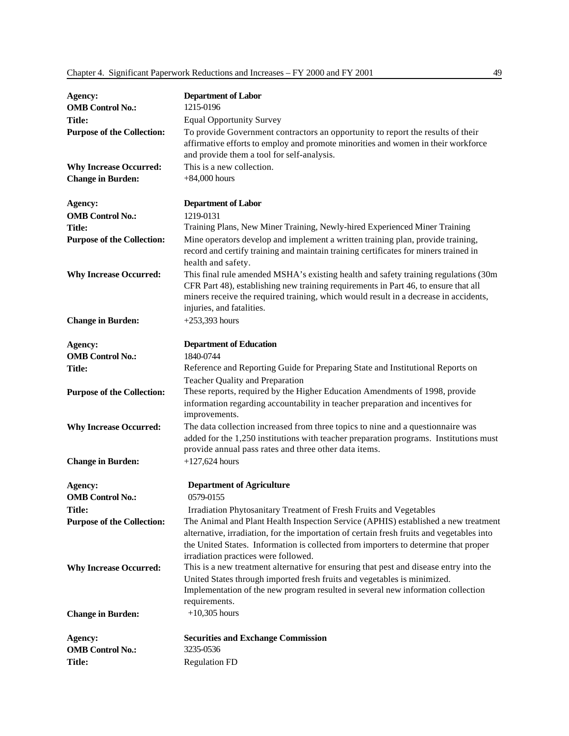| | |
|---|---|
| **Agency:** | **Department of Labor** |
| **OMB Control No.:** | 1215-0196 |
| **Title:** | Equal Opportunity Survey |
| **Purpose of the Collection:** | To provide Government contractors an opportunity to report the results of their affirmative efforts to employ and promote minorities and women in their workforce and provide them a tool for self-analysis. |
| **Why Increase Occurred:** | This is a new collection. |
| **Change in Burden:** | +84,000 hours |

| | |
|---|---|
| **Agency:** | **Department of Labor** |
| **OMB Control No.:** | 1219-0131 |
| **Title:** | Training Plans, New Miner Training, Newly-hired Experienced Miner Training |
| **Purpose of the Collection:** | Mine operators develop and implement a written training plan, provide training, record and certify training and maintain training certificates for miners trained in health and safety. |
| **Why Increase Occurred:** | This final rule amended MSHA's existing health and safety training regulations (30m CFR Part 48), establishing new training requirements in Part 46, to ensure that all miners receive the required training, which would result in a decrease in accidents, injuries, and fatalities. |
| **Change in Burden:** | +253,393 hours |

| | |
|---|---|
| **Agency:** | **Department of Education** |
| **OMB Control No.:** | 1840-0744 |
| **Title:** | Reference and Reporting Guide for Preparing State and Institutional Reports on Teacher Quality and Preparation |
| **Purpose of the Collection:** | These reports, required by the Higher Education Amendments of 1998, provide information regarding accountability in teacher preparation and incentives for improvements. |
| **Why Increase Occurred:** | The data collection increased from three topics to nine and a questionnaire was added for the 1,250 institutions with teacher preparation programs. Institutions must provide annual pass rates and three other data items. |
| **Change in Burden:** | +127,624 hours |

| | |
|---|---|
| **Agency:** | **Department of Agriculture** |
| **OMB Control No.:** | 0579-0155 |
| **Title:** | Irradiation Phytosanitary Treatment of Fresh Fruits and Vegetables |
| **Purpose of the Collection:** | The Animal and Plant Health Inspection Service (APHIS) established a new treatment alternative, irradiation, for the importation of certain fresh fruits and vegetables into the United States. Information is collected from importers to determine that proper irradiation practices were followed. |
| **Why Increase Occurred:** | This is a new treatment alternative for ensuring that pest and disease entry into the United States through imported fresh fruits and vegetables is minimized. Implementation of the new program resulted in several new information collection requirements. |
| **Change in Burden:** | +10,305 hours |

| | |
|---|---|
| **Agency:** | **Securities and Exchange Commission** |
| **OMB Control No.:** | 3235-0536 |
| **Title:** | Regulation FD |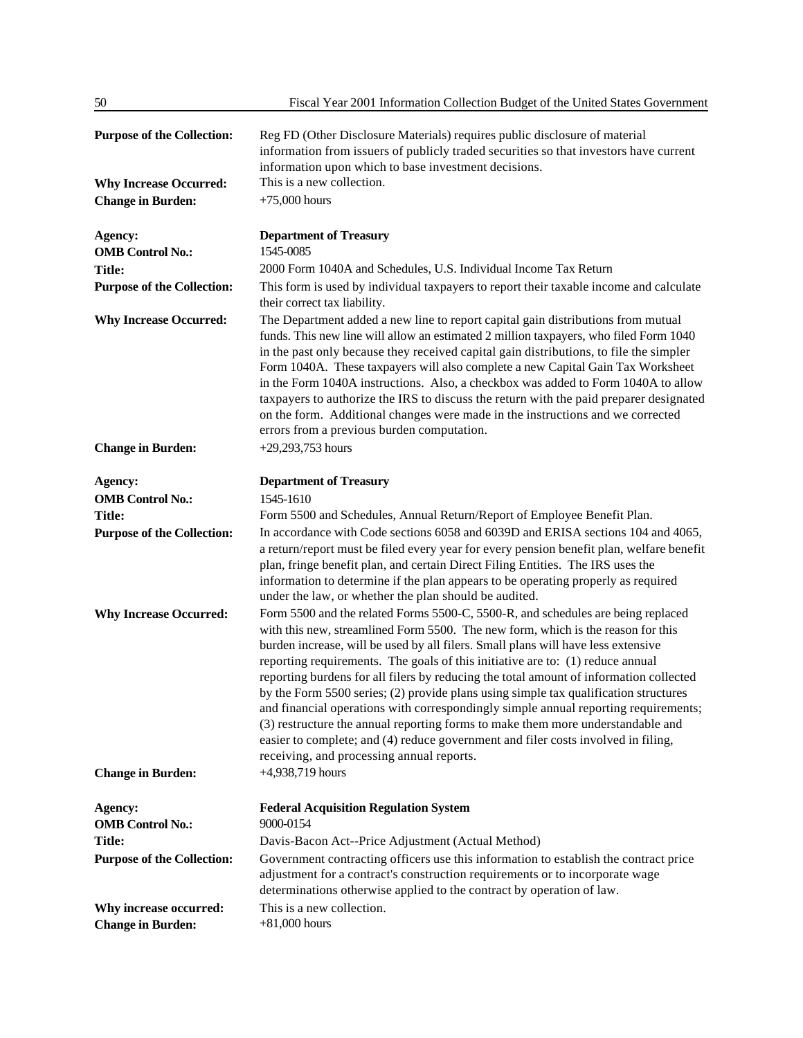**Purpose of the Collection:** Reg FD (Other Disclosure Materials) requires public disclosure of material information from issuers of publicly traded securities so that investors have current information upon which to base investment decisions.

**Why Increase Occurred:** This is a new collection.

**Change in Burden:** +75,000 hours

**Agency:** **Department of Treasury**

**OMB Control No.:** 1545-0085

**Title:** 2000 Form 1040A and Schedules, U.S. Individual Income Tax Return

**Purpose of the Collection:** This form is used by individual taxpayers to report their taxable income and calculate their correct tax liability.

**Why Increase Occurred:** The Department added a new line to report capital gain distributions from mutual funds. This new line will allow an estimated 2 million taxpayers, who filed Form 1040 in the past only because they received capital gain distributions, to file the simpler Form 1040A. These taxpayers will also complete a new Capital Gain Tax Worksheet in the Form 1040A instructions. Also, a checkbox was added to Form 1040A to allow taxpayers to authorize the IRS to discuss the return with the paid preparer designated on the form. Additional changes were made in the instructions and we corrected errors from a previous burden computation.

**Change in Burden:** +29,293,753 hours

**Agency:** **Department of Treasury**

**OMB Control No.:** 1545-1610

**Title:** Form 5500 and Schedules, Annual Return/Report of Employee Benefit Plan.

**Purpose of the Collection:** In accordance with Code sections 6058 and 6039D and ERISA sections 104 and 4065, a return/report must be filed every year for every pension benefit plan, welfare benefit plan, fringe benefit plan, and certain Direct Filing Entities. The IRS uses the information to determine if the plan appears to be operating properly as required under the law, or whether the plan should be audited.

**Why Increase Occurred:** Form 5500 and the related Forms 5500-C, 5500-R, and schedules are being replaced with this new, streamlined Form 5500. The new form, which is the reason for this burden increase, will be used by all filers. Small plans will have less extensive reporting requirements. The goals of this initiative are to: (1) reduce annual reporting burdens for all filers by reducing the total amount of information collected by the Form 5500 series; (2) provide plans using simple tax qualification structures and financial operations with correspondingly simple annual reporting requirements; (3) restructure the annual reporting forms to make them more understandable and easier to complete; and (4) reduce government and filer costs involved in filing, receiving, and processing annual reports.

**Change in Burden:** +4,938,719 hours

**Agency:** **Federal Acquisition Regulation System**

**OMB Control No.:** 9000-0154

**Title:** Davis-Bacon Act--Price Adjustment (Actual Method)

**Purpose of the Collection:** Government contracting officers use this information to establish the contract price adjustment for a contract's construction requirements or to incorporate wage determinations otherwise applied to the contract by operation of law.

**Why increase occurred:** This is a new collection.

**Change in Burden:** +81,000 hours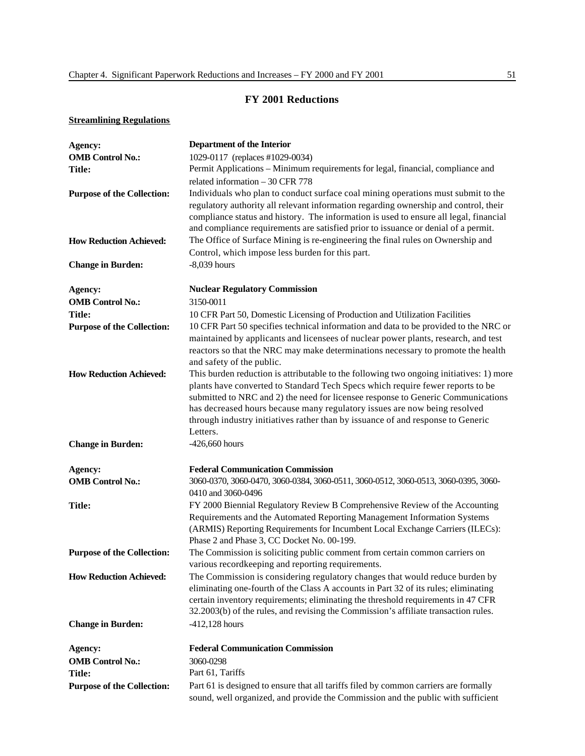## FY 2001 Reductions

**Streamlining Regulations**

| | |
|---|---|
| **Agency:** | **Department of the Interior** |
| **OMB Control No.:** | 1029-0117 (replaces #1029-0034) |
| **Title:** | Permit Applications – Minimum requirements for legal, financial, compliance and related information – 30 CFR 778 |
| **Purpose of the Collection:** | Individuals who plan to conduct surface coal mining operations must submit to the regulatory authority all relevant information regarding ownership and control, their compliance status and history. The information is used to ensure all legal, financial and compliance requirements are satisfied prior to issuance or denial of a permit. |
| **How Reduction Achieved:** | The Office of Surface Mining is re-engineering the final rules on Ownership and Control, which impose less burden for this part. |
| **Change in Burden:** | -8,039 hours |

| | |
|---|---|
| **Agency:** | **Nuclear Regulatory Commission** |
| **OMB Control No.:** | 3150-0011 |
| **Title:** | 10 CFR Part 50, Domestic Licensing of Production and Utilization Facilities |
| **Purpose of the Collection:** | 10 CFR Part 50 specifies technical information and data to be provided to the NRC or maintained by applicants and licensees of nuclear power plants, research, and test reactors so that the NRC may make determinations necessary to promote the health and safety of the public. |
| **How Reduction Achieved:** | This burden reduction is attributable to the following two ongoing initiatives: 1) more plants have converted to Standard Tech Specs which require fewer reports to be submitted to NRC and 2) the need for licensee response to Generic Communications has decreased hours because many regulatory issues are now being resolved through industry initiatives rather than by issuance of and response to Generic Letters. |
| **Change in Burden:** | -426,660 hours |

| | |
|---|---|
| **Agency:** | **Federal Communication Commission** |
| **OMB Control No.:** | 3060-0370, 3060-0470, 3060-0384, 3060-0511, 3060-0512, 3060-0513, 3060-0395, 3060-0410 and 3060-0496 |
| **Title:** | FY 2000 Biennial Regulatory Review B Comprehensive Review of the Accounting Requirements and the Automated Reporting Management Information Systems (ARMIS) Reporting Requirements for Incumbent Local Exchange Carriers (ILECs): Phase 2 and Phase 3, CC Docket No. 00-199. |
| **Purpose of the Collection:** | The Commission is soliciting public comment from certain common carriers on various recordkeeping and reporting requirements. |
| **How Reduction Achieved:** | The Commission is considering regulatory changes that would reduce burden by eliminating one-fourth of the Class A accounts in Part 32 of its rules; eliminating certain inventory requirements; eliminating the threshold requirements in 47 CFR 32.2003(b) of the rules, and revising the Commission's affiliate transaction rules. |
| **Change in Burden:** | -412,128 hours |

| | |
|---|---|
| **Agency:** | **Federal Communication Commission** |
| **OMB Control No.:** | 3060-0298 |
| **Title:** | Part 61, Tariffs |
| **Purpose of the Collection:** | Part 61 is designed to ensure that all tariffs filed by common carriers are formally sound, well organized, and provide the Commission and the public with sufficient |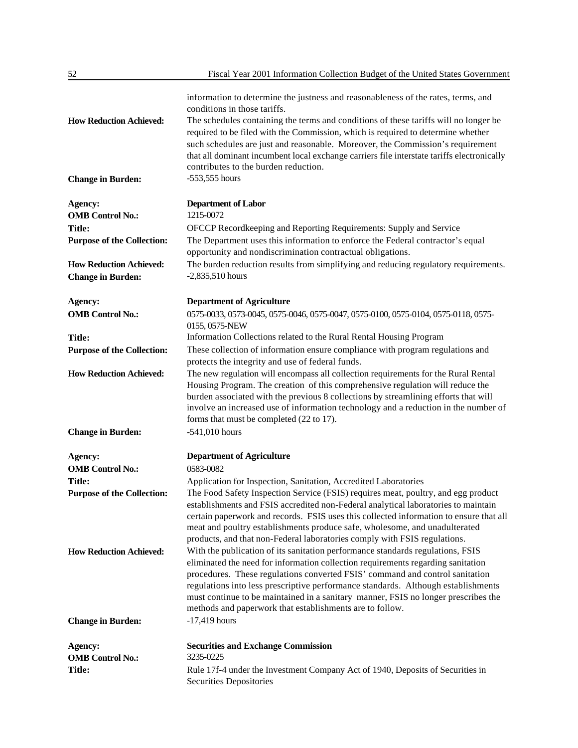information to determine the justness and reasonableness of the rates, terms, and conditions in those tariffs.

**How Reduction Achieved:** The schedules containing the terms and conditions of these tariffs will no longer be required to be filed with the Commission, which is required to determine whether such schedules are just and reasonable. Moreover, the Commission's requirement that all dominant incumbent local exchange carriers file interstate tariffs electronically contributes to the burden reduction.

**Change in Burden:** -553,555 hours

**Agency:** **Department of Labor**

**OMB Control No.:** 1215-0072

**Title:** OFCCP Recordkeeping and Reporting Requirements: Supply and Service

**Purpose of the Collection:** The Department uses this information to enforce the Federal contractor's equal opportunity and nondiscrimination contractual obligations.

**How Reduction Achieved:** The burden reduction results from simplifying and reducing regulatory requirements.

**Change in Burden:** -2,835,510 hours

**Agency:** **Department of Agriculture**

**OMB Control No.:** 0575-0033, 0573-0045, 0575-0046, 0575-0047, 0575-0100, 0575-0104, 0575-0118, 0575-0155, 0575-NEW

**Title:** Information Collections related to the Rural Rental Housing Program

**Purpose of the Collection:** These collection of information ensure compliance with program regulations and protects the integrity and use of federal funds.

**How Reduction Achieved:** The new regulation will encompass all collection requirements for the Rural Rental Housing Program. The creation of this comprehensive regulation will reduce the burden associated with the previous 8 collections by streamlining efforts that will involve an increased use of information technology and a reduction in the number of forms that must be completed (22 to 17).

**Change in Burden:** -541,010 hours

**Agency:** **Department of Agriculture**

**OMB Control No.:** 0583-0082

**Title:** Application for Inspection, Sanitation, Accredited Laboratories

**Purpose of the Collection:** The Food Safety Inspection Service (FSIS) requires meat, poultry, and egg product establishments and FSIS accredited non-Federal analytical laboratories to maintain certain paperwork and records. FSIS uses this collected information to ensure that all meat and poultry establishments produce safe, wholesome, and unadulterated products, and that non-Federal laboratories comply with FSIS regulations.

**How Reduction Achieved:** With the publication of its sanitation performance standards regulations, FSIS eliminated the need for information collection requirements regarding sanitation procedures. These regulations converted FSIS' command and control sanitation regulations into less prescriptive performance standards. Although establishments must continue to be maintained in a sanitary manner, FSIS no longer prescribes the methods and paperwork that establishments are to follow.

**Change in Burden:** -17,419 hours

**Agency:** **Securities and Exchange Commission**

**OMB Control No.:** 3235-0225

**Title:** Rule 17f-4 under the Investment Company Act of 1940, Deposits of Securities in Securities Depositories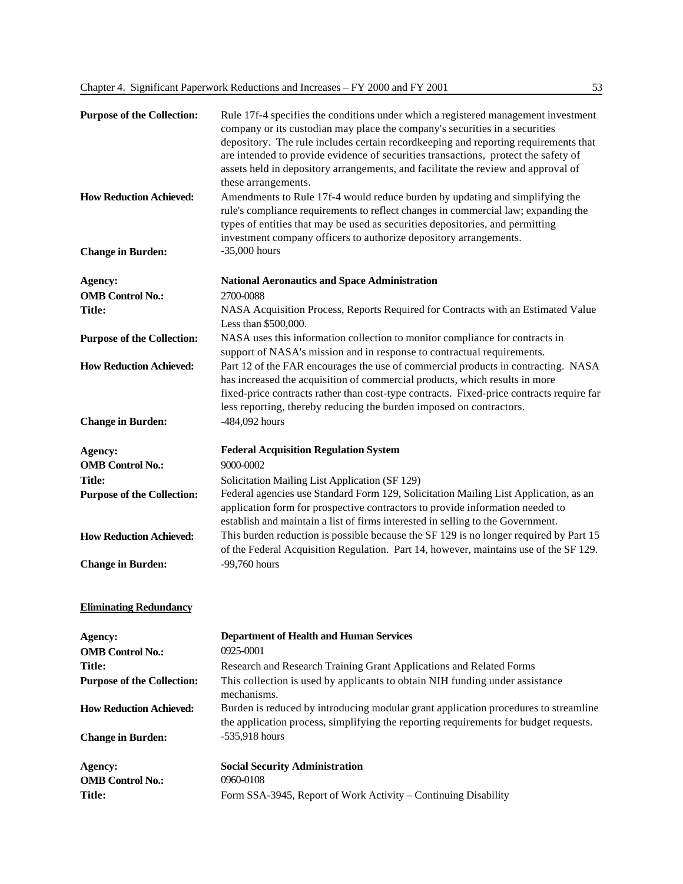**Purpose of the Collection:** Rule 17f-4 specifies the conditions under which a registered management investment company or its custodian may place the company's securities in a securities depository. The rule includes certain recordkeeping and reporting requirements that are intended to provide evidence of securities transactions, protect the safety of assets held in depository arrangements, and facilitate the review and approval of these arrangements.

**How Reduction Achieved:** Amendments to Rule 17f-4 would reduce burden by updating and simplifying the rule's compliance requirements to reflect changes in commercial law; expanding the types of entities that may be used as securities depositories, and permitting investment company officers to authorize depository arrangements.

**Change in Burden:** -35,000 hours

**Agency:** **National Aeronautics and Space Administration**

**OMB Control No.:** 2700-0088

**Title:** NASA Acquisition Process, Reports Required for Contracts with an Estimated Value Less than $500,000.

**Purpose of the Collection:** NASA uses this information collection to monitor compliance for contracts in support of NASA's mission and in response to contractual requirements.

**How Reduction Achieved:** Part 12 of the FAR encourages the use of commercial products in contracting. NASA has increased the acquisition of commercial products, which results in more fixed-price contracts rather than cost-type contracts. Fixed-price contracts require far less reporting, thereby reducing the burden imposed on contractors.

**Change in Burden:** -484,092 hours

**Agency:** **Federal Acquisition Regulation System**

**OMB Control No.:** 9000-0002

**Title:** Solicitation Mailing List Application (SF 129)

**Purpose of the Collection:** Federal agencies use Standard Form 129, Solicitation Mailing List Application, as an application form for prospective contractors to provide information needed to establish and maintain a list of firms interested in selling to the Government.

**How Reduction Achieved:** This burden reduction is possible because the SF 129 is no longer required by Part 15 of the Federal Acquisition Regulation. Part 14, however, maintains use of the SF 129.

**Change in Burden:** -99,760 hours

**Eliminating Redundancy**

**Agency:** **Department of Health and Human Services**

**OMB Control No.:** 0925-0001

**Title:** Research and Research Training Grant Applications and Related Forms

**Purpose of the Collection:** This collection is used by applicants to obtain NIH funding under assistance mechanisms.

**How Reduction Achieved:** Burden is reduced by introducing modular grant application procedures to streamline the application process, simplifying the reporting requirements for budget requests.

**Change in Burden:** -535,918 hours

**Agency:** **Social Security Administration**

**OMB Control No.:** 0960-0108

**Title:** Form SSA-3945, Report of Work Activity – Continuing Disability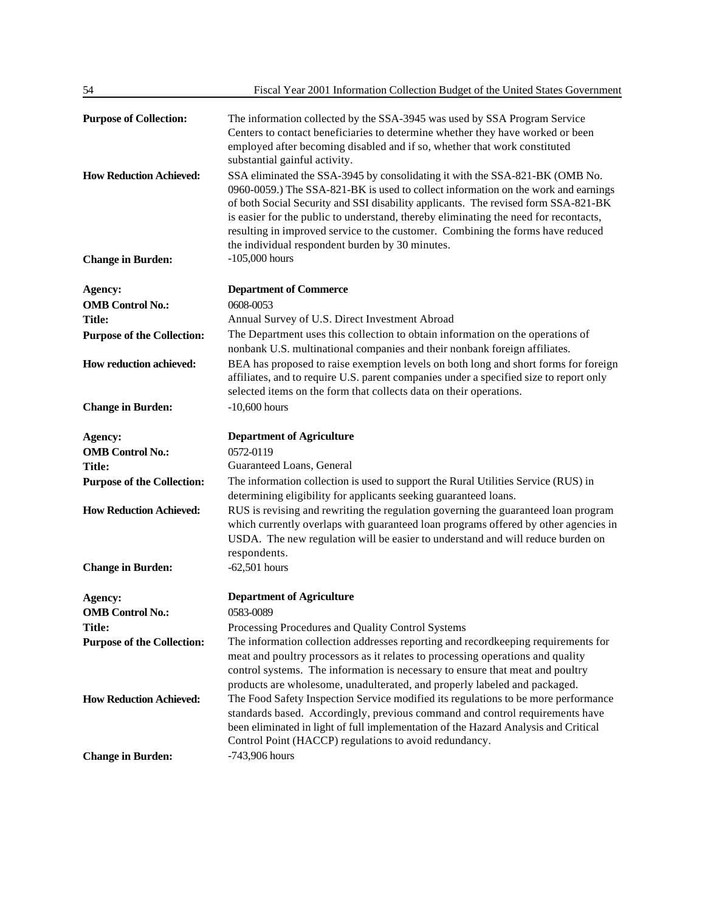**Purpose of Collection:** The information collected by the SSA-3945 was used by SSA Program Service Centers to contact beneficiaries to determine whether they have worked or been employed after becoming disabled and if so, whether that work constituted substantial gainful activity.

**How Reduction Achieved:** SSA eliminated the SSA-3945 by consolidating it with the SSA-821-BK (OMB No. 0960-0059.) The SSA-821-BK is used to collect information on the work and earnings of both Social Security and SSI disability applicants. The revised form SSA-821-BK is easier for the public to understand, thereby eliminating the need for recontacts, resulting in improved service to the customer. Combining the forms have reduced the individual respondent burden by 30 minutes.

**Change in Burden:** -105,000 hours

**Agency:** **Department of Commerce**

**OMB Control No.:** 0608-0053

**Title:** Annual Survey of U.S. Direct Investment Abroad

**Purpose of the Collection:** The Department uses this collection to obtain information on the operations of nonbank U.S. multinational companies and their nonbank foreign affiliates.

**How reduction achieved:** BEA has proposed to raise exemption levels on both long and short forms for foreign affiliates, and to require U.S. parent companies under a specified size to report only selected items on the form that collects data on their operations.

**Change in Burden:** -10,600 hours

**Agency:** **Department of Agriculture**

**OMB Control No.:** 0572-0119

**Title:** Guaranteed Loans, General

**Purpose of the Collection:** The information collection is used to support the Rural Utilities Service (RUS) in determining eligibility for applicants seeking guaranteed loans.

**How Reduction Achieved:** RUS is revising and rewriting the regulation governing the guaranteed loan program which currently overlaps with guaranteed loan programs offered by other agencies in USDA. The new regulation will be easier to understand and will reduce burden on respondents.

**Change in Burden:** -62,501 hours

**Agency:** **Department of Agriculture**

**OMB Control No.:** 0583-0089

**Title:** Processing Procedures and Quality Control Systems

**Purpose of the Collection:** The information collection addresses reporting and recordkeeping requirements for meat and poultry processors as it relates to processing operations and quality control systems. The information is necessary to ensure that meat and poultry products are wholesome, unadulterated, and properly labeled and packaged.

**How Reduction Achieved:** The Food Safety Inspection Service modified its regulations to be more performance standards based. Accordingly, previous command and control requirements have been eliminated in light of full implementation of the Hazard Analysis and Critical Control Point (HACCP) regulations to avoid redundancy.

**Change in Burden:** -743,906 hours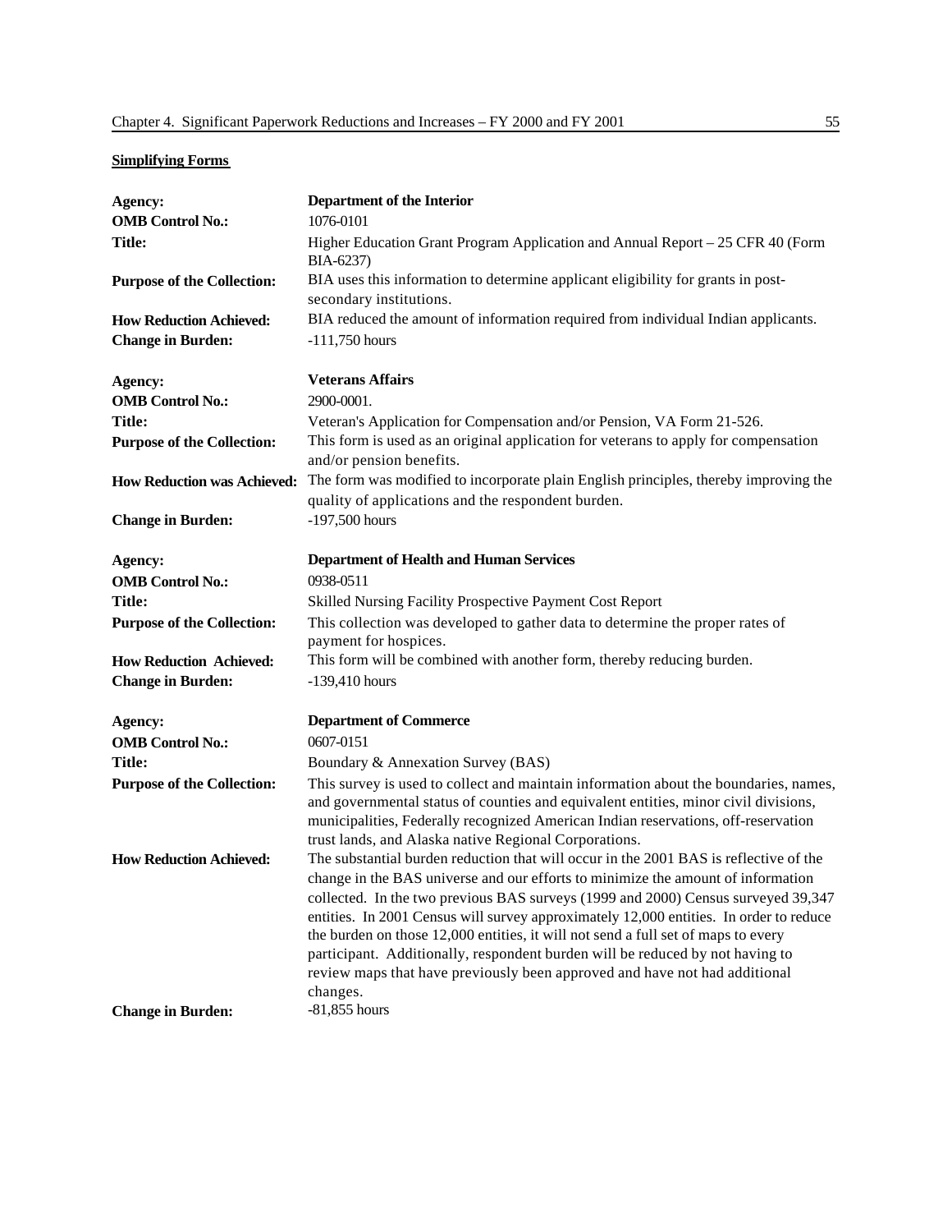**Simplifying Forms**

**Agency:** **Department of the Interior**
**OMB Control No.:** 1076-0101
**Title:** Higher Education Grant Program Application and Annual Report – 25 CFR 40 (Form BIA-6237)
**Purpose of the Collection:** BIA uses this information to determine applicant eligibility for grants in post-secondary institutions.
**How Reduction Achieved:** BIA reduced the amount of information required from individual Indian applicants.
**Change in Burden:** -111,750 hours

**Agency:** **Veterans Affairs**
**OMB Control No.:** 2900-0001.
**Title:** Veteran's Application for Compensation and/or Pension, VA Form 21-526.
**Purpose of the Collection:** This form is used as an original application for veterans to apply for compensation and/or pension benefits.
**How Reduction was Achieved:** The form was modified to incorporate plain English principles, thereby improving the quality of applications and the respondent burden.
**Change in Burden:** -197,500 hours

**Agency:** **Department of Health and Human Services**
**OMB Control No.:** 0938-0511
**Title:** Skilled Nursing Facility Prospective Payment Cost Report
**Purpose of the Collection:** This collection was developed to gather data to determine the proper rates of payment for hospices.
**How Reduction Achieved:** This form will be combined with another form, thereby reducing burden.
**Change in Burden:** -139,410 hours

**Agency:** **Department of Commerce**
**OMB Control No.:** 0607-0151
**Title:** Boundary & Annexation Survey (BAS)
**Purpose of the Collection:** This survey is used to collect and maintain information about the boundaries, names, and governmental status of counties and equivalent entities, minor civil divisions, municipalities, Federally recognized American Indian reservations, off-reservation trust lands, and Alaska native Regional Corporations.
**How Reduction Achieved:** The substantial burden reduction that will occur in the 2001 BAS is reflective of the change in the BAS universe and our efforts to minimize the amount of information collected. In the two previous BAS surveys (1999 and 2000) Census surveyed 39,347 entities. In 2001 Census will survey approximately 12,000 entities. In order to reduce the burden on those 12,000 entities, it will not send a full set of maps to every participant. Additionally, respondent burden will be reduced by not having to review maps that have previously been approved and have not had additional changes.
**Change in Burden:** -81,855 hours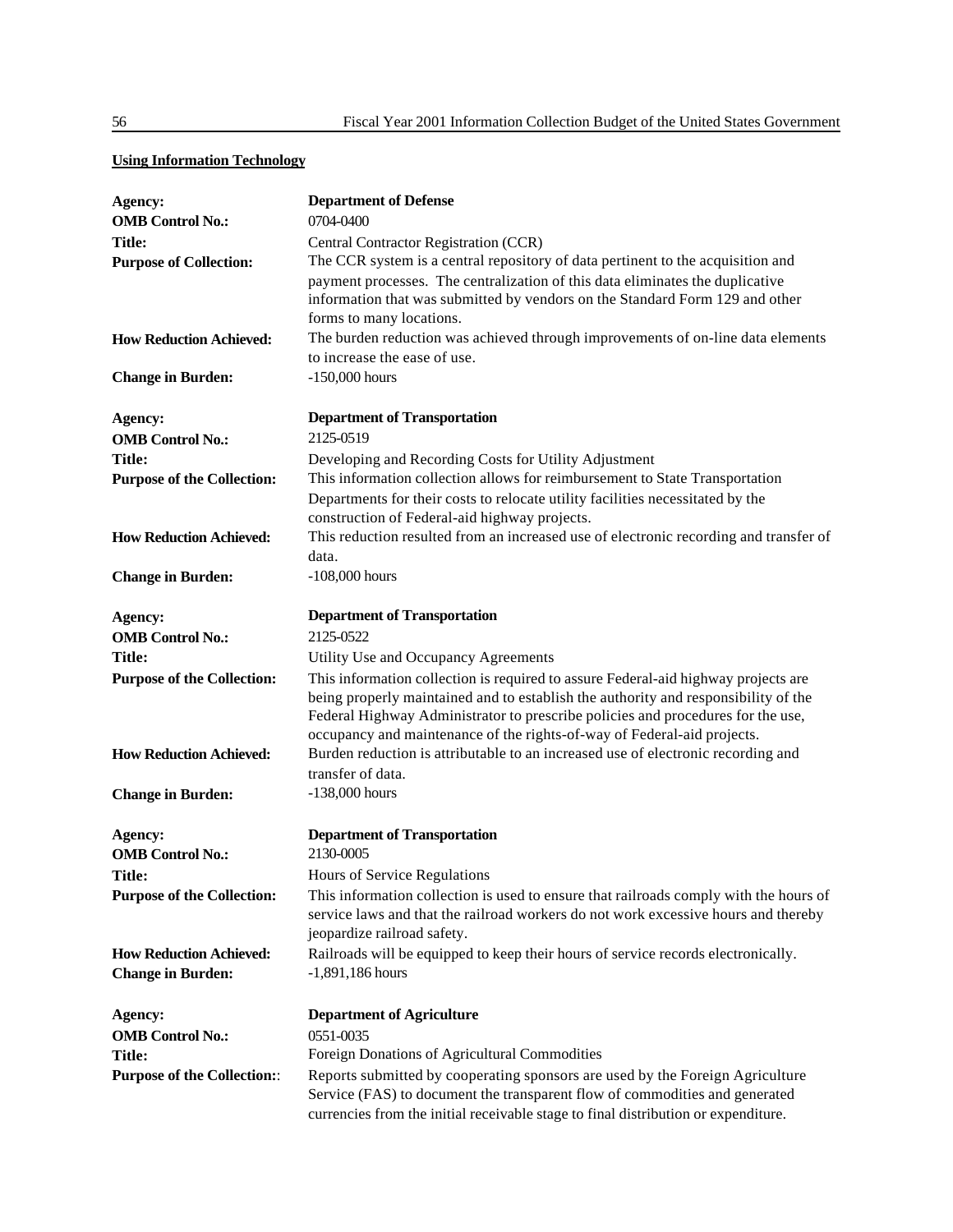**Using Information Technology**

**Agency:** **Department of Defense**
**OMB Control No.:** 0704-0400
**Title:** Central Contractor Registration (CCR)
**Purpose of Collection:** The CCR system is a central repository of data pertinent to the acquisition and payment processes. The centralization of this data eliminates the duplicative information that was submitted by vendors on the Standard Form 129 and other forms to many locations.
**How Reduction Achieved:** The burden reduction was achieved through improvements of on-line data elements to increase the ease of use.
**Change in Burden:** -150,000 hours

**Agency:** **Department of Transportation**
**OMB Control No.:** 2125-0519
**Title:** Developing and Recording Costs for Utility Adjustment
**Purpose of the Collection:** This information collection allows for reimbursement to State Transportation Departments for their costs to relocate utility facilities necessitated by the construction of Federal-aid highway projects.
**How Reduction Achieved:** This reduction resulted from an increased use of electronic recording and transfer of data.
**Change in Burden:** -108,000 hours

**Agency:** **Department of Transportation**
**OMB Control No.:** 2125-0522
**Title:** Utility Use and Occupancy Agreements
**Purpose of the Collection:** This information collection is required to assure Federal-aid highway projects are being properly maintained and to establish the authority and responsibility of the Federal Highway Administrator to prescribe policies and procedures for the use, occupancy and maintenance of the rights-of-way of Federal-aid projects.
**How Reduction Achieved:** Burden reduction is attributable to an increased use of electronic recording and transfer of data.
**Change in Burden:** -138,000 hours

**Agency:** **Department of Transportation**
**OMB Control No.:** 2130-0005
**Title:** Hours of Service Regulations
**Purpose of the Collection:** This information collection is used to ensure that railroads comply with the hours of service laws and that the railroad workers do not work excessive hours and thereby jeopardize railroad safety.
**How Reduction Achieved:** Railroads will be equipped to keep their hours of service records electronically.
**Change in Burden:** -1,891,186 hours

**Agency:** **Department of Agriculture**
**OMB Control No.:** 0551-0035
**Title:** Foreign Donations of Agricultural Commodities
**Purpose of the Collection:**: Reports submitted by cooperating sponsors are used by the Foreign Agriculture Service (FAS) to document the transparent flow of commodities and generated currencies from the initial receivable stage to final distribution or expenditure.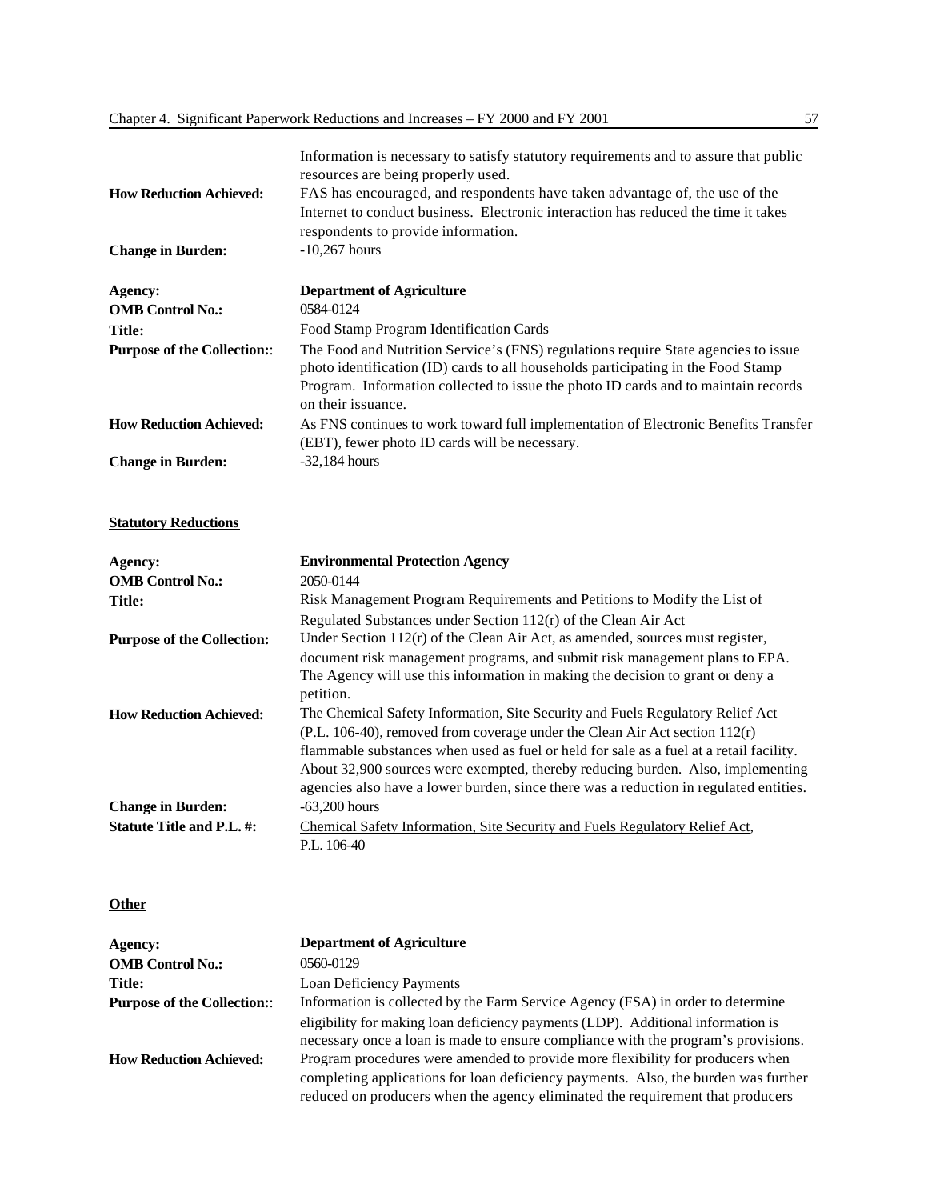Information is necessary to satisfy statutory requirements and to assure that public resources are being properly used.

**How Reduction Achieved:** FAS has encouraged, and respondents have taken advantage of, the use of the Internet to conduct business. Electronic interaction has reduced the time it takes respondents to provide information.

**Change in Burden:** -10,267 hours

**Agency:** **Department of Agriculture**

**OMB Control No.:** 0584-0124

**Title:** Food Stamp Program Identification Cards

**Purpose of the Collection:**: The Food and Nutrition Service's (FNS) regulations require State agencies to issue photo identification (ID) cards to all households participating in the Food Stamp Program. Information collected to issue the photo ID cards and to maintain records on their issuance.

**How Reduction Achieved:** As FNS continues to work toward full implementation of Electronic Benefits Transfer (EBT), fewer photo ID cards will be necessary.

**Change in Burden:** -32,184 hours

**<u>Statutory Reductions</u>**

**Agency:** **Environmental Protection Agency**

**OMB Control No.:** 2050-0144

**Title:** Risk Management Program Requirements and Petitions to Modify the List of Regulated Substances under Section 112(r) of the Clean Air Act

**Purpose of the Collection:** Under Section 112(r) of the Clean Air Act, as amended, sources must register, document risk management programs, and submit risk management plans to EPA. The Agency will use this information in making the decision to grant or deny a petition.

**How Reduction Achieved:** The Chemical Safety Information, Site Security and Fuels Regulatory Relief Act (P.L. 106-40), removed from coverage under the Clean Air Act section 112(r) flammable substances when used as fuel or held for sale as a fuel at a retail facility. About 32,900 sources were exempted, thereby reducing burden. Also, implementing agencies also have a lower burden, since there was a reduction in regulated entities.

**Change in Burden:** -63,200 hours

**Statute Title and P.L. #:** <u>Chemical Safety Information, Site Security and Fuels Regulatory Relief Act</u>, P.L. 106-40

**<u>Other</u>**

**Agency:** **Department of Agriculture**

**OMB Control No.:** 0560-0129

**Title:** Loan Deficiency Payments

**Purpose of the Collection:**: Information is collected by the Farm Service Agency (FSA) in order to determine eligibility for making loan deficiency payments (LDP). Additional information is necessary once a loan is made to ensure compliance with the program's provisions.

**How Reduction Achieved:** Program procedures were amended to provide more flexibility for producers when completing applications for loan deficiency payments. Also, the burden was further reduced on producers when the agency eliminated the requirement that producers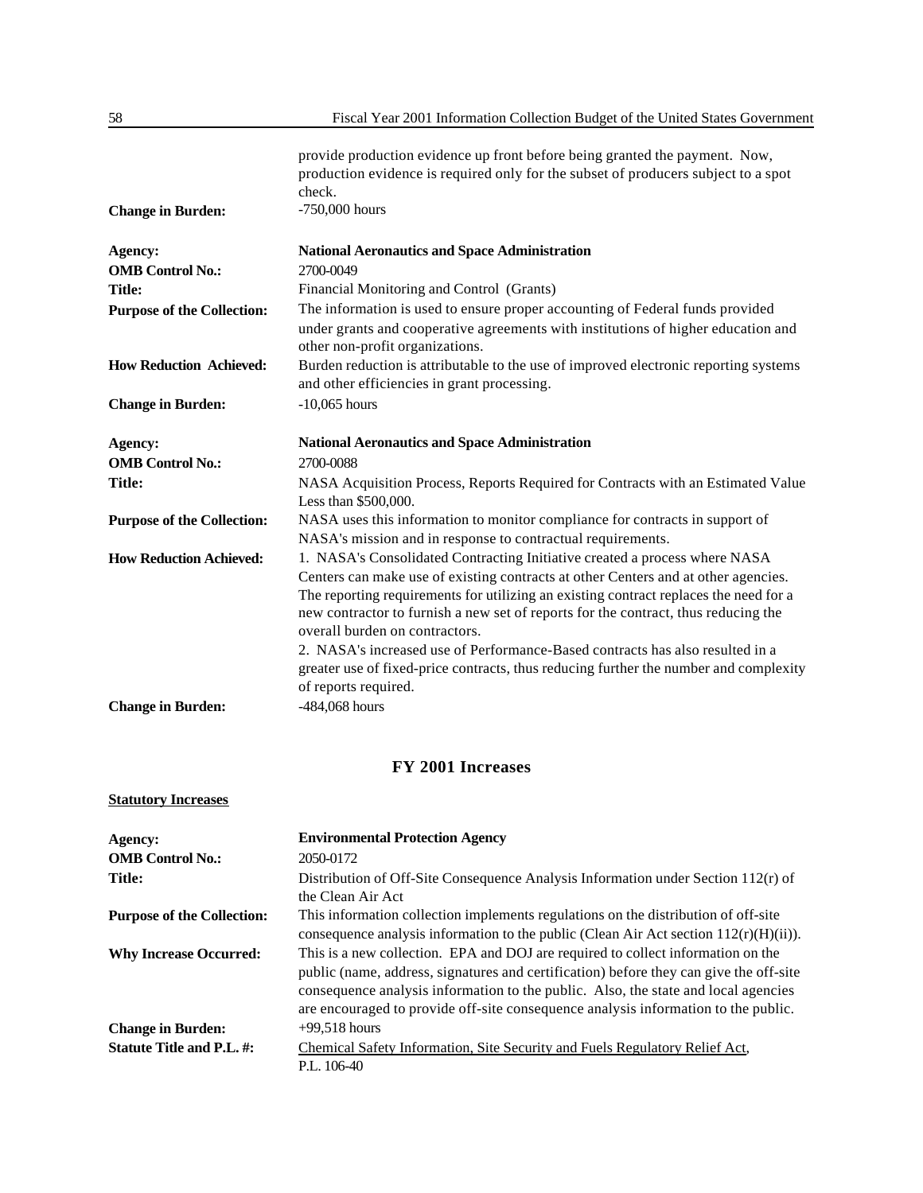provide production evidence up front before being granted the payment. Now, production evidence is required only for the subset of producers subject to a spot check.

**Change in Burden:** -750,000 hours

**Agency:** **National Aeronautics and Space Administration**
**OMB Control No.:** 2700-0049
**Title:** Financial Monitoring and Control (Grants)
**Purpose of the Collection:** The information is used to ensure proper accounting of Federal funds provided under grants and cooperative agreements with institutions of higher education and other non-profit organizations.
**How Reduction Achieved:** Burden reduction is attributable to the use of improved electronic reporting systems and other efficiencies in grant processing.
**Change in Burden:** -10,065 hours

**Agency:** **National Aeronautics and Space Administration**
**OMB Control No.:** 2700-0088
**Title:** NASA Acquisition Process, Reports Required for Contracts with an Estimated Value Less than $500,000.
**Purpose of the Collection:** NASA uses this information to monitor compliance for contracts in support of NASA's mission and in response to contractual requirements.
**How Reduction Achieved:** 1. NASA's Consolidated Contracting Initiative created a process where NASA Centers can make use of existing contracts at other Centers and at other agencies. The reporting requirements for utilizing an existing contract replaces the need for a new contractor to furnish a new set of reports for the contract, thus reducing the overall burden on contractors.
2. NASA's increased use of Performance-Based contracts has also resulted in a greater use of fixed-price contracts, thus reducing further the number and complexity of reports required.
**Change in Burden:** -484,068 hours

## FY 2001 Increases

**Statutory Increases**

**Agency:** **Environmental Protection Agency**
**OMB Control No.:** 2050-0172
**Title:** Distribution of Off-Site Consequence Analysis Information under Section 112(r) of the Clean Air Act
**Purpose of the Collection:** This information collection implements regulations on the distribution of off-site consequence analysis information to the public (Clean Air Act section 112(r)(H)(ii)).
**Why Increase Occurred:** This is a new collection. EPA and DOJ are required to collect information on the public (name, address, signatures and certification) before they can give the off-site consequence analysis information to the public. Also, the state and local agencies are encouraged to provide off-site consequence analysis information to the public.
**Change in Burden:** +99,518 hours
**Statute Title and P.L. #:** Chemical Safety Information, Site Security and Fuels Regulatory Relief Act, P.L. 106-40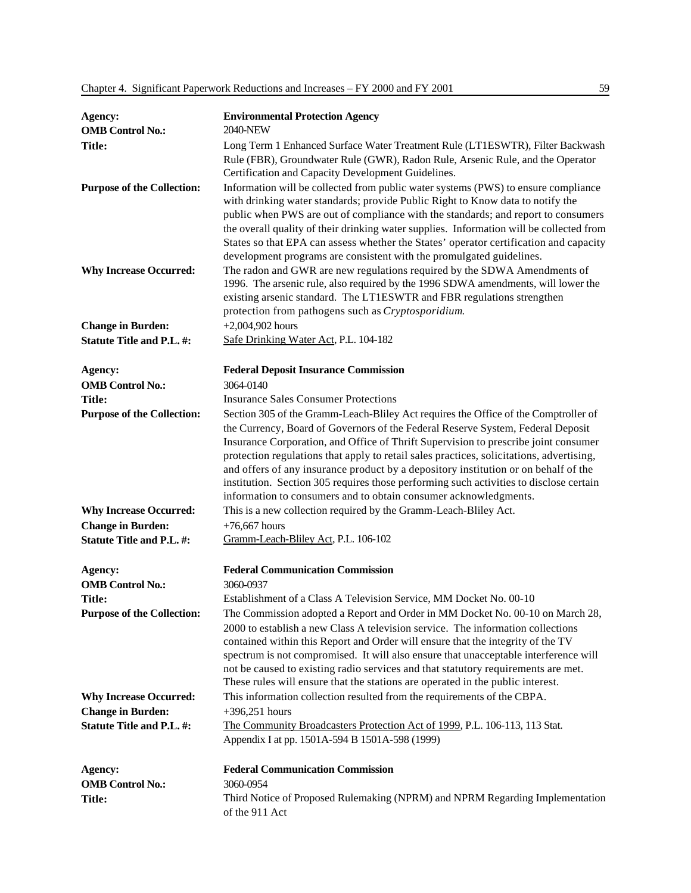| | |
|---|---|
| **Agency:** | **Environmental Protection Agency** |
| **OMB Control No.:** | 2040-NEW |
| **Title:** | Long Term 1 Enhanced Surface Water Treatment Rule (LT1ESWTR), Filter Backwash Rule (FBR), Groundwater Rule (GWR), Radon Rule, Arsenic Rule, and the Operator Certification and Capacity Development Guidelines. |
| **Purpose of the Collection:** | Information will be collected from public water systems (PWS) to ensure compliance with drinking water standards; provide Public Right to Know data to notify the public when PWS are out of compliance with the standards; and report to consumers the overall quality of their drinking water supplies. Information will be collected from States so that EPA can assess whether the States' operator certification and capacity development programs are consistent with the promulgated guidelines. |
| **Why Increase Occurred:** | The radon and GWR are new regulations required by the SDWA Amendments of 1996. The arsenic rule, also required by the 1996 SDWA amendments, will lower the existing arsenic standard. The LT1ESWTR and FBR regulations strengthen protection from pathogens such as *Cryptosporidium*. |
| **Change in Burden:** | +2,004,902 hours |
| **Statute Title and P.L. #:** | Safe Drinking Water Act, P.L. 104-182 |

| | |
|---|---|
| **Agency:** | **Federal Deposit Insurance Commission** |
| **OMB Control No.:** | 3064-0140 |
| **Title:** | Insurance Sales Consumer Protections |
| **Purpose of the Collection:** | Section 305 of the Gramm-Leach-Bliley Act requires the Office of the Comptroller of the Currency, Board of Governors of the Federal Reserve System, Federal Deposit Insurance Corporation, and Office of Thrift Supervision to prescribe joint consumer protection regulations that apply to retail sales practices, solicitations, advertising, and offers of any insurance product by a depository institution or on behalf of the institution. Section 305 requires those performing such activities to disclose certain information to consumers and to obtain consumer acknowledgments. |
| **Why Increase Occurred:** | This is a new collection required by the Gramm-Leach-Bliley Act. |
| **Change in Burden:** | +76,667 hours |
| **Statute Title and P.L. #:** | Gramm-Leach-Bliley Act, P.L. 106-102 |

| | |
|---|---|
| **Agency:** | **Federal Communication Commission** |
| **OMB Control No.:** | 3060-0937 |
| **Title:** | Establishment of a Class A Television Service, MM Docket No. 00-10 |
| **Purpose of the Collection:** | The Commission adopted a Report and Order in MM Docket No. 00-10 on March 28, 2000 to establish a new Class A television service. The information collections contained within this Report and Order will ensure that the integrity of the TV spectrum is not compromised. It will also ensure that unacceptable interference will not be caused to existing radio services and that statutory requirements are met. These rules will ensure that the stations are operated in the public interest. |
| **Why Increase Occurred:** | This information collection resulted from the requirements of the CBPA. |
| **Change in Burden:** | +396,251 hours |
| **Statute Title and P.L. #:** | The Community Broadcasters Protection Act of 1999, P.L. 106-113, 113 Stat. Appendix I at pp. 1501A-594 B 1501A-598 (1999) |

| | |
|---|---|
| **Agency:** | **Federal Communication Commission** |
| **OMB Control No.:** | 3060-0954 |
| **Title:** | Third Notice of Proposed Rulemaking (NPRM) and NPRM Regarding Implementation of the 911 Act |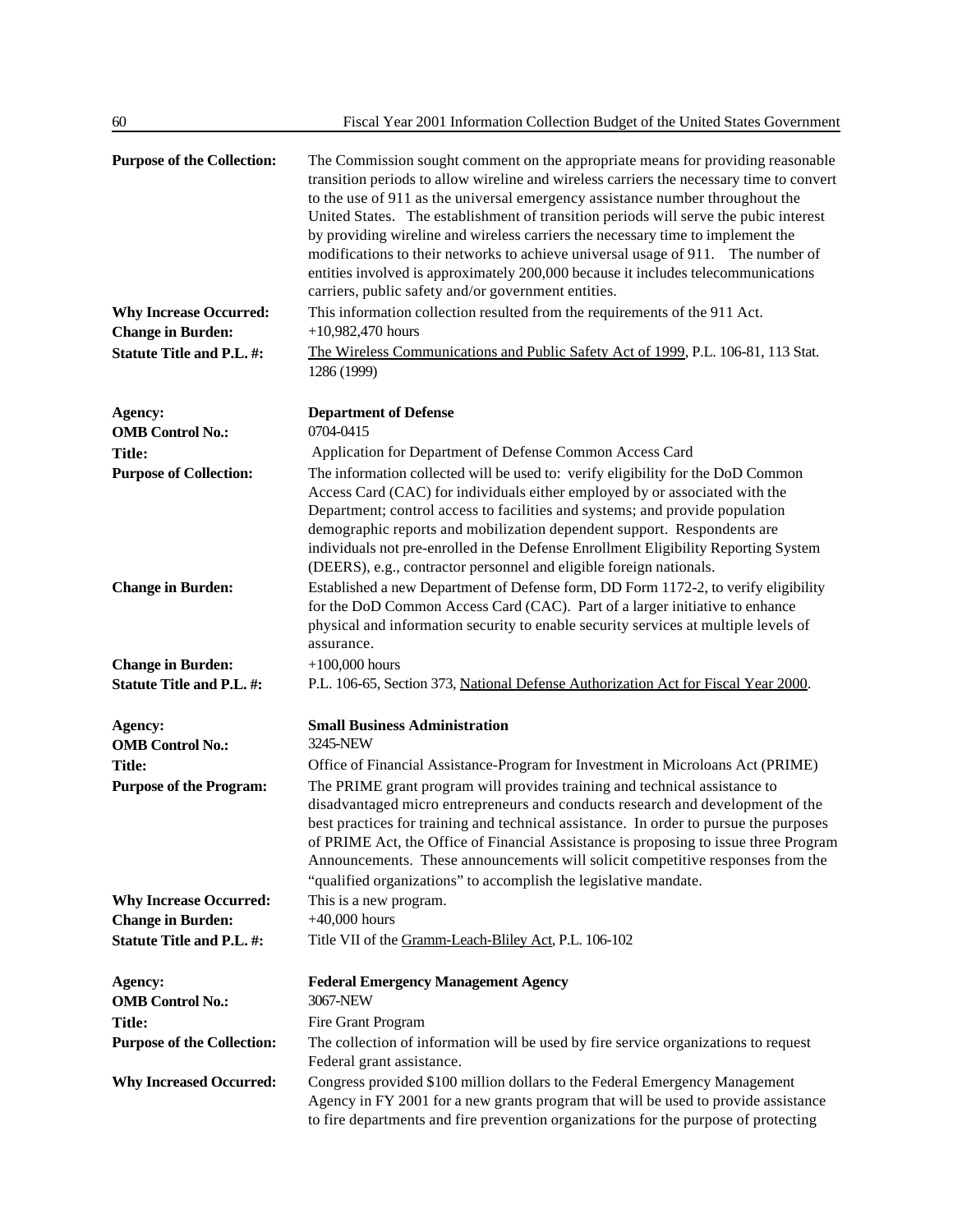**Purpose of the Collection:** The Commission sought comment on the appropriate means for providing reasonable transition periods to allow wireline and wireless carriers the necessary time to convert to the use of 911 as the universal emergency assistance number throughout the United States. The establishment of transition periods will serve the pubic interest by providing wireline and wireless carriers the necessary time to implement the modifications to their networks to achieve universal usage of 911. The number of entities involved is approximately 200,000 because it includes telecommunications carriers, public safety and/or government entities.

**Why Increase Occurred:** This information collection resulted from the requirements of the 911 Act.

**Change in Burden:** +10,982,470 hours

**Statute Title and P.L. #:** The Wireless Communications and Public Safety Act of 1999, P.L. 106-81, 113 Stat. 1286 (1999)

**Agency:** **Department of Defense**

**OMB Control No.:** 0704-0415

**Title:** Application for Department of Defense Common Access Card

**Purpose of Collection:** The information collected will be used to: verify eligibility for the DoD Common Access Card (CAC) for individuals either employed by or associated with the Department; control access to facilities and systems; and provide population demographic reports and mobilization dependent support. Respondents are individuals not pre-enrolled in the Defense Enrollment Eligibility Reporting System (DEERS), e.g., contractor personnel and eligible foreign nationals.

**Change in Burden:** Established a new Department of Defense form, DD Form 1172-2, to verify eligibility for the DoD Common Access Card (CAC). Part of a larger initiative to enhance physical and information security to enable security services at multiple levels of assurance.

**Change in Burden:** +100,000 hours

**Statute Title and P.L. #:** P.L. 106-65, Section 373, National Defense Authorization Act for Fiscal Year 2000.

**Agency:** **Small Business Administration**

**OMB Control No.:** 3245-NEW

**Title:** Office of Financial Assistance-Program for Investment in Microloans Act (PRIME)

**Purpose of the Program:** The PRIME grant program will provides training and technical assistance to disadvantaged micro entrepreneurs and conducts research and development of the best practices for training and technical assistance. In order to pursue the purposes of PRIME Act, the Office of Financial Assistance is proposing to issue three Program Announcements. These announcements will solicit competitive responses from the "qualified organizations" to accomplish the legislative mandate.

**Why Increase Occurred:** This is a new program.

**Change in Burden:** +40,000 hours

**Statute Title and P.L. #:** Title VII of the Gramm-Leach-Bliley Act, P.L. 106-102

**Agency:** **Federal Emergency Management Agency**

**OMB Control No.:** 3067-NEW

**Title:** Fire Grant Program

**Purpose of the Collection:** The collection of information will be used by fire service organizations to request Federal grant assistance.

**Why Increased Occurred:** Congress provided $100 million dollars to the Federal Emergency Management Agency in FY 2001 for a new grants program that will be used to provide assistance to fire departments and fire prevention organizations for the purpose of protecting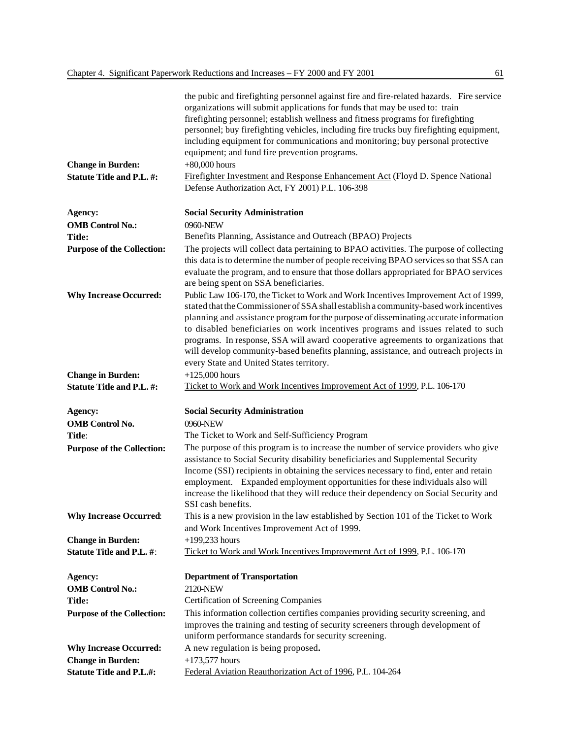the pubic and firefighting personnel against fire and fire-related hazards. Fire service organizations will submit applications for funds that may be used to: train firefighting personnel; establish wellness and fitness programs for firefighting personnel; buy firefighting vehicles, including fire trucks buy firefighting equipment, including equipment for communications and monitoring; buy personal protective equipment; and fund fire prevention programs.

**Change in Burden:** +80,000 hours

**Statute Title and P.L. #:** Firefighter Investment and Response Enhancement Act (Floyd D. Spence National Defense Authorization Act, FY 2001) P.L. 106-398

**Agency:** **Social Security Administration**

**OMB Control No.:** 0960-NEW

**Title:** Benefits Planning, Assistance and Outreach (BPAO) Projects

**Purpose of the Collection:** The projects will collect data pertaining to BPAO activities. The purpose of collecting this data is to determine the number of people receiving BPAO services so that SSA can evaluate the program, and to ensure that those dollars appropriated for BPAO services are being spent on SSA beneficiaries.

**Why Increase Occurred:** Public Law 106-170, the Ticket to Work and Work Incentives Improvement Act of 1999, stated that the Commissioner of SSA shall establish a community-based work incentives planning and assistance program for the purpose of disseminating accurate information to disabled beneficiaries on work incentives programs and issues related to such programs. In response, SSA will award cooperative agreements to organizations that will develop community-based benefits planning, assistance, and outreach projects in every State and United States territory.

**Change in Burden:** +125,000 hours

**Statute Title and P.L. #:** Ticket to Work and Work Incentives Improvement Act of 1999, P.L. 106-170

**Agency:** **Social Security Administration**

**OMB Control No.** 0960-NEW

**Title**: The Ticket to Work and Self-Sufficiency Program

**Purpose of the Collection:** The purpose of this program is to increase the number of service providers who give assistance to Social Security disability beneficiaries and Supplemental Security Income (SSI) recipients in obtaining the services necessary to find, enter and retain employment. Expanded employment opportunities for these individuals also will increase the likelihood that they will reduce their dependency on Social Security and SSI cash benefits.

**Why Increase Occurred**: This is a new provision in the law established by Section 101 of the Ticket to Work and Work Incentives Improvement Act of 1999.

**Change in Burden:** +199,233 hours

**Statute Title and P.L. #**: Ticket to Work and Work Incentives Improvement Act of 1999, P.L. 106-170

**Agency:** **Department of Transportation**

**OMB Control No.:** 2120-NEW

**Title:** Certification of Screening Companies

**Purpose of the Collection:** This information collection certifies companies providing security screening, and improves the training and testing of security screeners through development of uniform performance standards for security screening.

**Why Increase Occurred:** A new regulation is being proposed**.**

**Change in Burden:** +173,577 hours

**Statute Title and P.L.#:** Federal Aviation Reauthorization Act of 1996, P.L. 104-264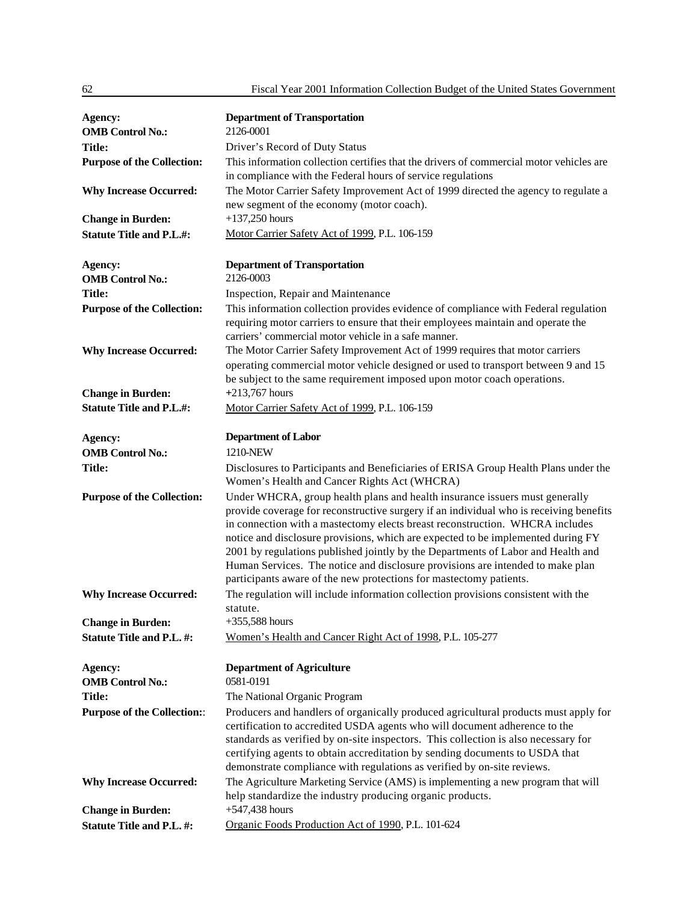| | |
|---|---|
| **Agency:** | **Department of Transportation** |
| **OMB Control No.:** | 2126-0001 |
| **Title:** | Driver's Record of Duty Status |
| **Purpose of the Collection:** | This information collection certifies that the drivers of commercial motor vehicles are in compliance with the Federal hours of service regulations |
| **Why Increase Occurred:** | The Motor Carrier Safety Improvement Act of 1999 directed the agency to regulate a new segment of the economy (motor coach). |
| **Change in Burden:** | +137,250 hours |
| **Statute Title and P.L.#:** | Motor Carrier Safety Act of 1999, P.L. 106-159 |

| | |
|---|---|
| **Agency:** | **Department of Transportation** |
| **OMB Control No.:** | 2126-0003 |
| **Title:** | Inspection, Repair and Maintenance |
| **Purpose of the Collection:** | This information collection provides evidence of compliance with Federal regulation requiring motor carriers to ensure that their employees maintain and operate the carriers' commercial motor vehicle in a safe manner. |
| **Why Increase Occurred:** | The Motor Carrier Safety Improvement Act of 1999 requires that motor carriers operating commercial motor vehicle designed or used to transport between 9 and 15 be subject to the same requirement imposed upon motor coach operations. |
| **Change in Burden:** | +213,767 hours |
| **Statute Title and P.L.#:** | Motor Carrier Safety Act of 1999, P.L. 106-159 |

| | |
|---|---|
| **Agency:** | **Department of Labor** |
| **OMB Control No.:** | 1210-NEW |
| **Title:** | Disclosures to Participants and Beneficiaries of ERISA Group Health Plans under the Women's Health and Cancer Rights Act (WHCRA) |
| **Purpose of the Collection:** | Under WHCRA, group health plans and health insurance issuers must generally provide coverage for reconstructive surgery if an individual who is receiving benefits in connection with a mastectomy elects breast reconstruction. WHCRA includes notice and disclosure provisions, which are expected to be implemented during FY 2001 by regulations published jointly by the Departments of Labor and Health and Human Services. The notice and disclosure provisions are intended to make plan participants aware of the new protections for mastectomy patients. |
| **Why Increase Occurred:** | The regulation will include information collection provisions consistent with the statute. |
| **Change in Burden:** | +355,588 hours |
| **Statute Title and P.L. #:** | Women's Health and Cancer Right Act of 1998, P.L. 105-277 |

| | |
|---|---|
| **Agency:** | **Department of Agriculture** |
| **OMB Control No.:** | 0581-0191 |
| **Title:** | The National Organic Program |
| **Purpose of the Collection::** | Producers and handlers of organically produced agricultural products must apply for certification to accredited USDA agents who will document adherence to the standards as verified by on-site inspectors. This collection is also necessary for certifying agents to obtain accreditation by sending documents to USDA that demonstrate compliance with regulations as verified by on-site reviews. |
| **Why Increase Occurred:** | The Agriculture Marketing Service (AMS) is implementing a new program that will help standardize the industry producing organic products. |
| **Change in Burden:** | +547,438 hours |
| **Statute Title and P.L. #:** | Organic Foods Production Act of 1990, P.L. 101-624 |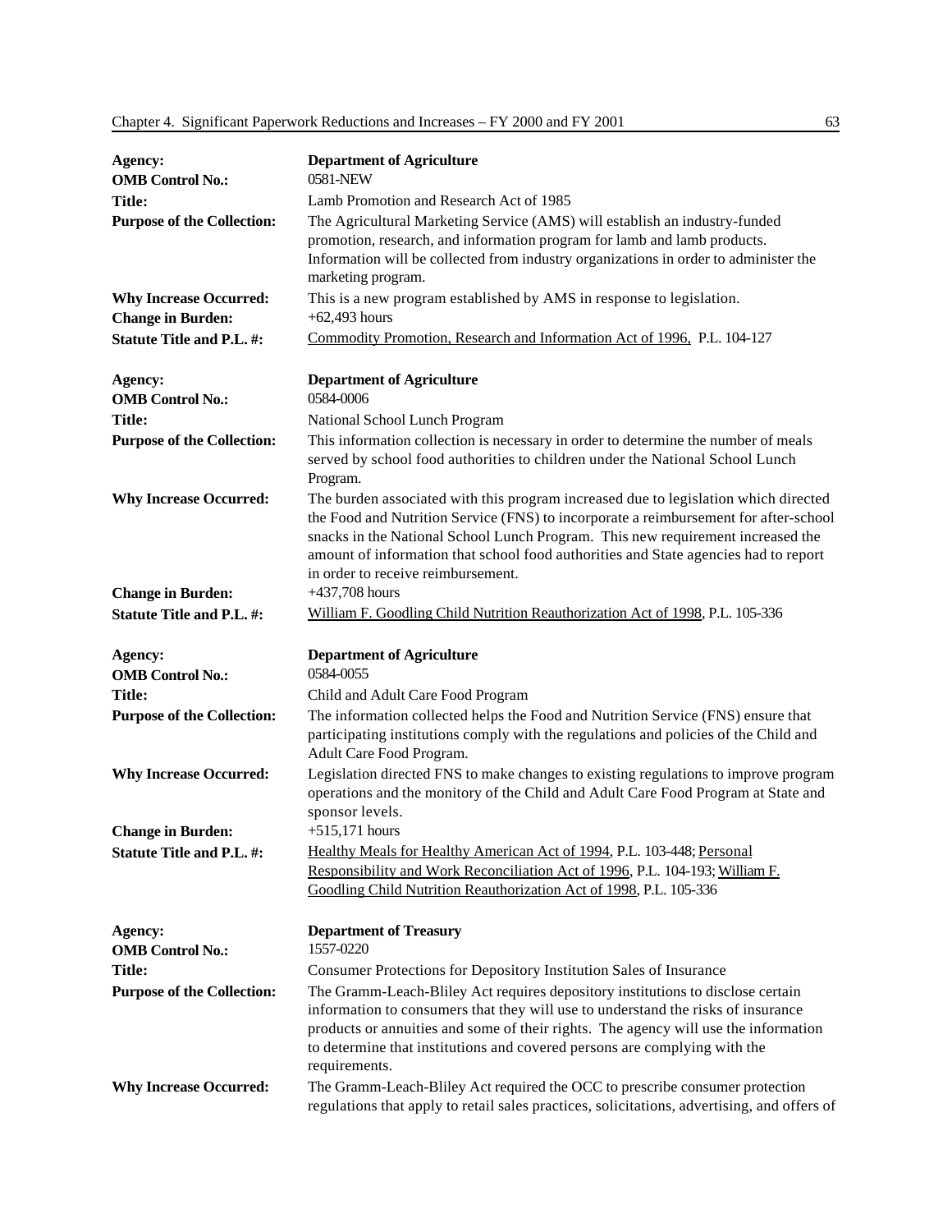| | |
|---|---|
| **Agency:** | **Department of Agriculture** |
| **OMB Control No.:** | 0581-NEW |
| **Title:** | Lamb Promotion and Research Act of 1985 |
| **Purpose of the Collection:** | The Agricultural Marketing Service (AMS) will establish an industry-funded promotion, research, and information program for lamb and lamb products. Information will be collected from industry organizations in order to administer the marketing program. |
| **Why Increase Occurred:** | This is a new program established by AMS in response to legislation. |
| **Change in Burden:** | +62,493 hours |
| **Statute Title and P.L. #:** | Commodity Promotion, Research and Information Act of 1996, P.L. 104-127 |

| | |
|---|---|
| **Agency:** | **Department of Agriculture** |
| **OMB Control No.:** | 0584-0006 |
| **Title:** | National School Lunch Program |
| **Purpose of the Collection:** | This information collection is necessary in order to determine the number of meals served by school food authorities to children under the National School Lunch Program. |
| **Why Increase Occurred:** | The burden associated with this program increased due to legislation which directed the Food and Nutrition Service (FNS) to incorporate a reimbursement for after-school snacks in the National School Lunch Program. This new requirement increased the amount of information that school food authorities and State agencies had to report in order to receive reimbursement. |
| **Change in Burden:** | +437,708 hours |
| **Statute Title and P.L. #:** | William F. Goodling Child Nutrition Reauthorization Act of 1998, P.L. 105-336 |

| | |
|---|---|
| **Agency:** | **Department of Agriculture** |
| **OMB Control No.:** | 0584-0055 |
| **Title:** | Child and Adult Care Food Program |
| **Purpose of the Collection:** | The information collected helps the Food and Nutrition Service (FNS) ensure that participating institutions comply with the regulations and policies of the Child and Adult Care Food Program. |
| **Why Increase Occurred:** | Legislation directed FNS to make changes to existing regulations to improve program operations and the monitory of the Child and Adult Care Food Program at State and sponsor levels. |
| **Change in Burden:** | +515,171 hours |
| **Statute Title and P.L. #:** | Healthy Meals for Healthy American Act of 1994, P.L. 103-448; Personal Responsibility and Work Reconciliation Act of 1996, P.L. 104-193; William F. Goodling Child Nutrition Reauthorization Act of 1998, P.L. 105-336 |

| | |
|---|---|
| **Agency:** | **Department of Treasury** |
| **OMB Control No.:** | 1557-0220 |
| **Title:** | Consumer Protections for Depository Institution Sales of Insurance |
| **Purpose of the Collection:** | The Gramm-Leach-Bliley Act requires depository institutions to disclose certain information to consumers that they will use to understand the risks of insurance products or annuities and some of their rights. The agency will use the information to determine that institutions and covered persons are complying with the requirements. |
| **Why Increase Occurred:** | The Gramm-Leach-Bliley Act required the OCC to prescribe consumer protection regulations that apply to retail sales practices, solicitations, advertising, and offers of |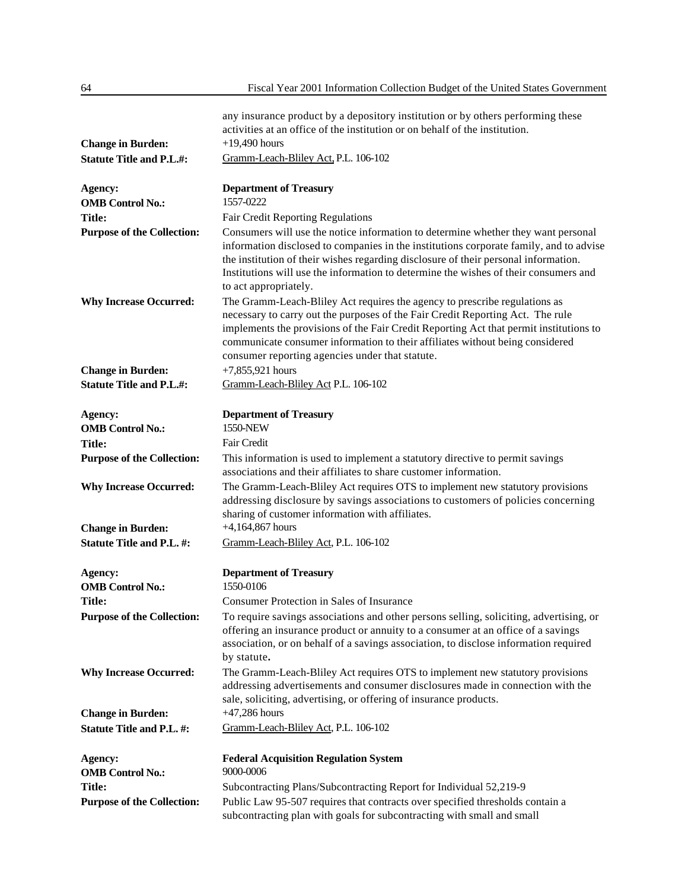any insurance product by a depository institution or by others performing these activities at an office of the institution or on behalf of the institution.

**Change in Burden:** +19,490 hours

**Statute Title and P.L.#:** Gramm-Leach-Bliley Act, P.L. 106-102

**Agency:** **Department of Treasury**

**OMB Control No.:** 1557-0222

**Title:** Fair Credit Reporting Regulations

**Purpose of the Collection:** Consumers will use the notice information to determine whether they want personal information disclosed to companies in the institutions corporate family, and to advise the institution of their wishes regarding disclosure of their personal information. Institutions will use the information to determine the wishes of their consumers and to act appropriately.

**Why Increase Occurred:** The Gramm-Leach-Bliley Act requires the agency to prescribe regulations as necessary to carry out the purposes of the Fair Credit Reporting Act. The rule implements the provisions of the Fair Credit Reporting Act that permit institutions to communicate consumer information to their affiliates without being considered consumer reporting agencies under that statute.

**Change in Burden:** +7,855,921 hours

**Statute Title and P.L.#:** Gramm-Leach-Bliley Act P.L. 106-102

**Agency:** **Department of Treasury**

**OMB Control No.:** 1550-NEW

**Title:** Fair Credit

**Purpose of the Collection:** This information is used to implement a statutory directive to permit savings associations and their affiliates to share customer information.

**Why Increase Occurred:** The Gramm-Leach-Bliley Act requires OTS to implement new statutory provisions addressing disclosure by savings associations to customers of policies concerning sharing of customer information with affiliates.

**Change in Burden:** +4,164,867 hours

**Statute Title and P.L. #:** Gramm-Leach-Bliley Act, P.L. 106-102

**Agency:** **Department of Treasury**

**OMB Control No.:** 1550-0106

**Title:** Consumer Protection in Sales of Insurance

**Purpose of the Collection:** To require savings associations and other persons selling, soliciting, advertising, or offering an insurance product or annuity to a consumer at an office of a savings association, or on behalf of a savings association, to disclose information required by statute.

**Why Increase Occurred:** The Gramm-Leach-Bliley Act requires OTS to implement new statutory provisions addressing advertisements and consumer disclosures made in connection with the sale, soliciting, advertising, or offering of insurance products.

**Change in Burden:** +47,286 hours

**Statute Title and P.L. #:** Gramm-Leach-Bliley Act, P.L. 106-102

**Agency:** **Federal Acquisition Regulation System**

**OMB Control No.:** 9000-0006

**Title:** Subcontracting Plans/Subcontracting Report for Individual 52,219-9

**Purpose of the Collection:** Public Law 95-507 requires that contracts over specified thresholds contain a subcontracting plan with goals for subcontracting with small and small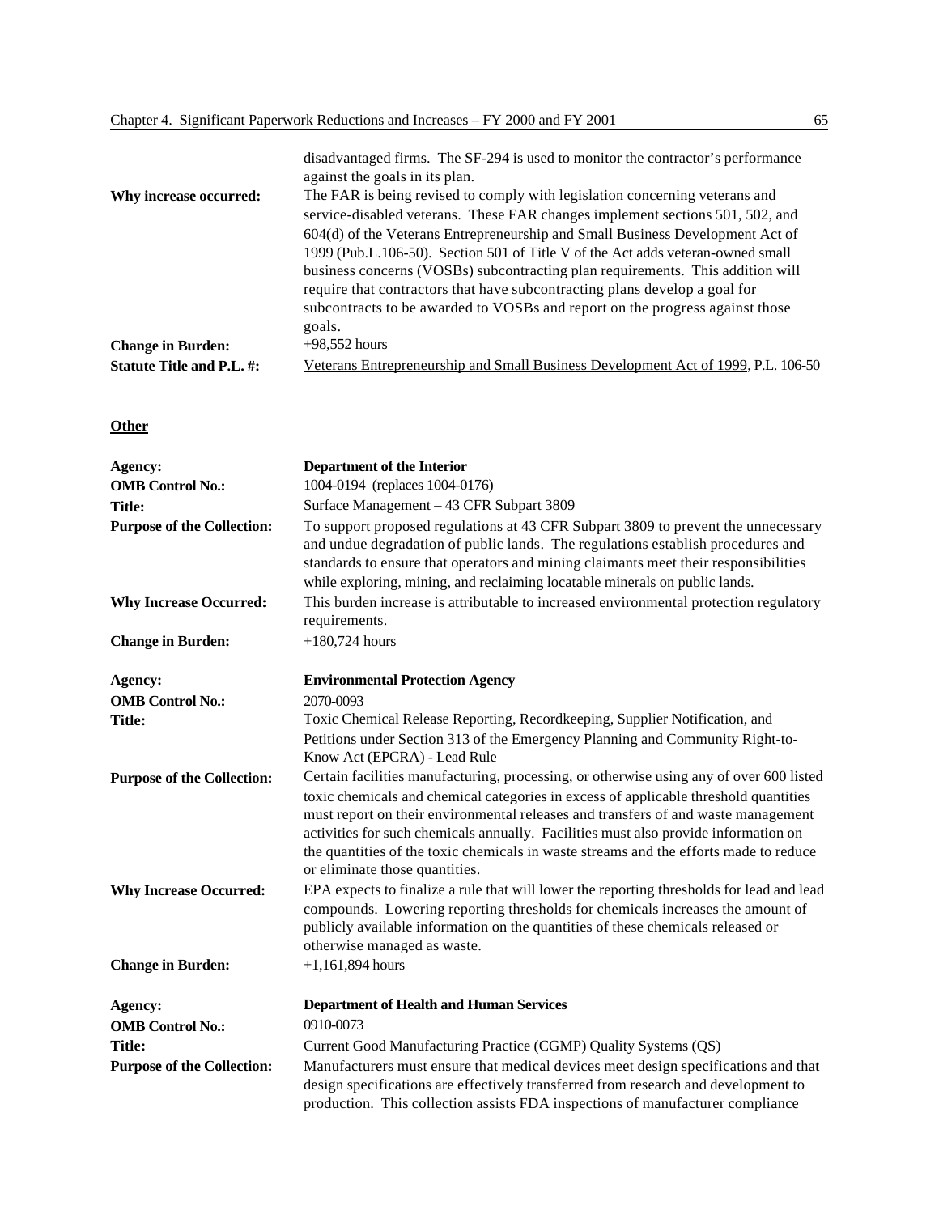| | |
|---|---|
| | disadvantaged firms. The SF-294 is used to monitor the contractor's performance against the goals in its plan. |
| **Why increase occurred:** | The FAR is being revised to comply with legislation concerning veterans and service-disabled veterans. These FAR changes implement sections 501, 502, and 604(d) of the Veterans Entrepreneurship and Small Business Development Act of 1999 (Pub.L.106-50). Section 501 of Title V of the Act adds veteran-owned small business concerns (VOSBs) subcontracting plan requirements. This addition will require that contractors that have subcontracting plans develop a goal for subcontracts to be awarded to VOSBs and report on the progress against those goals. |
| **Change in Burden:** | +98,552 hours |
| **Statute Title and P.L. #:** | Veterans Entrepreneurship and Small Business Development Act of 1999, P.L. 106-50 |

**Other**

| | |
|---|---|
| **Agency:** | **Department of the Interior** |
| **OMB Control No.:** | 1004-0194 (replaces 1004-0176) |
| **Title:** | Surface Management – 43 CFR Subpart 3809 |
| **Purpose of the Collection:** | To support proposed regulations at 43 CFR Subpart 3809 to prevent the unnecessary and undue degradation of public lands. The regulations establish procedures and standards to ensure that operators and mining claimants meet their responsibilities while exploring, mining, and reclaiming locatable minerals on public lands. |
| **Why Increase Occurred:** | This burden increase is attributable to increased environmental protection regulatory requirements. |
| **Change in Burden:** | +180,724 hours |

| | |
|---|---|
| **Agency:** | **Environmental Protection Agency** |
| **OMB Control No.:** | 2070-0093 |
| **Title:** | Toxic Chemical Release Reporting, Recordkeeping, Supplier Notification, and Petitions under Section 313 of the Emergency Planning and Community Right-to-Know Act (EPCRA) - Lead Rule |
| **Purpose of the Collection:** | Certain facilities manufacturing, processing, or otherwise using any of over 600 listed toxic chemicals and chemical categories in excess of applicable threshold quantities must report on their environmental releases and transfers of and waste management activities for such chemicals annually. Facilities must also provide information on the quantities of the toxic chemicals in waste streams and the efforts made to reduce or eliminate those quantities. |
| **Why Increase Occurred:** | EPA expects to finalize a rule that will lower the reporting thresholds for lead and lead compounds. Lowering reporting thresholds for chemicals increases the amount of publicly available information on the quantities of these chemicals released or otherwise managed as waste. |
| **Change in Burden:** | +1,161,894 hours |

| | |
|---|---|
| **Agency:** | **Department of Health and Human Services** |
| **OMB Control No.:** | 0910-0073 |
| **Title:** | Current Good Manufacturing Practice (CGMP) Quality Systems (QS) |
| **Purpose of the Collection:** | Manufacturers must ensure that medical devices meet design specifications and that design specifications are effectively transferred from research and development to production. This collection assists FDA inspections of manufacturer compliance |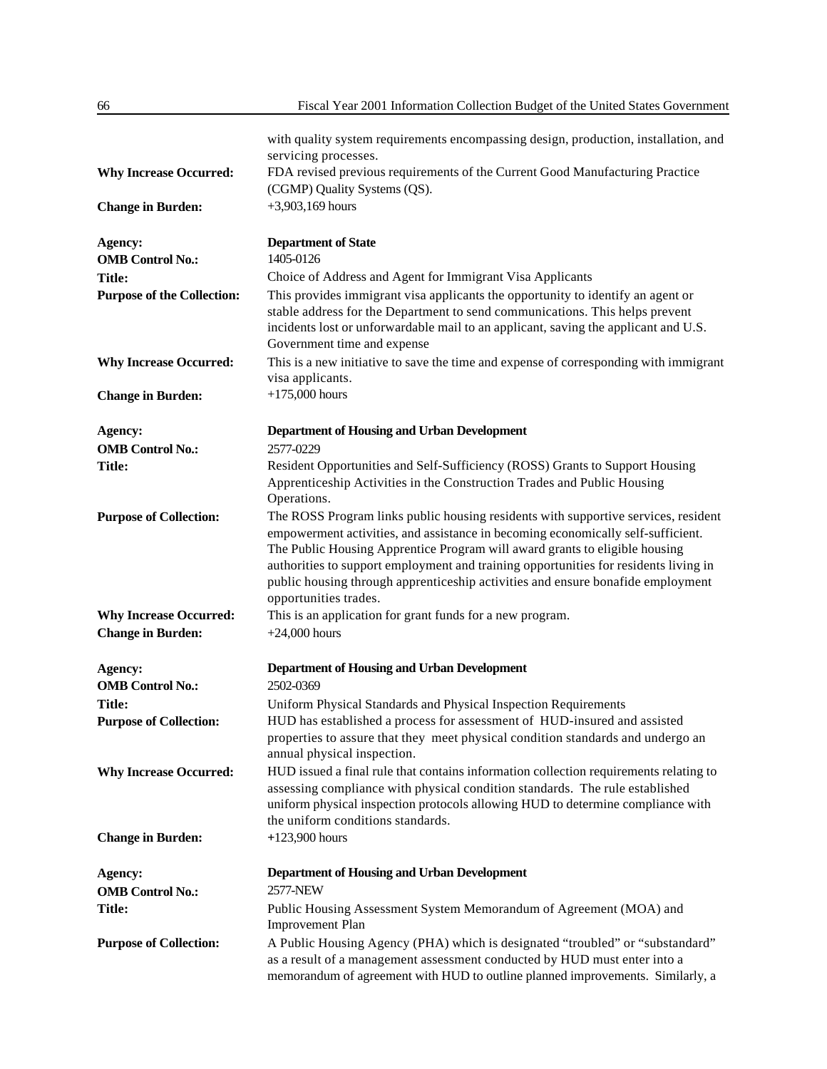with quality system requirements encompassing design, production, installation, and servicing processes.

**Why Increase Occurred:** FDA revised previous requirements of the Current Good Manufacturing Practice (CGMP) Quality Systems (QS).

**Change in Burden:** +3,903,169 hours

**Agency:** **Department of State**

**OMB Control No.:** 1405-0126

**Title:** Choice of Address and Agent for Immigrant Visa Applicants

**Purpose of the Collection:** This provides immigrant visa applicants the opportunity to identify an agent or stable address for the Department to send communications. This helps prevent incidents lost or unforwardable mail to an applicant, saving the applicant and U.S. Government time and expense

**Why Increase Occurred:** This is a new initiative to save the time and expense of corresponding with immigrant visa applicants.

**Change in Burden:** +175,000 hours

**Agency:** **Department of Housing and Urban Development**

**OMB Control No.:** 2577-0229

**Title:** Resident Opportunities and Self-Sufficiency (ROSS) Grants to Support Housing Apprenticeship Activities in the Construction Trades and Public Housing Operations.

**Purpose of Collection:** The ROSS Program links public housing residents with supportive services, resident empowerment activities, and assistance in becoming economically self-sufficient. The Public Housing Apprentice Program will award grants to eligible housing authorities to support employment and training opportunities for residents living in public housing through apprenticeship activities and ensure bonafide employment opportunities trades.

**Why Increase Occurred:** This is an application for grant funds for a new program.

**Change in Burden:** +24,000 hours

**Agency:** **Department of Housing and Urban Development**

**OMB Control No.:** 2502-0369

**Title:** Uniform Physical Standards and Physical Inspection Requirements

**Purpose of Collection:** HUD has established a process for assessment of HUD-insured and assisted properties to assure that they meet physical condition standards and undergo an annual physical inspection.

**Why Increase Occurred:** HUD issued a final rule that contains information collection requirements relating to assessing compliance with physical condition standards. The rule established uniform physical inspection protocols allowing HUD to determine compliance with the uniform conditions standards.

**Change in Burden:** +123,900 hours

**Agency:** **Department of Housing and Urban Development**

**OMB Control No.:** 2577-NEW

**Title:** Public Housing Assessment System Memorandum of Agreement (MOA) and Improvement Plan

**Purpose of Collection:** A Public Housing Agency (PHA) which is designated "troubled" or "substandard" as a result of a management assessment conducted by HUD must enter into a memorandum of agreement with HUD to outline planned improvements. Similarly, a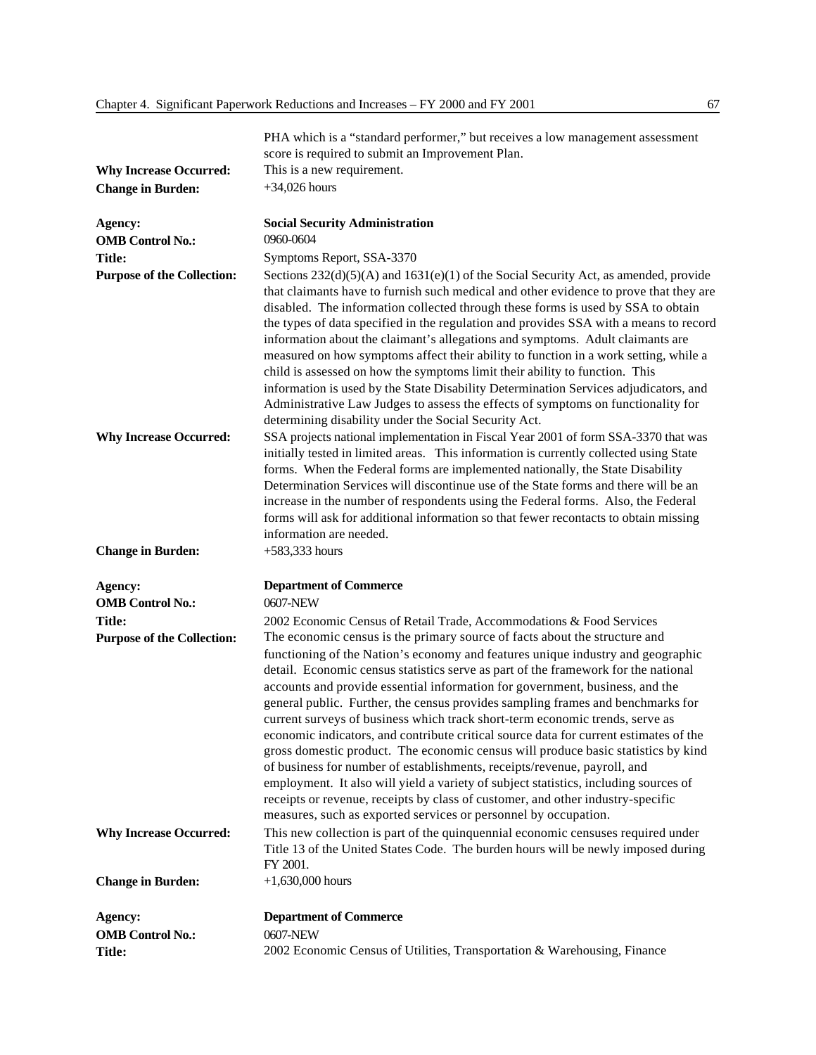PHA which is a "standard performer," but receives a low management assessment score is required to submit an Improvement Plan.

**Why Increase Occurred:** This is a new requirement.

**Change in Burden:** +34,026 hours

**Agency:** **Social Security Administration**

**OMB Control No.:** 0960-0604

**Title:** Symptoms Report, SSA-3370

**Purpose of the Collection:** Sections 232(d)(5)(A) and 1631(e)(1) of the Social Security Act, as amended, provide that claimants have to furnish such medical and other evidence to prove that they are disabled. The information collected through these forms is used by SSA to obtain the types of data specified in the regulation and provides SSA with a means to record information about the claimant's allegations and symptoms. Adult claimants are measured on how symptoms affect their ability to function in a work setting, while a child is assessed on how the symptoms limit their ability to function. This information is used by the State Disability Determination Services adjudicators, and Administrative Law Judges to assess the effects of symptoms on functionality for determining disability under the Social Security Act.

**Why Increase Occurred:** SSA projects national implementation in Fiscal Year 2001 of form SSA-3370 that was initially tested in limited areas. This information is currently collected using State forms. When the Federal forms are implemented nationally, the State Disability Determination Services will discontinue use of the State forms and there will be an increase in the number of respondents using the Federal forms. Also, the Federal forms will ask for additional information so that fewer recontacts to obtain missing information are needed.

**Change in Burden:** +583,333 hours

**Agency:** **Department of Commerce**

**OMB Control No.:** 0607-NEW

**Title:** 2002 Economic Census of Retail Trade, Accommodations & Food Services

**Purpose of the Collection:** The economic census is the primary source of facts about the structure and functioning of the Nation's economy and features unique industry and geographic detail. Economic census statistics serve as part of the framework for the national accounts and provide essential information for government, business, and the general public. Further, the census provides sampling frames and benchmarks for current surveys of business which track short-term economic trends, serve as economic indicators, and contribute critical source data for current estimates of the gross domestic product. The economic census will produce basic statistics by kind of business for number of establishments, receipts/revenue, payroll, and employment. It also will yield a variety of subject statistics, including sources of receipts or revenue, receipts by class of customer, and other industry-specific measures, such as exported services or personnel by occupation.

**Why Increase Occurred:** This new collection is part of the quinquennial economic censuses required under Title 13 of the United States Code. The burden hours will be newly imposed during FY 2001.

**Change in Burden:** +1,630,000 hours

**Agency:** **Department of Commerce**

**OMB Control No.:** 0607-NEW

**Title:** 2002 Economic Census of Utilities, Transportation & Warehousing, Finance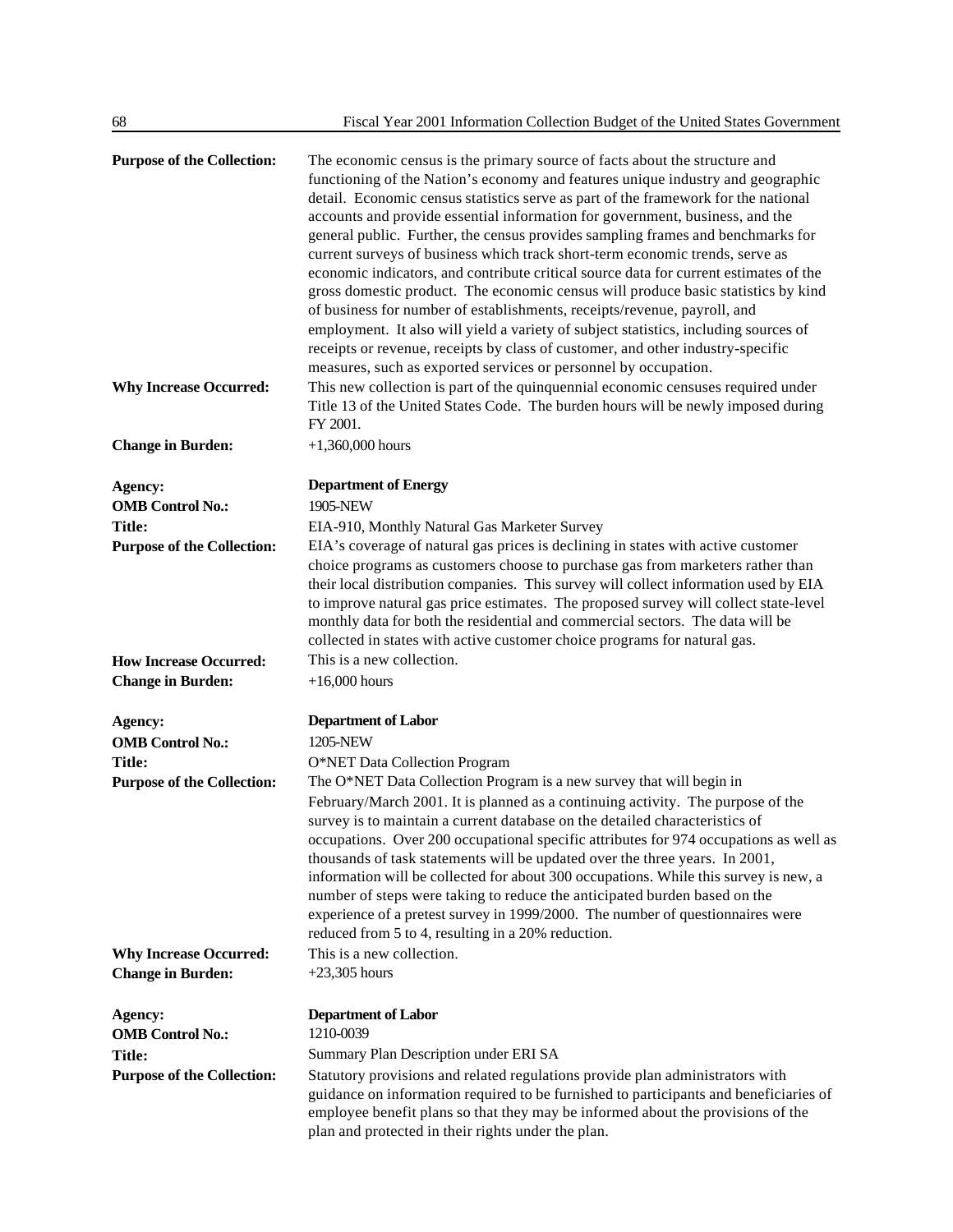**Purpose of the Collection:** The economic census is the primary source of facts about the structure and functioning of the Nation's economy and features unique industry and geographic detail. Economic census statistics serve as part of the framework for the national accounts and provide essential information for government, business, and the general public. Further, the census provides sampling frames and benchmarks for current surveys of business which track short-term economic trends, serve as economic indicators, and contribute critical source data for current estimates of the gross domestic product. The economic census will produce basic statistics by kind of business for number of establishments, receipts/revenue, payroll, and employment. It also will yield a variety of subject statistics, including sources of receipts or revenue, receipts by class of customer, and other industry-specific measures, such as exported services or personnel by occupation.

**Why Increase Occurred:** This new collection is part of the quinquennial economic censuses required under Title 13 of the United States Code. The burden hours will be newly imposed during FY 2001.

**Change in Burden:** +1,360,000 hours

**Agency:** **Department of Energy**

**OMB Control No.:** 1905-NEW

**Title:** EIA-910, Monthly Natural Gas Marketer Survey

**Purpose of the Collection:** EIA's coverage of natural gas prices is declining in states with active customer choice programs as customers choose to purchase gas from marketers rather than their local distribution companies. This survey will collect information used by EIA to improve natural gas price estimates. The proposed survey will collect state-level monthly data for both the residential and commercial sectors. The data will be collected in states with active customer choice programs for natural gas.

**How Increase Occurred:** This is a new collection.

**Change in Burden:** +16,000 hours

**Agency:** **Department of Labor**

**OMB Control No.:** 1205-NEW

**Title:** O*NET Data Collection Program

**Purpose of the Collection:** The O*NET Data Collection Program is a new survey that will begin in February/March 2001. It is planned as a continuing activity. The purpose of the survey is to maintain a current database on the detailed characteristics of occupations. Over 200 occupational specific attributes for 974 occupations as well as thousands of task statements will be updated over the three years. In 2001, information will be collected for about 300 occupations. While this survey is new, a number of steps were taking to reduce the anticipated burden based on the experience of a pretest survey in 1999/2000. The number of questionnaires were reduced from 5 to 4, resulting in a 20% reduction.

**Why Increase Occurred:** This is a new collection.

**Change in Burden:** +23,305 hours

**Agency:** **Department of Labor**

**OMB Control No.:** 1210-0039

**Title:** Summary Plan Description under ERI SA

**Purpose of the Collection:** Statutory provisions and related regulations provide plan administrators with guidance on information required to be furnished to participants and beneficiaries of employee benefit plans so that they may be informed about the provisions of the plan and protected in their rights under the plan.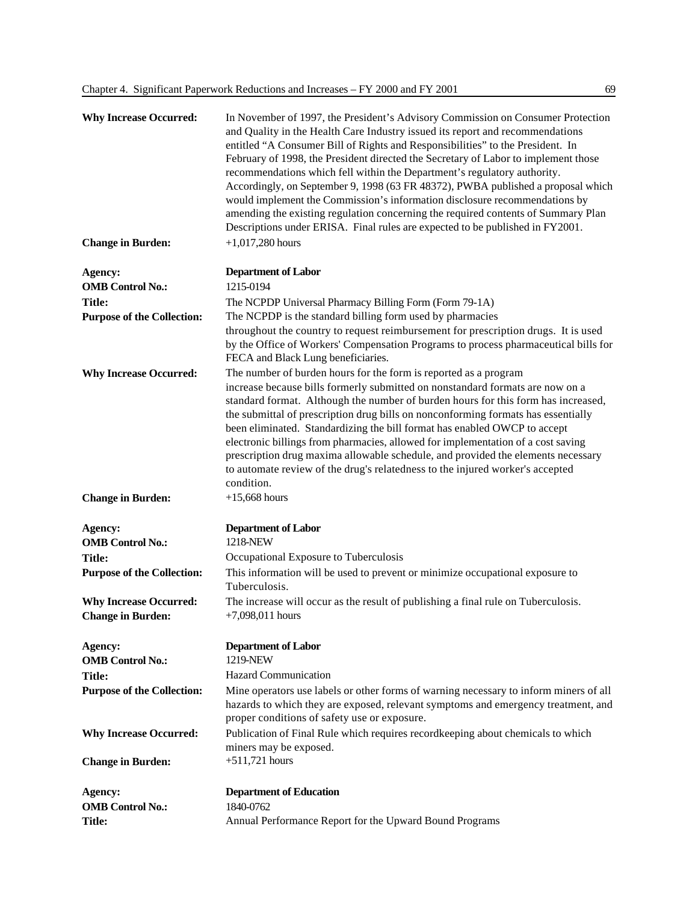**Why Increase Occurred:** In November of 1997, the President's Advisory Commission on Consumer Protection and Quality in the Health Care Industry issued its report and recommendations entitled "A Consumer Bill of Rights and Responsibilities" to the President. In February of 1998, the President directed the Secretary of Labor to implement those recommendations which fell within the Department's regulatory authority. Accordingly, on September 9, 1998 (63 FR 48372), PWBA published a proposal which would implement the Commission's information disclosure recommendations by amending the existing regulation concerning the required contents of Summary Plan Descriptions under ERISA. Final rules are expected to be published in FY2001.

**Change in Burden:** +1,017,280 hours

**Agency:** **Department of Labor**
**OMB Control No.:** 1215-0194
**Title:** The NCPDP Universal Pharmacy Billing Form (Form 79-1A)
**Purpose of the Collection:** The NCPDP is the standard billing form used by pharmacies throughout the country to request reimbursement for prescription drugs. It is used by the Office of Workers' Compensation Programs to process pharmaceutical bills for FECA and Black Lung beneficiaries.

**Why Increase Occurred:** The number of burden hours for the form is reported as a program increase because bills formerly submitted on nonstandard formats are now on a standard format. Although the number of burden hours for this form has increased, the submittal of prescription drug bills on nonconforming formats has essentially been eliminated. Standardizing the bill format has enabled OWCP to accept electronic billings from pharmacies, allowed for implementation of a cost saving prescription drug maxima allowable schedule, and provided the elements necessary to automate review of the drug's relatedness to the injured worker's accepted condition.

**Change in Burden:** +15,668 hours

**Agency:** **Department of Labor**
**OMB Control No.:** 1218-NEW
**Title:** Occupational Exposure to Tuberculosis
**Purpose of the Collection:** This information will be used to prevent or minimize occupational exposure to Tuberculosis.
**Why Increase Occurred:** The increase will occur as the result of publishing a final rule on Tuberculosis.
**Change in Burden:** +7,098,011 hours

**Agency:** **Department of Labor**
**OMB Control No.:** 1219-NEW
**Title:** Hazard Communication
**Purpose of the Collection:** Mine operators use labels or other forms of warning necessary to inform miners of all hazards to which they are exposed, relevant symptoms and emergency treatment, and proper conditions of safety use or exposure.
**Why Increase Occurred:** Publication of Final Rule which requires recordkeeping about chemicals to which miners may be exposed.
**Change in Burden:** +511,721 hours

**Agency:** **Department of Education**
**OMB Control No.:** 1840-0762
**Title:** Annual Performance Report for the Upward Bound Programs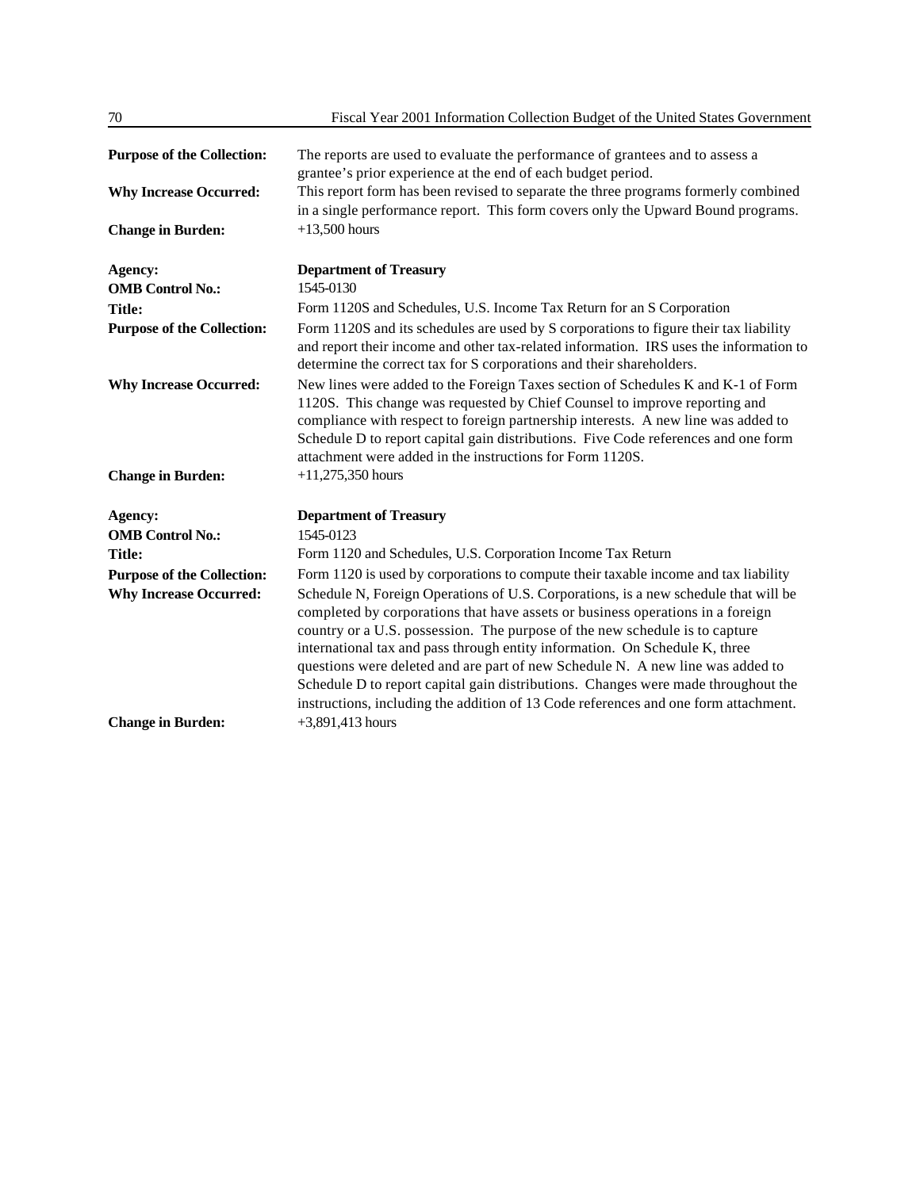**Purpose of the Collection:** The reports are used to evaluate the performance of grantees and to assess a grantee's prior experience at the end of each budget period.

**Why Increase Occurred:** This report form has been revised to separate the three programs formerly combined in a single performance report. This form covers only the Upward Bound programs.

**Change in Burden:** +13,500 hours

**Agency:** **Department of Treasury**

**OMB Control No.:** 1545-0130

**Title:** Form 1120S and Schedules, U.S. Income Tax Return for an S Corporation

**Purpose of the Collection:** Form 1120S and its schedules are used by S corporations to figure their tax liability and report their income and other tax-related information. IRS uses the information to determine the correct tax for S corporations and their shareholders.

**Why Increase Occurred:** New lines were added to the Foreign Taxes section of Schedules K and K-1 of Form 1120S. This change was requested by Chief Counsel to improve reporting and compliance with respect to foreign partnership interests. A new line was added to Schedule D to report capital gain distributions. Five Code references and one form attachment were added in the instructions for Form 1120S.

**Change in Burden:** +11,275,350 hours

**Agency:** **Department of Treasury**

**OMB Control No.:** 1545-0123

**Title:** Form 1120 and Schedules, U.S. Corporation Income Tax Return

**Purpose of the Collection:** Form 1120 is used by corporations to compute their taxable income and tax liability

**Why Increase Occurred:** Schedule N, Foreign Operations of U.S. Corporations, is a new schedule that will be completed by corporations that have assets or business operations in a foreign country or a U.S. possession. The purpose of the new schedule is to capture international tax and pass through entity information. On Schedule K, three questions were deleted and are part of new Schedule N. A new line was added to Schedule D to report capital gain distributions. Changes were made throughout the instructions, including the addition of 13 Code references and one form attachment.

**Change in Burden:** +3,891,413 hours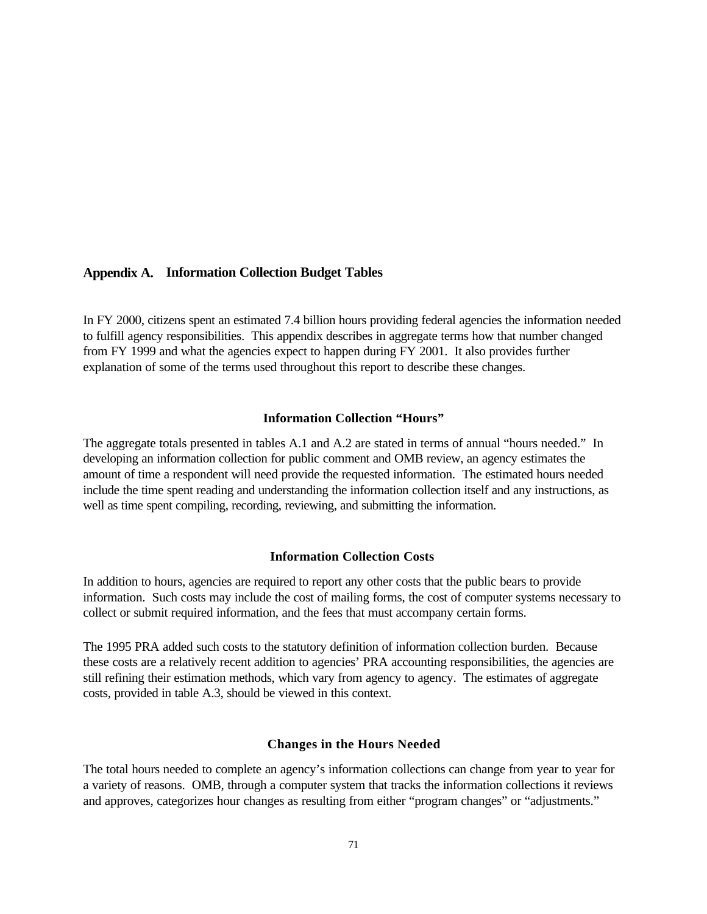# Appendix A. Information Collection Budget Tables

In FY 2000, citizens spent an estimated 7.4 billion hours providing federal agencies the information needed to fulfill agency responsibilities. This appendix describes in aggregate terms how that number changed from FY 1999 and what the agencies expect to happen during FY 2001. It also provides further explanation of some of the terms used throughout this report to describe these changes.

### Information Collection "Hours"

The aggregate totals presented in tables A.1 and A.2 are stated in terms of annual "hours needed." In developing an information collection for public comment and OMB review, an agency estimates the amount of time a respondent will need provide the requested information. The estimated hours needed include the time spent reading and understanding the information collection itself and any instructions, as well as time spent compiling, recording, reviewing, and submitting the information.

### Information Collection Costs

In addition to hours, agencies are required to report any other costs that the public bears to provide information. Such costs may include the cost of mailing forms, the cost of computer systems necessary to collect or submit required information, and the fees that must accompany certain forms.

The 1995 PRA added such costs to the statutory definition of information collection burden. Because these costs are a relatively recent addition to agencies' PRA accounting responsibilities, the agencies are still refining their estimation methods, which vary from agency to agency. The estimates of aggregate costs, provided in table A.3, should be viewed in this context.

### Changes in the Hours Needed

The total hours needed to complete an agency's information collections can change from year to year for a variety of reasons. OMB, through a computer system that tracks the information collections it reviews and approves, categorizes hour changes as resulting from either "program changes" or "adjustments."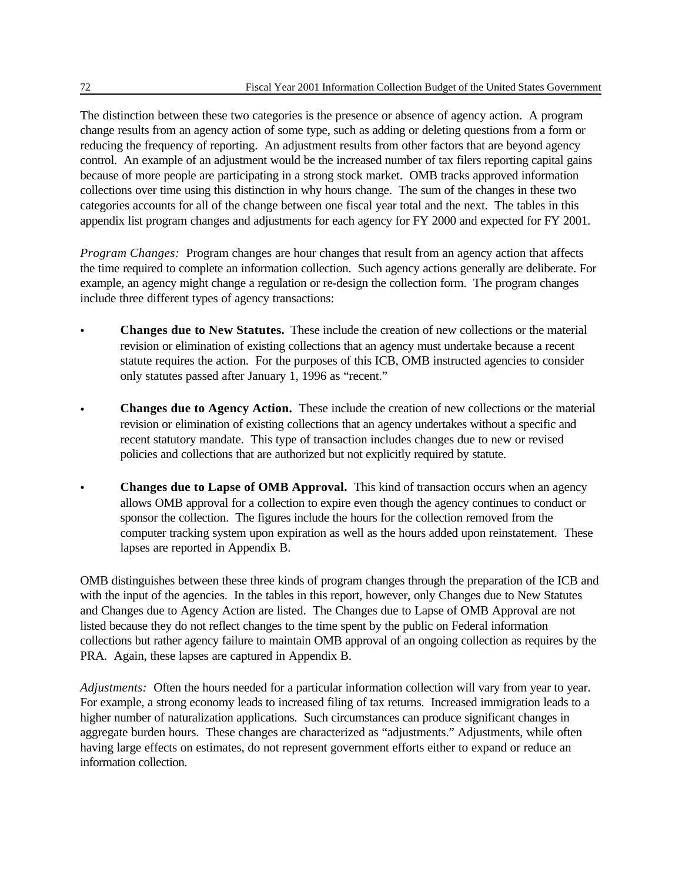The distinction between these two categories is the presence or absence of agency action. A program change results from an agency action of some type, such as adding or deleting questions from a form or reducing the frequency of reporting. An adjustment results from other factors that are beyond agency control. An example of an adjustment would be the increased number of tax filers reporting capital gains because of more people are participating in a strong stock market. OMB tracks approved information collections over time using this distinction in why hours change. The sum of the changes in these two categories accounts for all of the change between one fiscal year total and the next. The tables in this appendix list program changes and adjustments for each agency for FY 2000 and expected for FY 2001.

*Program Changes:* Program changes are hour changes that result from an agency action that affects the time required to complete an information collection. Such agency actions generally are deliberate. For example, an agency might change a regulation or re-design the collection form. The program changes include three different types of agency transactions:

- **Changes due to New Statutes.** These include the creation of new collections or the material revision or elimination of existing collections that an agency must undertake because a recent statute requires the action. For the purposes of this ICB, OMB instructed agencies to consider only statutes passed after January 1, 1996 as "recent."

- **Changes due to Agency Action.** These include the creation of new collections or the material revision or elimination of existing collections that an agency undertakes without a specific and recent statutory mandate. This type of transaction includes changes due to new or revised policies and collections that are authorized but not explicitly required by statute.

- **Changes due to Lapse of OMB Approval.** This kind of transaction occurs when an agency allows OMB approval for a collection to expire even though the agency continues to conduct or sponsor the collection. The figures include the hours for the collection removed from the computer tracking system upon expiration as well as the hours added upon reinstatement. These lapses are reported in Appendix B.

OMB distinguishes between these three kinds of program changes through the preparation of the ICB and with the input of the agencies. In the tables in this report, however, only Changes due to New Statutes and Changes due to Agency Action are listed. The Changes due to Lapse of OMB Approval are not listed because they do not reflect changes to the time spent by the public on Federal information collections but rather agency failure to maintain OMB approval of an ongoing collection as requires by the PRA. Again, these lapses are captured in Appendix B.

*Adjustments:* Often the hours needed for a particular information collection will vary from year to year. For example, a strong economy leads to increased filing of tax returns. Increased immigration leads to a higher number of naturalization applications. Such circumstances can produce significant changes in aggregate burden hours. These changes are characterized as "adjustments." Adjustments, while often having large effects on estimates, do not represent government efforts either to expand or reduce an information collection.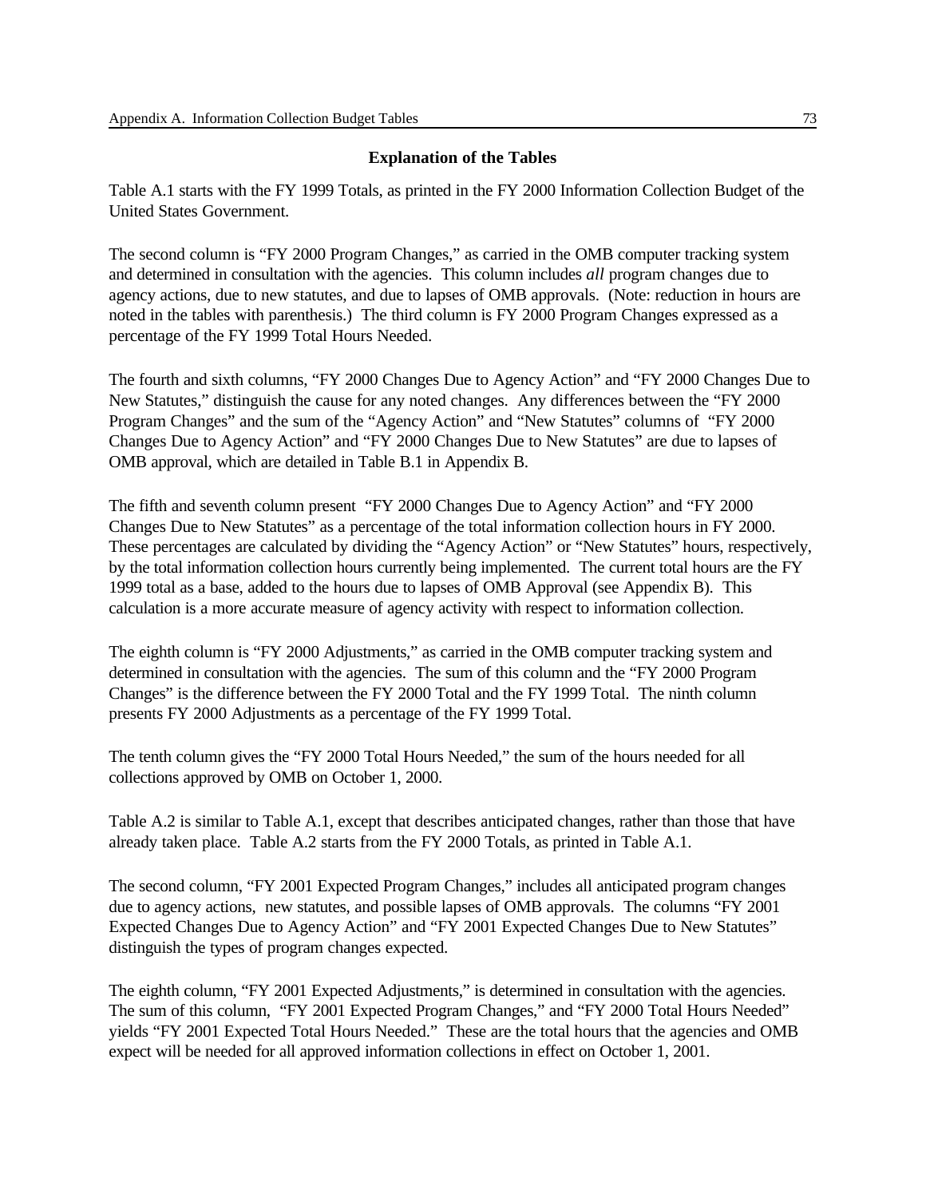## Explanation of the Tables

Table A.1 starts with the FY 1999 Totals, as printed in the FY 2000 Information Collection Budget of the United States Government.

The second column is "FY 2000 Program Changes," as carried in the OMB computer tracking system and determined in consultation with the agencies. This column includes *all* program changes due to agency actions, due to new statutes, and due to lapses of OMB approvals. (Note: reduction in hours are noted in the tables with parenthesis.) The third column is FY 2000 Program Changes expressed as a percentage of the FY 1999 Total Hours Needed.

The fourth and sixth columns, "FY 2000 Changes Due to Agency Action" and "FY 2000 Changes Due to New Statutes," distinguish the cause for any noted changes. Any differences between the "FY 2000 Program Changes" and the sum of the "Agency Action" and "New Statutes" columns of "FY 2000 Changes Due to Agency Action" and "FY 2000 Changes Due to New Statutes" are due to lapses of OMB approval, which are detailed in Table B.1 in Appendix B.

The fifth and seventh column present "FY 2000 Changes Due to Agency Action" and "FY 2000 Changes Due to New Statutes" as a percentage of the total information collection hours in FY 2000. These percentages are calculated by dividing the "Agency Action" or "New Statutes" hours, respectively, by the total information collection hours currently being implemented. The current total hours are the FY 1999 total as a base, added to the hours due to lapses of OMB Approval (see Appendix B). This calculation is a more accurate measure of agency activity with respect to information collection.

The eighth column is "FY 2000 Adjustments," as carried in the OMB computer tracking system and determined in consultation with the agencies. The sum of this column and the "FY 2000 Program Changes" is the difference between the FY 2000 Total and the FY 1999 Total. The ninth column presents FY 2000 Adjustments as a percentage of the FY 1999 Total.

The tenth column gives the "FY 2000 Total Hours Needed," the sum of the hours needed for all collections approved by OMB on October 1, 2000.

Table A.2 is similar to Table A.1, except that describes anticipated changes, rather than those that have already taken place. Table A.2 starts from the FY 2000 Totals, as printed in Table A.1.

The second column, "FY 2001 Expected Program Changes," includes all anticipated program changes due to agency actions, new statutes, and possible lapses of OMB approvals. The columns "FY 2001 Expected Changes Due to Agency Action" and "FY 2001 Expected Changes Due to New Statutes" distinguish the types of program changes expected.

The eighth column, "FY 2001 Expected Adjustments," is determined in consultation with the agencies. The sum of this column, "FY 2001 Expected Program Changes," and "FY 2000 Total Hours Needed" yields "FY 2001 Expected Total Hours Needed." These are the total hours that the agencies and OMB expect will be needed for all approved information collections in effect on October 1, 2001.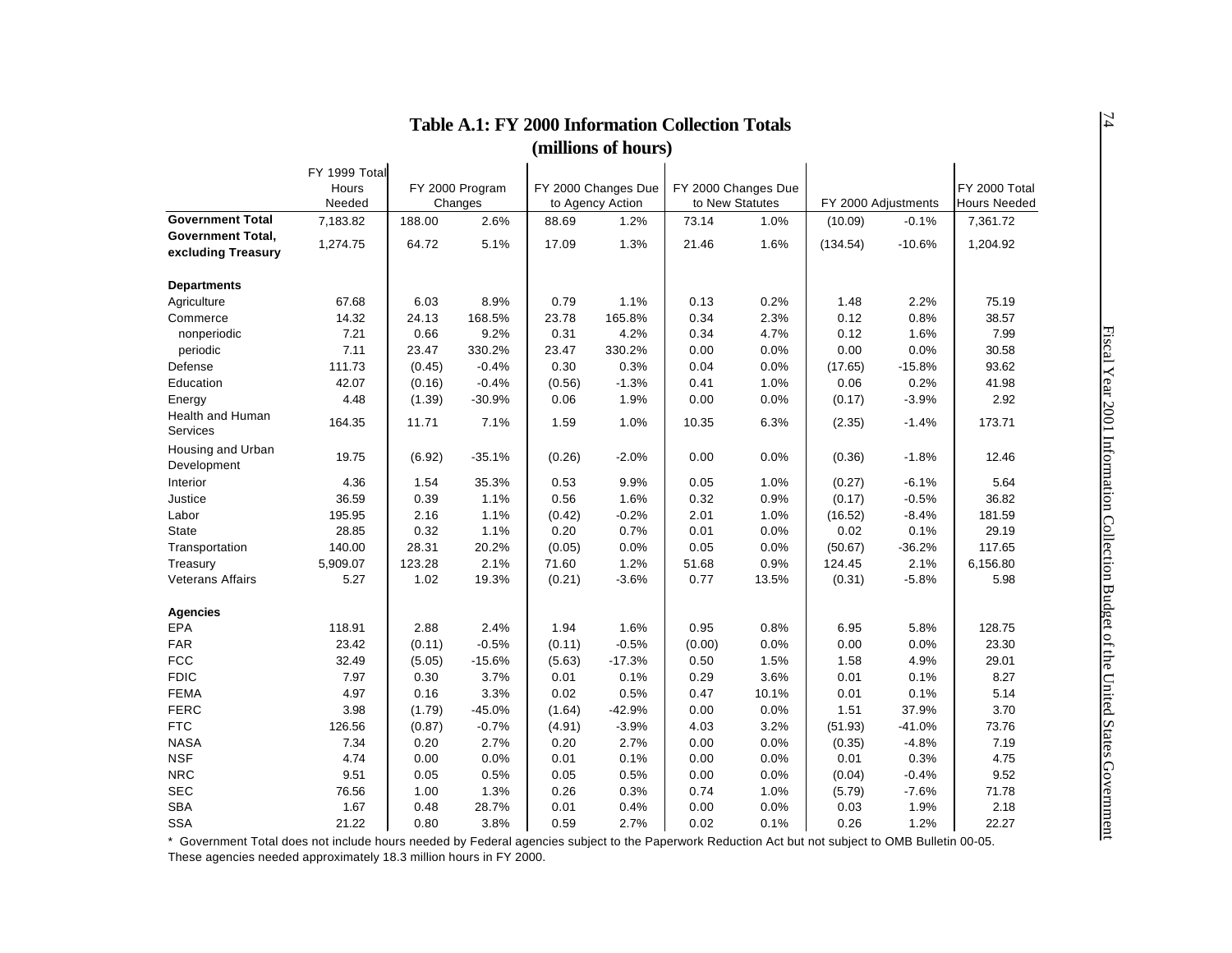## Table A.1: FY 2000 Information Collection Totals (millions of hours)

| | FY 1999 Total Hours Needed | FY 2000 Program Changes | | FY 2000 Changes Due to Agency Action | | FY 2000 Changes Due to New Statutes | | FY 2000 Adjustments | | FY 2000 Total Hours Needed |
|---|---|---|---|---|---|---|---|---|---|---|
| **Government Total** | 7,183.82 | 188.00 | 2.6% | 88.69 | 1.2% | 73.14 | 1.0% | (10.09) | -0.1% | 7,361.72 |
| **Government Total, excluding Treasury** | 1,274.75 | 64.72 | 5.1% | 17.09 | 1.3% | 21.46 | 1.6% | (134.54) | -10.6% | 1,204.92 |
| **Departments** | | | | | | | | | | |
| Agriculture | 67.68 | 6.03 | 8.9% | 0.79 | 1.1% | 0.13 | 0.2% | 1.48 | 2.2% | 75.19 |
| Commerce | 14.32 | 24.13 | 168.5% | 23.78 | 165.8% | 0.34 | 2.3% | 0.12 | 0.8% | 38.57 |
| nonperiodic | 7.21 | 0.66 | 9.2% | 0.31 | 4.2% | 0.34 | 4.7% | 0.12 | 1.6% | 7.99 |
| periodic | 7.11 | 23.47 | 330.2% | 23.47 | 330.2% | 0.00 | 0.0% | 0.00 | 0.0% | 30.58 |
| Defense | 111.73 | (0.45) | -0.4% | 0.30 | 0.3% | 0.04 | 0.0% | (17.65) | -15.8% | 93.62 |
| Education | 42.07 | (0.16) | -0.4% | (0.56) | -1.3% | 0.41 | 1.0% | 0.06 | 0.2% | 41.98 |
| Energy | 4.48 | (1.39) | -30.9% | 0.06 | 1.9% | 0.00 | 0.0% | (0.17) | -3.9% | 2.92 |
| Health and Human Services | 164.35 | 11.71 | 7.1% | 1.59 | 1.0% | 10.35 | 6.3% | (2.35) | -1.4% | 173.71 |
| Housing and Urban Development | 19.75 | (6.92) | -35.1% | (0.26) | -2.0% | 0.00 | 0.0% | (0.36) | -1.8% | 12.46 |
| Interior | 4.36 | 1.54 | 35.3% | 0.53 | 9.9% | 0.05 | 1.0% | (0.27) | -6.1% | 5.64 |
| Justice | 36.59 | 0.39 | 1.1% | 0.56 | 1.6% | 0.32 | 0.9% | (0.17) | -0.5% | 36.82 |
| Labor | 195.95 | 2.16 | 1.1% | (0.42) | -0.2% | 2.01 | 1.0% | (16.52) | -8.4% | 181.59 |
| State | 28.85 | 0.32 | 1.1% | 0.20 | 0.7% | 0.01 | 0.0% | 0.02 | 0.1% | 29.19 |
| Transportation | 140.00 | 28.31 | 20.2% | (0.05) | 0.0% | 0.05 | 0.0% | (50.67) | -36.2% | 117.65 |
| Treasury | 5,909.07 | 123.28 | 2.1% | 71.60 | 1.2% | 51.68 | 0.9% | 124.45 | 2.1% | 6,156.80 |
| Veterans Affairs | 5.27 | 1.02 | 19.3% | (0.21) | -3.6% | 0.77 | 13.5% | (0.31) | -5.8% | 5.98 |
| **Agencies** | | | | | | | | | | |
| EPA | 118.91 | 2.88 | 2.4% | 1.94 | 1.6% | 0.95 | 0.8% | 6.95 | 5.8% | 128.75 |
| FAR | 23.42 | (0.11) | -0.5% | (0.11) | -0.5% | (0.00) | 0.0% | 0.00 | 0.0% | 23.30 |
| FCC | 32.49 | (5.05) | -15.6% | (5.63) | -17.3% | 0.50 | 1.5% | 1.58 | 4.9% | 29.01 |
| FDIC | 7.97 | 0.30 | 3.7% | 0.01 | 0.1% | 0.29 | 3.6% | 0.01 | 0.1% | 8.27 |
| FEMA | 4.97 | 0.16 | 3.3% | 0.02 | 0.5% | 0.47 | 10.1% | 0.01 | 0.1% | 5.14 |
| FERC | 3.98 | (1.79) | -45.0% | (1.64) | -42.9% | 0.00 | 0.0% | 1.51 | 37.9% | 3.70 |
| FTC | 126.56 | (0.87) | -0.7% | (4.91) | -3.9% | 4.03 | 3.2% | (51.93) | -41.0% | 73.76 |
| NASA | 7.34 | 0.20 | 2.7% | 0.20 | 2.7% | 0.00 | 0.0% | (0.35) | -4.8% | 7.19 |
| NSF | 4.74 | 0.00 | 0.0% | 0.01 | 0.1% | 0.00 | 0.0% | 0.01 | 0.3% | 4.75 |
| NRC | 9.51 | 0.05 | 0.5% | 0.05 | 0.5% | 0.00 | 0.0% | (0.04) | -0.4% | 9.52 |
| SEC | 76.56 | 1.00 | 1.3% | 0.26 | 0.3% | 0.74 | 1.0% | (5.79) | -7.6% | 71.78 |
| SBA | 1.67 | 0.48 | 28.7% | 0.01 | 0.4% | 0.00 | 0.0% | 0.03 | 1.9% | 2.18 |
| SSA | 21.22 | 0.80 | 3.8% | 0.59 | 2.7% | 0.02 | 0.1% | 0.26 | 1.2% | 22.27 |

* Government Total does not include hours needed by Federal agencies subject to the Paperwork Reduction Act but not subject to OMB Bulletin 00-05. These agencies needed approximately 18.3 million hours in FY 2000.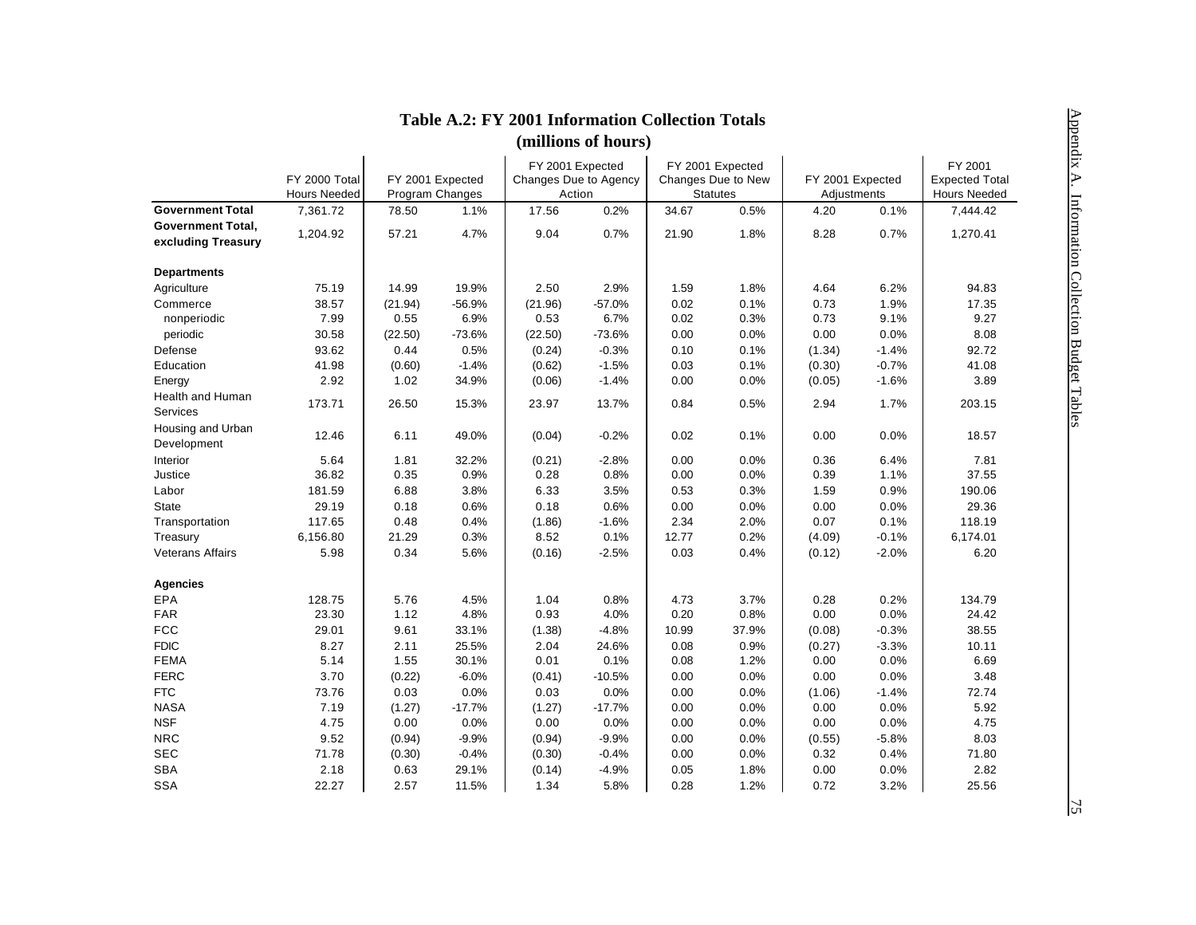## Table A.2: FY 2001 Information Collection Totals (millions of hours)

| | FY 2000 Total Hours Needed | FY 2001 Expected Program Changes | | FY 2001 Expected Changes Due to Agency Action | | FY 2001 Expected Changes Due to New Statutes | | FY 2001 Expected Adjustments | | FY 2001 Expected Total Hours Needed |
|---|---|---|---|---|---|---|---|---|---|---|
| **Government Total** | 7,361.72 | 78.50 | 1.1% | 17.56 | 0.2% | 34.67 | 0.5% | 4.20 | 0.1% | 7,444.42 |
| **Government Total, excluding Treasury** | 1,204.92 | 57.21 | 4.7% | 9.04 | 0.7% | 21.90 | 1.8% | 8.28 | 0.7% | 1,270.41 |
| | | | | | | | | | | |
| **Departments** | | | | | | | | | | |
| Agriculture | 75.19 | 14.99 | 19.9% | 2.50 | 2.9% | 1.59 | 1.8% | 4.64 | 6.2% | 94.83 |
| Commerce | 38.57 | (21.94) | -56.9% | (21.96) | -57.0% | 0.02 | 0.1% | 0.73 | 1.9% | 17.35 |
| nonperiodic | 7.99 | 0.55 | 6.9% | 0.53 | 6.7% | 0.02 | 0.3% | 0.73 | 9.1% | 9.27 |
| periodic | 30.58 | (22.50) | -73.6% | (22.50) | -73.6% | 0.00 | 0.0% | 0.00 | 0.0% | 8.08 |
| Defense | 93.62 | 0.44 | 0.5% | (0.24) | -0.3% | 0.10 | 0.1% | (1.34) | -1.4% | 92.72 |
| Education | 41.98 | (0.60) | -1.4% | (0.62) | -1.5% | 0.03 | 0.1% | (0.30) | -0.7% | 41.08 |
| Energy | 2.92 | 1.02 | 34.9% | (0.06) | -1.4% | 0.00 | 0.0% | (0.05) | -1.6% | 3.89 |
| Health and Human Services | 173.71 | 26.50 | 15.3% | 23.97 | 13.7% | 0.84 | 0.5% | 2.94 | 1.7% | 203.15 |
| Housing and Urban Development | 12.46 | 6.11 | 49.0% | (0.04) | -0.2% | 0.02 | 0.1% | 0.00 | 0.0% | 18.57 |
| Interior | 5.64 | 1.81 | 32.2% | (0.21) | -2.8% | 0.00 | 0.0% | 0.36 | 6.4% | 7.81 |
| Justice | 36.82 | 0.35 | 0.9% | 0.28 | 0.8% | 0.00 | 0.0% | 0.39 | 1.1% | 37.55 |
| Labor | 181.59 | 6.88 | 3.8% | 6.33 | 3.5% | 0.53 | 0.3% | 1.59 | 0.9% | 190.06 |
| State | 29.19 | 0.18 | 0.6% | 0.18 | 0.6% | 0.00 | 0.0% | 0.00 | 0.0% | 29.36 |
| Transportation | 117.65 | 0.48 | 0.4% | (1.86) | -1.6% | 2.34 | 2.0% | 0.07 | 0.1% | 118.19 |
| Treasury | 6,156.80 | 21.29 | 0.3% | 8.52 | 0.1% | 12.77 | 0.2% | (4.09) | -0.1% | 6,174.01 |
| Veterans Affairs | 5.98 | 0.34 | 5.6% | (0.16) | -2.5% | 0.03 | 0.4% | (0.12) | -2.0% | 6.20 |
| | | | | | | | | | | |
| **Agencies** | | | | | | | | | | |
| EPA | 128.75 | 5.76 | 4.5% | 1.04 | 0.8% | 4.73 | 3.7% | 0.28 | 0.2% | 134.79 |
| FAR | 23.30 | 1.12 | 4.8% | 0.93 | 4.0% | 0.20 | 0.8% | 0.00 | 0.0% | 24.42 |
| FCC | 29.01 | 9.61 | 33.1% | (1.38) | -4.8% | 10.99 | 37.9% | (0.08) | -0.3% | 38.55 |
| FDIC | 8.27 | 2.11 | 25.5% | 2.04 | 24.6% | 0.08 | 0.9% | (0.27) | -3.3% | 10.11 |
| FEMA | 5.14 | 1.55 | 30.1% | 0.01 | 0.1% | 0.08 | 1.2% | 0.00 | 0.0% | 6.69 |
| FERC | 3.70 | (0.22) | -6.0% | (0.41) | -10.5% | 0.00 | 0.0% | 0.00 | 0.0% | 3.48 |
| FTC | 73.76 | 0.03 | 0.0% | 0.03 | 0.0% | 0.00 | 0.0% | (1.06) | -1.4% | 72.74 |
| NASA | 7.19 | (1.27) | -17.7% | (1.27) | -17.7% | 0.00 | 0.0% | 0.00 | 0.0% | 5.92 |
| NSF | 4.75 | 0.00 | 0.0% | 0.00 | 0.0% | 0.00 | 0.0% | 0.00 | 0.0% | 4.75 |
| NRC | 9.52 | (0.94) | -9.9% | (0.94) | -9.9% | 0.00 | 0.0% | (0.55) | -5.8% | 8.03 |
| SEC | 71.78 | (0.30) | -0.4% | (0.30) | -0.4% | 0.00 | 0.0% | 0.32 | 0.4% | 71.80 |
| SBA | 2.18 | 0.63 | 29.1% | (0.14) | -4.9% | 0.05 | 1.8% | 0.00 | 0.0% | 2.82 |
| SSA | 22.27 | 2.57 | 11.5% | 1.34 | 5.8% | 0.28 | 1.2% | 0.72 | 3.2% | 25.56 |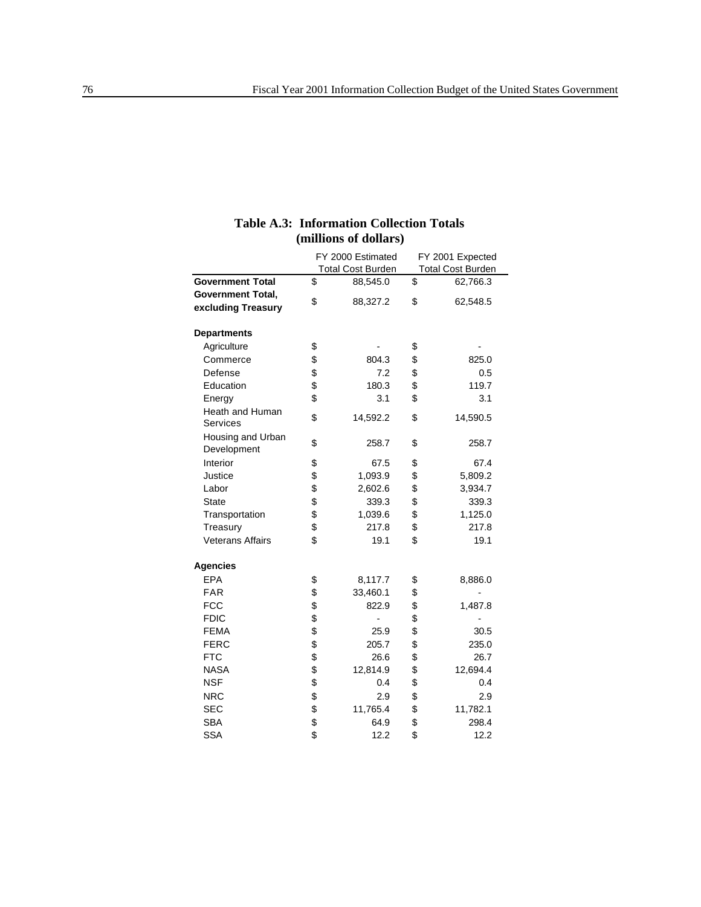**Table A.3: Information Collection Totals (millions of dollars)**

| | FY 2000 Estimated Total Cost Burden | FY 2001 Expected Total Cost Burden |
|---|---|---|
| **Government Total** | $ 88,545.0 | $ 62,766.3 |
| **Government Total, excluding Treasury** | $ 88,327.2 | $ 62,548.5 |
| | | |
| **Departments** | | |
| Agriculture | $ - | $ - |
| Commerce | $ 804.3 | $ 825.0 |
| Defense | $ 7.2 | $ 0.5 |
| Education | $ 180.3 | $ 119.7 |
| Energy | $ 3.1 | $ 3.1 |
| Heath and Human Services | $ 14,592.2 | $ 14,590.5 |
| Housing and Urban Development | $ 258.7 | $ 258.7 |
| Interior | $ 67.5 | $ 67.4 |
| Justice | $ 1,093.9 | $ 5,809.2 |
| Labor | $ 2,602.6 | $ 3,934.7 |
| State | $ 339.3 | $ 339.3 |
| Transportation | $ 1,039.6 | $ 1,125.0 |
| Treasury | $ 217.8 | $ 217.8 |
| Veterans Affairs | $ 19.1 | $ 19.1 |
| | | |
| **Agencies** | | |
| EPA | $ 8,117.7 | $ 8,886.0 |
| FAR | $ 33,460.1 | $ - |
| FCC | $ 822.9 | $ 1,487.8 |
| FDIC | $ - | $ - |
| FEMA | $ 25.9 | $ 30.5 |
| FERC | $ 205.7 | $ 235.0 |
| FTC | $ 26.6 | $ 26.7 |
| NASA | $ 12,814.9 | $ 12,694.4 |
| NSF | $ 0.4 | $ 0.4 |
| NRC | $ 2.9 | $ 2.9 |
| SEC | $ 11,765.4 | $ 11,782.1 |
| SBA | $ 64.9 | $ 298.4 |
| SSA | $ 12.2 | $ 12.2 |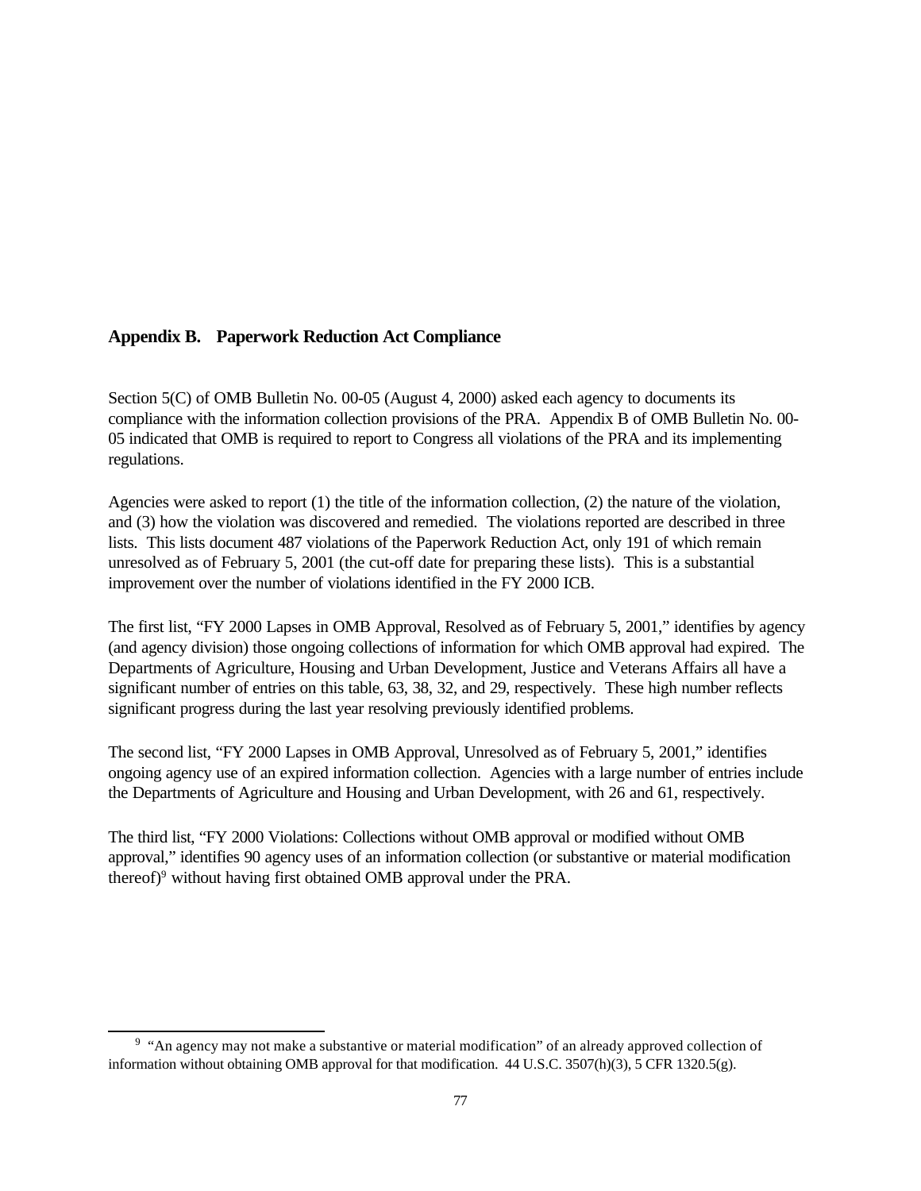## Appendix B. Paperwork Reduction Act Compliance

Section 5(C) of OMB Bulletin No. 00-05 (August 4, 2000) asked each agency to documents its compliance with the information collection provisions of the PRA. Appendix B of OMB Bulletin No. 00-05 indicated that OMB is required to report to Congress all violations of the PRA and its implementing regulations.

Agencies were asked to report (1) the title of the information collection, (2) the nature of the violation, and (3) how the violation was discovered and remedied. The violations reported are described in three lists. This lists document 487 violations of the Paperwork Reduction Act, only 191 of which remain unresolved as of February 5, 2001 (the cut-off date for preparing these lists). This is a substantial improvement over the number of violations identified in the FY 2000 ICB.

The first list, "FY 2000 Lapses in OMB Approval, Resolved as of February 5, 2001," identifies by agency (and agency division) those ongoing collections of information for which OMB approval had expired. The Departments of Agriculture, Housing and Urban Development, Justice and Veterans Affairs all have a significant number of entries on this table, 63, 38, 32, and 29, respectively. These high number reflects significant progress during the last year resolving previously identified problems.

The second list, "FY 2000 Lapses in OMB Approval, Unresolved as of February 5, 2001," identifies ongoing agency use of an expired information collection. Agencies with a large number of entries include the Departments of Agriculture and Housing and Urban Development, with 26 and 61, respectively.

The third list, "FY 2000 Violations: Collections without OMB approval or modified without OMB approval," identifies 90 agency uses of an information collection (or substantive or material modification thereof)[9] without having first obtained OMB approval under the PRA.

---

[9] "An agency may not make a substantive or material modification" of an already approved collection of information without obtaining OMB approval for that modification. 44 U.S.C. 3507(h)(3), 5 CFR 1320.5(g).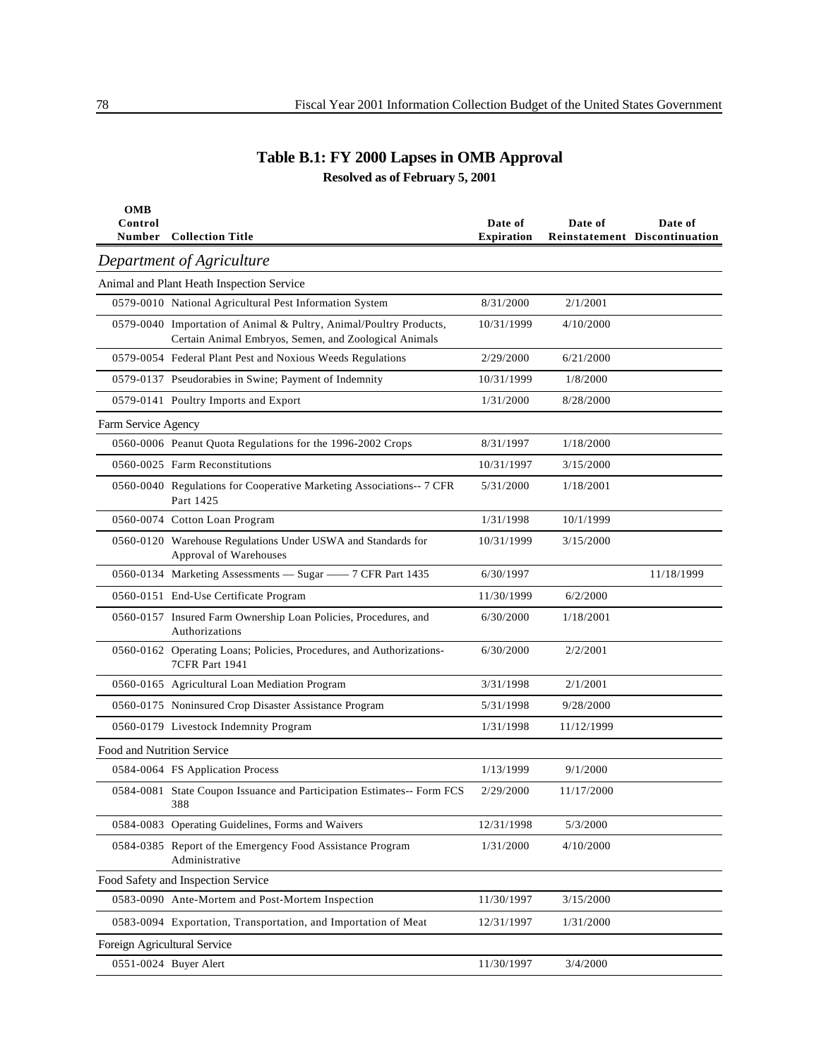# Table B.1: FY 2000 Lapses in OMB Approval

**Resolved as of February 5, 2001**

| OMB Control Number | Collection Title | Date of Expiration | Date of Reinstatement | Date of Discontinuation |
|---|---|---|---|---|
| ***Department of Agriculture*** | | | | |
| Animal and Plant Heath Inspection Service | | | | |
| 0579-0010 | National Agricultural Pest Information System | 8/31/2000 | 2/1/2001 | |
| 0579-0040 | Importation of Animal & Pultry, Animal/Poultry Products, Certain Animal Embryos, Semen, and Zoological Animals | 10/31/1999 | 4/10/2000 | |
| 0579-0054 | Federal Plant Pest and Noxious Weeds Regulations | 2/29/2000 | 6/21/2000 | |
| 0579-0137 | Pseudorabies in Swine; Payment of Indemnity | 10/31/1999 | 1/8/2000 | |
| 0579-0141 | Poultry Imports and Export | 1/31/2000 | 8/28/2000 | |
| Farm Service Agency | | | | |
| 0560-0006 | Peanut Quota Regulations for the 1996-2002 Crops | 8/31/1997 | 1/18/2000 | |
| 0560-0025 | Farm Reconstitutions | 10/31/1997 | 3/15/2000 | |
| 0560-0040 | Regulations for Cooperative Marketing Associations-- 7 CFR Part 1425 | 5/31/2000 | 1/18/2001 | |
| 0560-0074 | Cotton Loan Program | 1/31/1998 | 10/1/1999 | |
| 0560-0120 | Warehouse Regulations Under USWA and Standards for Approval of Warehouses | 10/31/1999 | 3/15/2000 | |
| 0560-0134 | Marketing Assessments — Sugar —— 7 CFR Part 1435 | 6/30/1997 | | 11/18/1999 |
| 0560-0151 | End-Use Certificate Program | 11/30/1999 | 6/2/2000 | |
| 0560-0157 | Insured Farm Ownership Loan Policies, Procedures, and Authorizations | 6/30/2000 | 1/18/2001 | |
| 0560-0162 | Operating Loans; Policies, Procedures, and Authorizations-7CFR Part 1941 | 6/30/2000 | 2/2/2001 | |
| 0560-0165 | Agricultural Loan Mediation Program | 3/31/1998 | 2/1/2001 | |
| 0560-0175 | Noninsured Crop Disaster Assistance Program | 5/31/1998 | 9/28/2000 | |
| 0560-0179 | Livestock Indemnity Program | 1/31/1998 | 11/12/1999 | |
| Food and Nutrition Service | | | | |
| 0584-0064 | FS Application Process | 1/13/1999 | 9/1/2000 | |
| 0584-0081 | State Coupon Issuance and Participation Estimates-- Form FCS 388 | 2/29/2000 | 11/17/2000 | |
| 0584-0083 | Operating Guidelines, Forms and Waivers | 12/31/1998 | 5/3/2000 | |
| 0584-0385 | Report of the Emergency Food Assistance Program Administrative | 1/31/2000 | 4/10/2000 | |
| Food Safety and Inspection Service | | | | |
| 0583-0090 | Ante-Mortem and Post-Mortem Inspection | 11/30/1997 | 3/15/2000 | |
| 0583-0094 | Exportation, Transportation, and Importation of Meat | 12/31/1997 | 1/31/2000 | |
| Foreign Agricultural Service | | | | |
| 0551-0024 | Buyer Alert | 11/30/1997 | 3/4/2000 | |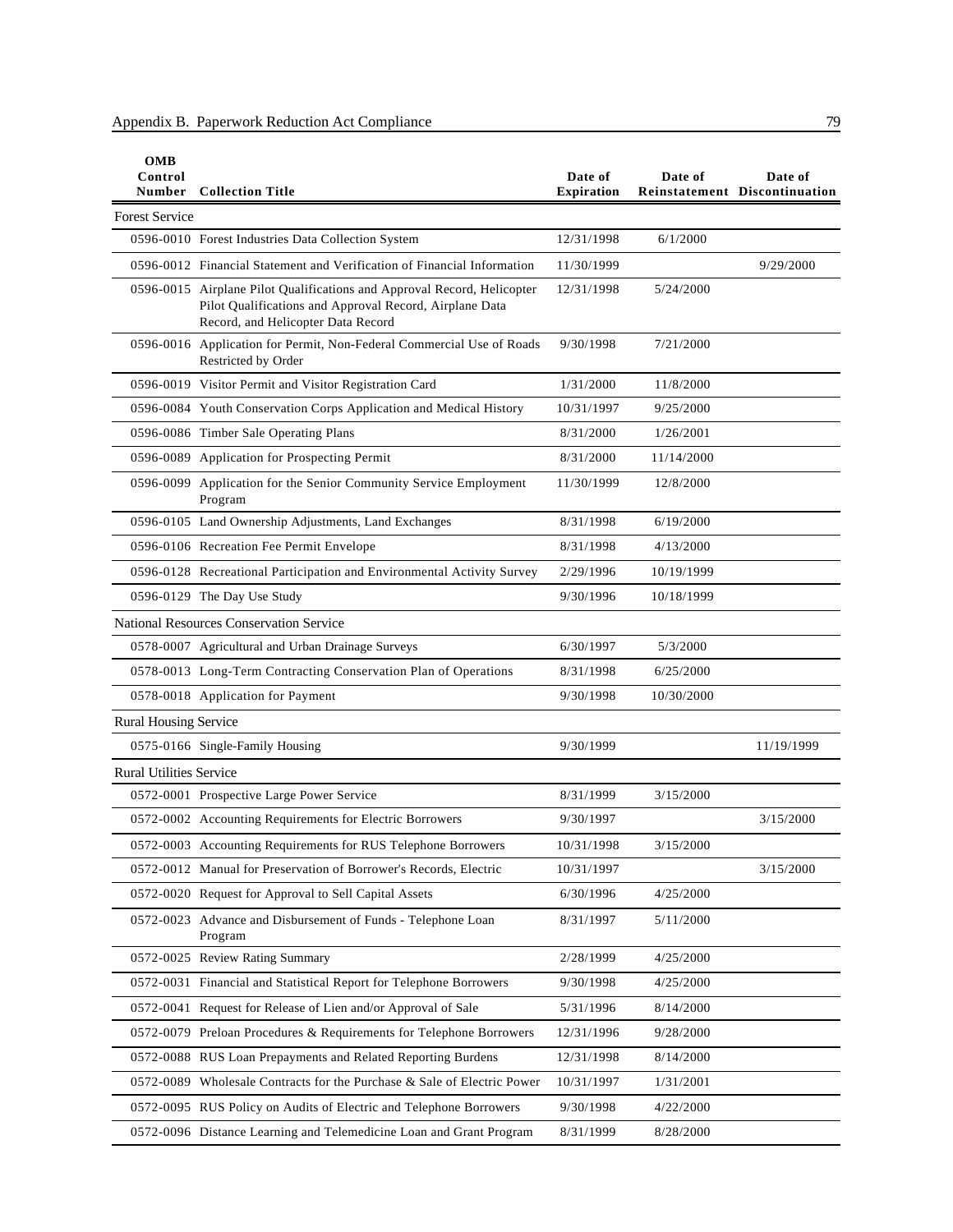| OMB Control Number | Collection Title | Date of Expiration | Date of Reinstatement | Date of Discontinuation |
|---|---|---|---|---|
| Forest Service | | | | |
| 0596-0010 | Forest Industries Data Collection System | 12/31/1998 | 6/1/2000 | |
| 0596-0012 | Financial Statement and Verification of Financial Information | 11/30/1999 | | 9/29/2000 |
| 0596-0015 | Airplane Pilot Qualifications and Approval Record, Helicopter Pilot Qualifications and Approval Record, Airplane Data Record, and Helicopter Data Record | 12/31/1998 | 5/24/2000 | |
| 0596-0016 | Application for Permit, Non-Federal Commercial Use of Roads Restricted by Order | 9/30/1998 | 7/21/2000 | |
| 0596-0019 | Visitor Permit and Visitor Registration Card | 1/31/2000 | 11/8/2000 | |
| 0596-0084 | Youth Conservation Corps Application and Medical History | 10/31/1997 | 9/25/2000 | |
| 0596-0086 | Timber Sale Operating Plans | 8/31/2000 | 1/26/2001 | |
| 0596-0089 | Application for Prospecting Permit | 8/31/2000 | 11/14/2000 | |
| 0596-0099 | Application for the Senior Community Service Employment Program | 11/30/1999 | 12/8/2000 | |
| 0596-0105 | Land Ownership Adjustments, Land Exchanges | 8/31/1998 | 6/19/2000 | |
| 0596-0106 | Recreation Fee Permit Envelope | 8/31/1998 | 4/13/2000 | |
| 0596-0128 | Recreational Participation and Environmental Activity Survey | 2/29/1996 | 10/19/1999 | |
| 0596-0129 | The Day Use Study | 9/30/1996 | 10/18/1999 | |
| National Resources Conservation Service | | | | |
| 0578-0007 | Agricultural and Urban Drainage Surveys | 6/30/1997 | 5/3/2000 | |
| 0578-0013 | Long-Term Contracting Conservation Plan of Operations | 8/31/1998 | 6/25/2000 | |
| 0578-0018 | Application for Payment | 9/30/1998 | 10/30/2000 | |
| Rural Housing Service | | | | |
| 0575-0166 | Single-Family Housing | 9/30/1999 | | 11/19/1999 |
| Rural Utilities Service | | | | |
| 0572-0001 | Prospective Large Power Service | 8/31/1999 | 3/15/2000 | |
| 0572-0002 | Accounting Requirements for Electric Borrowers | 9/30/1997 | | 3/15/2000 |
| 0572-0003 | Accounting Requirements for RUS Telephone Borrowers | 10/31/1998 | 3/15/2000 | |
| 0572-0012 | Manual for Preservation of Borrower's Records, Electric | 10/31/1997 | | 3/15/2000 |
| 0572-0020 | Request for Approval to Sell Capital Assets | 6/30/1996 | 4/25/2000 | |
| 0572-0023 | Advance and Disbursement of Funds - Telephone Loan Program | 8/31/1997 | 5/11/2000 | |
| 0572-0025 | Review Rating Summary | 2/28/1999 | 4/25/2000 | |
| 0572-0031 | Financial and Statistical Report for Telephone Borrowers | 9/30/1998 | 4/25/2000 | |
| 0572-0041 | Request for Release of Lien and/or Approval of Sale | 5/31/1996 | 8/14/2000 | |
| 0572-0079 | Preloan Procedures & Requirements for Telephone Borrowers | 12/31/1996 | 9/28/2000 | |
| 0572-0088 | RUS Loan Prepayments and Related Reporting Burdens | 12/31/1998 | 8/14/2000 | |
| 0572-0089 | Wholesale Contracts for the Purchase & Sale of Electric Power | 10/31/1997 | 1/31/2001 | |
| 0572-0095 | RUS Policy on Audits of Electric and Telephone Borrowers | 9/30/1998 | 4/22/2000 | |
| 0572-0096 | Distance Learning and Telemedicine Loan and Grant Program | 8/31/1999 | 8/28/2000 | |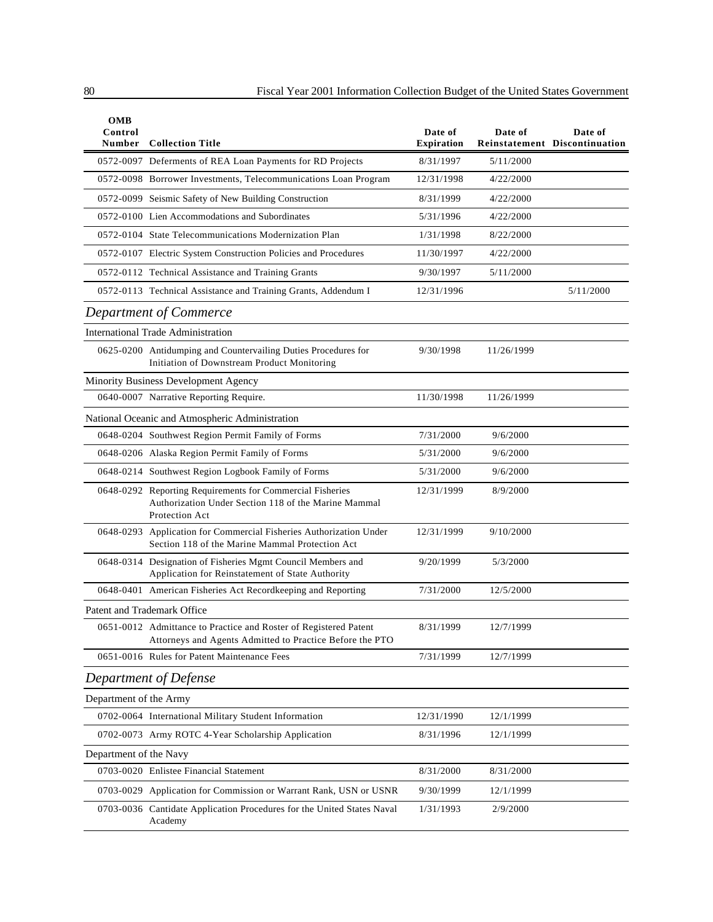| OMB Control Number | Collection Title | Date of Expiration | Date of Reinstatement | Date of Discontinuation |
|---|---|---|---|---|
| 0572-0097 | Deferments of REA Loan Payments for RD Projects | 8/31/1997 | 5/11/2000 | |
| 0572-0098 | Borrower Investments, Telecommunications Loan Program | 12/31/1998 | 4/22/2000 | |
| 0572-0099 | Seismic Safety of New Building Construction | 8/31/1999 | 4/22/2000 | |
| 0572-0100 | Lien Accommodations and Subordinates | 5/31/1996 | 4/22/2000 | |
| 0572-0104 | State Telecommunications Modernization Plan | 1/31/1998 | 8/22/2000 | |
| 0572-0107 | Electric System Construction Policies and Procedures | 11/30/1997 | 4/22/2000 | |
| 0572-0112 | Technical Assistance and Training Grants | 9/30/1997 | 5/11/2000 | |
| 0572-0113 | Technical Assistance and Training Grants, Addendum I | 12/31/1996 | | 5/11/2000 |
| ***Department of Commerce*** | | | | |
| International Trade Administration | | | | |
| 0625-0200 | Antidumping and Countervailing Duties Procedures for Initiation of Downstream Product Monitoring | 9/30/1998 | 11/26/1999 | |
| Minority Business Development Agency | | | | |
| 0640-0007 | Narrative Reporting Require. | 11/30/1998 | 11/26/1999 | |
| National Oceanic and Atmospheric Administration | | | | |
| 0648-0204 | Southwest Region Permit Family of Forms | 7/31/2000 | 9/6/2000 | |
| 0648-0206 | Alaska Region Permit Family of Forms | 5/31/2000 | 9/6/2000 | |
| 0648-0214 | Southwest Region Logbook Family of Forms | 5/31/2000 | 9/6/2000 | |
| 0648-0292 | Reporting Requirements for Commercial Fisheries Authorization Under Section 118 of the Marine Mammal Protection Act | 12/31/1999 | 8/9/2000 | |
| 0648-0293 | Application for Commercial Fisheries Authorization Under Section 118 of the Marine Mammal Protection Act | 12/31/1999 | 9/10/2000 | |
| 0648-0314 | Designation of Fisheries Mgmt Council Members and Application for Reinstatement of State Authority | 9/20/1999 | 5/3/2000 | |
| 0648-0401 | American Fisheries Act Recordkeeping and Reporting | 7/31/2000 | 12/5/2000 | |
| Patent and Trademark Office | | | | |
| 0651-0012 | Admittance to Practice and Roster of Registered Patent Attorneys and Agents Admitted to Practice Before the PTO | 8/31/1999 | 12/7/1999 | |
| 0651-0016 | Rules for Patent Maintenance Fees | 7/31/1999 | 12/7/1999 | |
| ***Department of Defense*** | | | | |
| Department of the Army | | | | |
| 0702-0064 | International Military Student Information | 12/31/1990 | 12/1/1999 | |
| 0702-0073 | Army ROTC 4-Year Scholarship Application | 8/31/1996 | 12/1/1999 | |
| Department of the Navy | | | | |
| 0703-0020 | Enlistee Financial Statement | 8/31/2000 | 8/31/2000 | |
| 0703-0029 | Application for Commission or Warrant Rank, USN or USNR | 9/30/1999 | 12/1/1999 | |
| 0703-0036 | Cantidate Application Procedures for the United States Naval Academy | 1/31/1993 | 2/9/2000 | |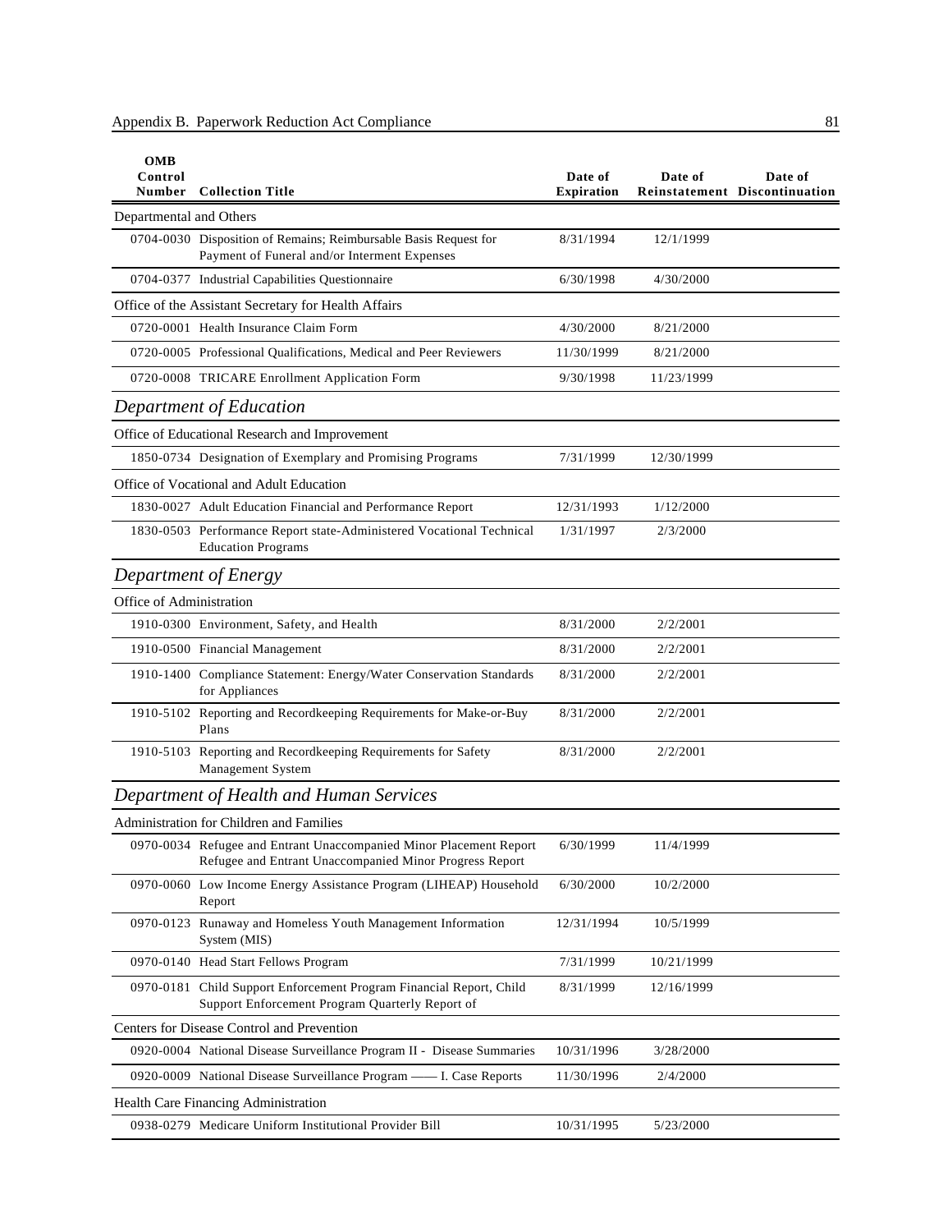| OMB Control Number | Collection Title | Date of Expiration | Date of Reinstatement | Date of Discontinuation |
|---|---|---|---|---|
| Departmental and Others | | | | |
| 0704-0030 | Disposition of Remains; Reimbursable Basis Request for Payment of Funeral and/or Interment Expenses | 8/31/1994 | 12/1/1999 | |
| 0704-0377 | Industrial Capabilities Questionnaire | 6/30/1998 | 4/30/2000 | |
| Office of the Assistant Secretary for Health Affairs | | | | |
| 0720-0001 | Health Insurance Claim Form | 4/30/2000 | 8/21/2000 | |
| 0720-0005 | Professional Qualifications, Medical and Peer Reviewers | 11/30/1999 | 8/21/2000 | |
| 0720-0008 | TRICARE Enrollment Application Form | 9/30/1998 | 11/23/1999 | |
| ***Department of Education*** | | | | |
| Office of Educational Research and Improvement | | | | |
| 1850-0734 | Designation of Exemplary and Promising Programs | 7/31/1999 | 12/30/1999 | |
| Office of Vocational and Adult Education | | | | |
| 1830-0027 | Adult Education Financial and Performance Report | 12/31/1993 | 1/12/2000 | |
| 1830-0503 | Performance Report state-Administered Vocational Technical Education Programs | 1/31/1997 | 2/3/2000 | |
| ***Department of Energy*** | | | | |
| Office of Administration | | | | |
| 1910-0300 | Environment, Safety, and Health | 8/31/2000 | 2/2/2001 | |
| 1910-0500 | Financial Management | 8/31/2000 | 2/2/2001 | |
| 1910-1400 | Compliance Statement: Energy/Water Conservation Standards for Appliances | 8/31/2000 | 2/2/2001 | |
| 1910-5102 | Reporting and Recordkeeping Requirements for Make-or-Buy Plans | 8/31/2000 | 2/2/2001 | |
| 1910-5103 | Reporting and Recordkeeping Requirements for Safety Management System | 8/31/2000 | 2/2/2001 | |
| ***Department of Health and Human Services*** | | | | |
| Administration for Children and Families | | | | |
| 0970-0034 | Refugee and Entrant Unaccompanied Minor Placement Report Refugee and Entrant Unaccompanied Minor Progress Report | 6/30/1999 | 11/4/1999 | |
| 0970-0060 | Low Income Energy Assistance Program (LIHEAP) Household Report | 6/30/2000 | 10/2/2000 | |
| 0970-0123 | Runaway and Homeless Youth Management Information System (MIS) | 12/31/1994 | 10/5/1999 | |
| 0970-0140 | Head Start Fellows Program | 7/31/1999 | 10/21/1999 | |
| 0970-0181 | Child Support Enforcement Program Financial Report, Child Support Enforcement Program Quarterly Report of | 8/31/1999 | 12/16/1999 | |
| Centers for Disease Control and Prevention | | | | |
| 0920-0004 | National Disease Surveillance Program II - Disease Summaries | 10/31/1996 | 3/28/2000 | |
| 0920-0009 | National Disease Surveillance Program —— I. Case Reports | 11/30/1996 | 2/4/2000 | |
| Health Care Financing Administration | | | | |
| 0938-0279 | Medicare Uniform Institutional Provider Bill | 10/31/1995 | 5/23/2000 | |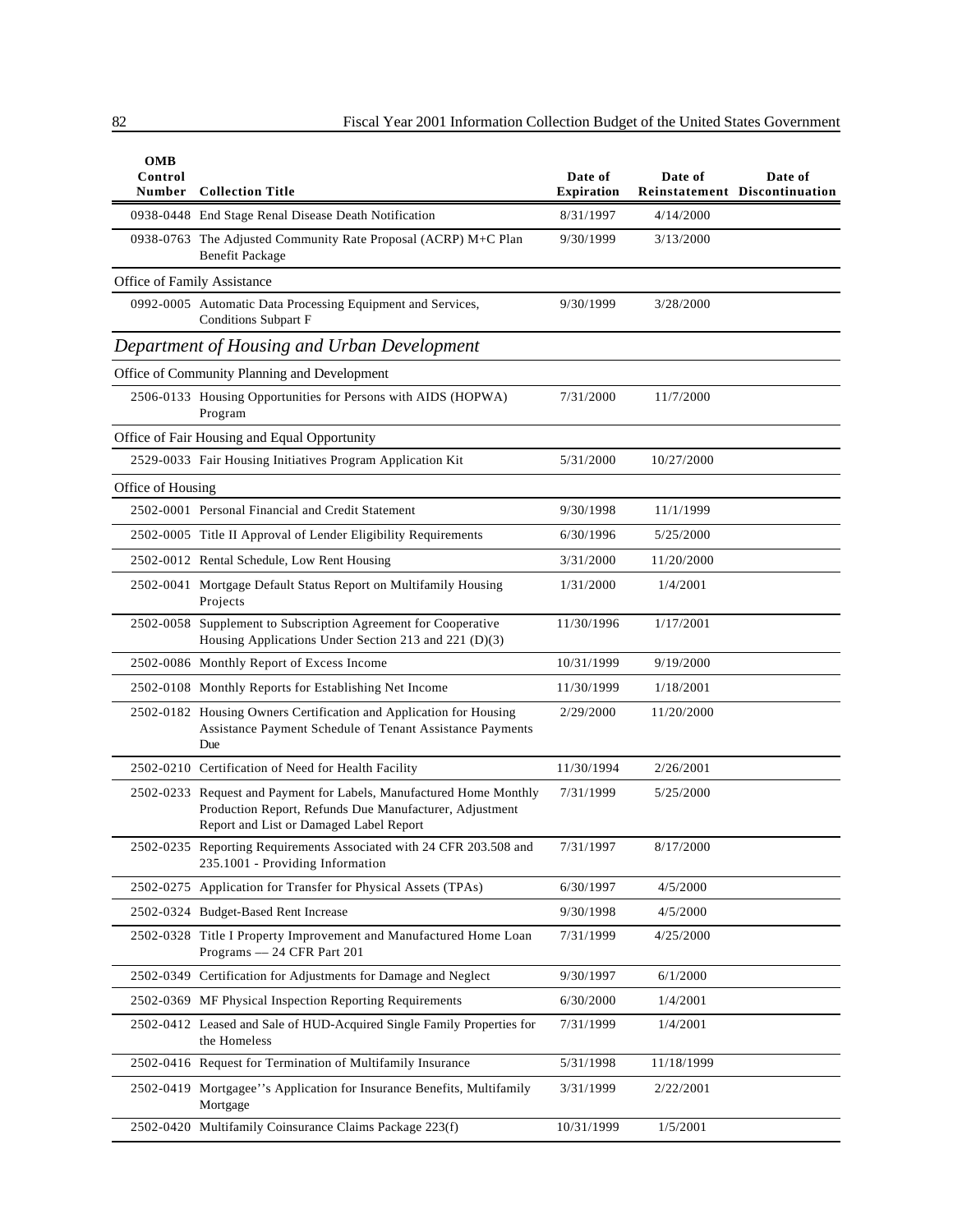| OMB Control Number | Collection Title | Date of Expiration | Date of Reinstatement | Date of Discontinuation |
|---|---|---|---|---|
| 0938-0448 | End Stage Renal Disease Death Notification | 8/31/1997 | 4/14/2000 | |
| 0938-0763 | The Adjusted Community Rate Proposal (ACRP) M+C Plan Benefit Package | 9/30/1999 | 3/13/2000 | |
| Office of Family Assistance | | | | |
| 0992-0005 | Automatic Data Processing Equipment and Services, Conditions Subpart F | 9/30/1999 | 3/28/2000 | |
| ***Department of Housing and Urban Development*** | | | | |
| Office of Community Planning and Development | | | | |
| 2506-0133 | Housing Opportunities for Persons with AIDS (HOPWA) Program | 7/31/2000 | 11/7/2000 | |
| Office of Fair Housing and Equal Opportunity | | | | |
| 2529-0033 | Fair Housing Initiatives Program Application Kit | 5/31/2000 | 10/27/2000 | |
| Office of Housing | | | | |
| 2502-0001 | Personal Financial and Credit Statement | 9/30/1998 | 11/1/1999 | |
| 2502-0005 | Title II Approval of Lender Eligibility Requirements | 6/30/1996 | 5/25/2000 | |
| 2502-0012 | Rental Schedule, Low Rent Housing | 3/31/2000 | 11/20/2000 | |
| 2502-0041 | Mortgage Default Status Report on Multifamily Housing Projects | 1/31/2000 | 1/4/2001 | |
| 2502-0058 | Supplement to Subscription Agreement for Cooperative Housing Applications Under Section 213 and 221 (D)(3) | 11/30/1996 | 1/17/2001 | |
| 2502-0086 | Monthly Report of Excess Income | 10/31/1999 | 9/19/2000 | |
| 2502-0108 | Monthly Reports for Establishing Net Income | 11/30/1999 | 1/18/2001 | |
| 2502-0182 | Housing Owners Certification and Application for Housing Assistance Payment Schedule of Tenant Assistance Payments Due | 2/29/2000 | 11/20/2000 | |
| 2502-0210 | Certification of Need for Health Facility | 11/30/1994 | 2/26/2001 | |
| 2502-0233 | Request and Payment for Labels, Manufactured Home Monthly Production Report, Refunds Due Manufacturer, Adjustment Report and List or Damaged Label Report | 7/31/1999 | 5/25/2000 | |
| 2502-0235 | Reporting Requirements Associated with 24 CFR 203.508 and 235.1001 - Providing Information | 7/31/1997 | 8/17/2000 | |
| 2502-0275 | Application for Transfer for Physical Assets (TPAs) | 6/30/1997 | 4/5/2000 | |
| 2502-0324 | Budget-Based Rent Increase | 9/30/1998 | 4/5/2000 | |
| 2502-0328 | Title I Property Improvement and Manufactured Home Loan Programs — 24 CFR Part 201 | 7/31/1999 | 4/25/2000 | |
| 2502-0349 | Certification for Adjustments for Damage and Neglect | 9/30/1997 | 6/1/2000 | |
| 2502-0369 | MF Physical Inspection Reporting Requirements | 6/30/2000 | 1/4/2001 | |
| 2502-0412 | Leased and Sale of HUD-Acquired Single Family Properties for the Homeless | 7/31/1999 | 1/4/2001 | |
| 2502-0416 | Request for Termination of Multifamily Insurance | 5/31/1998 | 11/18/1999 | |
| 2502-0419 | Mortgagee''s Application for Insurance Benefits, Multifamily Mortgage | 3/31/1999 | 2/22/2001 | |
| 2502-0420 | Multifamily Coinsurance Claims Package 223(f) | 10/31/1999 | 1/5/2001 | |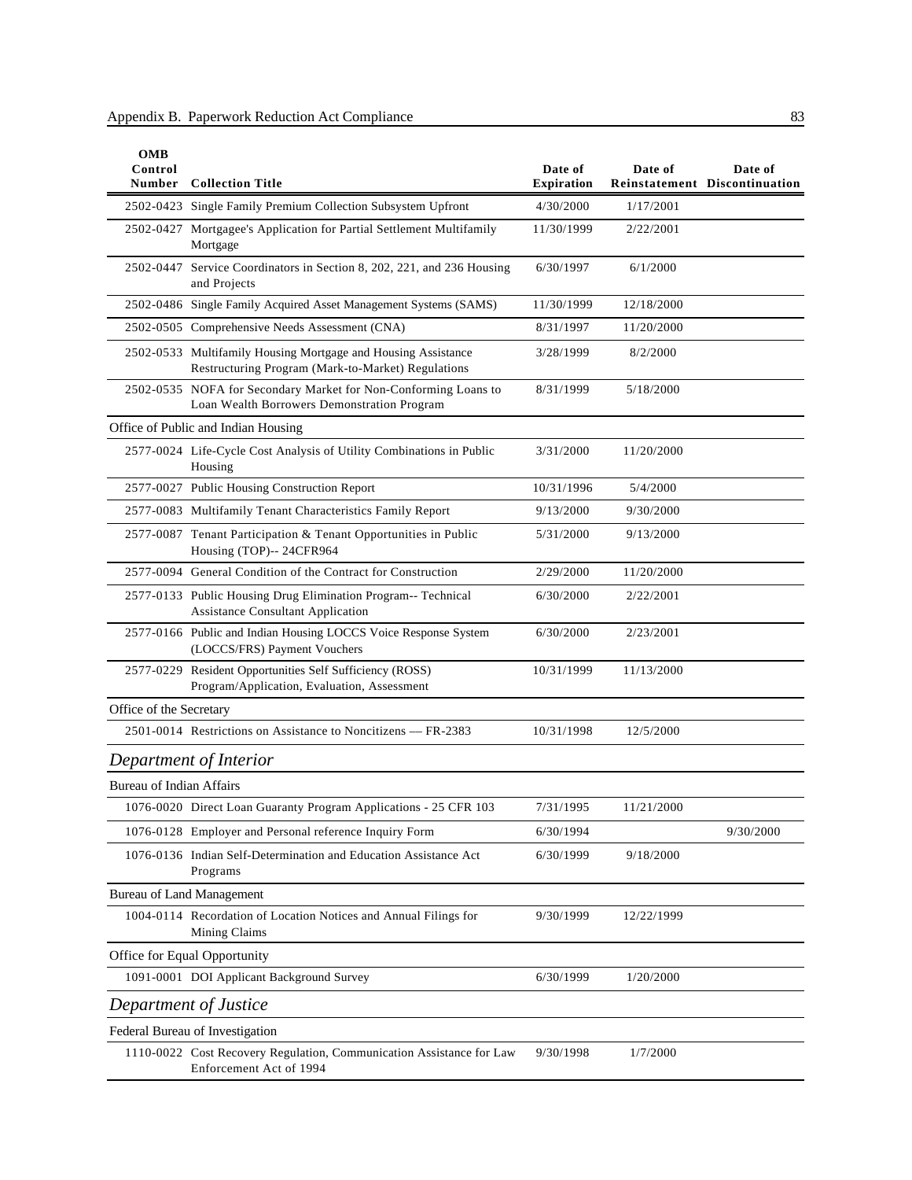| OMB Control Number | Collection Title | Date of Expiration | Date of Reinstatement | Date of Discontinuation |
|---|---|---|---|---|
| 2502-0423 | Single Family Premium Collection Subsystem Upfront | 4/30/2000 | 1/17/2001 | |
| 2502-0427 | Mortgagee's Application for Partial Settlement Multifamily Mortgage | 11/30/1999 | 2/22/2001 | |
| 2502-0447 | Service Coordinators in Section 8, 202, 221, and 236 Housing and Projects | 6/30/1997 | 6/1/2000 | |
| 2502-0486 | Single Family Acquired Asset Management Systems (SAMS) | 11/30/1999 | 12/18/2000 | |
| 2502-0505 | Comprehensive Needs Assessment (CNA) | 8/31/1997 | 11/20/2000 | |
| 2502-0533 | Multifamily Housing Mortgage and Housing Assistance Restructuring Program (Mark-to-Market) Regulations | 3/28/1999 | 8/2/2000 | |
| 2502-0535 | NOFA for Secondary Market for Non-Conforming Loans to Loan Wealth Borrowers Demonstration Program | 8/31/1999 | 5/18/2000 | |
| Office of Public and Indian Housing | | | | |
| 2577-0024 | Life-Cycle Cost Analysis of Utility Combinations in Public Housing | 3/31/2000 | 11/20/2000 | |
| 2577-0027 | Public Housing Construction Report | 10/31/1996 | 5/4/2000 | |
| 2577-0083 | Multifamily Tenant Characteristics Family Report | 9/13/2000 | 9/30/2000 | |
| 2577-0087 | Tenant Participation & Tenant Opportunities in Public Housing (TOP)-- 24CFR964 | 5/31/2000 | 9/13/2000 | |
| 2577-0094 | General Condition of the Contract for Construction | 2/29/2000 | 11/20/2000 | |
| 2577-0133 | Public Housing Drug Elimination Program-- Technical Assistance Consultant Application | 6/30/2000 | 2/22/2001 | |
| 2577-0166 | Public and Indian Housing LOCCS Voice Response System (LOCCS/FRS) Payment Vouchers | 6/30/2000 | 2/23/2001 | |
| 2577-0229 | Resident Opportunities Self Sufficiency (ROSS) Program/Application, Evaluation, Assessment | 10/31/1999 | 11/13/2000 | |
| Office of the Secretary | | | | |
| 2501-0014 | Restrictions on Assistance to Noncitizens — FR-2383 | 10/31/1998 | 12/5/2000 | |
| ***Department of Interior*** | | | | |
| Bureau of Indian Affairs | | | | |
| 1076-0020 | Direct Loan Guaranty Program Applications - 25 CFR 103 | 7/31/1995 | 11/21/2000 | |
| 1076-0128 | Employer and Personal reference Inquiry Form | 6/30/1994 | | 9/30/2000 |
| 1076-0136 | Indian Self-Determination and Education Assistance Act Programs | 6/30/1999 | 9/18/2000 | |
| Bureau of Land Management | | | | |
| 1004-0114 | Recordation of Location Notices and Annual Filings for Mining Claims | 9/30/1999 | 12/22/1999 | |
| Office for Equal Opportunity | | | | |
| 1091-0001 | DOI Applicant Background Survey | 6/30/1999 | 1/20/2000 | |
| ***Department of Justice*** | | | | |
| Federal Bureau of Investigation | | | | |
| 1110-0022 | Cost Recovery Regulation, Communication Assistance for Law Enforcement Act of 1994 | 9/30/1998 | 1/7/2000 | |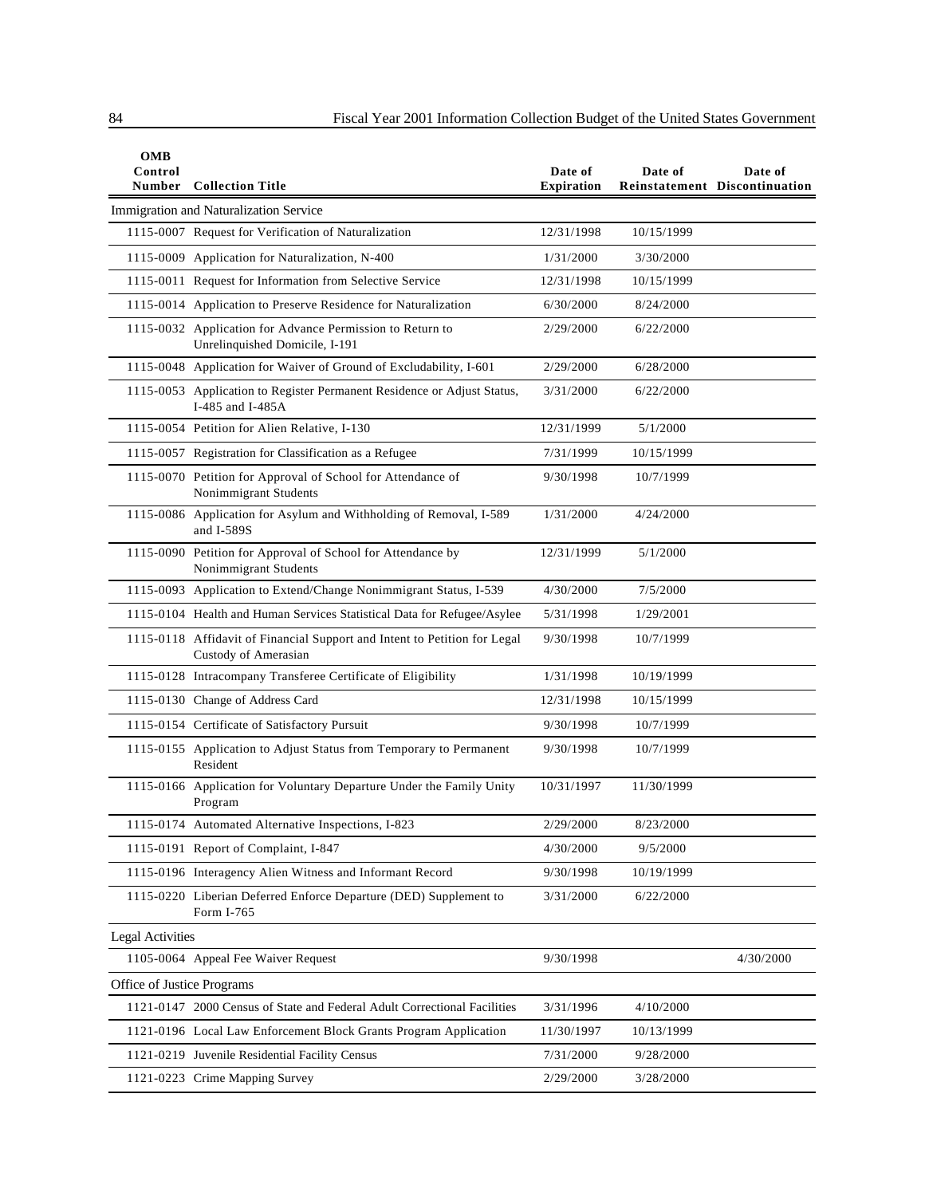| OMB Control Number | Collection Title | Date of Expiration | Date of Reinstatement | Date of Discontinuation |
|---|---|---|---|---|
| Immigration and Naturalization Service | | | | |
| 1115-0007 | Request for Verification of Naturalization | 12/31/1998 | 10/15/1999 | |
| 1115-0009 | Application for Naturalization, N-400 | 1/31/2000 | 3/30/2000 | |
| 1115-0011 | Request for Information from Selective Service | 12/31/1998 | 10/15/1999 | |
| 1115-0014 | Application to Preserve Residence for Naturalization | 6/30/2000 | 8/24/2000 | |
| 1115-0032 | Application for Advance Permission to Return to Unrelinquished Domicile, I-191 | 2/29/2000 | 6/22/2000 | |
| 1115-0048 | Application for Waiver of Ground of Excludability, I-601 | 2/29/2000 | 6/28/2000 | |
| 1115-0053 | Application to Register Permanent Residence or Adjust Status, I-485 and I-485A | 3/31/2000 | 6/22/2000 | |
| 1115-0054 | Petition for Alien Relative, I-130 | 12/31/1999 | 5/1/2000 | |
| 1115-0057 | Registration for Classification as a Refugee | 7/31/1999 | 10/15/1999 | |
| 1115-0070 | Petition for Approval of School for Attendance of Nonimmigrant Students | 9/30/1998 | 10/7/1999 | |
| 1115-0086 | Application for Asylum and Withholding of Removal, I-589 and I-589S | 1/31/2000 | 4/24/2000 | |
| 1115-0090 | Petition for Approval of School for Attendance by Nonimmigrant Students | 12/31/1999 | 5/1/2000 | |
| 1115-0093 | Application to Extend/Change Nonimmigrant Status, I-539 | 4/30/2000 | 7/5/2000 | |
| 1115-0104 | Health and Human Services Statistical Data for Refugee/Asylee | 5/31/1998 | 1/29/2001 | |
| 1115-0118 | Affidavit of Financial Support and Intent to Petition for Legal Custody of Amerasian | 9/30/1998 | 10/7/1999 | |
| 1115-0128 | Intracompany Transferee Certificate of Eligibility | 1/31/1998 | 10/19/1999 | |
| 1115-0130 | Change of Address Card | 12/31/1998 | 10/15/1999 | |
| 1115-0154 | Certificate of Satisfactory Pursuit | 9/30/1998 | 10/7/1999 | |
| 1115-0155 | Application to Adjust Status from Temporary to Permanent Resident | 9/30/1998 | 10/7/1999 | |
| 1115-0166 | Application for Voluntary Departure Under the Family Unity Program | 10/31/1997 | 11/30/1999 | |
| 1115-0174 | Automated Alternative Inspections, I-823 | 2/29/2000 | 8/23/2000 | |
| 1115-0191 | Report of Complaint, I-847 | 4/30/2000 | 9/5/2000 | |
| 1115-0196 | Interagency Alien Witness and Informant Record | 9/30/1998 | 10/19/1999 | |
| 1115-0220 | Liberian Deferred Enforce Departure (DED) Supplement to Form I-765 | 3/31/2000 | 6/22/2000 | |
| Legal Activities | | | | |
| 1105-0064 | Appeal Fee Waiver Request | 9/30/1998 | | 4/30/2000 |
| Office of Justice Programs | | | | |
| 1121-0147 | 2000 Census of State and Federal Adult Correctional Facilities | 3/31/1996 | 4/10/2000 | |
| 1121-0196 | Local Law Enforcement Block Grants Program Application | 11/30/1997 | 10/13/1999 | |
| 1121-0219 | Juvenile Residential Facility Census | 7/31/2000 | 9/28/2000 | |
| 1121-0223 | Crime Mapping Survey | 2/29/2000 | 3/28/2000 | |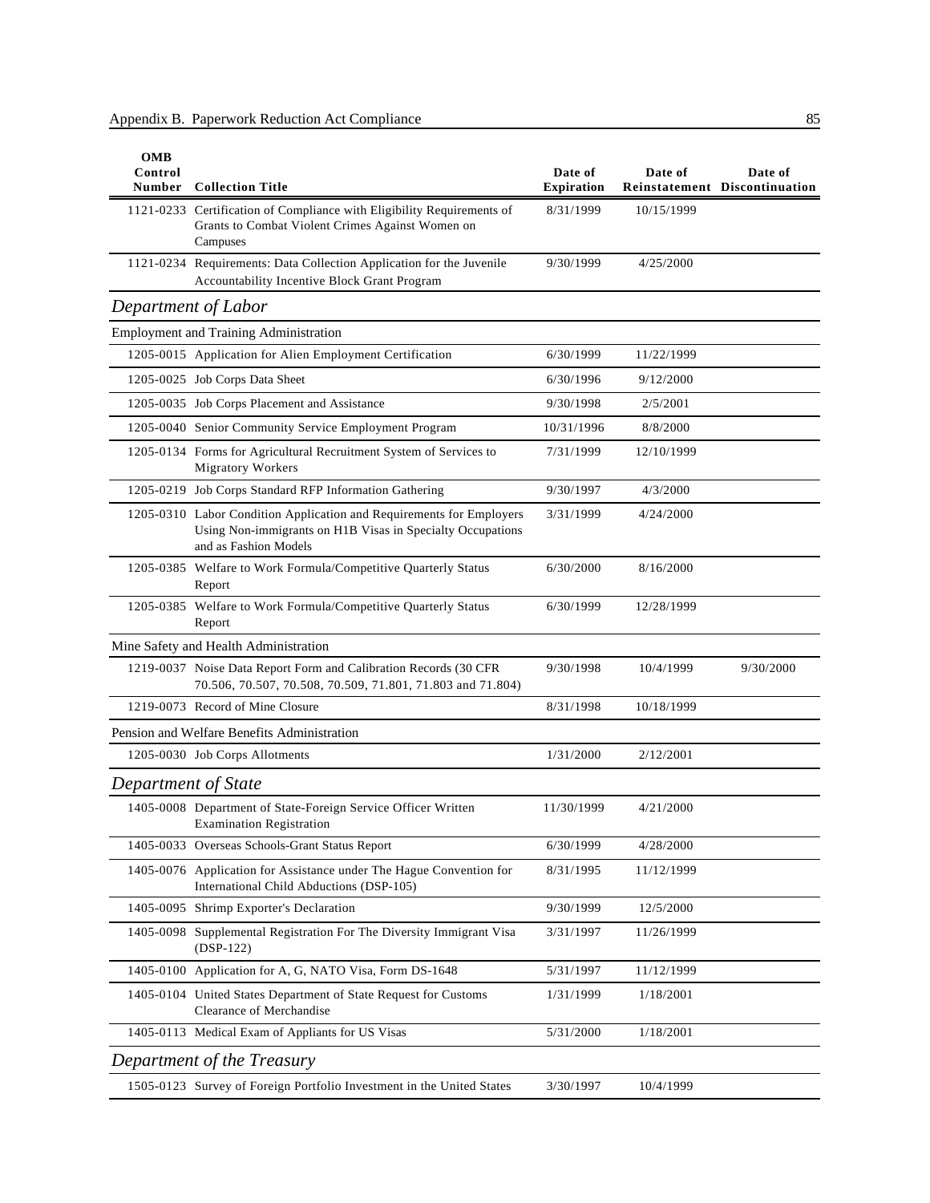| OMB Control Number | Collection Title | Date of Expiration | Date of Reinstatement | Date of Discontinuation |
|---|---|---|---|---|
| 1121-0233 | Certification of Compliance with Eligibility Requirements of Grants to Combat Violent Crimes Against Women on Campuses | 8/31/1999 | 10/15/1999 | |
| 1121-0234 | Requirements: Data Collection Application for the Juvenile Accountability Incentive Block Grant Program | 9/30/1999 | 4/25/2000 | |
| ***Department of Labor*** | | | | |
| Employment and Training Administration | | | | |
| 1205-0015 | Application for Alien Employment Certification | 6/30/1999 | 11/22/1999 | |
| 1205-0025 | Job Corps Data Sheet | 6/30/1996 | 9/12/2000 | |
| 1205-0035 | Job Corps Placement and Assistance | 9/30/1998 | 2/5/2001 | |
| 1205-0040 | Senior Community Service Employment Program | 10/31/1996 | 8/8/2000 | |
| 1205-0134 | Forms for Agricultural Recruitment System of Services to Migratory Workers | 7/31/1999 | 12/10/1999 | |
| 1205-0219 | Job Corps Standard RFP Information Gathering | 9/30/1997 | 4/3/2000 | |
| 1205-0310 | Labor Condition Application and Requirements for Employers Using Non-immigrants on H1B Visas in Specialty Occupations and as Fashion Models | 3/31/1999 | 4/24/2000 | |
| 1205-0385 | Welfare to Work Formula/Competitive Quarterly Status Report | 6/30/2000 | 8/16/2000 | |
| 1205-0385 | Welfare to Work Formula/Competitive Quarterly Status Report | 6/30/1999 | 12/28/1999 | |
| Mine Safety and Health Administration | | | | |
| 1219-0037 | Noise Data Report Form and Calibration Records (30 CFR 70.506, 70.507, 70.508, 70.509, 71.801, 71.803 and 71.804) | 9/30/1998 | 10/4/1999 | 9/30/2000 |
| 1219-0073 | Record of Mine Closure | 8/31/1998 | 10/18/1999 | |
| Pension and Welfare Benefits Administration | | | | |
| 1205-0030 | Job Corps Allotments | 1/31/2000 | 2/12/2001 | |
| ***Department of State*** | | | | |
| 1405-0008 | Department of State-Foreign Service Officer Written Examination Registration | 11/30/1999 | 4/21/2000 | |
| 1405-0033 | Overseas Schools-Grant Status Report | 6/30/1999 | 4/28/2000 | |
| 1405-0076 | Application for Assistance under The Hague Convention for International Child Abductions (DSP-105) | 8/31/1995 | 11/12/1999 | |
| 1405-0095 | Shrimp Exporter's Declaration | 9/30/1999 | 12/5/2000 | |
| 1405-0098 | Supplemental Registration For The Diversity Immigrant Visa (DSP-122) | 3/31/1997 | 11/26/1999 | |
| 1405-0100 | Application for A, G, NATO Visa, Form DS-1648 | 5/31/1997 | 11/12/1999 | |
| 1405-0104 | United States Department of State Request for Customs Clearance of Merchandise | 1/31/1999 | 1/18/2001 | |
| 1405-0113 | Medical Exam of Appliants for US Visas | 5/31/2000 | 1/18/2001 | |
| ***Department of the Treasury*** | | | | |
| 1505-0123 | Survey of Foreign Portfolio Investment in the United States | 3/30/1997 | 10/4/1999 | |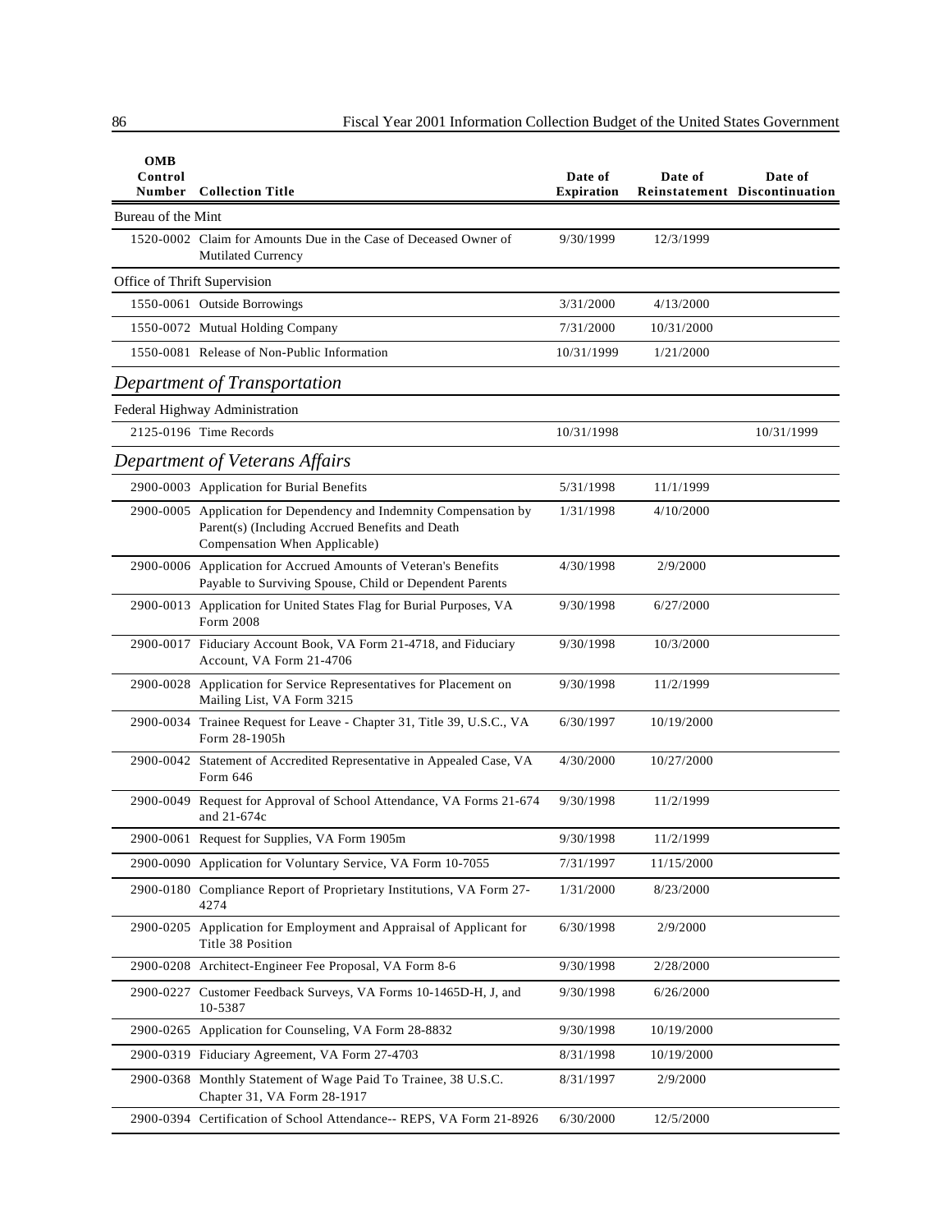| OMB Control Number | Collection Title | Date of Expiration | Date of Reinstatement | Date of Discontinuation |
|---|---|---|---|---|
| Bureau of the Mint | | | | |
| 1520-0002 | Claim for Amounts Due in the Case of Deceased Owner of Mutilated Currency | 9/30/1999 | 12/3/1999 | |
| Office of Thrift Supervision | | | | |
| 1550-0061 | Outside Borrowings | 3/31/2000 | 4/13/2000 | |
| 1550-0072 | Mutual Holding Company | 7/31/2000 | 10/31/2000 | |
| 1550-0081 | Release of Non-Public Information | 10/31/1999 | 1/21/2000 | |
| ***Department of Transportation*** | | | | |
| Federal Highway Administration | | | | |
| 2125-0196 | Time Records | 10/31/1998 | | 10/31/1999 |
| ***Department of Veterans Affairs*** | | | | |
| 2900-0003 | Application for Burial Benefits | 5/31/1998 | 11/1/1999 | |
| 2900-0005 | Application for Dependency and Indemnity Compensation by Parent(s) (Including Accrued Benefits and Death Compensation When Applicable) | 1/31/1998 | 4/10/2000 | |
| 2900-0006 | Application for Accrued Amounts of Veteran's Benefits Payable to Surviving Spouse, Child or Dependent Parents | 4/30/1998 | 2/9/2000 | |
| 2900-0013 | Application for United States Flag for Burial Purposes, VA Form 2008 | 9/30/1998 | 6/27/2000 | |
| 2900-0017 | Fiduciary Account Book, VA Form 21-4718, and Fiduciary Account, VA Form 21-4706 | 9/30/1998 | 10/3/2000 | |
| 2900-0028 | Application for Service Representatives for Placement on Mailing List, VA Form 3215 | 9/30/1998 | 11/2/1999 | |
| 2900-0034 | Trainee Request for Leave - Chapter 31, Title 39, U.S.C., VA Form 28-1905h | 6/30/1997 | 10/19/2000 | |
| 2900-0042 | Statement of Accredited Representative in Appealed Case, VA Form 646 | 4/30/2000 | 10/27/2000 | |
| 2900-0049 | Request for Approval of School Attendance, VA Forms 21-674 and 21-674c | 9/30/1998 | 11/2/1999 | |
| 2900-0061 | Request for Supplies, VA Form 1905m | 9/30/1998 | 11/2/1999 | |
| 2900-0090 | Application for Voluntary Service, VA Form 10-7055 | 7/31/1997 | 11/15/2000 | |
| 2900-0180 | Compliance Report of Proprietary Institutions, VA Form 27-4274 | 1/31/2000 | 8/23/2000 | |
| 2900-0205 | Application for Employment and Appraisal of Applicant for Title 38 Position | 6/30/1998 | 2/9/2000 | |
| 2900-0208 | Architect-Engineer Fee Proposal, VA Form 8-6 | 9/30/1998 | 2/28/2000 | |
| 2900-0227 | Customer Feedback Surveys, VA Forms 10-1465D-H, J, and 10-5387 | 9/30/1998 | 6/26/2000 | |
| 2900-0265 | Application for Counseling, VA Form 28-8832 | 9/30/1998 | 10/19/2000 | |
| 2900-0319 | Fiduciary Agreement, VA Form 27-4703 | 8/31/1998 | 10/19/2000 | |
| 2900-0368 | Monthly Statement of Wage Paid To Trainee, 38 U.S.C. Chapter 31, VA Form 28-1917 | 8/31/1997 | 2/9/2000 | |
| 2900-0394 | Certification of School Attendance-- REPS, VA Form 21-8926 | 6/30/2000 | 12/5/2000 | |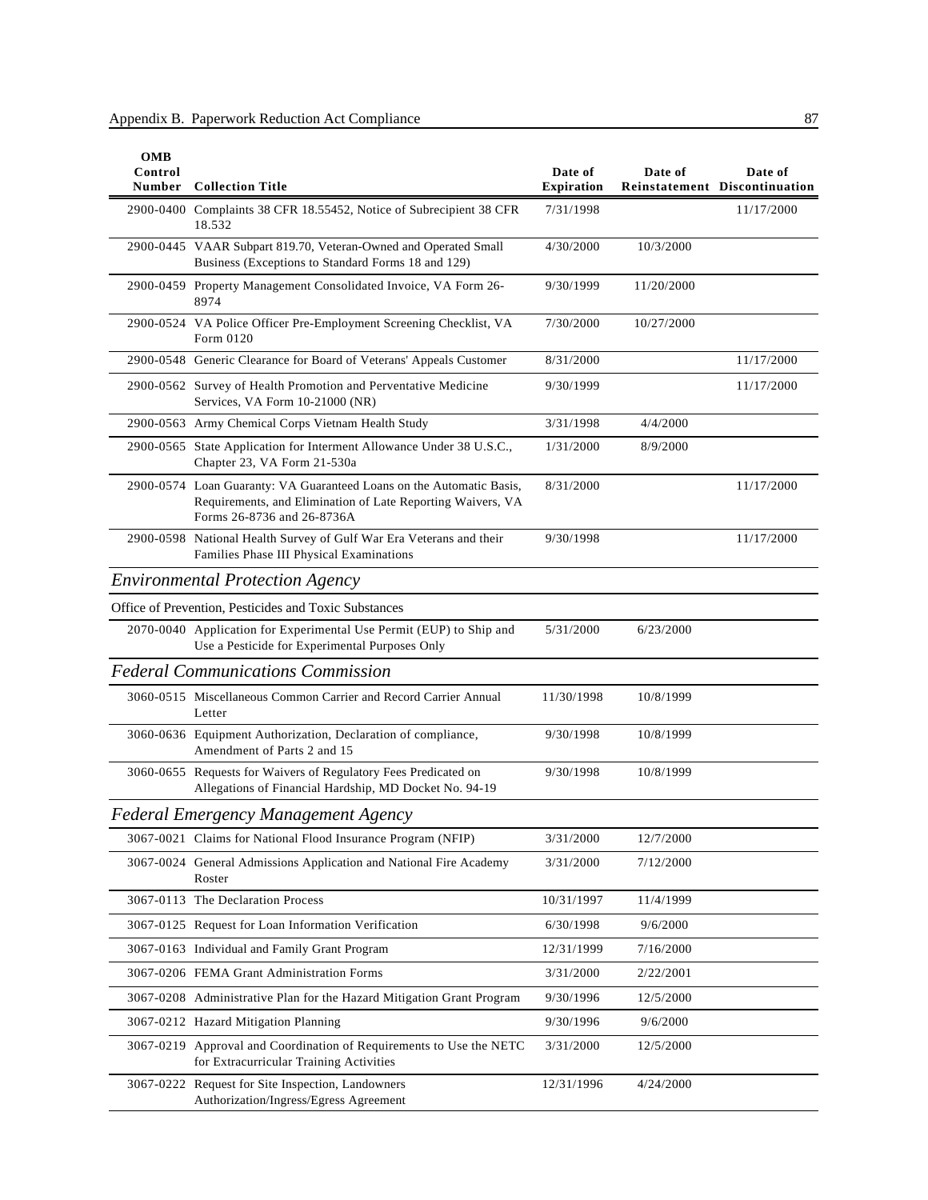| OMB Control Number | Collection Title | Date of Expiration | Date of Reinstatement | Date of Discontinuation |
|---|---|---|---|---|
| 2900-0400 | Complaints 38 CFR 18.55452, Notice of Subrecipient 38 CFR 18.532 | 7/31/1998 | | 11/17/2000 |
| 2900-0445 | VAAR Subpart 819.70, Veteran-Owned and Operated Small Business (Exceptions to Standard Forms 18 and 129) | 4/30/2000 | 10/3/2000 | |
| 2900-0459 | Property Management Consolidated Invoice, VA Form 26-8974 | 9/30/1999 | 11/20/2000 | |
| 2900-0524 | VA Police Officer Pre-Employment Screening Checklist, VA Form 0120 | 7/30/2000 | 10/27/2000 | |
| 2900-0548 | Generic Clearance for Board of Veterans' Appeals Customer | 8/31/2000 | | 11/17/2000 |
| 2900-0562 | Survey of Health Promotion and Perventative Medicine Services, VA Form 10-21000 (NR) | 9/30/1999 | | 11/17/2000 |
| 2900-0563 | Army Chemical Corps Vietnam Health Study | 3/31/1998 | 4/4/2000 | |
| 2900-0565 | State Application for Interment Allowance Under 38 U.S.C., Chapter 23, VA Form 21-530a | 1/31/2000 | 8/9/2000 | |
| 2900-0574 | Loan Guaranty: VA Guaranteed Loans on the Automatic Basis, Requirements, and Elimination of Late Reporting Waivers, VA Forms 26-8736 and 26-8736A | 8/31/2000 | | 11/17/2000 |
| 2900-0598 | National Health Survey of Gulf War Era Veterans and their Families Phase III Physical Examinations | 9/30/1998 | | 11/17/2000 |
| ***Environmental Protection Agency*** | | | | |
| Office of Prevention, Pesticides and Toxic Substances | | | | |
| 2070-0040 | Application for Experimental Use Permit (EUP) to Ship and Use a Pesticide for Experimental Purposes Only | 5/31/2000 | 6/23/2000 | |
| ***Federal Communications Commission*** | | | | |
| 3060-0515 | Miscellaneous Common Carrier and Record Carrier Annual Letter | 11/30/1998 | 10/8/1999 | |
| 3060-0636 | Equipment Authorization, Declaration of compliance, Amendment of Parts 2 and 15 | 9/30/1998 | 10/8/1999 | |
| 3060-0655 | Requests for Waivers of Regulatory Fees Predicated on Allegations of Financial Hardship, MD Docket No. 94-19 | 9/30/1998 | 10/8/1999 | |
| ***Federal Emergency Management Agency*** | | | | |
| 3067-0021 | Claims for National Flood Insurance Program (NFIP) | 3/31/2000 | 12/7/2000 | |
| 3067-0024 | General Admissions Application and National Fire Academy Roster | 3/31/2000 | 7/12/2000 | |
| 3067-0113 | The Declaration Process | 10/31/1997 | 11/4/1999 | |
| 3067-0125 | Request for Loan Information Verification | 6/30/1998 | 9/6/2000 | |
| 3067-0163 | Individual and Family Grant Program | 12/31/1999 | 7/16/2000 | |
| 3067-0206 | FEMA Grant Administration Forms | 3/31/2000 | 2/22/2001 | |
| 3067-0208 | Administrative Plan for the Hazard Mitigation Grant Program | 9/30/1996 | 12/5/2000 | |
| 3067-0212 | Hazard Mitigation Planning | 9/30/1996 | 9/6/2000 | |
| 3067-0219 | Approval and Coordination of Requirements to Use the NETC for Extracurricular Training Activities | 3/31/2000 | 12/5/2000 | |
| 3067-0222 | Request for Site Inspection, Landowners Authorization/Ingress/Egress Agreement | 12/31/1996 | 4/24/2000 | |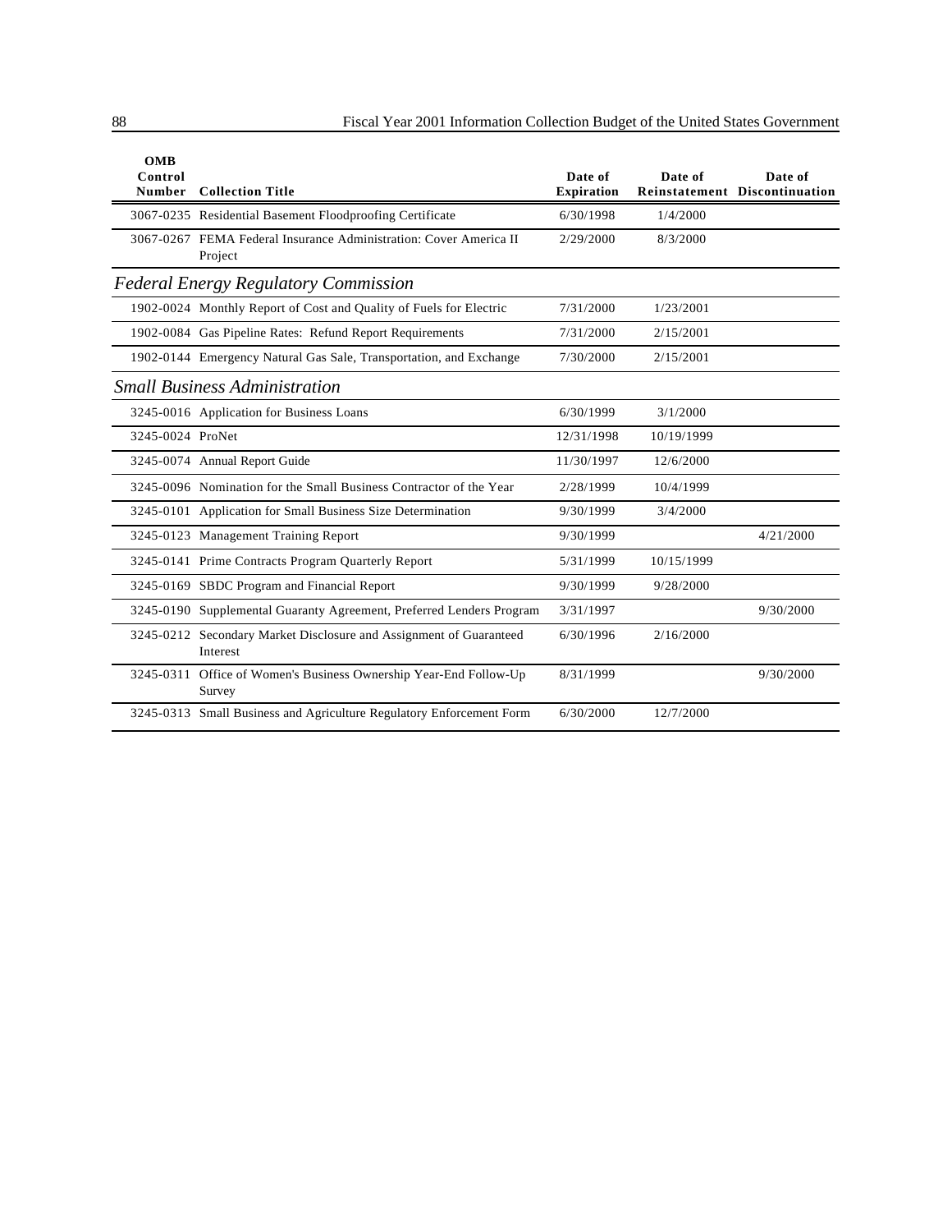| OMB Control Number | Collection Title | Date of Expiration | Date of Reinstatement | Date of Discontinuation |
|---|---|---|---|---|
| 3067-0235 | Residential Basement Floodproofing Certificate | 6/30/1998 | 1/4/2000 | |
| 3067-0267 | FEMA Federal Insurance Administration: Cover America II Project | 2/29/2000 | 8/3/2000 | |
| ***Federal Energy Regulatory Commission*** | | | | |
| 1902-0024 | Monthly Report of Cost and Quality of Fuels for Electric | 7/31/2000 | 1/23/2001 | |
| 1902-0084 | Gas Pipeline Rates: Refund Report Requirements | 7/31/2000 | 2/15/2001 | |
| 1902-0144 | Emergency Natural Gas Sale, Transportation, and Exchange | 7/30/2000 | 2/15/2001 | |
| ***Small Business Administration*** | | | | |
| 3245-0016 | Application for Business Loans | 6/30/1999 | 3/1/2000 | |
| 3245-0024 | ProNet | 12/31/1998 | 10/19/1999 | |
| 3245-0074 | Annual Report Guide | 11/30/1997 | 12/6/2000 | |
| 3245-0096 | Nomination for the Small Business Contractor of the Year | 2/28/1999 | 10/4/1999 | |
| 3245-0101 | Application for Small Business Size Determination | 9/30/1999 | 3/4/2000 | |
| 3245-0123 | Management Training Report | 9/30/1999 | | 4/21/2000 |
| 3245-0141 | Prime Contracts Program Quarterly Report | 5/31/1999 | 10/15/1999 | |
| 3245-0169 | SBDC Program and Financial Report | 9/30/1999 | 9/28/2000 | |
| 3245-0190 | Supplemental Guaranty Agreement, Preferred Lenders Program | 3/31/1997 | | 9/30/2000 |
| 3245-0212 | Secondary Market Disclosure and Assignment of Guaranteed Interest | 6/30/1996 | 2/16/2000 | |
| 3245-0311 | Office of Women's Business Ownership Year-End Follow-Up Survey | 8/31/1999 | | 9/30/2000 |
| 3245-0313 | Small Business and Agriculture Regulatory Enforcement Form | 6/30/2000 | 12/7/2000 | |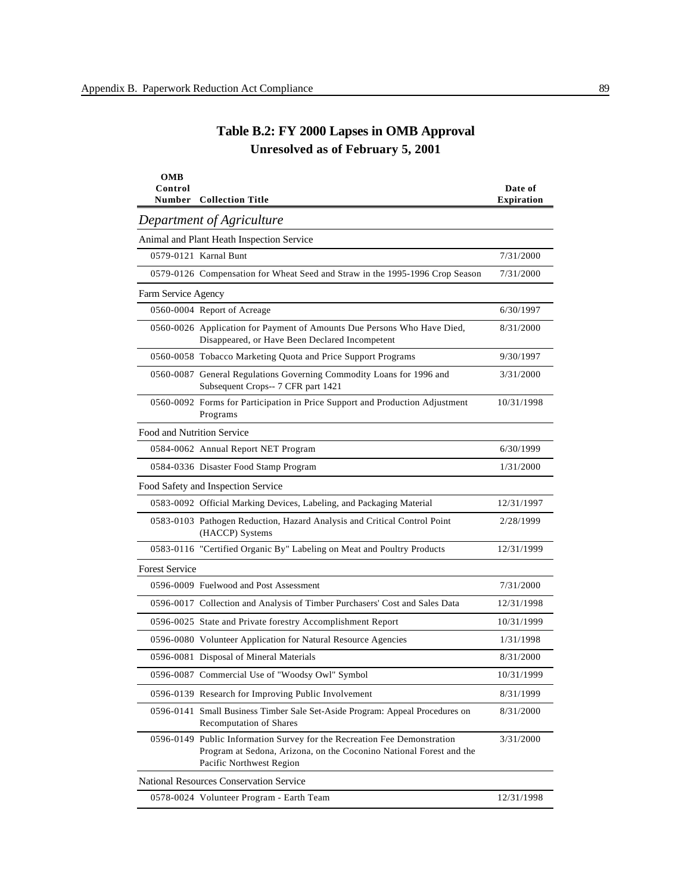## Table B.2: FY 2000 Lapses in OMB Approval
### Unresolved as of February 5, 2001

| OMB Control Number | Collection Title | Date of Expiration |
|---|---|---|
| *Department of Agriculture* | | |
| Animal and Plant Heath Inspection Service | | |
| 0579-0121 | Karnal Bunt | 7/31/2000 |
| 0579-0126 | Compensation for Wheat Seed and Straw in the 1995-1996 Crop Season | 7/31/2000 |
| Farm Service Agency | | |
| 0560-0004 | Report of Acreage | 6/30/1997 |
| 0560-0026 | Application for Payment of Amounts Due Persons Who Have Died, Disappeared, or Have Been Declared Incompetent | 8/31/2000 |
| 0560-0058 | Tobacco Marketing Quota and Price Support Programs | 9/30/1997 |
| 0560-0087 | General Regulations Governing Commodity Loans for 1996 and Subsequent Crops-- 7 CFR part 1421 | 3/31/2000 |
| 0560-0092 | Forms for Participation in Price Support and Production Adjustment Programs | 10/31/1998 |
| Food and Nutrition Service | | |
| 0584-0062 | Annual Report NET Program | 6/30/1999 |
| 0584-0336 | Disaster Food Stamp Program | 1/31/2000 |
| Food Safety and Inspection Service | | |
| 0583-0092 | Official Marking Devices, Labeling, and Packaging Material | 12/31/1997 |
| 0583-0103 | Pathogen Reduction, Hazard Analysis and Critical Control Point (HACCP) Systems | 2/28/1999 |
| 0583-0116 | "Certified Organic By" Labeling on Meat and Poultry Products | 12/31/1999 |
| Forest Service | | |
| 0596-0009 | Fuelwood and Post Assessment | 7/31/2000 |
| 0596-0017 | Collection and Analysis of Timber Purchasers' Cost and Sales Data | 12/31/1998 |
| 0596-0025 | State and Private forestry Accomplishment Report | 10/31/1999 |
| 0596-0080 | Volunteer Application for Natural Resource Agencies | 1/31/1998 |
| 0596-0081 | Disposal of Mineral Materials | 8/31/2000 |
| 0596-0087 | Commercial Use of "Woodsy Owl" Symbol | 10/31/1999 |
| 0596-0139 | Research for Improving Public Involvement | 8/31/1999 |
| 0596-0141 | Small Business Timber Sale Set-Aside Program: Appeal Procedures on Recomputation of Shares | 8/31/2000 |
| 0596-0149 | Public Information Survey for the Recreation Fee Demonstration Program at Sedona, Arizona, on the Coconino National Forest and the Pacific Northwest Region | 3/31/2000 |
| National Resources Conservation Service | | |
| 0578-0024 | Volunteer Program - Earth Team | 12/31/1998 |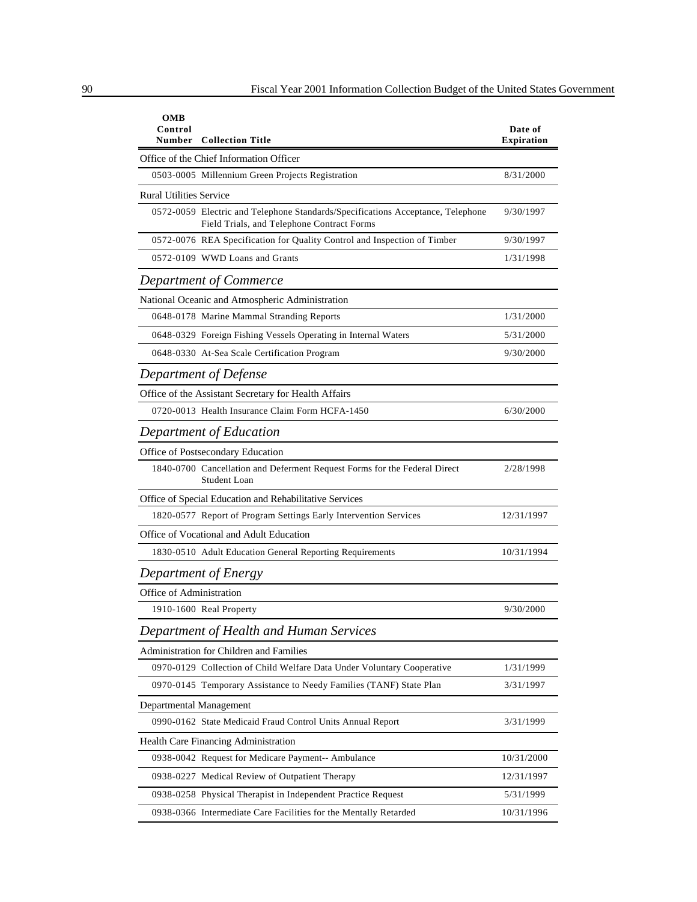| OMB Control Number | Collection Title | Date of Expiration |
|---|---|---|
| Office of the Chief Information Officer | | |
| 0503-0005 | Millennium Green Projects Registration | 8/31/2000 |
| Rural Utilities Service | | |
| 0572-0059 | Electric and Telephone Standards/Specifications Acceptance, Telephone Field Trials, and Telephone Contract Forms | 9/30/1997 |
| 0572-0076 | REA Specification for Quality Control and Inspection of Timber | 9/30/1997 |
| 0572-0109 | WWD Loans and Grants | 1/31/1998 |
| ***Department of Commerce*** | | |
| National Oceanic and Atmospheric Administration | | |
| 0648-0178 | Marine Mammal Stranding Reports | 1/31/2000 |
| 0648-0329 | Foreign Fishing Vessels Operating in Internal Waters | 5/31/2000 |
| 0648-0330 | At-Sea Scale Certification Program | 9/30/2000 |
| ***Department of Defense*** | | |
| Office of the Assistant Secretary for Health Affairs | | |
| 0720-0013 | Health Insurance Claim Form HCFA-1450 | 6/30/2000 |
| ***Department of Education*** | | |
| Office of Postsecondary Education | | |
| 1840-0700 | Cancellation and Deferment Request Forms for the Federal Direct Student Loan | 2/28/1998 |
| Office of Special Education and Rehabilitative Services | | |
| 1820-0577 | Report of Program Settings Early Intervention Services | 12/31/1997 |
| Office of Vocational and Adult Education | | |
| 1830-0510 | Adult Education General Reporting Requirements | 10/31/1994 |
| ***Department of Energy*** | | |
| Office of Administration | | |
| 1910-1600 | Real Property | 9/30/2000 |
| ***Department of Health and Human Services*** | | |
| Administration for Children and Families | | |
| 0970-0129 | Collection of Child Welfare Data Under Voluntary Cooperative | 1/31/1999 |
| 0970-0145 | Temporary Assistance to Needy Families (TANF) State Plan | 3/31/1997 |
| Departmental Management | | |
| 0990-0162 | State Medicaid Fraud Control Units Annual Report | 3/31/1999 |
| Health Care Financing Administration | | |
| 0938-0042 | Request for Medicare Payment-- Ambulance | 10/31/2000 |
| 0938-0227 | Medical Review of Outpatient Therapy | 12/31/1997 |
| 0938-0258 | Physical Therapist in Independent Practice Request | 5/31/1999 |
| 0938-0366 | Intermediate Care Facilities for the Mentally Retarded | 10/31/1996 |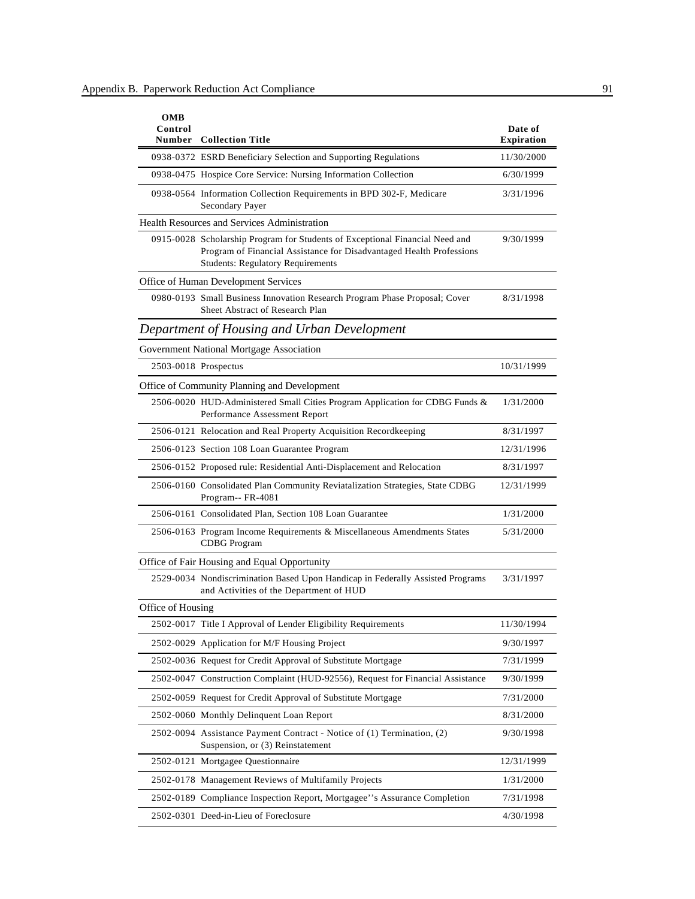| OMB Control Number | Collection Title | Date of Expiration |
|---|---|---|
| 0938-0372 | ESRD Beneficiary Selection and Supporting Regulations | 11/30/2000 |
| 0938-0475 | Hospice Core Service: Nursing Information Collection | 6/30/1999 |
| 0938-0564 | Information Collection Requirements in BPD 302-F, Medicare Secondary Payer | 3/31/1996 |
| Health Resources and Services Administration | | |
| 0915-0028 | Scholarship Program for Students of Exceptional Financial Need and Program of Financial Assistance for Disadvantaged Health Professions Students: Regulatory Requirements | 9/30/1999 |
| Office of Human Development Services | | |
| 0980-0193 | Small Business Innovation Research Program Phase Proposal; Cover Sheet Abstract of Research Plan | 8/31/1998 |
| *Department of Housing and Urban Development* | | |
| Government National Mortgage Association | | |
| 2503-0018 | Prospectus | 10/31/1999 |
| Office of Community Planning and Development | | |
| 2506-0020 | HUD-Administered Small Cities Program Application for CDBG Funds & Performance Assessment Report | 1/31/2000 |
| 2506-0121 | Relocation and Real Property Acquisition Recordkeeping | 8/31/1997 |
| 2506-0123 | Section 108 Loan Guarantee Program | 12/31/1996 |
| 2506-0152 | Proposed rule: Residential Anti-Displacement and Relocation | 8/31/1997 |
| 2506-0160 | Consolidated Plan Community Reviatalization Strategies, State CDBG Program-- FR-4081 | 12/31/1999 |
| 2506-0161 | Consolidated Plan, Section 108 Loan Guarantee | 1/31/2000 |
| 2506-0163 | Program Income Requirements & Miscellaneous Amendments States CDBG Program | 5/31/2000 |
| Office of Fair Housing and Equal Opportunity | | |
| 2529-0034 | Nondiscrimination Based Upon Handicap in Federally Assisted Programs and Activities of the Department of HUD | 3/31/1997 |
| Office of Housing | | |
| 2502-0017 | Title I Approval of Lender Eligibility Requirements | 11/30/1994 |
| 2502-0029 | Application for M/F Housing Project | 9/30/1997 |
| 2502-0036 | Request for Credit Approval of Substitute Mortgage | 7/31/1999 |
| 2502-0047 | Construction Complaint (HUD-92556), Request for Financial Assistance | 9/30/1999 |
| 2502-0059 | Request for Credit Approval of Substitute Mortgage | 7/31/2000 |
| 2502-0060 | Monthly Delinquent Loan Report | 8/31/2000 |
| 2502-0094 | Assistance Payment Contract - Notice of (1) Termination, (2) Suspension, or (3) Reinstatement | 9/30/1998 |
| 2502-0121 | Mortgagee Questionnaire | 12/31/1999 |
| 2502-0178 | Management Reviews of Multifamily Projects | 1/31/2000 |
| 2502-0189 | Compliance Inspection Report, Mortgagee''s Assurance Completion | 7/31/1998 |
| 2502-0301 | Deed-in-Lieu of Foreclosure | 4/30/1998 |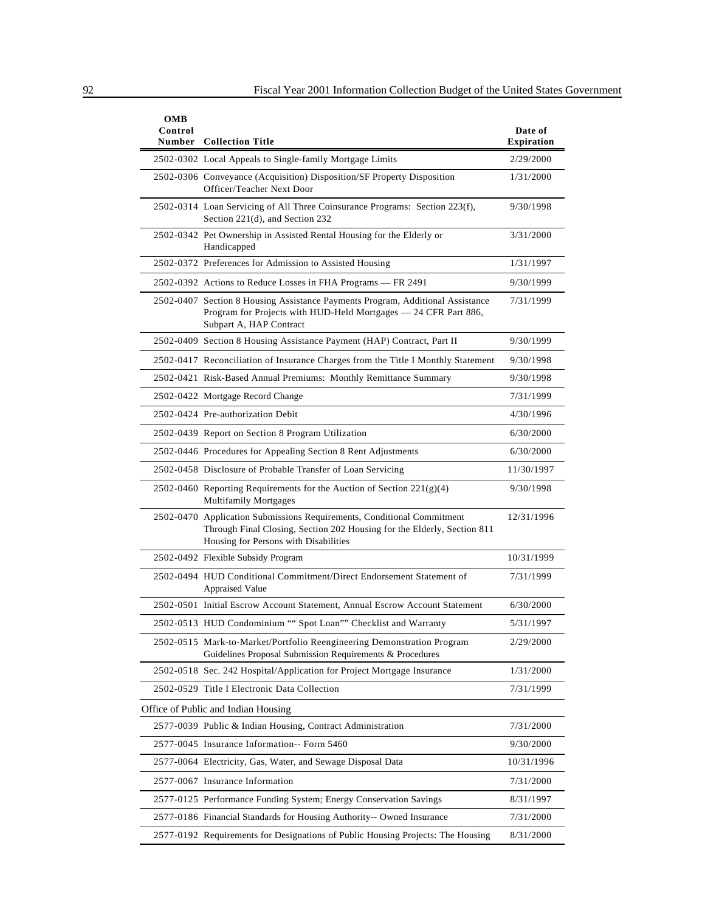| OMB Control Number | Collection Title | Date of Expiration |
|---|---|---|
| 2502-0302 | Local Appeals to Single-family Mortgage Limits | 2/29/2000 |
| 2502-0306 | Conveyance (Acquisition) Disposition/SF Property Disposition Officer/Teacher Next Door | 1/31/2000 |
| 2502-0314 | Loan Servicing of All Three Coinsurance Programs: Section 223(f), Section 221(d), and Section 232 | 9/30/1998 |
| 2502-0342 | Pet Ownership in Assisted Rental Housing for the Elderly or Handicapped | 3/31/2000 |
| 2502-0372 | Preferences for Admission to Assisted Housing | 1/31/1997 |
| 2502-0392 | Actions to Reduce Losses in FHA Programs — FR 2491 | 9/30/1999 |
| 2502-0407 | Section 8 Housing Assistance Payments Program, Additional Assistance Program for Projects with HUD-Held Mortgages — 24 CFR Part 886, Subpart A, HAP Contract | 7/31/1999 |
| 2502-0409 | Section 8 Housing Assistance Payment (HAP) Contract, Part II | 9/30/1999 |
| 2502-0417 | Reconciliation of Insurance Charges from the Title I Monthly Statement | 9/30/1998 |
| 2502-0421 | Risk-Based Annual Premiums: Monthly Remittance Summary | 9/30/1998 |
| 2502-0422 | Mortgage Record Change | 7/31/1999 |
| 2502-0424 | Pre-authorization Debit | 4/30/1996 |
| 2502-0439 | Report on Section 8 Program Utilization | 6/30/2000 |
| 2502-0446 | Procedures for Appealing Section 8 Rent Adjustments | 6/30/2000 |
| 2502-0458 | Disclosure of Probable Transfer of Loan Servicing | 11/30/1997 |
| 2502-0460 | Reporting Requirements for the Auction of Section 221(g)(4) Multifamily Mortgages | 9/30/1998 |
| 2502-0470 | Application Submissions Requirements, Conditional Commitment Through Final Closing, Section 202 Housing for the Elderly, Section 811 Housing for Persons with Disabilities | 12/31/1996 |
| 2502-0492 | Flexible Subsidy Program | 10/31/1999 |
| 2502-0494 | HUD Conditional Commitment/Direct Endorsement Statement of Appraised Value | 7/31/1999 |
| 2502-0501 | Initial Escrow Account Statement, Annual Escrow Account Statement | 6/30/2000 |
| 2502-0513 | HUD Condominium "" Spot Loan"" Checklist and Warranty | 5/31/1997 |
| 2502-0515 | Mark-to-Market/Portfolio Reengineering Demonstration Program Guidelines Proposal Submission Requirements & Procedures | 2/29/2000 |
| 2502-0518 | Sec. 242 Hospital/Application for Project Mortgage Insurance | 1/31/2000 |
| 2502-0529 | Title I Electronic Data Collection | 7/31/1999 |
| Office of Public and Indian Housing | | |
| 2577-0039 | Public & Indian Housing, Contract Administration | 7/31/2000 |
| 2577-0045 | Insurance Information-- Form 5460 | 9/30/2000 |
| 2577-0064 | Electricity, Gas, Water, and Sewage Disposal Data | 10/31/1996 |
| 2577-0067 | Insurance Information | 7/31/2000 |
| 2577-0125 | Performance Funding System; Energy Conservation Savings | 8/31/1997 |
| 2577-0186 | Financial Standards for Housing Authority-- Owned Insurance | 7/31/2000 |
| 2577-0192 | Requirements for Designations of Public Housing Projects: The Housing | 8/31/2000 |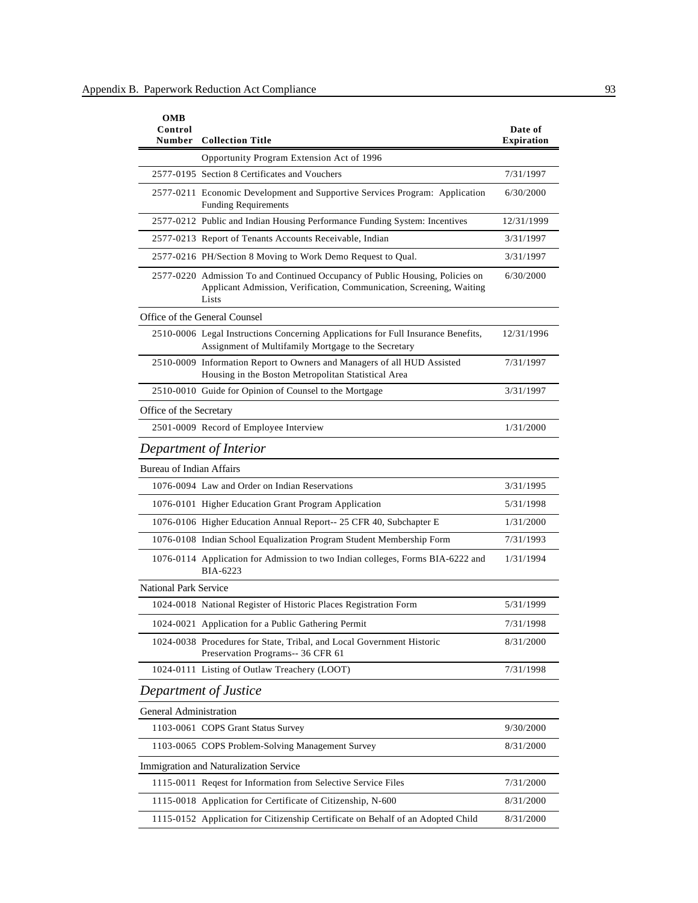| OMB Control Number | Collection Title | Date of Expiration |
|---|---|---|
| | Opportunity Program Extension Act of 1996 | |
| 2577-0195 | Section 8 Certificates and Vouchers | 7/31/1997 |
| 2577-0211 | Economic Development and Supportive Services Program: Application Funding Requirements | 6/30/2000 |
| 2577-0212 | Public and Indian Housing Performance Funding System: Incentives | 12/31/1999 |
| 2577-0213 | Report of Tenants Accounts Receivable, Indian | 3/31/1997 |
| 2577-0216 | PH/Section 8 Moving to Work Demo Request to Qual. | 3/31/1997 |
| 2577-0220 | Admission To and Continued Occupancy of Public Housing, Policies on Applicant Admission, Verification, Communication, Screening, Waiting Lists | 6/30/2000 |
| Office of the General Counsel | | |
| 2510-0006 | Legal Instructions Concerning Applications for Full Insurance Benefits, Assignment of Multifamily Mortgage to the Secretary | 12/31/1996 |
| 2510-0009 | Information Report to Owners and Managers of all HUD Assisted Housing in the Boston Metropolitan Statistical Area | 7/31/1997 |
| 2510-0010 | Guide for Opinion of Counsel to the Mortgage | 3/31/1997 |
| Office of the Secretary | | |
| 2501-0009 | Record of Employee Interview | 1/31/2000 |
| ***Department of Interior*** | | |
| Bureau of Indian Affairs | | |
| 1076-0094 | Law and Order on Indian Reservations | 3/31/1995 |
| 1076-0101 | Higher Education Grant Program Application | 5/31/1998 |
| 1076-0106 | Higher Education Annual Report-- 25 CFR 40, Subchapter E | 1/31/2000 |
| 1076-0108 | Indian School Equalization Program Student Membership Form | 7/31/1993 |
| 1076-0114 | Application for Admission to two Indian colleges, Forms BIA-6222 and BIA-6223 | 1/31/1994 |
| National Park Service | | |
| 1024-0018 | National Register of Historic Places Registration Form | 5/31/1999 |
| 1024-0021 | Application for a Public Gathering Permit | 7/31/1998 |
| 1024-0038 | Procedures for State, Tribal, and Local Government Historic Preservation Programs-- 36 CFR 61 | 8/31/2000 |
| 1024-0111 | Listing of Outlaw Treachery (LOOT) | 7/31/1998 |
| ***Department of Justice*** | | |
| General Administration | | |
| 1103-0061 | COPS Grant Status Survey | 9/30/2000 |
| 1103-0065 | COPS Problem-Solving Management Survey | 8/31/2000 |
| Immigration and Naturalization Service | | |
| 1115-0011 | Reqest for Information from Selective Service Files | 7/31/2000 |
| 1115-0018 | Application for Certificate of Citizenship, N-600 | 8/31/2000 |
| 1115-0152 | Application for Citizenship Certificate on Behalf of an Adopted Child | 8/31/2000 |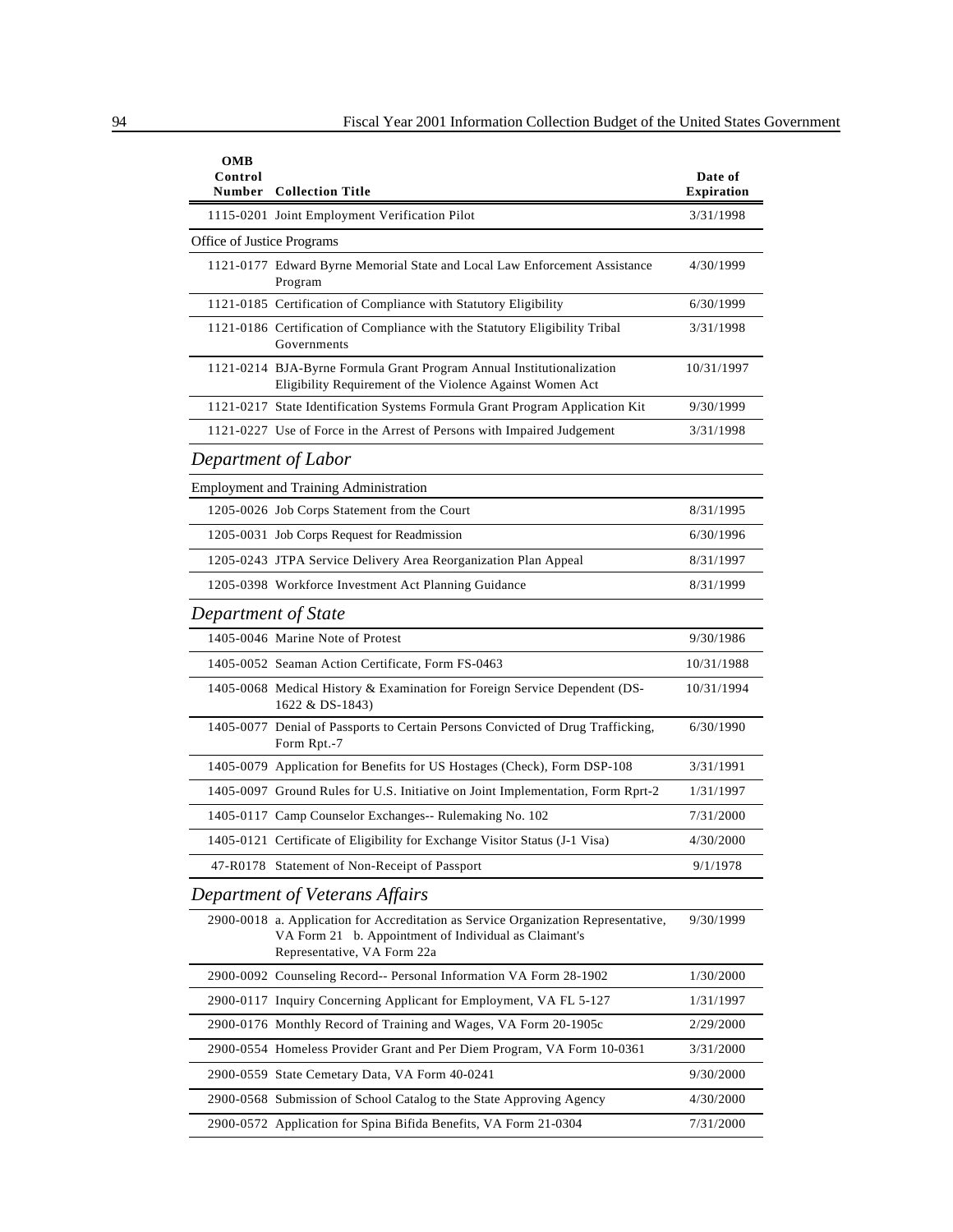| OMB Control Number | Collection Title | Date of Expiration |
|---|---|---|
| 1115-0201 | Joint Employment Verification Pilot | 3/31/1998 |
| **Office of Justice Programs** | | |
| 1121-0177 | Edward Byrne Memorial State and Local Law Enforcement Assistance Program | 4/30/1999 |
| 1121-0185 | Certification of Compliance with Statutory Eligibility | 6/30/1999 |
| 1121-0186 | Certification of Compliance with the Statutory Eligibility Tribal Governments | 3/31/1998 |
| 1121-0214 | BJA-Byrne Formula Grant Program Annual Institutionalization Eligibility Requirement of the Violence Against Women Act | 10/31/1997 |
| 1121-0217 | State Identification Systems Formula Grant Program Application Kit | 9/30/1999 |
| 1121-0227 | Use of Force in the Arrest of Persons with Impaired Judgement | 3/31/1998 |
| ***Department of Labor*** | | |
| **Employment and Training Administration** | | |
| 1205-0026 | Job Corps Statement from the Court | 8/31/1995 |
| 1205-0031 | Job Corps Request for Readmission | 6/30/1996 |
| 1205-0243 | JTPA Service Delivery Area Reorganization Plan Appeal | 8/31/1997 |
| 1205-0398 | Workforce Investment Act Planning Guidance | 8/31/1999 |
| ***Department of State*** | | |
| 1405-0046 | Marine Note of Protest | 9/30/1986 |
| 1405-0052 | Seaman Action Certificate, Form FS-0463 | 10/31/1988 |
| 1405-0068 | Medical History & Examination for Foreign Service Dependent (DS-1622 & DS-1843) | 10/31/1994 |
| 1405-0077 | Denial of Passports to Certain Persons Convicted of Drug Trafficking, Form Rpt.-7 | 6/30/1990 |
| 1405-0079 | Application for Benefits for US Hostages (Check), Form DSP-108 | 3/31/1991 |
| 1405-0097 | Ground Rules for U.S. Initiative on Joint Implementation, Form Rprt-2 | 1/31/1997 |
| 1405-0117 | Camp Counselor Exchanges-- Rulemaking No. 102 | 7/31/2000 |
| 1405-0121 | Certificate of Eligibility for Exchange Visitor Status (J-1 Visa) | 4/30/2000 |
| 47-R0178 | Statement of Non-Receipt of Passport | 9/1/1978 |
| ***Department of Veterans Affairs*** | | |
| 2900-0018 | a. Application for Accreditation as Service Organization Representative, VA Form 21 b. Appointment of Individual as Claimant's Representative, VA Form 22a | 9/30/1999 |
| 2900-0092 | Counseling Record-- Personal Information VA Form 28-1902 | 1/30/2000 |
| 2900-0117 | Inquiry Concerning Applicant for Employment, VA FL 5-127 | 1/31/1997 |
| 2900-0176 | Monthly Record of Training and Wages, VA Form 20-1905c | 2/29/2000 |
| 2900-0554 | Homeless Provider Grant and Per Diem Program, VA Form 10-0361 | 3/31/2000 |
| 2900-0559 | State Cemetary Data, VA Form 40-0241 | 9/30/2000 |
| 2900-0568 | Submission of School Catalog to the State Approving Agency | 4/30/2000 |
| 2900-0572 | Application for Spina Bifida Benefits, VA Form 21-0304 | 7/31/2000 |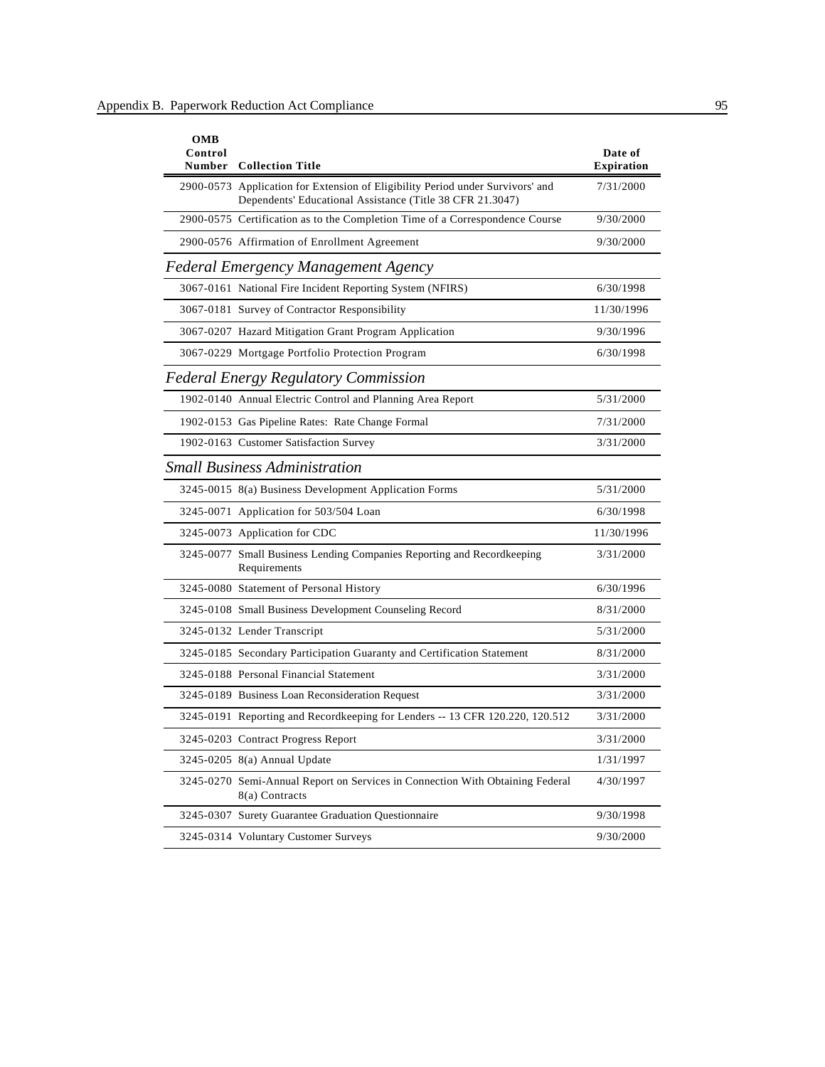| OMB Control Number | Collection Title | Date of Expiration |
|---|---|---|
| 2900-0573 | Application for Extension of Eligibility Period under Survivors' and Dependents' Educational Assistance (Title 38 CFR 21.3047) | 7/31/2000 |
| 2900-0575 | Certification as to the Completion Time of a Correspondence Course | 9/30/2000 |
| 2900-0576 | Affirmation of Enrollment Agreement | 9/30/2000 |
| | ***Federal Emergency Management Agency*** | |
| 3067-0161 | National Fire Incident Reporting System (NFIRS) | 6/30/1998 |
| 3067-0181 | Survey of Contractor Responsibility | 11/30/1996 |
| 3067-0207 | Hazard Mitigation Grant Program Application | 9/30/1996 |
| 3067-0229 | Mortgage Portfolio Protection Program | 6/30/1998 |
| | ***Federal Energy Regulatory Commission*** | |
| 1902-0140 | Annual Electric Control and Planning Area Report | 5/31/2000 |
| 1902-0153 | Gas Pipeline Rates: Rate Change Formal | 7/31/2000 |
| 1902-0163 | Customer Satisfaction Survey | 3/31/2000 |
| | ***Small Business Administration*** | |
| 3245-0015 | 8(a) Business Development Application Forms | 5/31/2000 |
| 3245-0071 | Application for 503/504 Loan | 6/30/1998 |
| 3245-0073 | Application for CDC | 11/30/1996 |
| 3245-0077 | Small Business Lending Companies Reporting and Recordkeeping Requirements | 3/31/2000 |
| 3245-0080 | Statement of Personal History | 6/30/1996 |
| 3245-0108 | Small Business Development Counseling Record | 8/31/2000 |
| 3245-0132 | Lender Transcript | 5/31/2000 |
| 3245-0185 | Secondary Participation Guaranty and Certification Statement | 8/31/2000 |
| 3245-0188 | Personal Financial Statement | 3/31/2000 |
| 3245-0189 | Business Loan Reconsideration Request | 3/31/2000 |
| 3245-0191 | Reporting and Recordkeeping for Lenders -- 13 CFR 120.220, 120.512 | 3/31/2000 |
| 3245-0203 | Contract Progress Report | 3/31/2000 |
| 3245-0205 | 8(a) Annual Update | 1/31/1997 |
| 3245-0270 | Semi-Annual Report on Services in Connection With Obtaining Federal 8(a) Contracts | 4/30/1997 |
| 3245-0307 | Surety Guarantee Graduation Questionnaire | 9/30/1998 |
| 3245-0314 | Voluntary Customer Surveys | 9/30/2000 |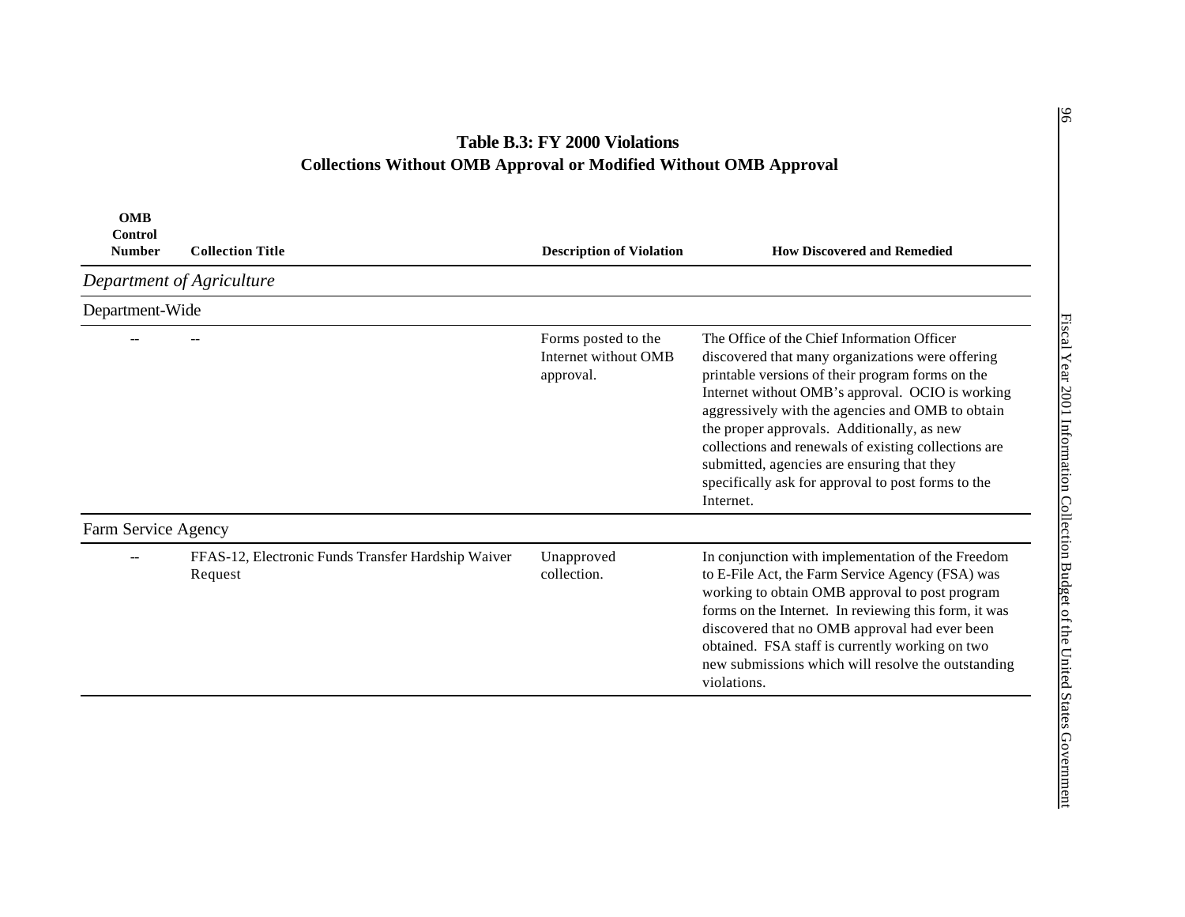## Table B.3: FY 2000 Violations
## Collections Without OMB Approval or Modified Without OMB Approval

| OMB Control Number | Collection Title | Description of Violation | How Discovered and Remedied |
|---|---|---|---|
| *Department of Agriculture* | | | |
| Department-Wide | | | |
| -- | -- | Forms posted to the Internet without OMB approval. | The Office of the Chief Information Officer discovered that many organizations were offering printable versions of their program forms on the Internet without OMB's approval. OCIO is working aggressively with the agencies and OMB to obtain the proper approvals. Additionally, as new collections and renewals of existing collections are submitted, agencies are ensuring that they specifically ask for approval to post forms to the Internet. |
| Farm Service Agency | | | |
| -- | FFAS-12, Electronic Funds Transfer Hardship Waiver Request | Unapproved collection. | In conjunction with implementation of the Freedom to E-File Act, the Farm Service Agency (FSA) was working to obtain OMB approval to post program forms on the Internet. In reviewing this form, it was discovered that no OMB approval had ever been obtained. FSA staff is currently working on two new submissions which will resolve the outstanding violations. |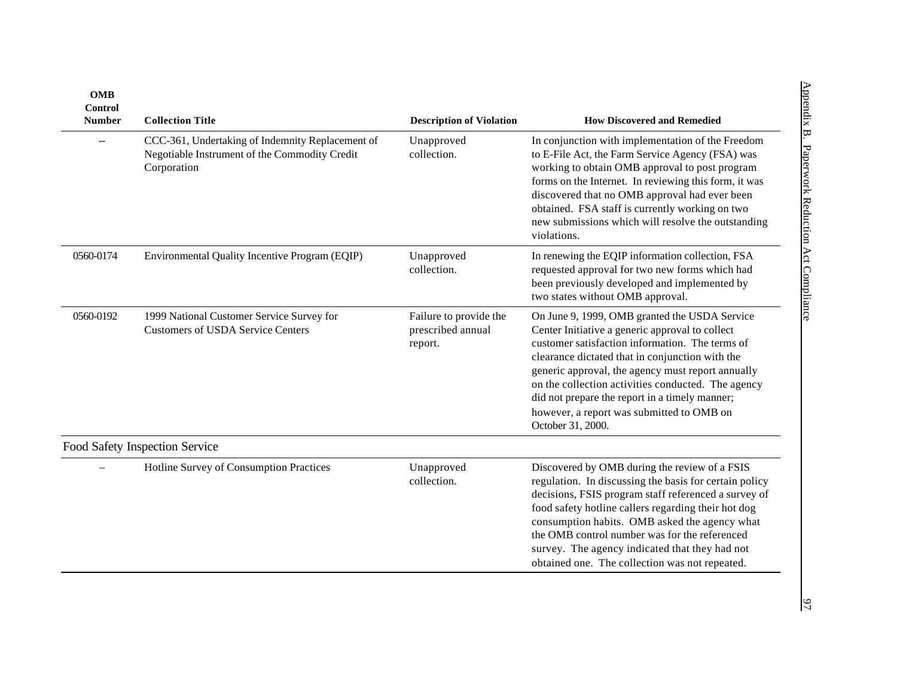| OMB Control Number | Collection Title | Description of Violation | How Discovered and Remedied |
|---|---|---|---|
| -- | CCC-361, Undertaking of Indemnity Replacement of Negotiable Instrument of the Commodity Credit Corporation | Unapproved collection. | In conjunction with implementation of the Freedom to E-File Act, the Farm Service Agency (FSA) was working to obtain OMB approval to post program forms on the Internet. In reviewing this form, it was discovered that no OMB approval had ever been obtained. FSA staff is currently working on two new submissions which will resolve the outstanding violations. |
| 0560-0174 | Environmental Quality Incentive Program (EQIP) | Unapproved collection. | In renewing the EQIP information collection, FSA requested approval for two new forms which had been previously developed and implemented by two states without OMB approval. |
| 0560-0192 | 1999 National Customer Service Survey for Customers of USDA Service Centers | Failure to provide the prescribed annual report. | On June 9, 1999, OMB granted the USDA Service Center Initiative a generic approval to collect customer satisfaction information. The terms of clearance dictated that in conjunction with the generic approval, the agency must report annually on the collection activities conducted. The agency did not prepare the report in a timely manner; however, a report was submitted to OMB on October 31, 2000. |
| **Food Safety Inspection Service** | | | |
| – | Hotline Survey of Consumption Practices | Unapproved collection. | Discovered by OMB during the review of a FSIS regulation. In discussing the basis for certain policy decisions, FSIS program staff referenced a survey of food safety hotline callers regarding their hot dog consumption habits. OMB asked the agency what the OMB control number was for the referenced survey. The agency indicated that they had not obtained one. The collection was not repeated. |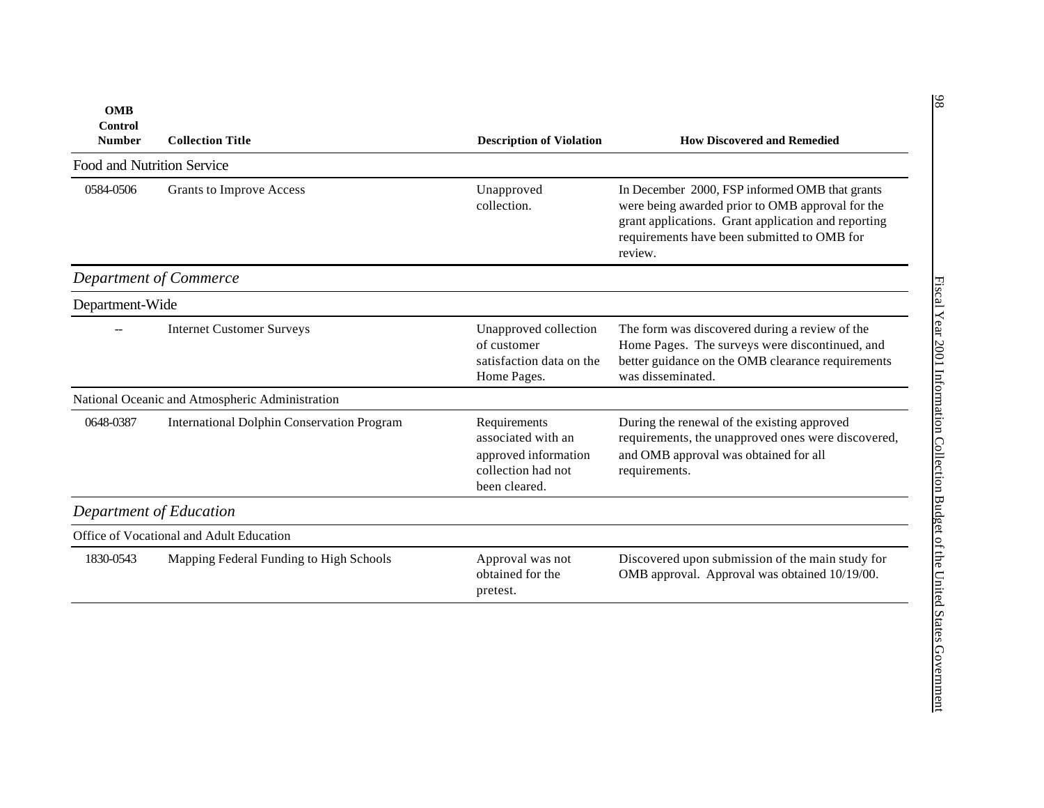| OMB Control Number | Collection Title | Description of Violation | How Discovered and Remedied |
|---|---|---|---|
| **Food and Nutrition Service** | | | |
| 0584-0506 | Grants to Improve Access | Unapproved collection. | In December 2000, FSP informed OMB that grants were being awarded prior to OMB approval for the grant applications. Grant application and reporting requirements have been submitted to OMB for review. |
| ***Department of Commerce*** | | | |
| **Department-Wide** | | | |
| -- | Internet Customer Surveys | Unapproved collection of customer satisfaction data on the Home Pages. | The form was discovered during a review of the Home Pages. The surveys were discontinued, and better guidance on the OMB clearance requirements was disseminated. |
| **National Oceanic and Atmospheric Administration** | | | |
| 0648-0387 | International Dolphin Conservation Program | Requirements associated with an approved information collection had not been cleared. | During the renewal of the existing approved requirements, the unapproved ones were discovered, and OMB approval was obtained for all requirements. |
| ***Department of Education*** | | | |
| **Office of Vocational and Adult Education** | | | |
| 1830-0543 | Mapping Federal Funding to High Schools | Approval was not obtained for the pretest. | Discovered upon submission of the main study for OMB approval. Approval was obtained 10/19/00. |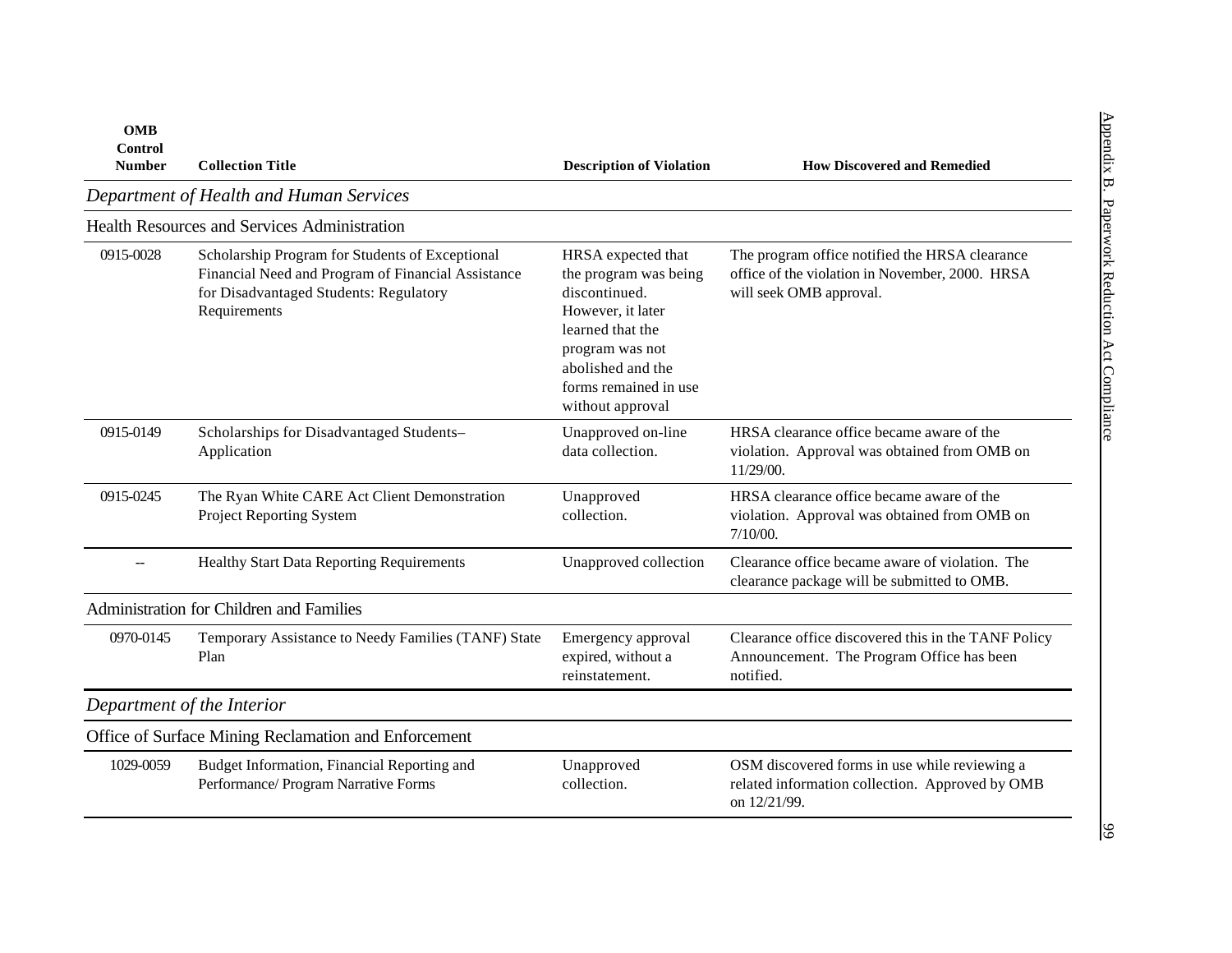| OMB Control Number | Collection Title | Description of Violation | How Discovered and Remedied |
|---|---|---|---|
| *Department of Health and Human Services* | | | |
| Health Resources and Services Administration | | | |
| 0915-0028 | Scholarship Program for Students of Exceptional Financial Need and Program of Financial Assistance for Disadvantaged Students: Regulatory Requirements | HRSA expected that the program was being discontinued. However, it later learned that the program was not abolished and the forms remained in use without approval | The program office notified the HRSA clearance office of the violation in November, 2000. HRSA will seek OMB approval. |
| 0915-0149 | Scholarships for Disadvantaged Students–Application | Unapproved on-line data collection. | HRSA clearance office became aware of the violation. Approval was obtained from OMB on 11/29/00. |
| 0915-0245 | The Ryan White CARE Act Client Demonstration Project Reporting System | Unapproved collection. | HRSA clearance office became aware of the violation. Approval was obtained from OMB on 7/10/00. |
| -- | Healthy Start Data Reporting Requirements | Unapproved collection | Clearance office became aware of violation. The clearance package will be submitted to OMB. |
| Administration for Children and Families | | | |
| 0970-0145 | Temporary Assistance to Needy Families (TANF) State Plan | Emergency approval expired, without a reinstatement. | Clearance office discovered this in the TANF Policy Announcement. The Program Office has been notified. |
| *Department of the Interior* | | | |
| Office of Surface Mining Reclamation and Enforcement | | | |
| 1029-0059 | Budget Information, Financial Reporting and Performance/ Program Narrative Forms | Unapproved collection. | OSM discovered forms in use while reviewing a related information collection. Approved by OMB on 12/21/99. |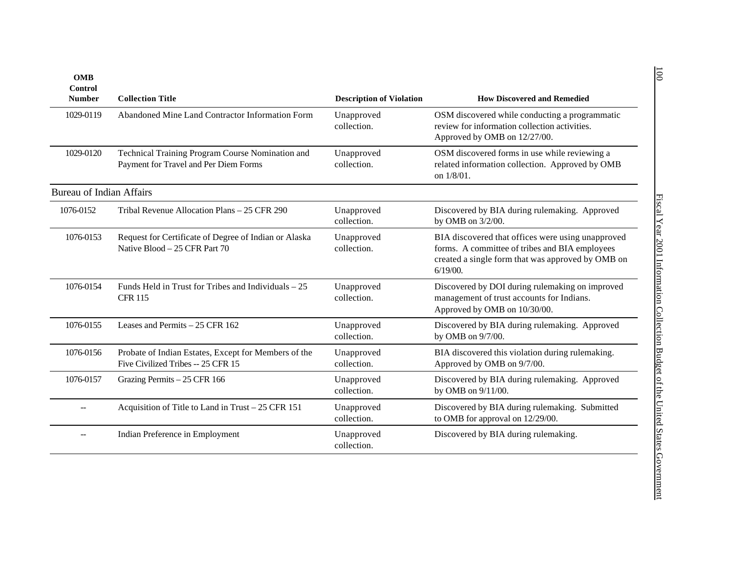| OMB Control Number | Collection Title | Description of Violation | How Discovered and Remedied |
|---|---|---|---|
| 1029-0119 | Abandoned Mine Land Contractor Information Form | Unapproved collection. | OSM discovered while conducting a programmatic review for information collection activities. Approved by OMB on 12/27/00. |
| 1029-0120 | Technical Training Program Course Nomination and Payment for Travel and Per Diem Forms | Unapproved collection. | OSM discovered forms in use while reviewing a related information collection. Approved by OMB on 1/8/01. |
| **Bureau of Indian Affairs** | | | |
| 1076-0152 | Tribal Revenue Allocation Plans – 25 CFR 290 | Unapproved collection. | Discovered by BIA during rulemaking. Approved by OMB on 3/2/00. |
| 1076-0153 | Request for Certificate of Degree of Indian or Alaska Native Blood – 25 CFR Part 70 | Unapproved collection. | BIA discovered that offices were using unapproved forms. A committee of tribes and BIA employees created a single form that was approved by OMB on 6/19/00. |
| 1076-0154 | Funds Held in Trust for Tribes and Individuals – 25 CFR 115 | Unapproved collection. | Discovered by DOI during rulemaking on improved management of trust accounts for Indians. Approved by OMB on 10/30/00. |
| 1076-0155 | Leases and Permits – 25 CFR 162 | Unapproved collection. | Discovered by BIA during rulemaking. Approved by OMB on 9/7/00. |
| 1076-0156 | Probate of Indian Estates, Except for Members of the Five Civilized Tribes -- 25 CFR 15 | Unapproved collection. | BIA discovered this violation during rulemaking. Approved by OMB on 9/7/00. |
| 1076-0157 | Grazing Permits – 25 CFR 166 | Unapproved collection. | Discovered by BIA during rulemaking. Approved by OMB on 9/11/00. |
| -- | Acquisition of Title to Land in Trust – 25 CFR 151 | Unapproved collection. | Discovered by BIA during rulemaking. Submitted to OMB for approval on 12/29/00. |
| -- | Indian Preference in Employment | Unapproved collection. | Discovered by BIA during rulemaking. |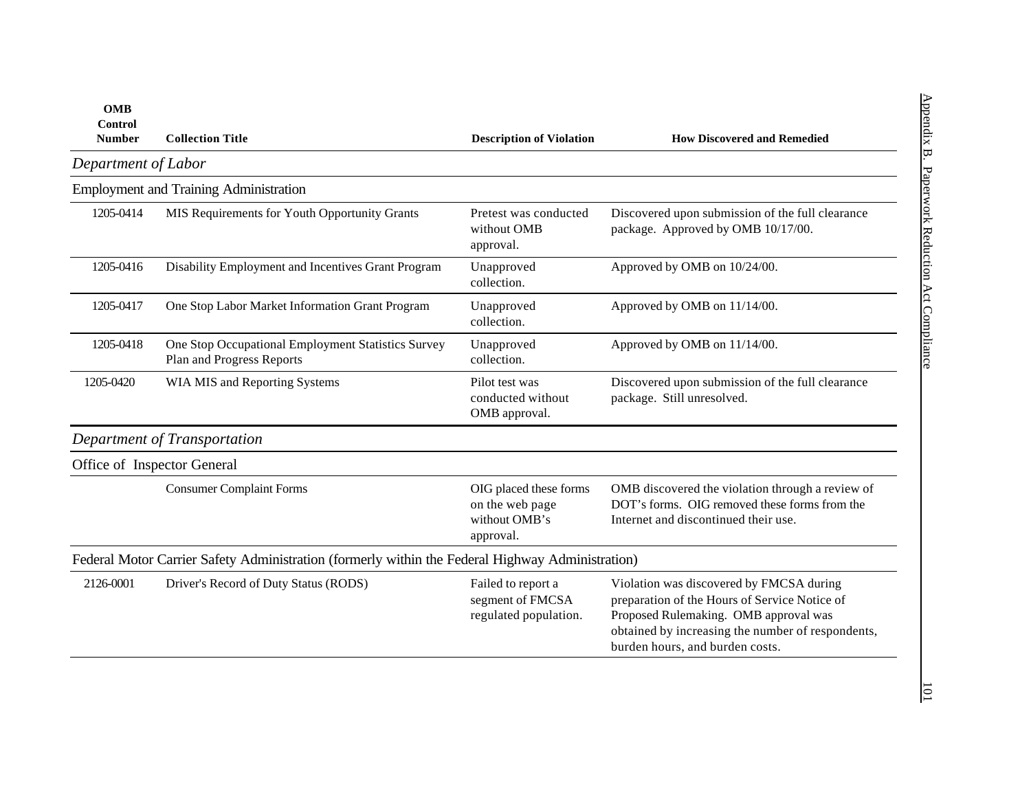| OMB Control Number | Collection Title | Description of Violation | How Discovered and Remedied |
|---|---|---|---|
| *Department of Labor* | | | |
| Employment and Training Administration | | | |
| 1205-0414 | MIS Requirements for Youth Opportunity Grants | Pretest was conducted without OMB approval. | Discovered upon submission of the full clearance package. Approved by OMB 10/17/00. |
| 1205-0416 | Disability Employment and Incentives Grant Program | Unapproved collection. | Approved by OMB on 10/24/00. |
| 1205-0417 | One Stop Labor Market Information Grant Program | Unapproved collection. | Approved by OMB on 11/14/00. |
| 1205-0418 | One Stop Occupational Employment Statistics Survey Plan and Progress Reports | Unapproved collection. | Approved by OMB on 11/14/00. |
| 1205-0420 | WIA MIS and Reporting Systems | Pilot test was conducted without OMB approval. | Discovered upon submission of the full clearance package. Still unresolved. |
| *Department of Transportation* | | | |
| Office of Inspector General | | | |
| | Consumer Complaint Forms | OIG placed these forms on the web page without OMB's approval. | OMB discovered the violation through a review of DOT's forms. OIG removed these forms from the Internet and discontinued their use. |
| Federal Motor Carrier Safety Administration (formerly within the Federal Highway Administration) | | | |
| 2126-0001 | Driver's Record of Duty Status (RODS) | Failed to report a segment of FMCSA regulated population. | Violation was discovered by FMCSA during preparation of the Hours of Service Notice of Proposed Rulemaking. OMB approval was obtained by increasing the number of respondents, burden hours, and burden costs. |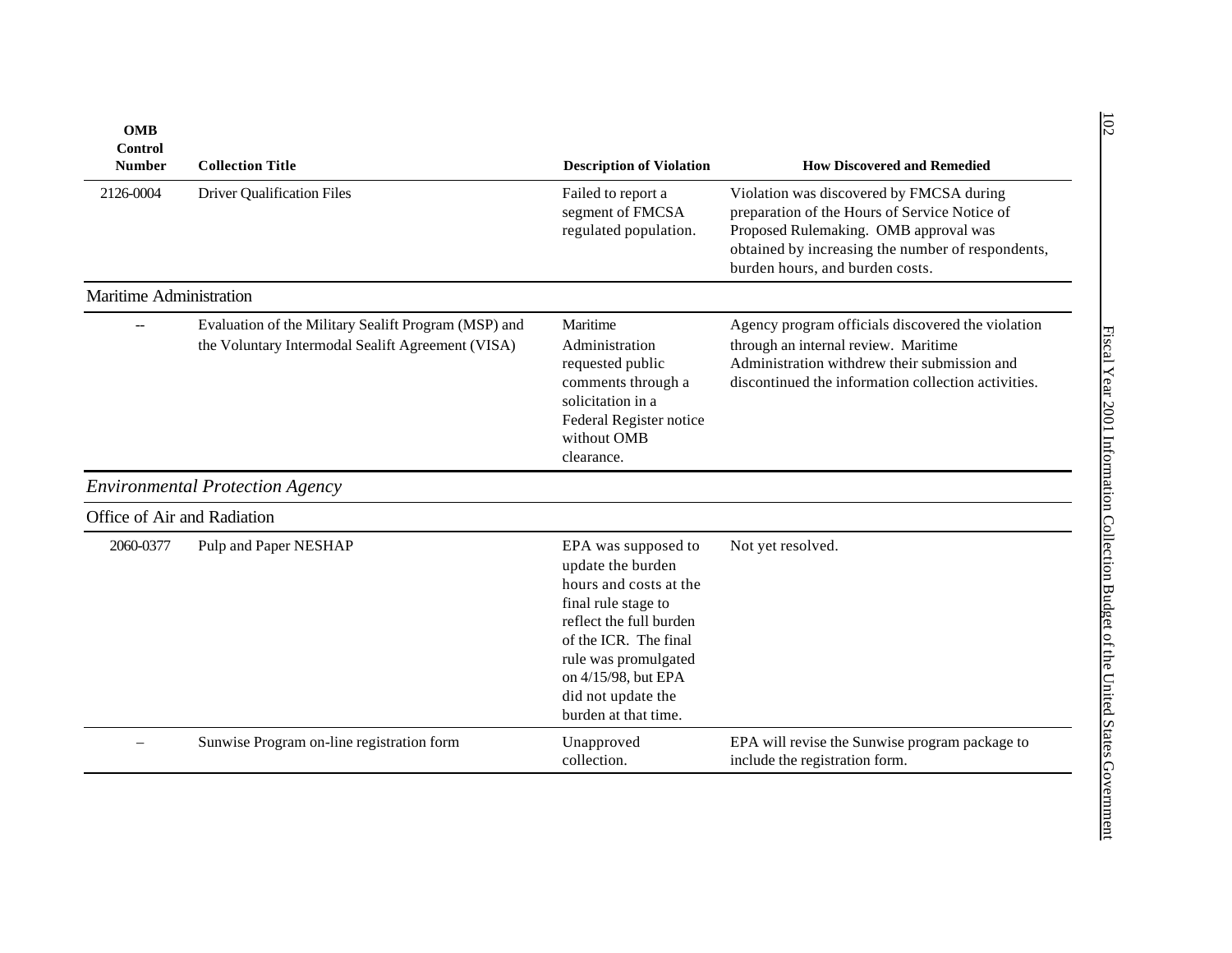| OMB Control Number | Collection Title | Description of Violation | How Discovered and Remedied |
|---|---|---|---|
| 2126-0004 | Driver Qualification Files | Failed to report a segment of FMCSA regulated population. | Violation was discovered by FMCSA during preparation of the Hours of Service Notice of Proposed Rulemaking. OMB approval was obtained by increasing the number of respondents, burden hours, and burden costs. |
| Maritime Administration | | | |
| -- | Evaluation of the Military Sealift Program (MSP) and the Voluntary Intermodal Sealift Agreement (VISA) | Maritime Administration requested public comments through a solicitation in a Federal Register notice without OMB clearance. | Agency program officials discovered the violation through an internal review. Maritime Administration withdrew their submission and discontinued the information collection activities. |
| *Environmental Protection Agency* | | | |
| Office of Air and Radiation | | | |
| 2060-0377 | Pulp and Paper NESHAP | EPA was supposed to update the burden hours and costs at the final rule stage to reflect the full burden of the ICR. The final rule was promulgated on 4/15/98, but EPA did not update the burden at that time. | Not yet resolved. |
| – | Sunwise Program on-line registration form | Unapproved collection. | EPA will revise the Sunwise program package to include the registration form. |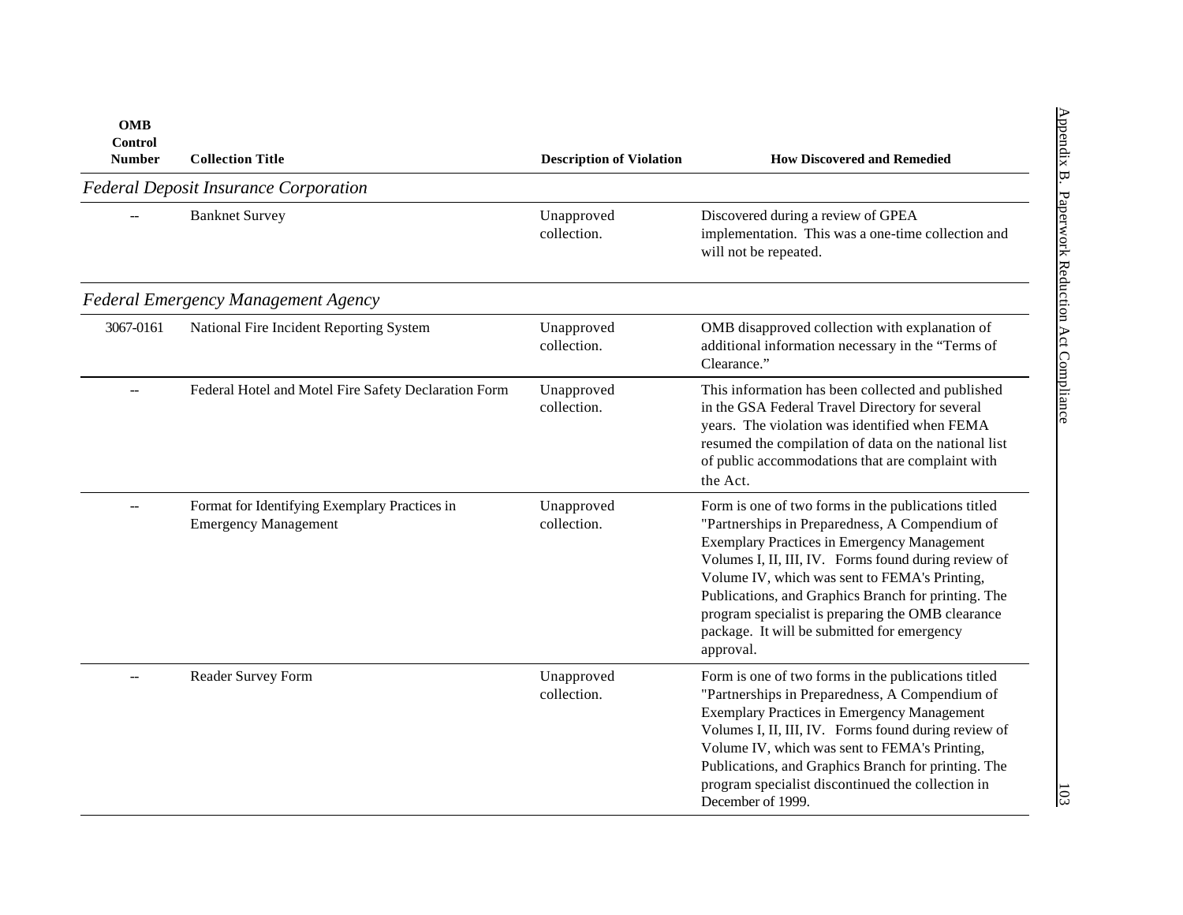| OMB Control Number | Collection Title | Description of Violation | How Discovered and Remedied |
|---|---|---|---|
| *Federal Deposit Insurance Corporation* | | | |
| -- | Banknet Survey | Unapproved collection. | Discovered during a review of GPEA implementation. This was a one-time collection and will not be repeated. |
| *Federal Emergency Management Agency* | | | |
| 3067-0161 | National Fire Incident Reporting System | Unapproved collection. | OMB disapproved collection with explanation of additional information necessary in the "Terms of Clearance." |
| -- | Federal Hotel and Motel Fire Safety Declaration Form | Unapproved collection. | This information has been collected and published in the GSA Federal Travel Directory for several years. The violation was identified when FEMA resumed the compilation of data on the national list of public accommodations that are complaint with the Act. |
| -- | Format for Identifying Exemplary Practices in Emergency Management | Unapproved collection. | Form is one of two forms in the publications titled "Partnerships in Preparedness, A Compendium of Exemplary Practices in Emergency Management Volumes I, II, III, IV. Forms found during review of Volume IV, which was sent to FEMA's Printing, Publications, and Graphics Branch for printing. The program specialist is preparing the OMB clearance package. It will be submitted for emergency approval. |
| -- | Reader Survey Form | Unapproved collection. | Form is one of two forms in the publications titled "Partnerships in Preparedness, A Compendium of Exemplary Practices in Emergency Management Volumes I, II, III, IV. Forms found during review of Volume IV, which was sent to FEMA's Printing, Publications, and Graphics Branch for printing. The program specialist discontinued the collection in December of 1999. |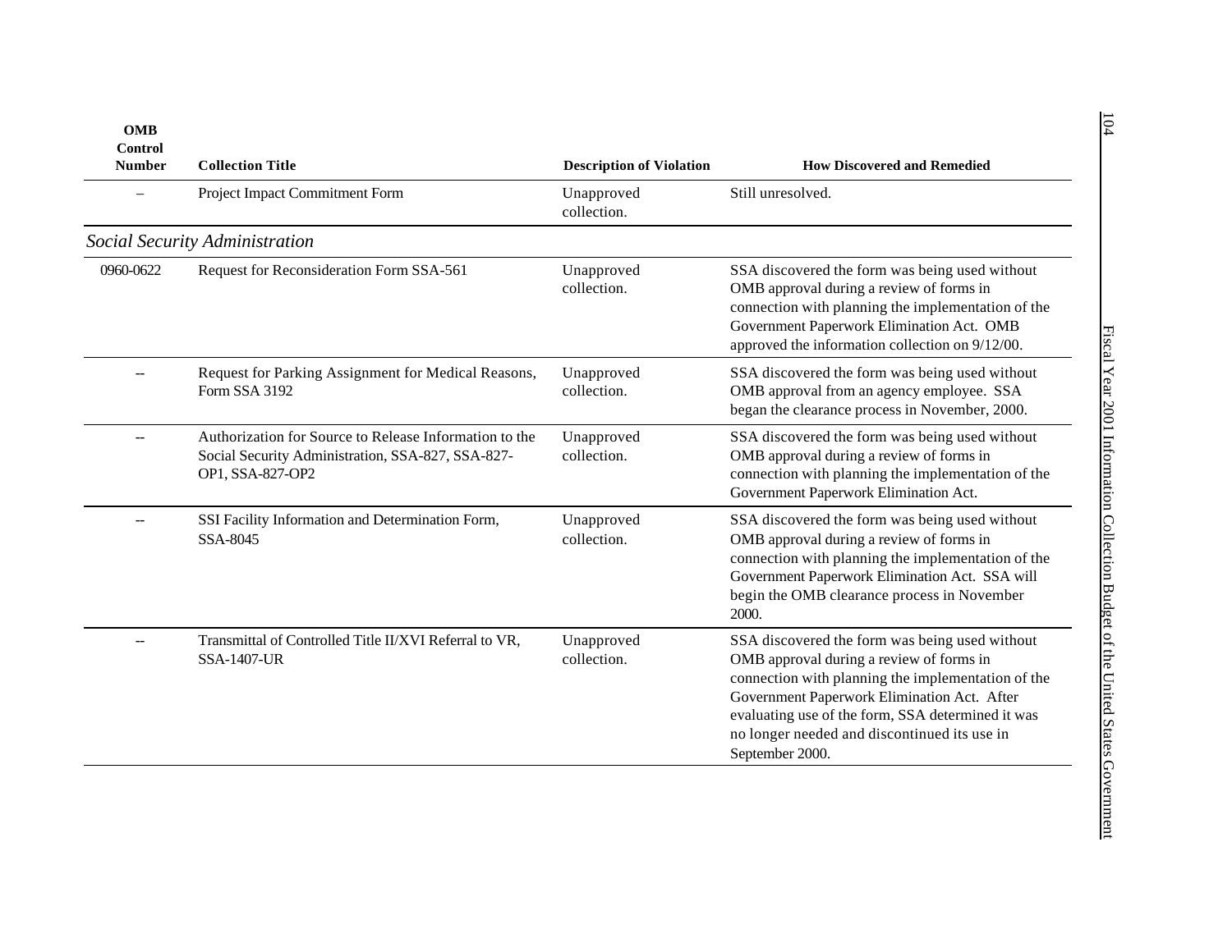| OMB Control Number | Collection Title | Description of Violation | How Discovered and Remedied |
|---|---|---|---|
| – | Project Impact Commitment Form | Unapproved collection. | Still unresolved. |
| ***Social Security Administration*** | | | |
| 0960-0622 | Request for Reconsideration Form SSA-561 | Unapproved collection. | SSA discovered the form was being used without OMB approval during a review of forms in connection with planning the implementation of the Government Paperwork Elimination Act. OMB approved the information collection on 9/12/00. |
| -- | Request for Parking Assignment for Medical Reasons, Form SSA 3192 | Unapproved collection. | SSA discovered the form was being used without OMB approval from an agency employee. SSA began the clearance process in November, 2000. |
| -- | Authorization for Source to Release Information to the Social Security Administration, SSA-827, SSA-827-OP1, SSA-827-OP2 | Unapproved collection. | SSA discovered the form was being used without OMB approval during a review of forms in connection with planning the implementation of the Government Paperwork Elimination Act. |
| -- | SSI Facility Information and Determination Form, SSA-8045 | Unapproved collection. | SSA discovered the form was being used without OMB approval during a review of forms in connection with planning the implementation of the Government Paperwork Elimination Act. SSA will begin the OMB clearance process in November 2000. |
| -- | Transmittal of Controlled Title II/XVI Referral to VR, SSA-1407-UR | Unapproved collection. | SSA discovered the form was being used without OMB approval during a review of forms in connection with planning the implementation of the Government Paperwork Elimination Act. After evaluating use of the form, SSA determined it was no longer needed and discontinued its use in September 2000. |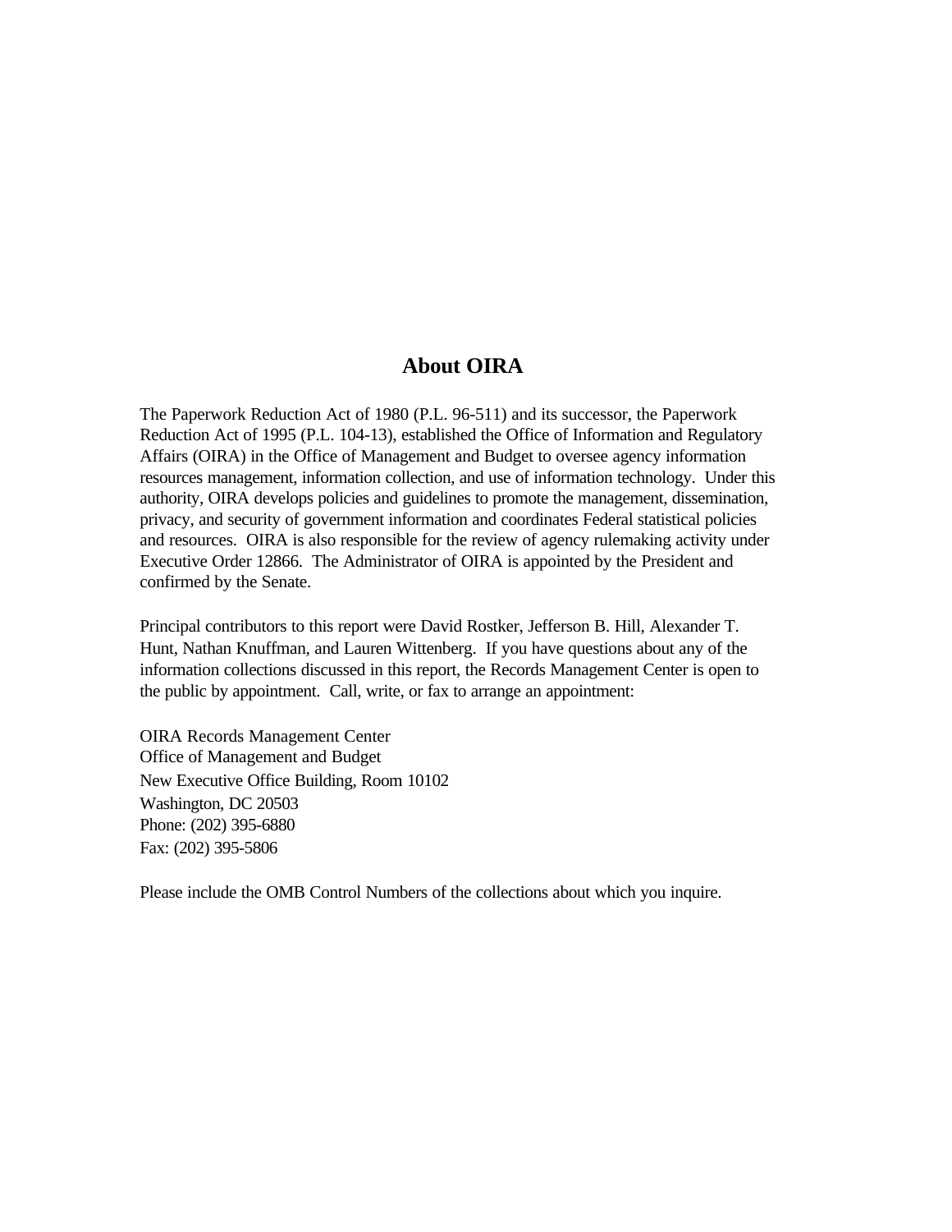# About OIRA

The Paperwork Reduction Act of 1980 (P.L. 96-511) and its successor, the Paperwork Reduction Act of 1995 (P.L. 104-13), established the Office of Information and Regulatory Affairs (OIRA) in the Office of Management and Budget to oversee agency information resources management, information collection, and use of information technology. Under this authority, OIRA develops policies and guidelines to promote the management, dissemination, privacy, and security of government information and coordinates Federal statistical policies and resources. OIRA is also responsible for the review of agency rulemaking activity under Executive Order 12866. The Administrator of OIRA is appointed by the President and confirmed by the Senate.

Principal contributors to this report were David Rostker, Jefferson B. Hill, Alexander T. Hunt, Nathan Knuffman, and Lauren Wittenberg. If you have questions about any of the information collections discussed in this report, the Records Management Center is open to the public by appointment. Call, write, or fax to arrange an appointment:

OIRA Records Management Center
Office of Management and Budget
New Executive Office Building, Room 10102
Washington, DC 20503
Phone: (202) 395-6880
Fax: (202) 395-5806

Please include the OMB Control Numbers of the collections about which you inquire.